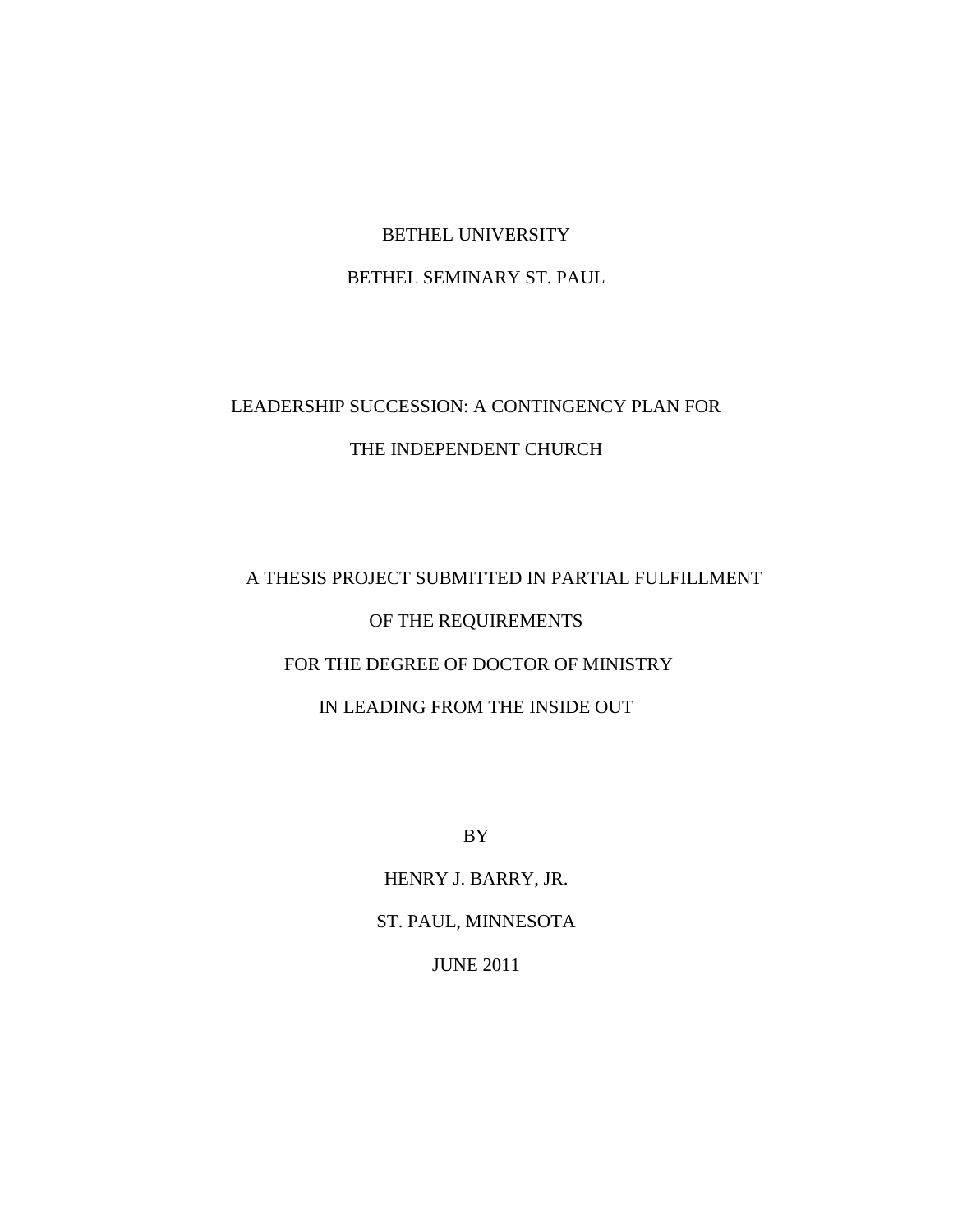BETHEL UNIVERSITY

BETHEL SEMINARY ST. PAUL

# LEADERSHIP SUCCESSION: A CONTINGENCY PLAN FOR THE INDEPENDENT CHURCH

A THESIS PROJECT SUBMITTED IN PARTIAL FULFILLMENT

OF THE REQUIREMENTS

FOR THE DEGREE OF DOCTOR OF MINISTRY

IN LEADING FROM THE INSIDE OUT

BY

HENRY J. BARRY, JR.

ST. PAUL, MINNESOTA

JUNE 2011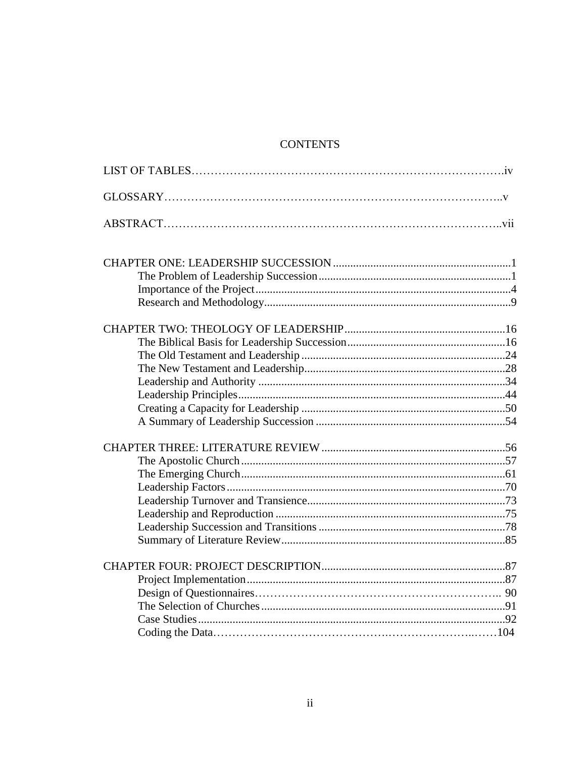# CONTENTS

LIST OF TABLES……………………………………………………………………….iv

GLOSSARY…………………………………………………………………………..v

ABSTRACT………………………………………………………………………..vii

CHAPTER ONE: LEADERSHIP SUCCESSION .............................................................1
- The Problem of Leadership Succession..................................................................1
- Importance of the Project........................................................................................4
- Research and Methodology.....................................................................................9

CHAPTER TWO: THEOLOGY OF LEADERSHIP........................................................16
- The Biblical Basis for Leadership Succession.......................................................16
- The Old Testament and Leadership .......................................................................24
- The New Testament and Leadership......................................................................28
- Leadership and Authority ......................................................................................34
- Leadership Principles.............................................................................................44
- Creating a Capacity for Leadership .......................................................................50
- A Summary of Leadership Succession ..................................................................54

CHAPTER THREE: LITERATURE REVIEW ................................................................56
- The Apostolic Church............................................................................................57
- The Emerging Church............................................................................................61
- Leadership Factors.................................................................................................70
- Leadership Turnover and Transience.....................................................................73
- Leadership and Reproduction ................................................................................75
- Leadership Succession and Transitions .................................................................78
- Summary of Literature Review..............................................................................85

CHAPTER FOUR: PROJECT DESCRIPTION................................................................87
- Project Implementation..........................................................................................87
- Design of Questionnaires………………………………………………………….. 90
- The Selection of Churches.....................................................................................91
- Case Studies...........................................................................................................92
- Coding the Data………………………………………….…………………..……104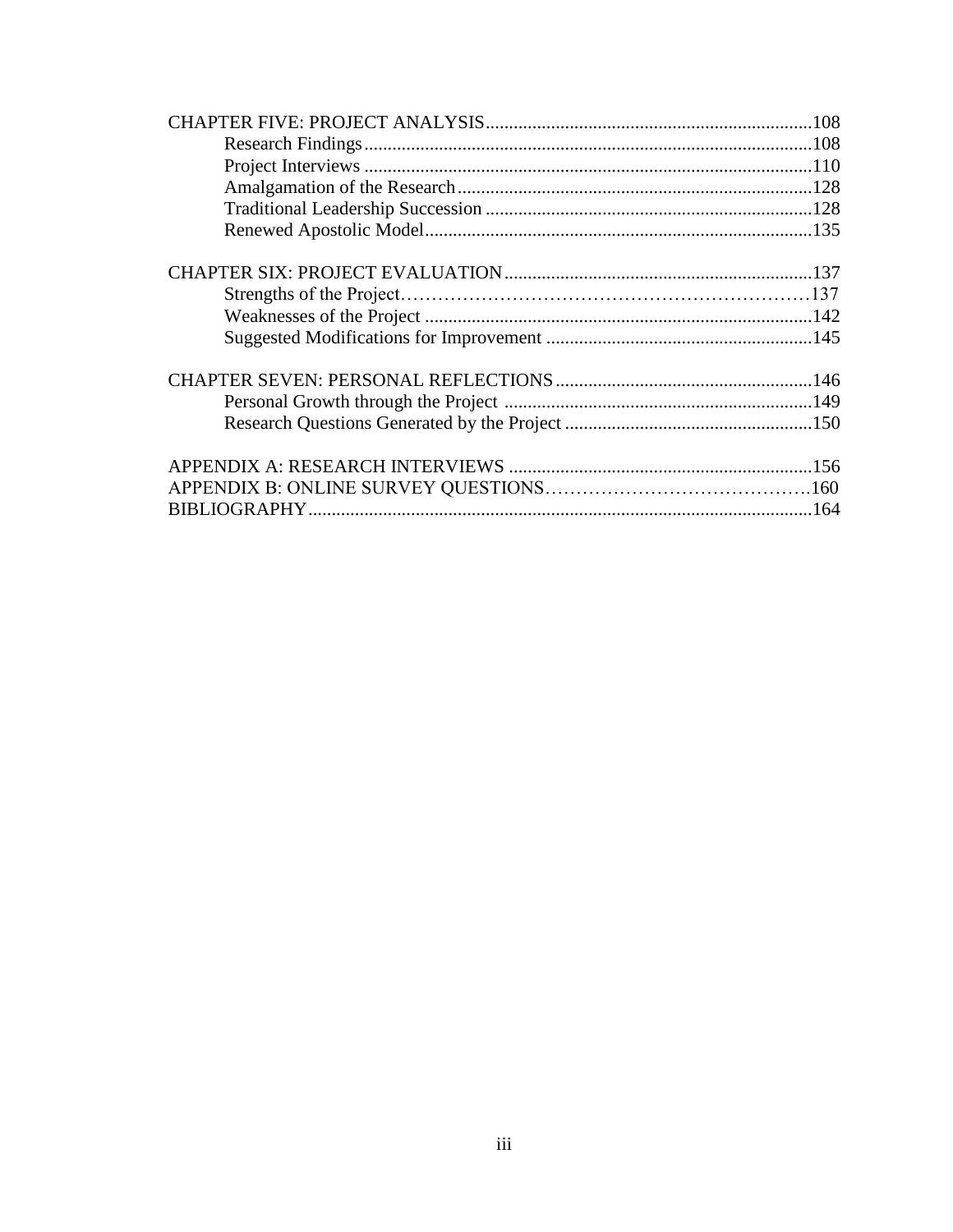CHAPTER FIVE: PROJECT ANALYSIS......................................................................108
    Research Findings...............................................................................................108
    Project Interviews ...............................................................................................110
    Amalgamation of the Research............................................................................128
    Traditional Leadership Succession ......................................................................128
    Renewed Apostolic Model...................................................................................135

CHAPTER SIX: PROJECT EVALUATION.................................................................137
    Strengths of the Project………………………………………………………137
    Weaknesses of the Project ...................................................................................142
    Suggested Modifications for Improvement .........................................................145

CHAPTER SEVEN: PERSONAL REFLECTIONS......................................................146
    Personal Growth through the Project ..................................................................149
    Research Questions Generated by the Project .....................................................150

APPENDIX A: RESEARCH INTERVIEWS .................................................................156
APPENDIX B: ONLINE SURVEY QUESTIONS…………………………………….160
BIBLIOGRAPHY...........................................................................................................164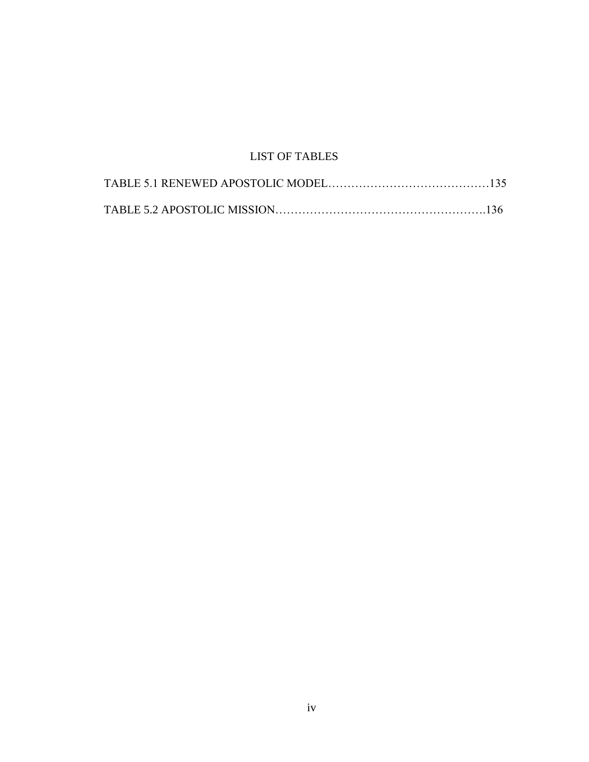# LIST OF TABLES

TABLE 5.1 RENEWED APOSTOLIC MODEL……………………………………135

TABLE 5.2 APOSTOLIC MISSION……………………………………………….136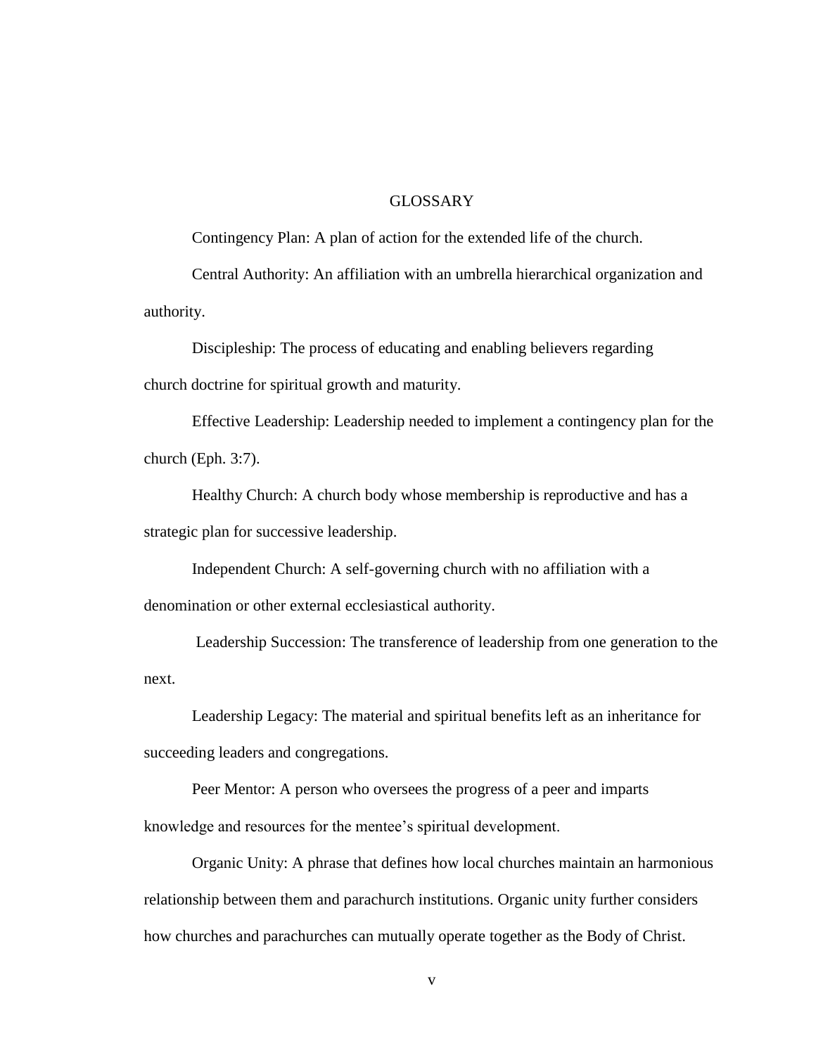# GLOSSARY

Contingency Plan: A plan of action for the extended life of the church.

Central Authority: An affiliation with an umbrella hierarchical organization and authority.

Discipleship: The process of educating and enabling believers regarding church doctrine for spiritual growth and maturity.

Effective Leadership: Leadership needed to implement a contingency plan for the church (Eph. 3:7).

Healthy Church: A church body whose membership is reproductive and has a strategic plan for successive leadership.

Independent Church: A self-governing church with no affiliation with a denomination or other external ecclesiastical authority.

Leadership Succession: The transference of leadership from one generation to the next.

Leadership Legacy: The material and spiritual benefits left as an inheritance for succeeding leaders and congregations.

Peer Mentor: A person who oversees the progress of a peer and imparts knowledge and resources for the mentee's spiritual development.

Organic Unity: A phrase that defines how local churches maintain an harmonious relationship between them and parachurch institutions. Organic unity further considers how churches and parachurches can mutually operate together as the Body of Christ.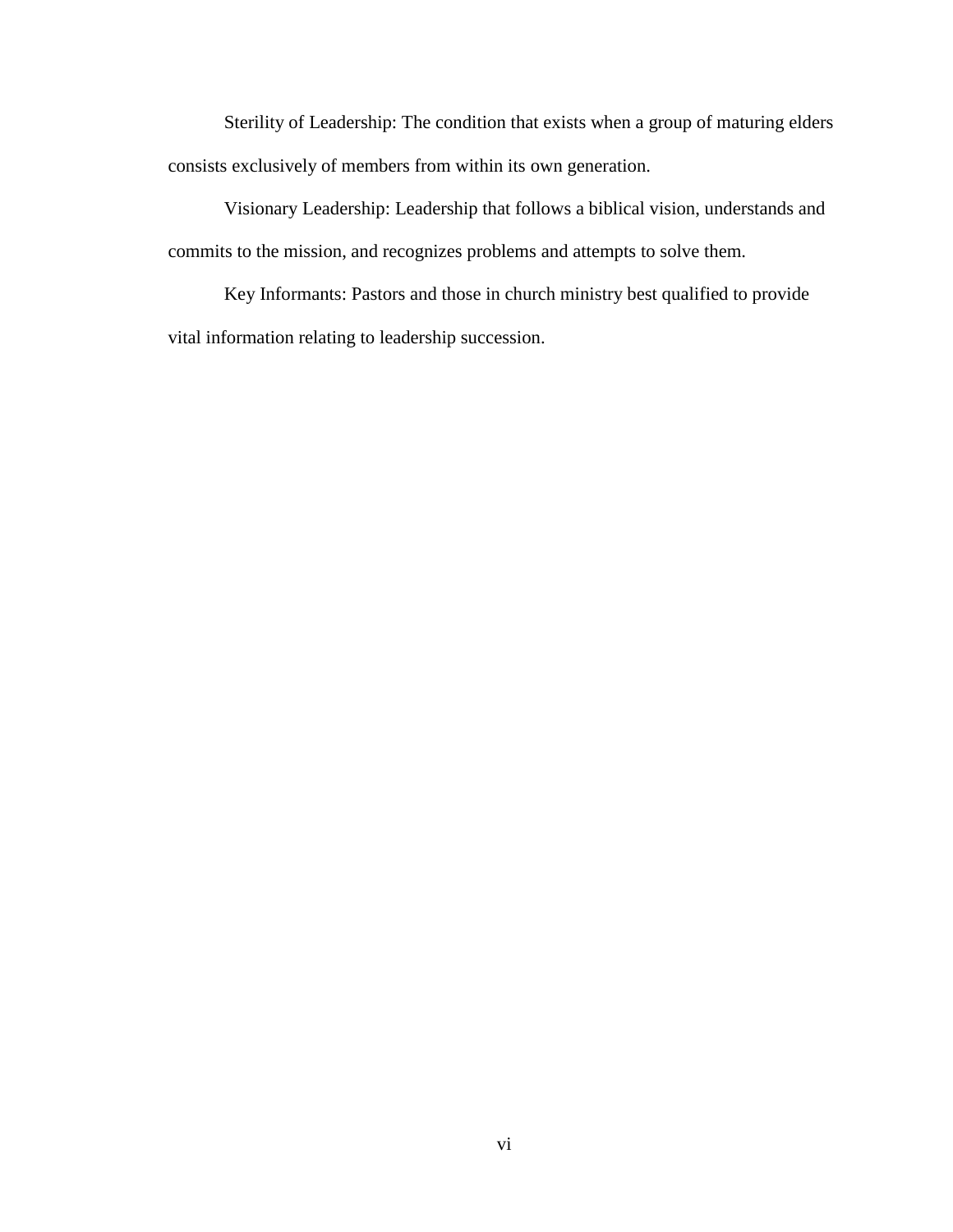Sterility of Leadership: The condition that exists when a group of maturing elders consists exclusively of members from within its own generation.

Visionary Leadership: Leadership that follows a biblical vision, understands and commits to the mission, and recognizes problems and attempts to solve them.

Key Informants: Pastors and those in church ministry best qualified to provide vital information relating to leadership succession.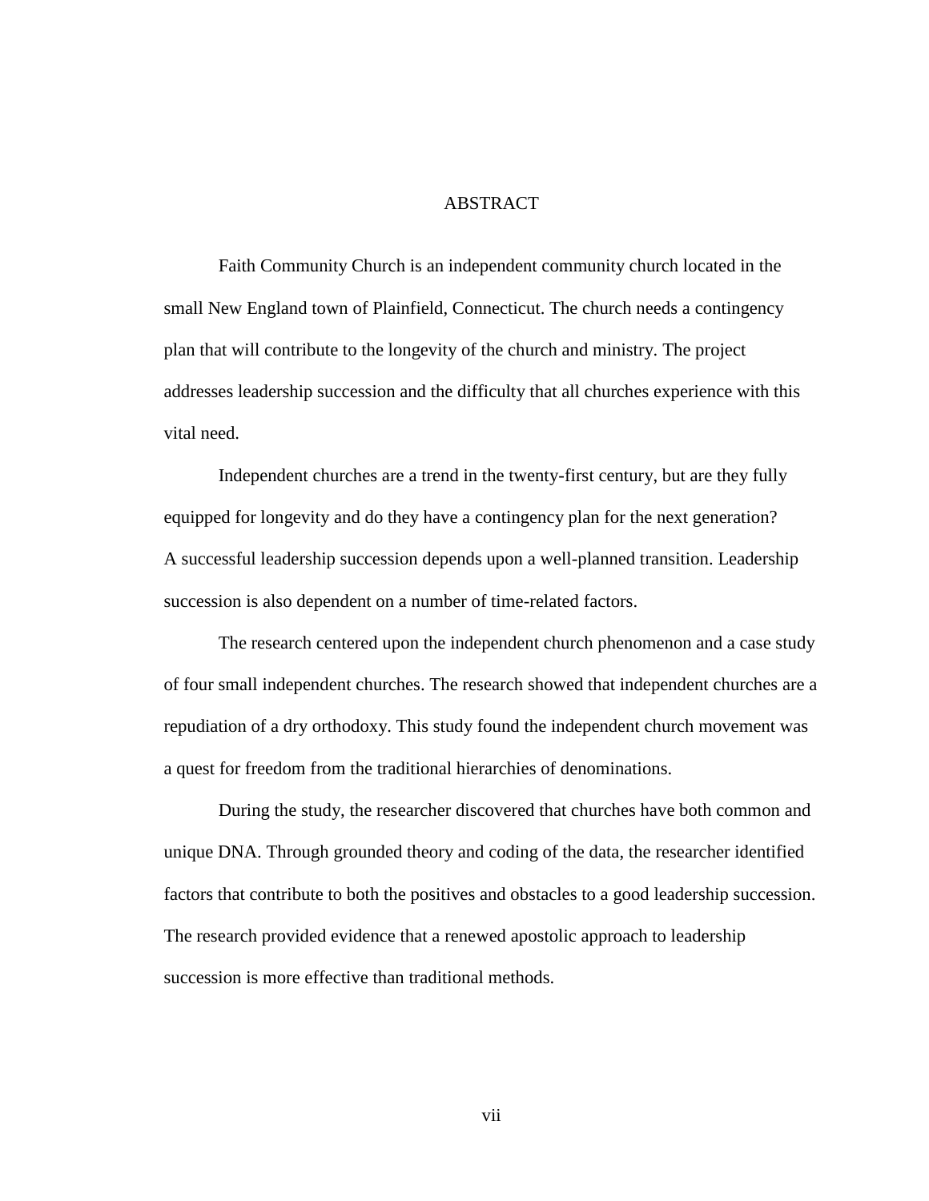# ABSTRACT

Faith Community Church is an independent community church located in the small New England town of Plainfield, Connecticut. The church needs a contingency plan that will contribute to the longevity of the church and ministry. The project addresses leadership succession and the difficulty that all churches experience with this vital need.

Independent churches are a trend in the twenty-first century, but are they fully equipped for longevity and do they have a contingency plan for the next generation? A successful leadership succession depends upon a well-planned transition. Leadership succession is also dependent on a number of time-related factors.

The research centered upon the independent church phenomenon and a case study of four small independent churches. The research showed that independent churches are a repudiation of a dry orthodoxy. This study found the independent church movement was a quest for freedom from the traditional hierarchies of denominations.

During the study, the researcher discovered that churches have both common and unique DNA. Through grounded theory and coding of the data, the researcher identified factors that contribute to both the positives and obstacles to a good leadership succession. The research provided evidence that a renewed apostolic approach to leadership succession is more effective than traditional methods.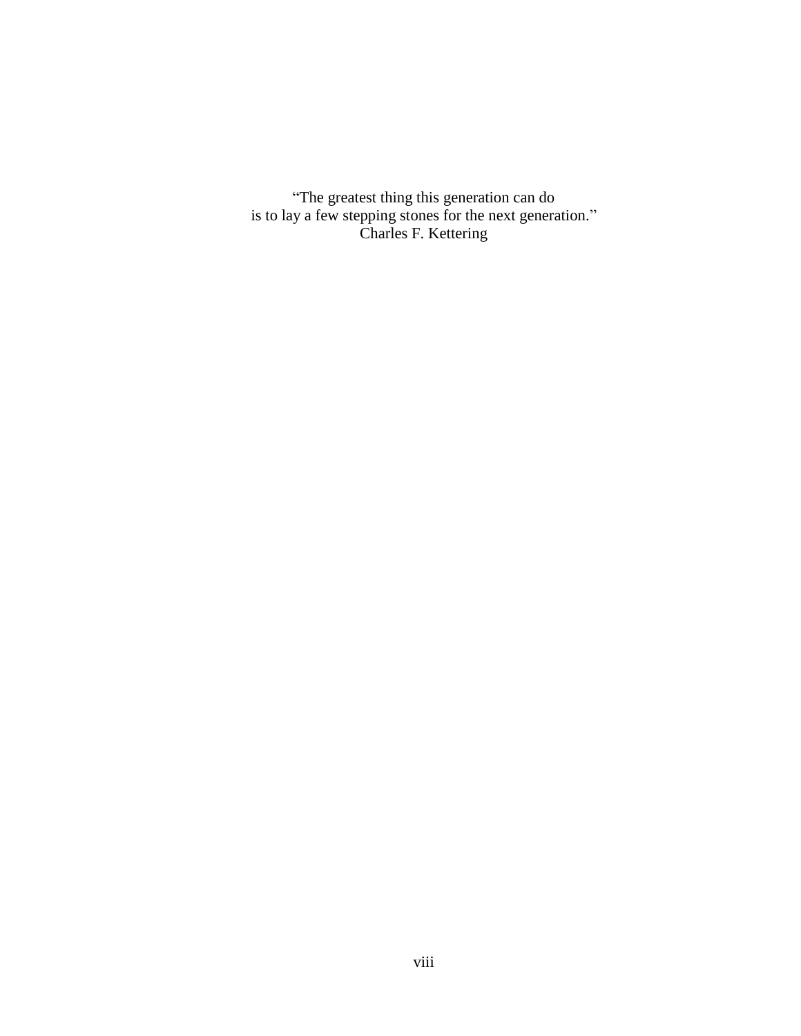"The greatest thing this generation can do
is to lay a few stepping stones for the next generation."
Charles F. Kettering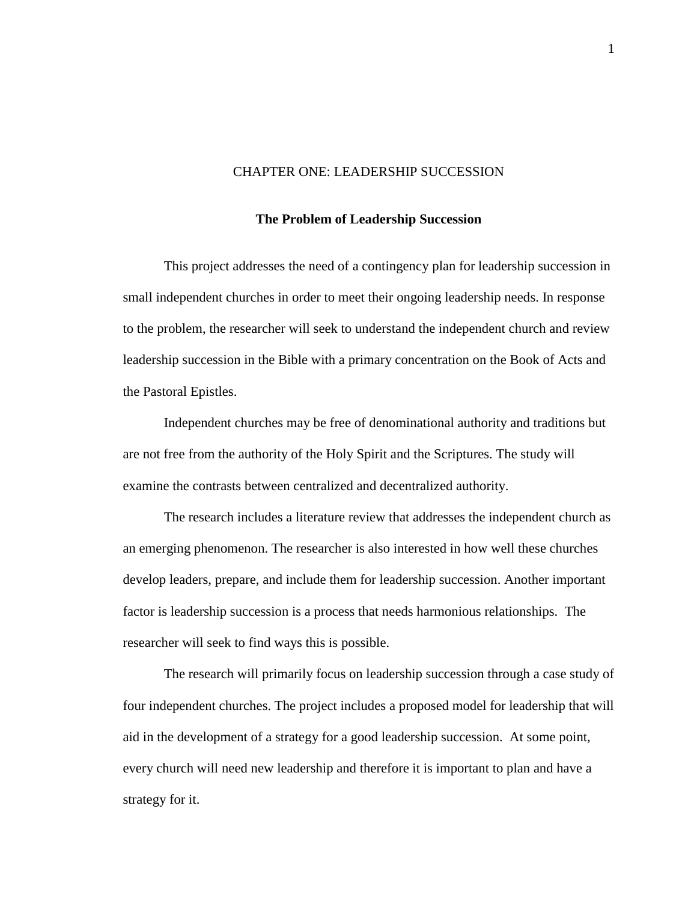# CHAPTER ONE: LEADERSHIP SUCCESSION

## The Problem of Leadership Succession

This project addresses the need of a contingency plan for leadership succession in small independent churches in order to meet their ongoing leadership needs. In response to the problem, the researcher will seek to understand the independent church and review leadership succession in the Bible with a primary concentration on the Book of Acts and the Pastoral Epistles.

Independent churches may be free of denominational authority and traditions but are not free from the authority of the Holy Spirit and the Scriptures. The study will examine the contrasts between centralized and decentralized authority.

The research includes a literature review that addresses the independent church as an emerging phenomenon. The researcher is also interested in how well these churches develop leaders, prepare, and include them for leadership succession. Another important factor is leadership succession is a process that needs harmonious relationships. The researcher will seek to find ways this is possible.

The research will primarily focus on leadership succession through a case study of four independent churches. The project includes a proposed model for leadership that will aid in the development of a strategy for a good leadership succession. At some point, every church will need new leadership and therefore it is important to plan and have a strategy for it.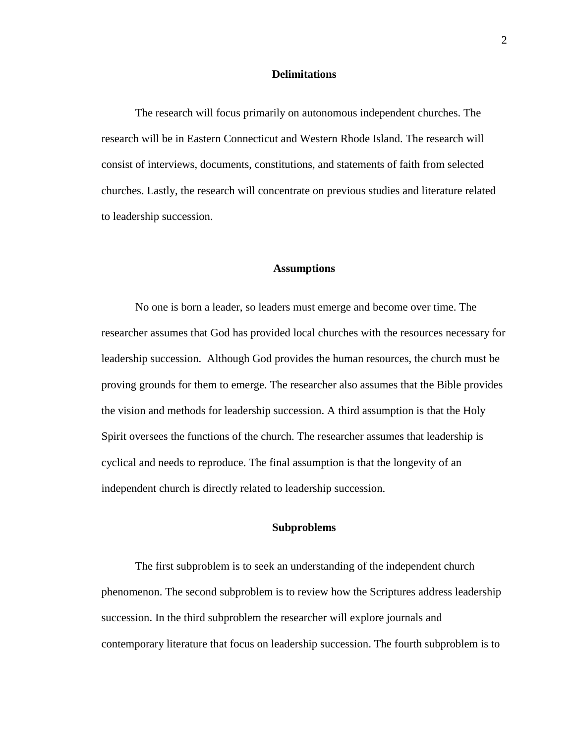## Delimitations

The research will focus primarily on autonomous independent churches. The research will be in Eastern Connecticut and Western Rhode Island. The research will consist of interviews, documents, constitutions, and statements of faith from selected churches. Lastly, the research will concentrate on previous studies and literature related to leadership succession.

## Assumptions

No one is born a leader, so leaders must emerge and become over time. The researcher assumes that God has provided local churches with the resources necessary for leadership succession. Although God provides the human resources, the church must be proving grounds for them to emerge. The researcher also assumes that the Bible provides the vision and methods for leadership succession. A third assumption is that the Holy Spirit oversees the functions of the church. The researcher assumes that leadership is cyclical and needs to reproduce. The final assumption is that the longevity of an independent church is directly related to leadership succession.

## Subproblems

The first subproblem is to seek an understanding of the independent church phenomenon. The second subproblem is to review how the Scriptures address leadership succession. In the third subproblem the researcher will explore journals and contemporary literature that focus on leadership succession. The fourth subproblem is to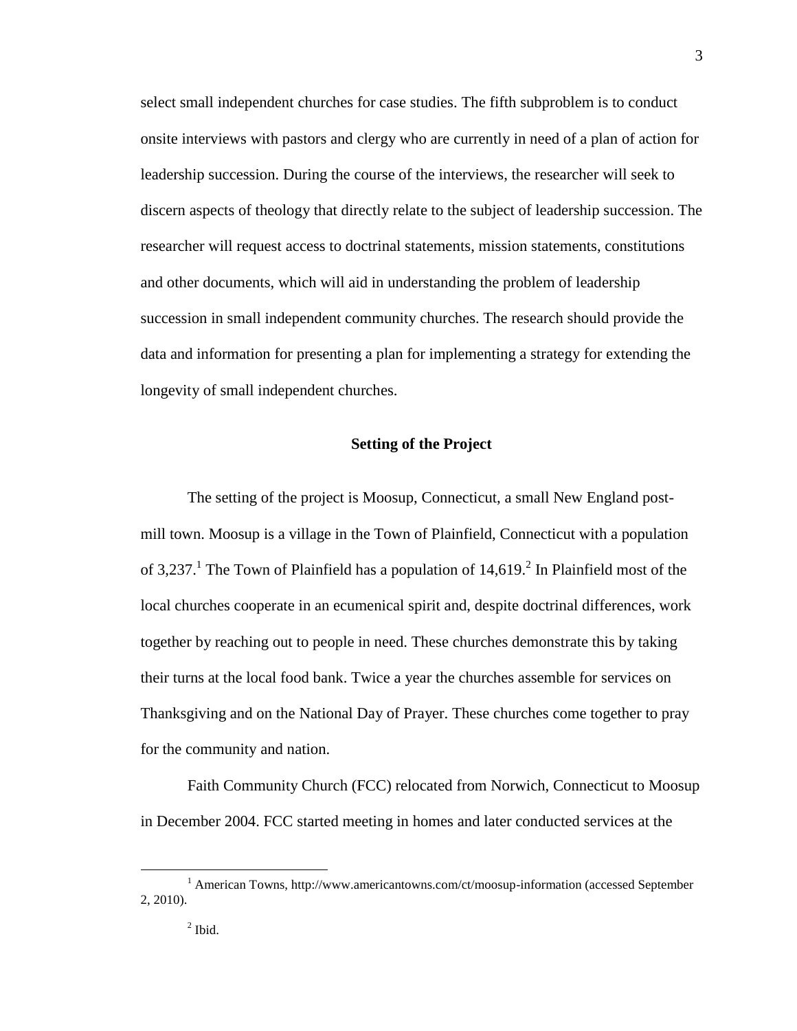select small independent churches for case studies. The fifth subproblem is to conduct onsite interviews with pastors and clergy who are currently in need of a plan of action for leadership succession. During the course of the interviews, the researcher will seek to discern aspects of theology that directly relate to the subject of leadership succession. The researcher will request access to doctrinal statements, mission statements, constitutions and other documents, which will aid in understanding the problem of leadership succession in small independent community churches. The research should provide the data and information for presenting a plan for implementing a strategy for extending the longevity of small independent churches.

## Setting of the Project

The setting of the project is Moosup, Connecticut, a small New England post-mill town. Moosup is a village in the Town of Plainfield, Connecticut with a population of 3,237.[1] The Town of Plainfield has a population of 14,619.[2] In Plainfield most of the local churches cooperate in an ecumenical spirit and, despite doctrinal differences, work together by reaching out to people in need. These churches demonstrate this by taking their turns at the local food bank. Twice a year the churches assemble for services on Thanksgiving and on the National Day of Prayer. These churches come together to pray for the community and nation.

Faith Community Church (FCC) relocated from Norwich, Connecticut to Moosup in December 2004. FCC started meeting in homes and later conducted services at the

---

[1] American Towns, http://www.americantowns.com/ct/moosup-information (accessed September 2, 2010).

[2] Ibid.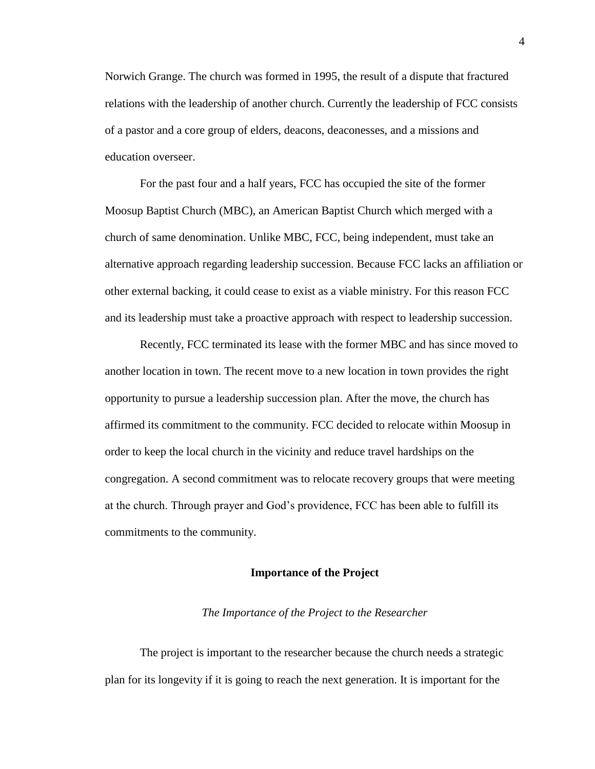Norwich Grange. The church was formed in 1995, the result of a dispute that fractured relations with the leadership of another church. Currently the leadership of FCC consists of a pastor and a core group of elders, deacons, deaconesses, and a missions and education overseer.

For the past four and a half years, FCC has occupied the site of the former Moosup Baptist Church (MBC), an American Baptist Church which merged with a church of same denomination. Unlike MBC, FCC, being independent, must take an alternative approach regarding leadership succession. Because FCC lacks an affiliation or other external backing, it could cease to exist as a viable ministry. For this reason FCC and its leadership must take a proactive approach with respect to leadership succession.

Recently, FCC terminated its lease with the former MBC and has since moved to another location in town. The recent move to a new location in town provides the right opportunity to pursue a leadership succession plan. After the move, the church has affirmed its commitment to the community. FCC decided to relocate within Moosup in order to keep the local church in the vicinity and reduce travel hardships on the congregation. A second commitment was to relocate recovery groups that were meeting at the church. Through prayer and God's providence, FCC has been able to fulfill its commitments to the community.

## Importance of the Project

### *The Importance of the Project to the Researcher*

The project is important to the researcher because the church needs a strategic plan for its longevity if it is going to reach the next generation. It is important for the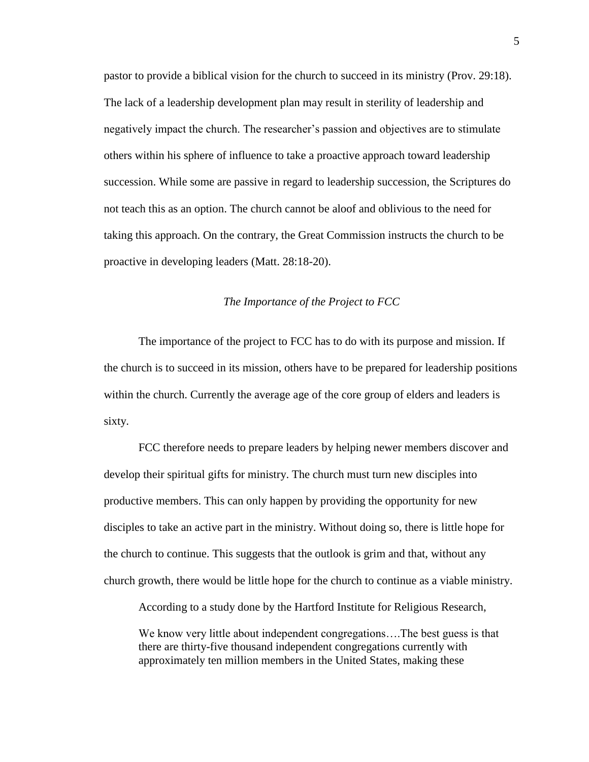pastor to provide a biblical vision for the church to succeed in its ministry (Prov. 29:18). The lack of a leadership development plan may result in sterility of leadership and negatively impact the church. The researcher's passion and objectives are to stimulate others within his sphere of influence to take a proactive approach toward leadership succession. While some are passive in regard to leadership succession, the Scriptures do not teach this as an option. The church cannot be aloof and oblivious to the need for taking this approach. On the contrary, the Great Commission instructs the church to be proactive in developing leaders (Matt. 28:18-20).

### *The Importance of the Project to FCC*

The importance of the project to FCC has to do with its purpose and mission. If the church is to succeed in its mission, others have to be prepared for leadership positions within the church. Currently the average age of the core group of elders and leaders is sixty.

FCC therefore needs to prepare leaders by helping newer members discover and develop their spiritual gifts for ministry. The church must turn new disciples into productive members. This can only happen by providing the opportunity for new disciples to take an active part in the ministry. Without doing so, there is little hope for the church to continue. This suggests that the outlook is grim and that, without any church growth, there would be little hope for the church to continue as a viable ministry.

According to a study done by the Hartford Institute for Religious Research,

> We know very little about independent congregations….The best guess is that there are thirty-five thousand independent congregations currently with approximately ten million members in the United States, making these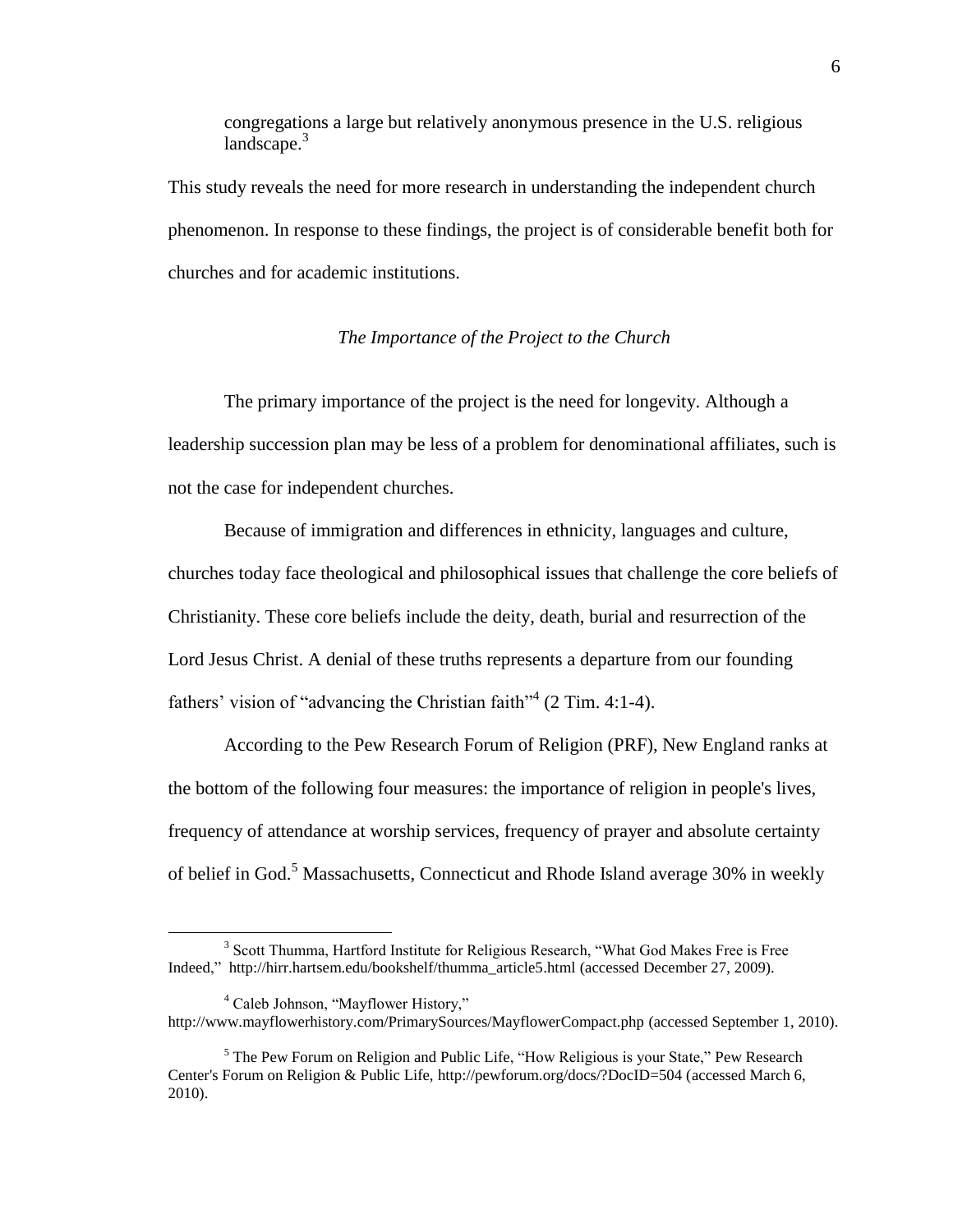congregations a large but relatively anonymous presence in the U.S. religious landscape.[3]

This study reveals the need for more research in understanding the independent church phenomenon. In response to these findings, the project is of considerable benefit both for churches and for academic institutions.

### *The Importance of the Project to the Church*

The primary importance of the project is the need for longevity. Although a leadership succession plan may be less of a problem for denominational affiliates, such is not the case for independent churches.

Because of immigration and differences in ethnicity, languages and culture, churches today face theological and philosophical issues that challenge the core beliefs of Christianity. These core beliefs include the deity, death, burial and resurrection of the Lord Jesus Christ. A denial of these truths represents a departure from our founding fathers' vision of "advancing the Christian faith"[4] (2 Tim. 4:1-4).

According to the Pew Research Forum of Religion (PRF), New England ranks at the bottom of the following four measures: the importance of religion in people's lives, frequency of attendance at worship services, frequency of prayer and absolute certainty of belief in God.[5] Massachusetts, Connecticut and Rhode Island average 30% in weekly

---

[3] Scott Thumma, Hartford Institute for Religious Research, "What God Makes Free is Free Indeed," http://hirr.hartsem.edu/bookshelf/thumma_article5.html (accessed December 27, 2009).

[4] Caleb Johnson, "Mayflower History," http://www.mayflowerhistory.com/PrimarySources/MayflowerCompact.php (accessed September 1, 2010).

[5] The Pew Forum on Religion and Public Life, "How Religious is your State," Pew Research Center's Forum on Religion & Public Life, http://pewforum.org/docs/?DocID=504 (accessed March 6, 2010).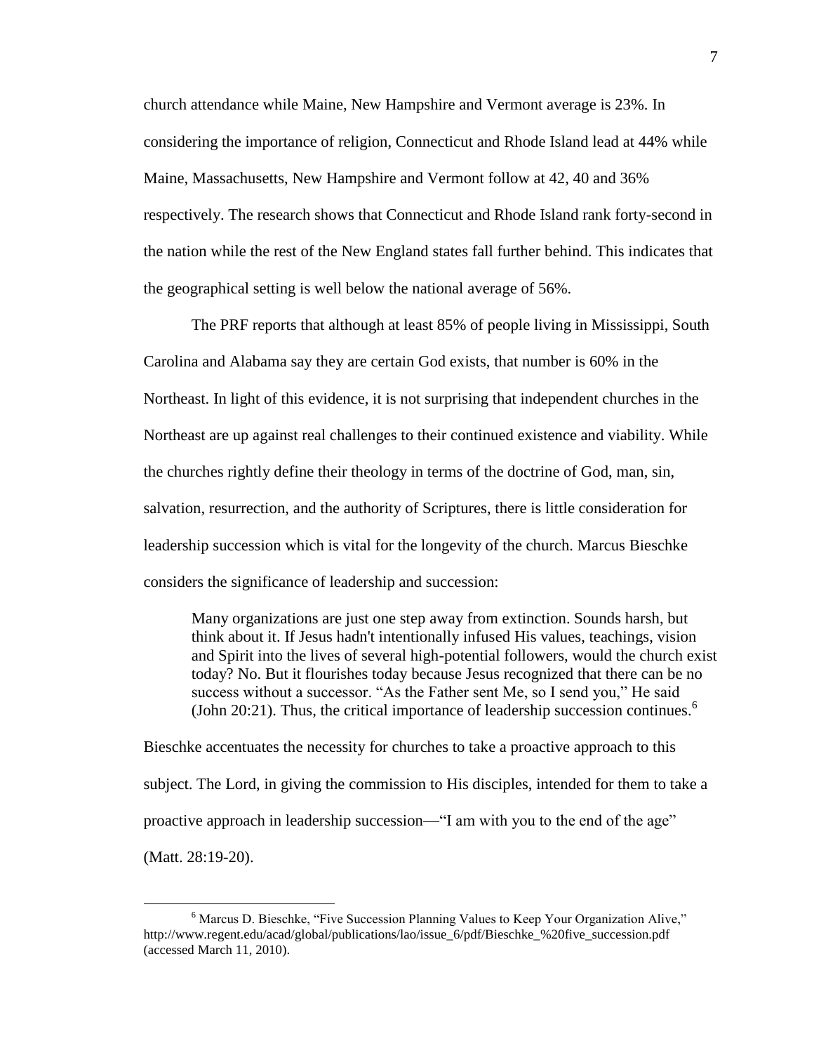church attendance while Maine, New Hampshire and Vermont average is 23%. In considering the importance of religion, Connecticut and Rhode Island lead at 44% while Maine, Massachusetts, New Hampshire and Vermont follow at 42, 40 and 36% respectively. The research shows that Connecticut and Rhode Island rank forty-second in the nation while the rest of the New England states fall further behind. This indicates that the geographical setting is well below the national average of 56%.

The PRF reports that although at least 85% of people living in Mississippi, South Carolina and Alabama say they are certain God exists, that number is 60% in the Northeast. In light of this evidence, it is not surprising that independent churches in the Northeast are up against real challenges to their continued existence and viability. While the churches rightly define their theology in terms of the doctrine of God, man, sin, salvation, resurrection, and the authority of Scriptures, there is little consideration for leadership succession which is vital for the longevity of the church. Marcus Bieschke considers the significance of leadership and succession:

> Many organizations are just one step away from extinction. Sounds harsh, but think about it. If Jesus hadn't intentionally infused His values, teachings, vision and Spirit into the lives of several high-potential followers, would the church exist today? No. But it flourishes today because Jesus recognized that there can be no success without a successor. "As the Father sent Me, so I send you," He said (John 20:21). Thus, the critical importance of leadership succession continues.[6]

Bieschke accentuates the necessity for churches to take a proactive approach to this subject. The Lord, in giving the commission to His disciples, intended for them to take a proactive approach in leadership succession—"I am with you to the end of the age" (Matt. 28:19-20).

---

[6] Marcus D. Bieschke, "Five Succession Planning Values to Keep Your Organization Alive," http://www.regent.edu/acad/global/publications/lao/issue_6/pdf/Bieschke_%20five_succession.pdf (accessed March 11, 2010).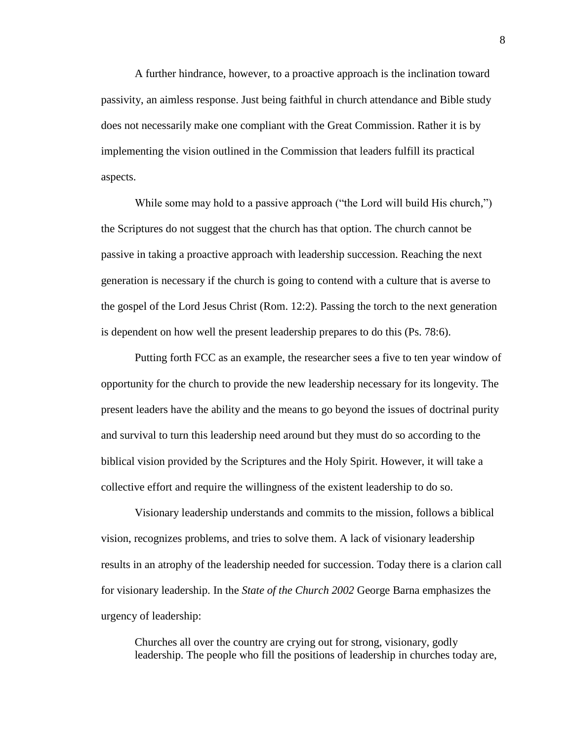A further hindrance, however, to a proactive approach is the inclination toward passivity, an aimless response. Just being faithful in church attendance and Bible study does not necessarily make one compliant with the Great Commission. Rather it is by implementing the vision outlined in the Commission that leaders fulfill its practical aspects.

While some may hold to a passive approach ("the Lord will build His church,") the Scriptures do not suggest that the church has that option. The church cannot be passive in taking a proactive approach with leadership succession. Reaching the next generation is necessary if the church is going to contend with a culture that is averse to the gospel of the Lord Jesus Christ (Rom. 12:2). Passing the torch to the next generation is dependent on how well the present leadership prepares to do this (Ps. 78:6).

Putting forth FCC as an example, the researcher sees a five to ten year window of opportunity for the church to provide the new leadership necessary for its longevity. The present leaders have the ability and the means to go beyond the issues of doctrinal purity and survival to turn this leadership need around but they must do so according to the biblical vision provided by the Scriptures and the Holy Spirit. However, it will take a collective effort and require the willingness of the existent leadership to do so.

Visionary leadership understands and commits to the mission, follows a biblical vision, recognizes problems, and tries to solve them. A lack of visionary leadership results in an atrophy of the leadership needed for succession. Today there is a clarion call for visionary leadership. In the *State of the Church 2002* George Barna emphasizes the urgency of leadership:

> Churches all over the country are crying out for strong, visionary, godly leadership. The people who fill the positions of leadership in churches today are,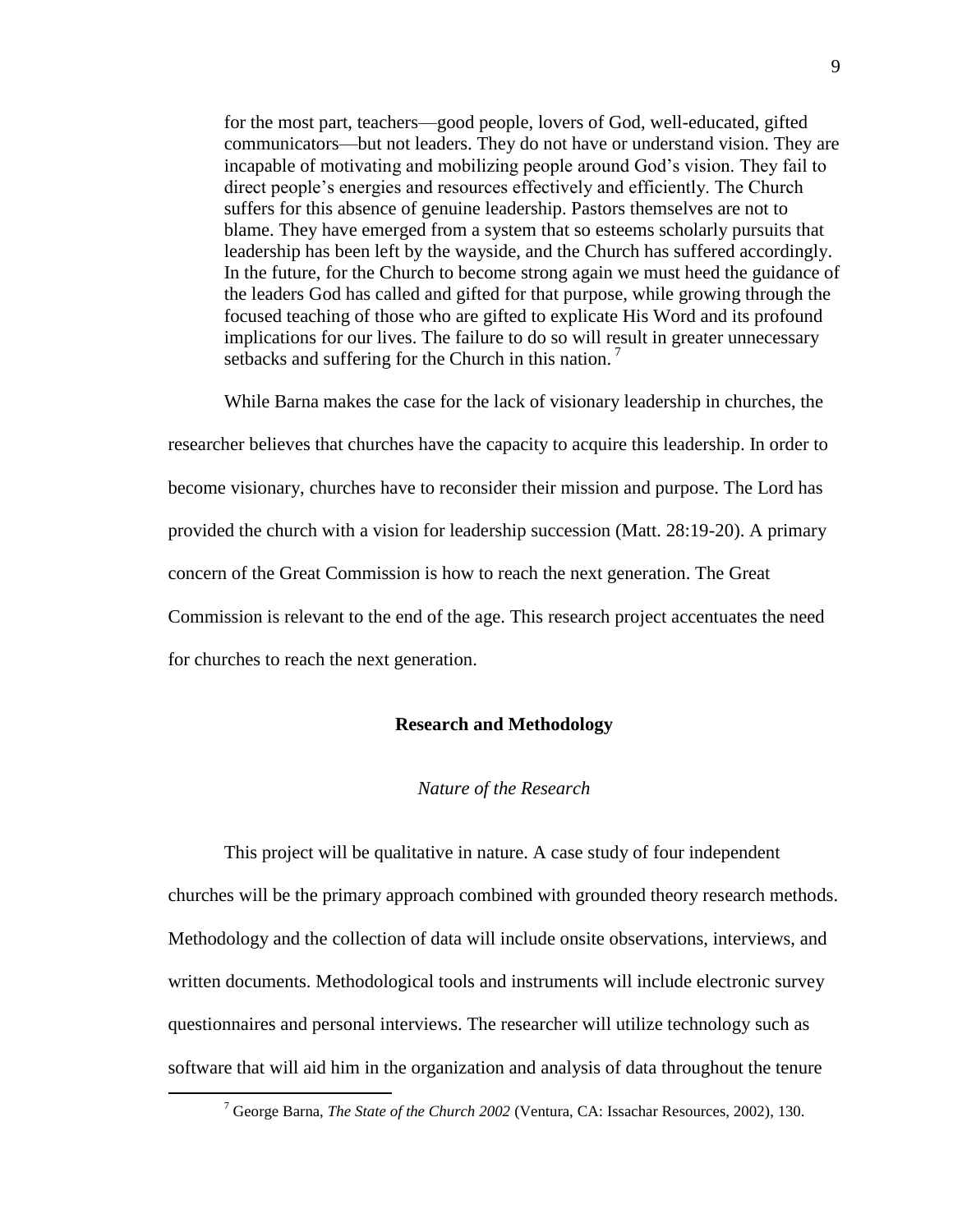> for the most part, teachers—good people, lovers of God, well-educated, gifted communicators—but not leaders. They do not have or understand vision. They are incapable of motivating and mobilizing people around God's vision. They fail to direct people's energies and resources effectively and efficiently. The Church suffers for this absence of genuine leadership. Pastors themselves are not to blame. They have emerged from a system that so esteems scholarly pursuits that leadership has been left by the wayside, and the Church has suffered accordingly. In the future, for the Church to become strong again we must heed the guidance of the leaders God has called and gifted for that purpose, while growing through the focused teaching of those who are gifted to explicate His Word and its profound implications for our lives. The failure to do so will result in greater unnecessary setbacks and suffering for the Church in this nation.[7]

While Barna makes the case for the lack of visionary leadership in churches, the researcher believes that churches have the capacity to acquire this leadership. In order to become visionary, churches have to reconsider their mission and purpose. The Lord has provided the church with a vision for leadership succession (Matt. 28:19-20). A primary concern of the Great Commission is how to reach the next generation. The Great Commission is relevant to the end of the age. This research project accentuates the need for churches to reach the next generation.

## Research and Methodology

### *Nature of the Research*

This project will be qualitative in nature. A case study of four independent churches will be the primary approach combined with grounded theory research methods. Methodology and the collection of data will include onsite observations, interviews, and written documents. Methodological tools and instruments will include electronic survey questionnaires and personal interviews. The researcher will utilize technology such as software that will aid him in the organization and analysis of data throughout the tenure

---

[7] George Barna, *The State of the Church 2002* (Ventura, CA: Issachar Resources, 2002), 130.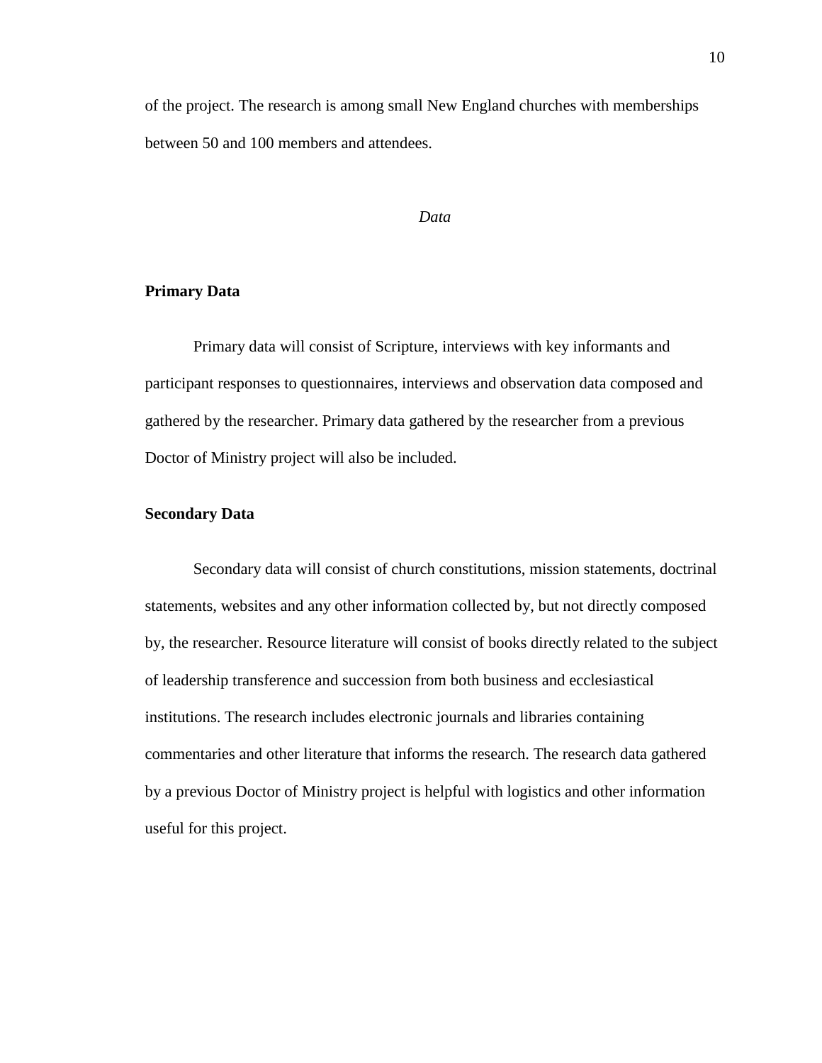of the project. The research is among small New England churches with memberships between 50 and 100 members and attendees.

## *Data*

### Primary Data

Primary data will consist of Scripture, interviews with key informants and participant responses to questionnaires, interviews and observation data composed and gathered by the researcher. Primary data gathered by the researcher from a previous Doctor of Ministry project will also be included.

### Secondary Data

Secondary data will consist of church constitutions, mission statements, doctrinal statements, websites and any other information collected by, but not directly composed by, the researcher. Resource literature will consist of books directly related to the subject of leadership transference and succession from both business and ecclesiastical institutions. The research includes electronic journals and libraries containing commentaries and other literature that informs the research. The research data gathered by a previous Doctor of Ministry project is helpful with logistics and other information useful for this project.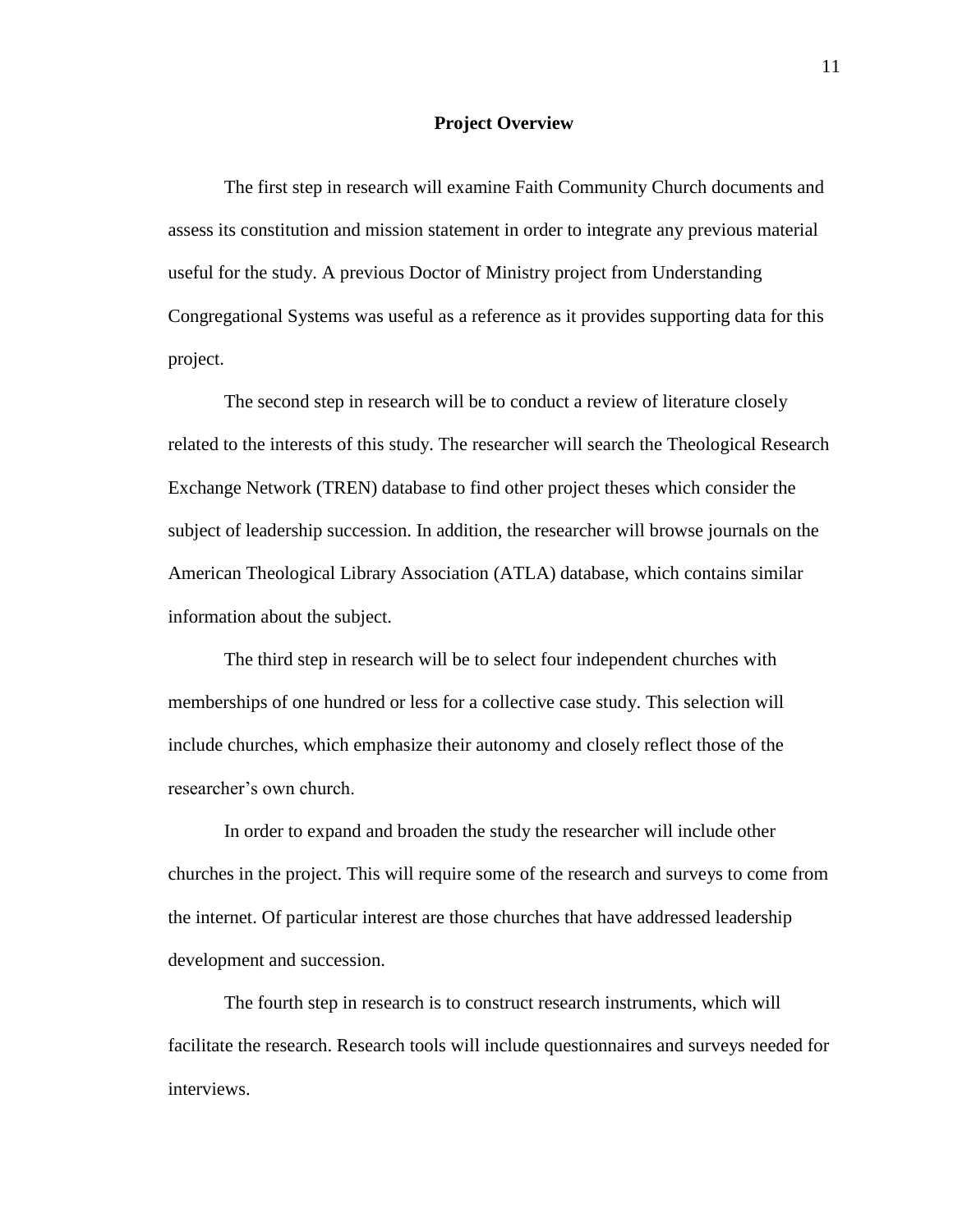## Project Overview

The first step in research will examine Faith Community Church documents and assess its constitution and mission statement in order to integrate any previous material useful for the study. A previous Doctor of Ministry project from Understanding Congregational Systems was useful as a reference as it provides supporting data for this project.

The second step in research will be to conduct a review of literature closely related to the interests of this study. The researcher will search the Theological Research Exchange Network (TREN) database to find other project theses which consider the subject of leadership succession. In addition, the researcher will browse journals on the American Theological Library Association (ATLA) database, which contains similar information about the subject.

The third step in research will be to select four independent churches with memberships of one hundred or less for a collective case study. This selection will include churches, which emphasize their autonomy and closely reflect those of the researcher's own church.

In order to expand and broaden the study the researcher will include other churches in the project. This will require some of the research and surveys to come from the internet. Of particular interest are those churches that have addressed leadership development and succession.

The fourth step in research is to construct research instruments, which will facilitate the research. Research tools will include questionnaires and surveys needed for interviews.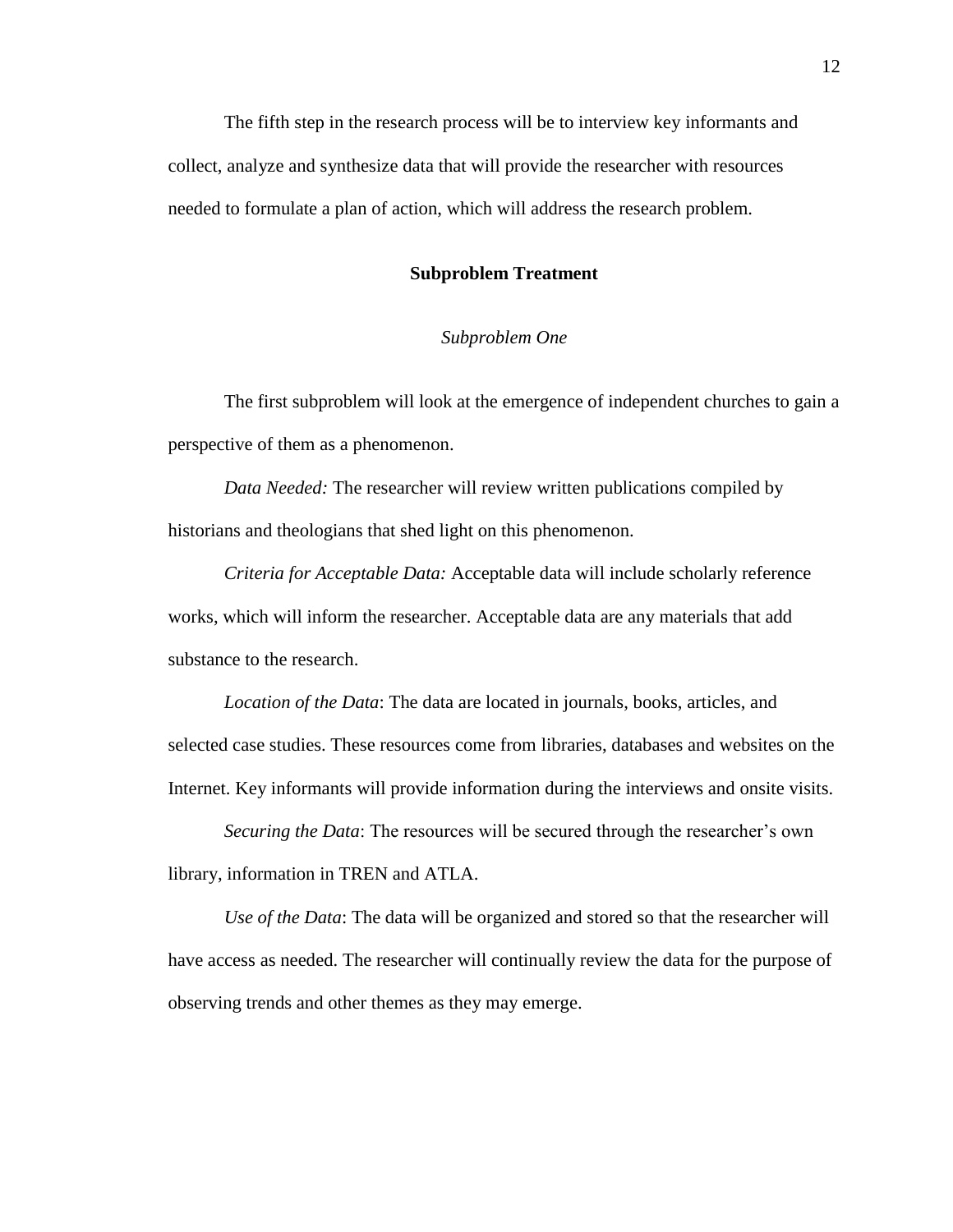The fifth step in the research process will be to interview key informants and collect, analyze and synthesize data that will provide the researcher with resources needed to formulate a plan of action, which will address the research problem.

## Subproblem Treatment

### *Subproblem One*

The first subproblem will look at the emergence of independent churches to gain a perspective of them as a phenomenon.

*Data Needed:* The researcher will review written publications compiled by historians and theologians that shed light on this phenomenon.

*Criteria for Acceptable Data:* Acceptable data will include scholarly reference works, which will inform the researcher. Acceptable data are any materials that add substance to the research.

*Location of the Data*: The data are located in journals, books, articles, and selected case studies. These resources come from libraries, databases and websites on the Internet. Key informants will provide information during the interviews and onsite visits.

*Securing the Data*: The resources will be secured through the researcher's own library, information in TREN and ATLA.

*Use of the Data*: The data will be organized and stored so that the researcher will have access as needed. The researcher will continually review the data for the purpose of observing trends and other themes as they may emerge.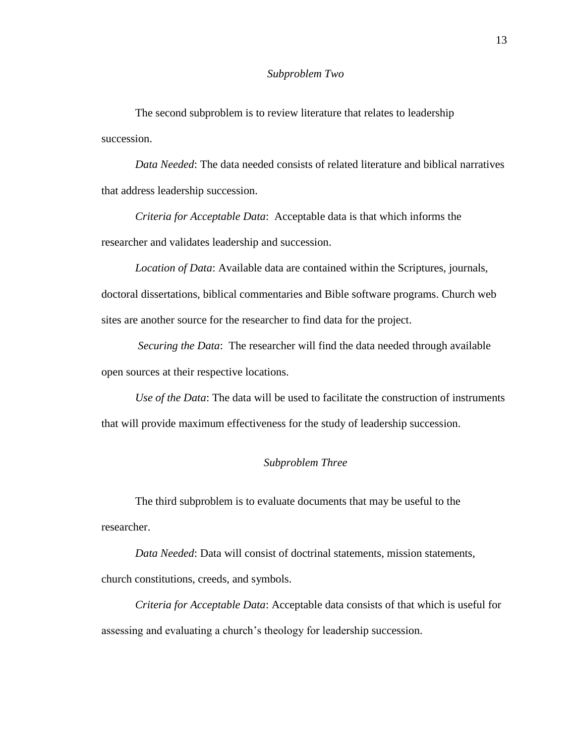### *Subproblem Two*

The second subproblem is to review literature that relates to leadership succession.

*Data Needed*: The data needed consists of related literature and biblical narratives that address leadership succession.

*Criteria for Acceptable Data*: Acceptable data is that which informs the researcher and validates leadership and succession.

*Location of Data*: Available data are contained within the Scriptures, journals, doctoral dissertations, biblical commentaries and Bible software programs. Church web sites are another source for the researcher to find data for the project.

*Securing the Data*: The researcher will find the data needed through available open sources at their respective locations.

*Use of the Data*: The data will be used to facilitate the construction of instruments that will provide maximum effectiveness for the study of leadership succession.

### *Subproblem Three*

The third subproblem is to evaluate documents that may be useful to the researcher.

*Data Needed*: Data will consist of doctrinal statements, mission statements, church constitutions, creeds, and symbols.

*Criteria for Acceptable Data*: Acceptable data consists of that which is useful for assessing and evaluating a church's theology for leadership succession.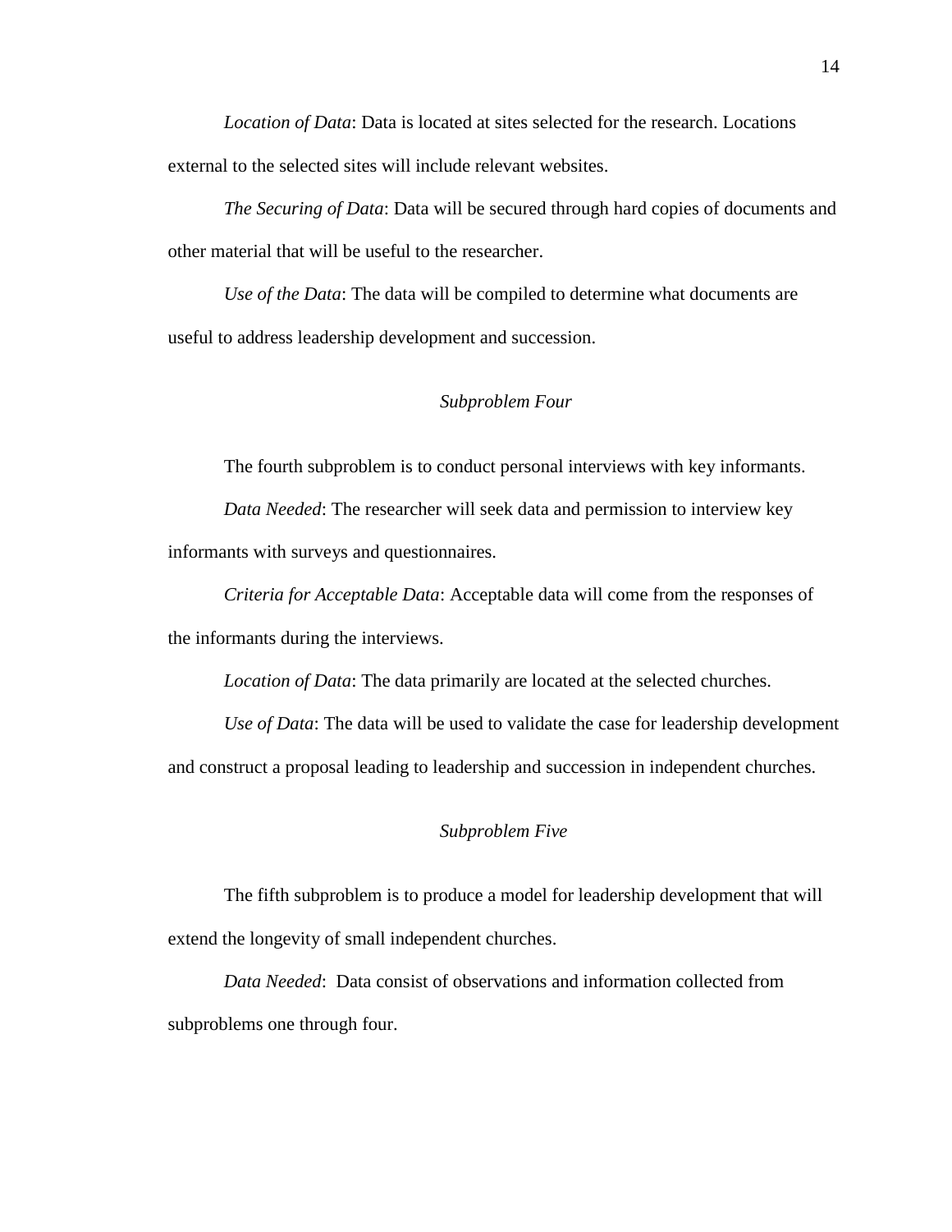*Location of Data*: Data is located at sites selected for the research. Locations external to the selected sites will include relevant websites.

*The Securing of Data*: Data will be secured through hard copies of documents and other material that will be useful to the researcher.

*Use of the Data*: The data will be compiled to determine what documents are useful to address leadership development and succession.

### *Subproblem Four*

The fourth subproblem is to conduct personal interviews with key informants.

*Data Needed*: The researcher will seek data and permission to interview key informants with surveys and questionnaires.

*Criteria for Acceptable Data*: Acceptable data will come from the responses of the informants during the interviews.

*Location of Data*: The data primarily are located at the selected churches.

*Use of Data*: The data will be used to validate the case for leadership development and construct a proposal leading to leadership and succession in independent churches.

### *Subproblem Five*

The fifth subproblem is to produce a model for leadership development that will extend the longevity of small independent churches.

*Data Needed*: Data consist of observations and information collected from subproblems one through four.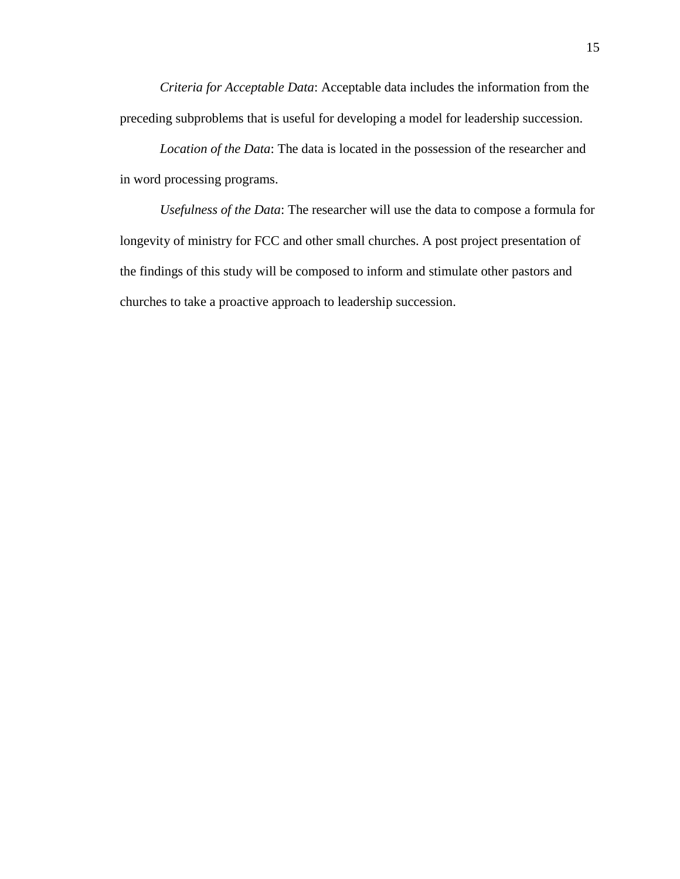*Criteria for Acceptable Data*: Acceptable data includes the information from the preceding subproblems that is useful for developing a model for leadership succession.

*Location of the Data*: The data is located in the possession of the researcher and in word processing programs.

*Usefulness of the Data*: The researcher will use the data to compose a formula for longevity of ministry for FCC and other small churches. A post project presentation of the findings of this study will be composed to inform and stimulate other pastors and churches to take a proactive approach to leadership succession.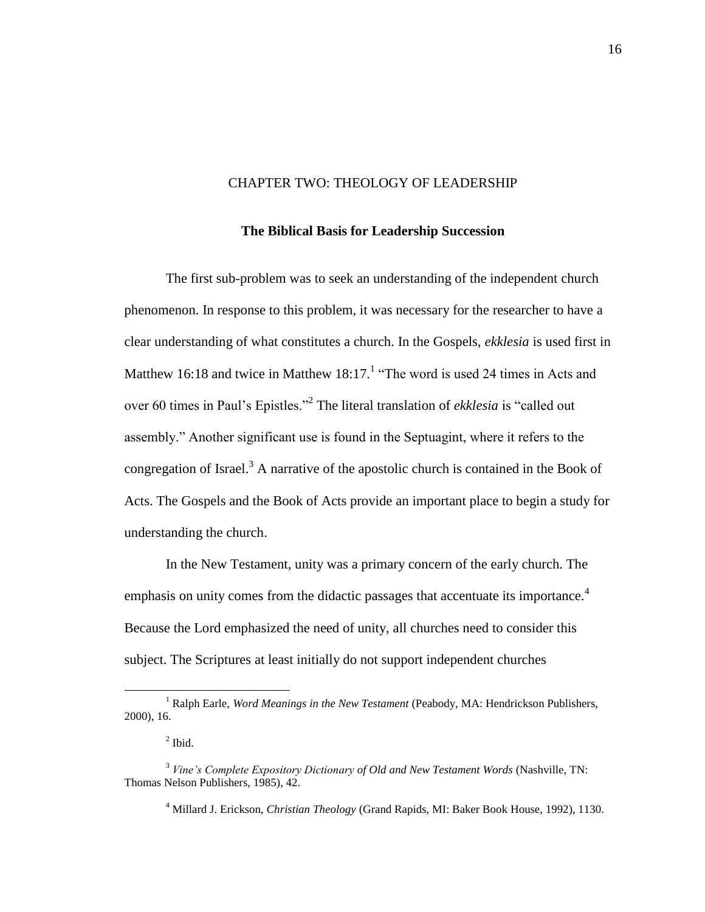# CHAPTER TWO: THEOLOGY OF LEADERSHIP

## The Biblical Basis for Leadership Succession

The first sub-problem was to seek an understanding of the independent church phenomenon. In response to this problem, it was necessary for the researcher to have a clear understanding of what constitutes a church. In the Gospels, *ekklesia* is used first in Matthew 16:18 and twice in Matthew 18:17.[1] "The word is used 24 times in Acts and over 60 times in Paul's Epistles."[2] The literal translation of *ekklesia* is "called out assembly." Another significant use is found in the Septuagint, where it refers to the congregation of Israel.[3] A narrative of the apostolic church is contained in the Book of Acts. The Gospels and the Book of Acts provide an important place to begin a study for understanding the church.

In the New Testament, unity was a primary concern of the early church. The emphasis on unity comes from the didactic passages that accentuate its importance.[4] Because the Lord emphasized the need of unity, all churches need to consider this subject. The Scriptures at least initially do not support independent churches

---

[1] Ralph Earle, *Word Meanings in the New Testament* (Peabody, MA: Hendrickson Publishers, 2000), 16.

[2] Ibid.

[3] *Vine's Complete Expository Dictionary of Old and New Testament Words* (Nashville, TN: Thomas Nelson Publishers, 1985), 42.

[4] Millard J. Erickson, *Christian Theology* (Grand Rapids, MI: Baker Book House, 1992), 1130.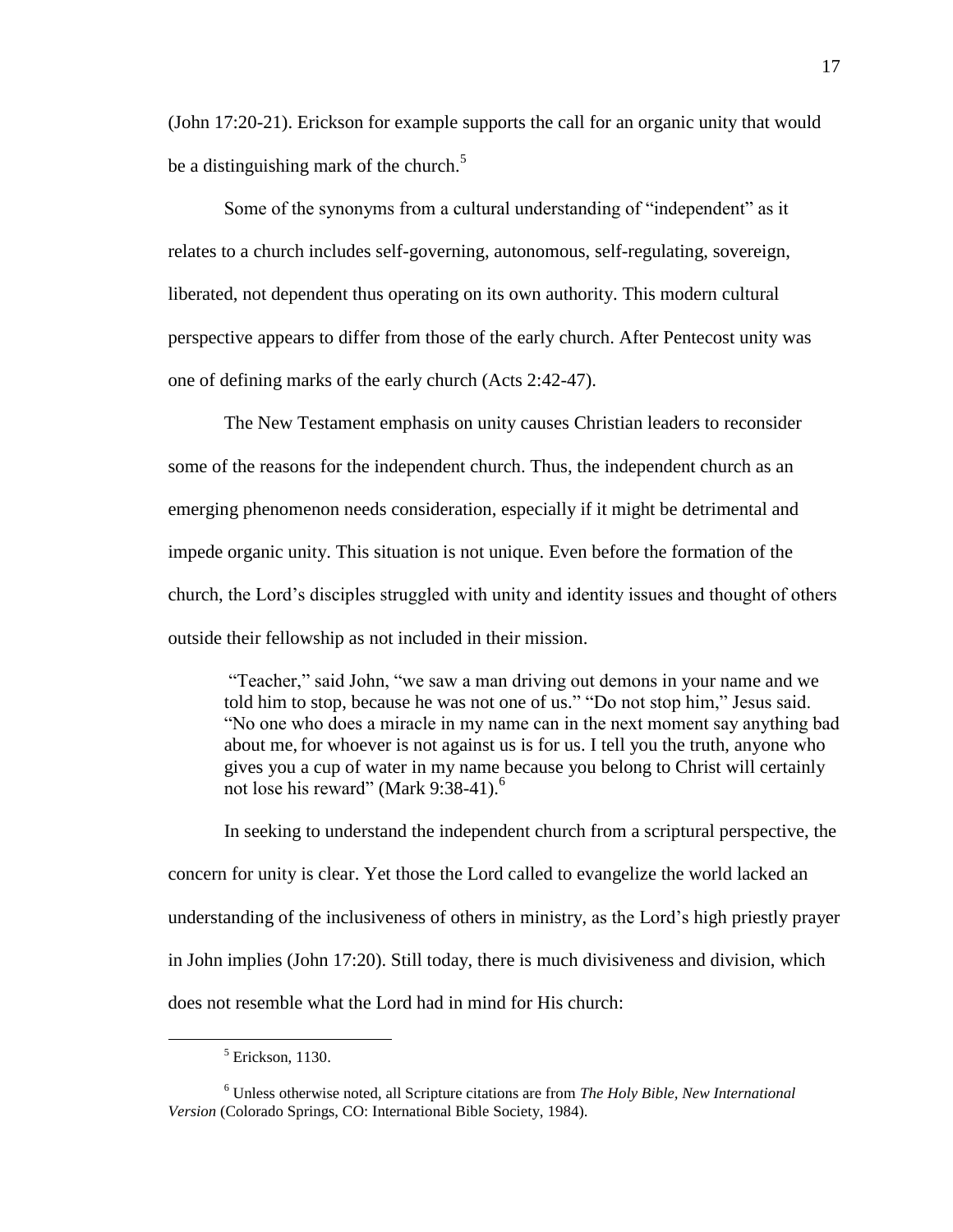(John 17:20-21). Erickson for example supports the call for an organic unity that would be a distinguishing mark of the church.[5]

Some of the synonyms from a cultural understanding of "independent" as it relates to a church includes self-governing, autonomous, self-regulating, sovereign, liberated, not dependent thus operating on its own authority. This modern cultural perspective appears to differ from those of the early church. After Pentecost unity was one of defining marks of the early church (Acts 2:42-47).

The New Testament emphasis on unity causes Christian leaders to reconsider some of the reasons for the independent church. Thus, the independent church as an emerging phenomenon needs consideration, especially if it might be detrimental and impede organic unity. This situation is not unique. Even before the formation of the church, the Lord's disciples struggled with unity and identity issues and thought of others outside their fellowship as not included in their mission.

> "Teacher," said John, "we saw a man driving out demons in your name and we told him to stop, because he was not one of us." "Do not stop him," Jesus said. "No one who does a miracle in my name can in the next moment say anything bad about me, for whoever is not against us is for us. I tell you the truth, anyone who gives you a cup of water in my name because you belong to Christ will certainly not lose his reward" (Mark 9:38-41).[6]

In seeking to understand the independent church from a scriptural perspective, the concern for unity is clear. Yet those the Lord called to evangelize the world lacked an understanding of the inclusiveness of others in ministry, as the Lord's high priestly prayer in John implies (John 17:20). Still today, there is much divisiveness and division, which does not resemble what the Lord had in mind for His church:

---

[5] Erickson, 1130.

[6] Unless otherwise noted, all Scripture citations are from *The Holy Bible, New International Version* (Colorado Springs, CO: International Bible Society, 1984).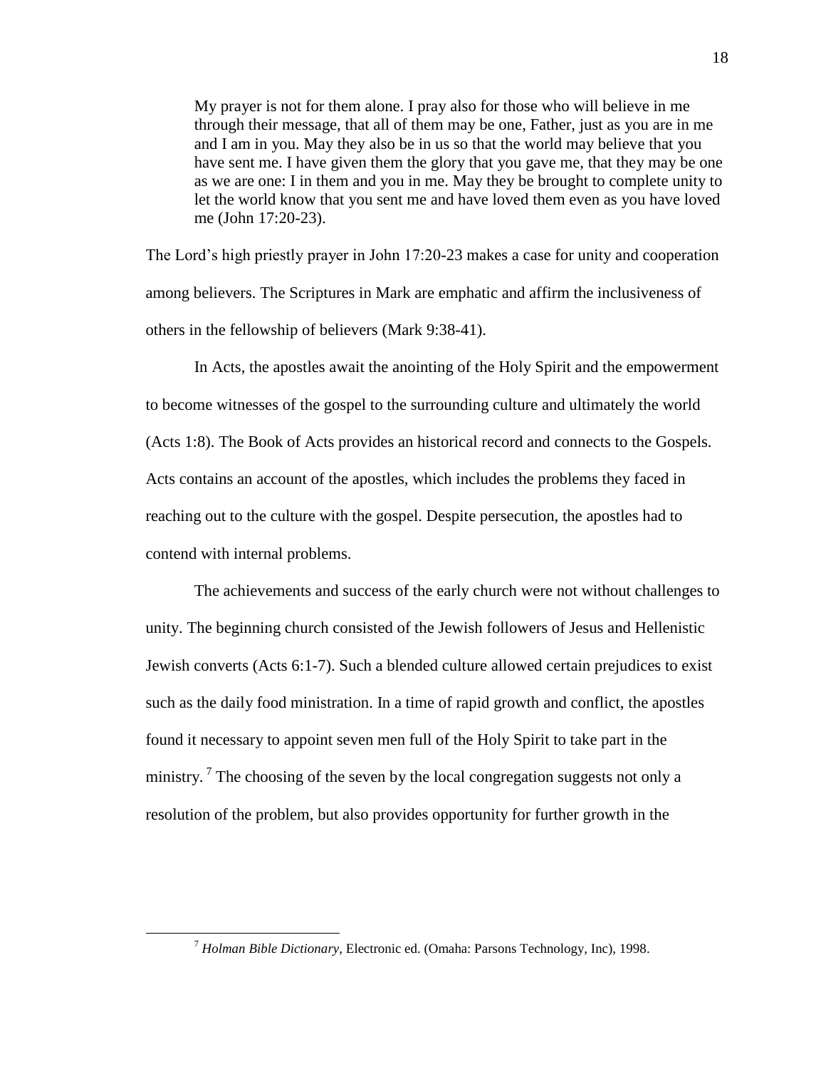> My prayer is not for them alone. I pray also for those who will believe in me through their message, that all of them may be one, Father, just as you are in me and I am in you. May they also be in us so that the world may believe that you have sent me. I have given them the glory that you gave me, that they may be one as we are one: I in them and you in me. May they be brought to complete unity to let the world know that you sent me and have loved them even as you have loved me (John 17:20-23).

The Lord's high priestly prayer in John 17:20-23 makes a case for unity and cooperation among believers. The Scriptures in Mark are emphatic and affirm the inclusiveness of others in the fellowship of believers (Mark 9:38-41).

In Acts, the apostles await the anointing of the Holy Spirit and the empowerment to become witnesses of the gospel to the surrounding culture and ultimately the world (Acts 1:8). The Book of Acts provides an historical record and connects to the Gospels. Acts contains an account of the apostles, which includes the problems they faced in reaching out to the culture with the gospel. Despite persecution, the apostles had to contend with internal problems.

The achievements and success of the early church were not without challenges to unity. The beginning church consisted of the Jewish followers of Jesus and Hellenistic Jewish converts (Acts 6:1-7). Such a blended culture allowed certain prejudices to exist such as the daily food ministration. In a time of rapid growth and conflict, the apostles found it necessary to appoint seven men full of the Holy Spirit to take part in the ministry. [7] The choosing of the seven by the local congregation suggests not only a resolution of the problem, but also provides opportunity for further growth in the

---

[7] *Holman Bible Dictionary*, Electronic ed. (Omaha: Parsons Technology, Inc), 1998.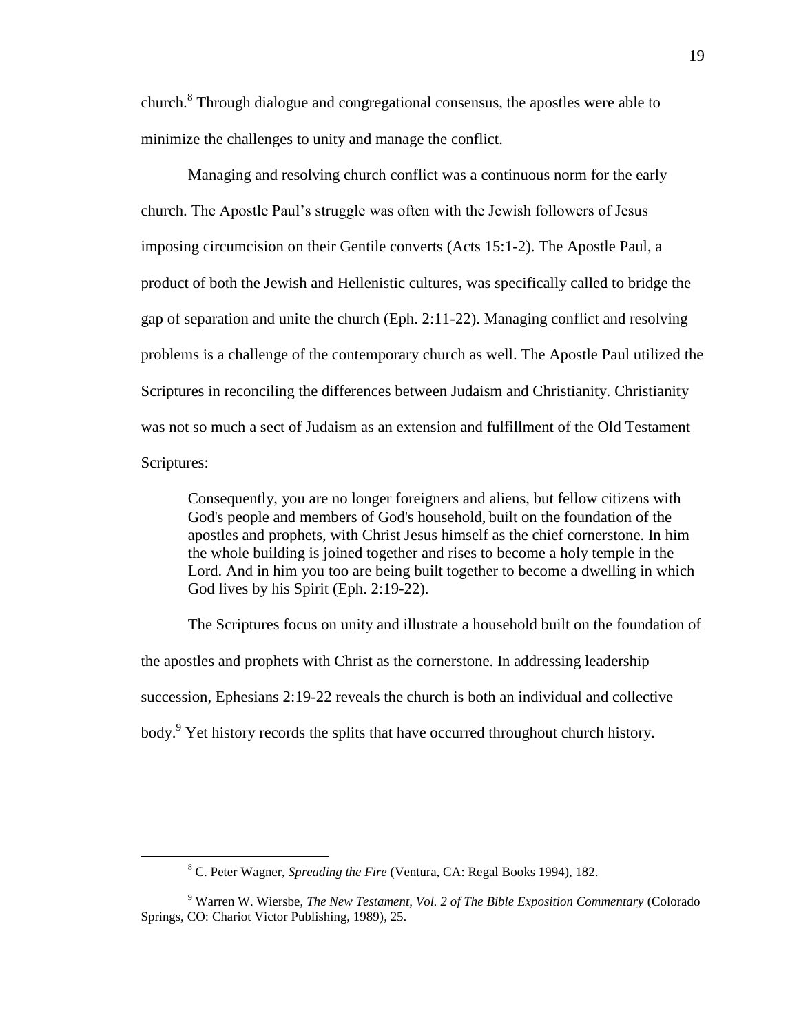church.[8] Through dialogue and congregational consensus, the apostles were able to minimize the challenges to unity and manage the conflict.

Managing and resolving church conflict was a continuous norm for the early church. The Apostle Paul's struggle was often with the Jewish followers of Jesus imposing circumcision on their Gentile converts (Acts 15:1-2). The Apostle Paul, a product of both the Jewish and Hellenistic cultures, was specifically called to bridge the gap of separation and unite the church (Eph. 2:11-22). Managing conflict and resolving problems is a challenge of the contemporary church as well. The Apostle Paul utilized the Scriptures in reconciling the differences between Judaism and Christianity. Christianity was not so much a sect of Judaism as an extension and fulfillment of the Old Testament Scriptures:

> Consequently, you are no longer foreigners and aliens, but fellow citizens with God's people and members of God's household, built on the foundation of the apostles and prophets, with Christ Jesus himself as the chief cornerstone. In him the whole building is joined together and rises to become a holy temple in the Lord. And in him you too are being built together to become a dwelling in which God lives by his Spirit (Eph. 2:19-22).

The Scriptures focus on unity and illustrate a household built on the foundation of the apostles and prophets with Christ as the cornerstone. In addressing leadership succession, Ephesians 2:19-22 reveals the church is both an individual and collective body.[9] Yet history records the splits that have occurred throughout church history.

---

[8] C. Peter Wagner, *Spreading the Fire* (Ventura, CA: Regal Books 1994), 182.

[9] Warren W. Wiersbe, *The New Testament, Vol. 2 of The Bible Exposition Commentary* (Colorado Springs, CO: Chariot Victor Publishing, 1989), 25.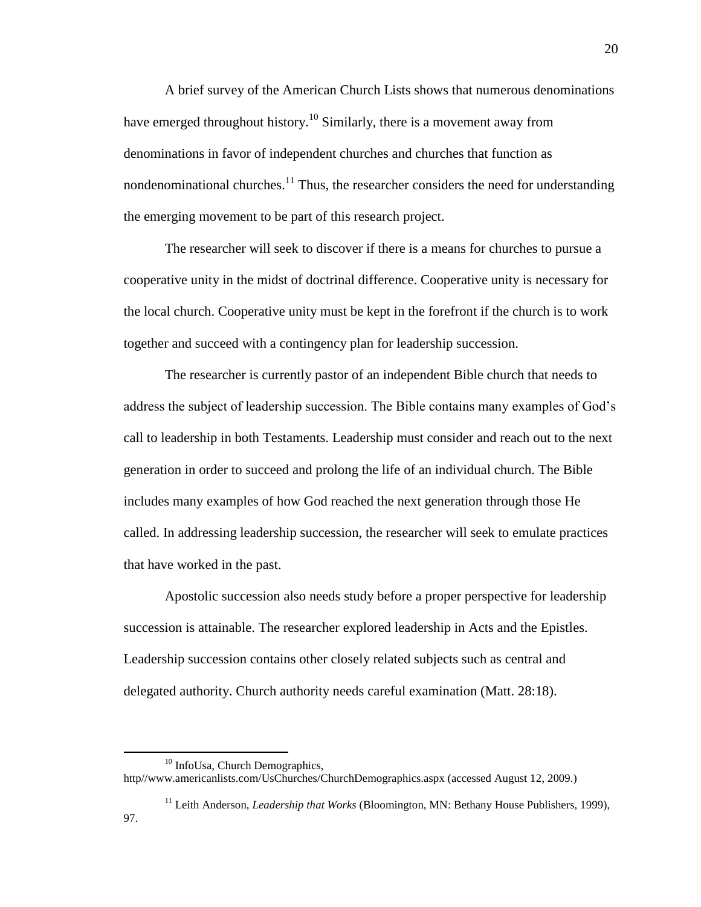A brief survey of the American Church Lists shows that numerous denominations have emerged throughout history.[10] Similarly, there is a movement away from denominations in favor of independent churches and churches that function as nondenominational churches.[11] Thus, the researcher considers the need for understanding the emerging movement to be part of this research project.

The researcher will seek to discover if there is a means for churches to pursue a cooperative unity in the midst of doctrinal difference. Cooperative unity is necessary for the local church. Cooperative unity must be kept in the forefront if the church is to work together and succeed with a contingency plan for leadership succession.

The researcher is currently pastor of an independent Bible church that needs to address the subject of leadership succession. The Bible contains many examples of God's call to leadership in both Testaments. Leadership must consider and reach out to the next generation in order to succeed and prolong the life of an individual church. The Bible includes many examples of how God reached the next generation through those He called. In addressing leadership succession, the researcher will seek to emulate practices that have worked in the past.

Apostolic succession also needs study before a proper perspective for leadership succession is attainable. The researcher explored leadership in Acts and the Epistles. Leadership succession contains other closely related subjects such as central and delegated authority. Church authority needs careful examination (Matt. 28:18).

---

[10] InfoUsa, Church Demographics, http//www.americanlists.com/UsChurches/ChurchDemographics.aspx (accessed August 12, 2009.)

[11] Leith Anderson, *Leadership that Works* (Bloomington, MN: Bethany House Publishers, 1999), 97.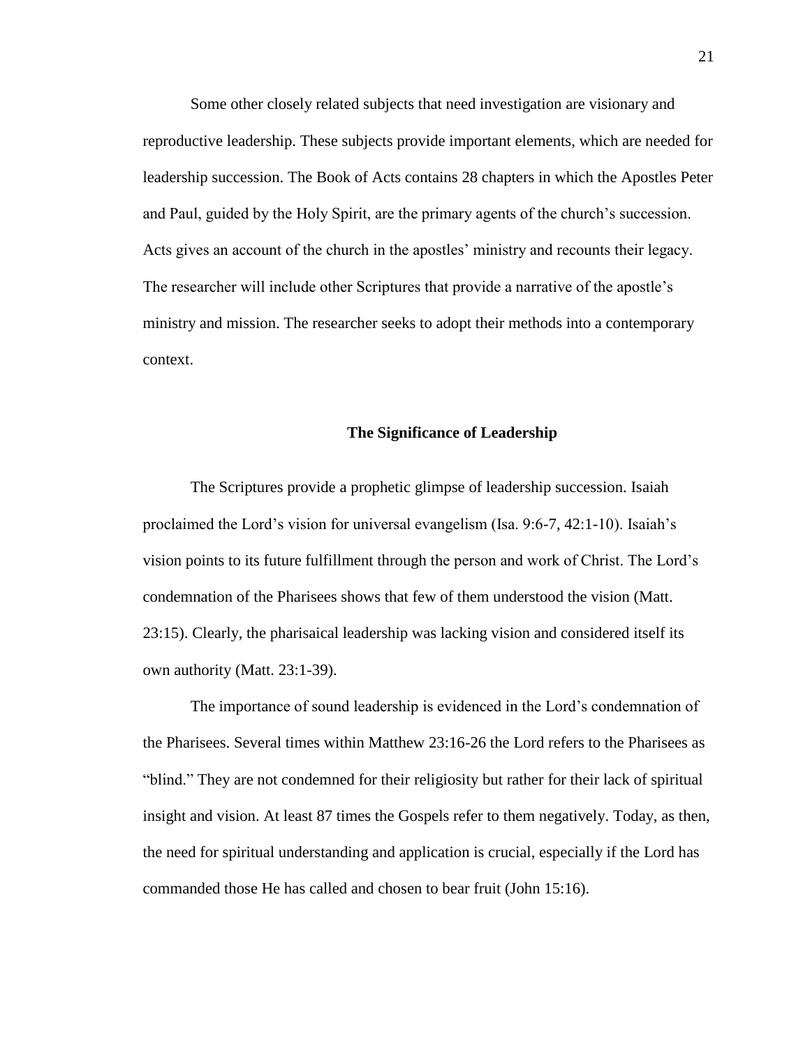Some other closely related subjects that need investigation are visionary and reproductive leadership. These subjects provide important elements, which are needed for leadership succession. The Book of Acts contains 28 chapters in which the Apostles Peter and Paul, guided by the Holy Spirit, are the primary agents of the church's succession. Acts gives an account of the church in the apostles' ministry and recounts their legacy. The researcher will include other Scriptures that provide a narrative of the apostle's ministry and mission. The researcher seeks to adopt their methods into a contemporary context.

## The Significance of Leadership

The Scriptures provide a prophetic glimpse of leadership succession. Isaiah proclaimed the Lord's vision for universal evangelism (Isa. 9:6-7, 42:1-10). Isaiah's vision points to its future fulfillment through the person and work of Christ. The Lord's condemnation of the Pharisees shows that few of them understood the vision (Matt. 23:15). Clearly, the pharisaical leadership was lacking vision and considered itself its own authority (Matt. 23:1-39).

The importance of sound leadership is evidenced in the Lord's condemnation of the Pharisees. Several times within Matthew 23:16-26 the Lord refers to the Pharisees as "blind." They are not condemned for their religiosity but rather for their lack of spiritual insight and vision. At least 87 times the Gospels refer to them negatively. Today, as then, the need for spiritual understanding and application is crucial, especially if the Lord has commanded those He has called and chosen to bear fruit (John 15:16).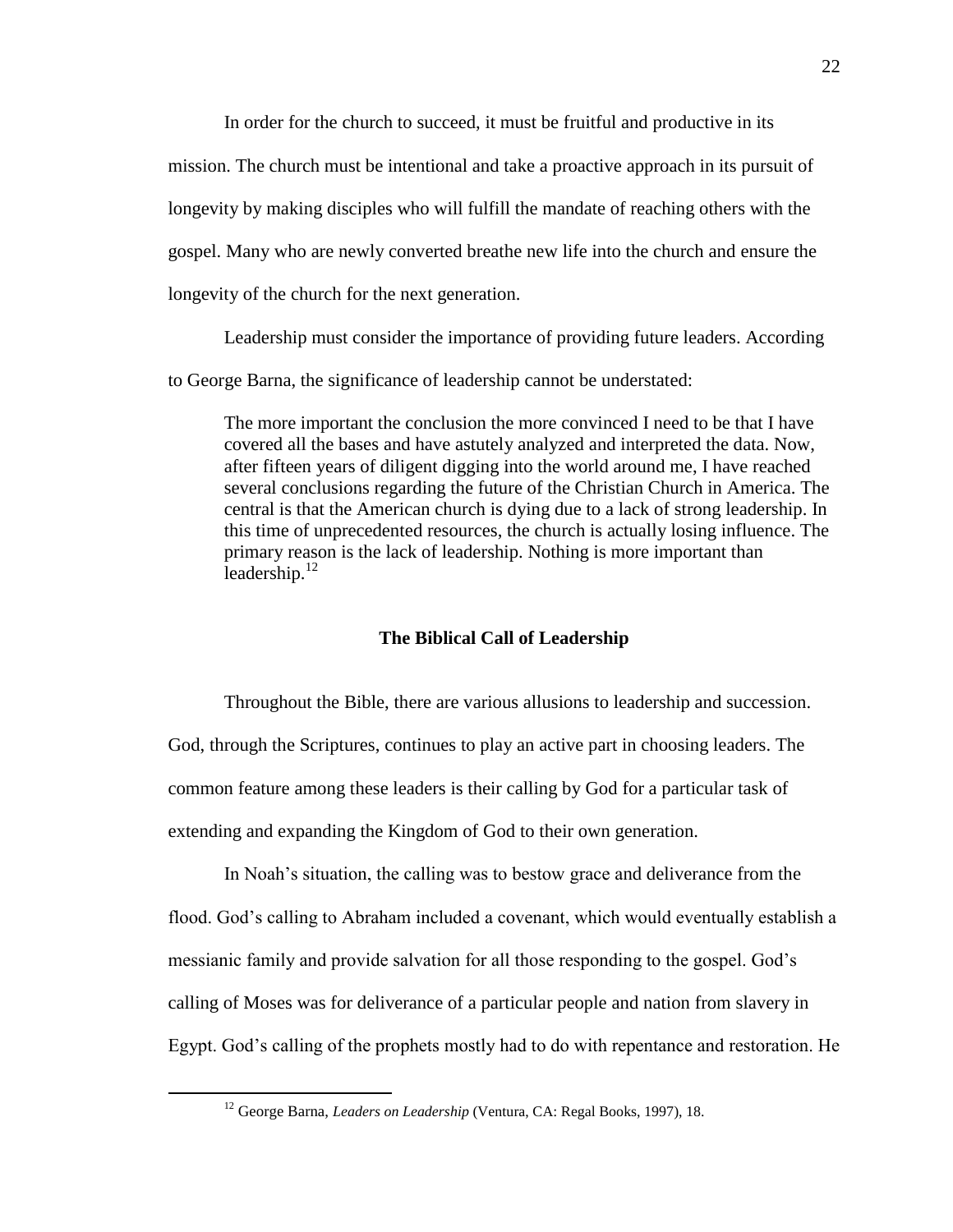In order for the church to succeed, it must be fruitful and productive in its mission. The church must be intentional and take a proactive approach in its pursuit of longevity by making disciples who will fulfill the mandate of reaching others with the gospel. Many who are newly converted breathe new life into the church and ensure the longevity of the church for the next generation.

Leadership must consider the importance of providing future leaders. According to George Barna, the significance of leadership cannot be understated:

> The more important the conclusion the more convinced I need to be that I have covered all the bases and have astutely analyzed and interpreted the data. Now, after fifteen years of diligent digging into the world around me, I have reached several conclusions regarding the future of the Christian Church in America. The central is that the American church is dying due to a lack of strong leadership. In this time of unprecedented resources, the church is actually losing influence. The primary reason is the lack of leadership. Nothing is more important than leadership.[12]

## The Biblical Call of Leadership

Throughout the Bible, there are various allusions to leadership and succession. God, through the Scriptures, continues to play an active part in choosing leaders. The common feature among these leaders is their calling by God for a particular task of extending and expanding the Kingdom of God to their own generation.

In Noah's situation, the calling was to bestow grace and deliverance from the flood. God's calling to Abraham included a covenant, which would eventually establish a messianic family and provide salvation for all those responding to the gospel. God's calling of Moses was for deliverance of a particular people and nation from slavery in Egypt. God's calling of the prophets mostly had to do with repentance and restoration. He

---

[12] George Barna, *Leaders on Leadership* (Ventura, CA: Regal Books, 1997), 18.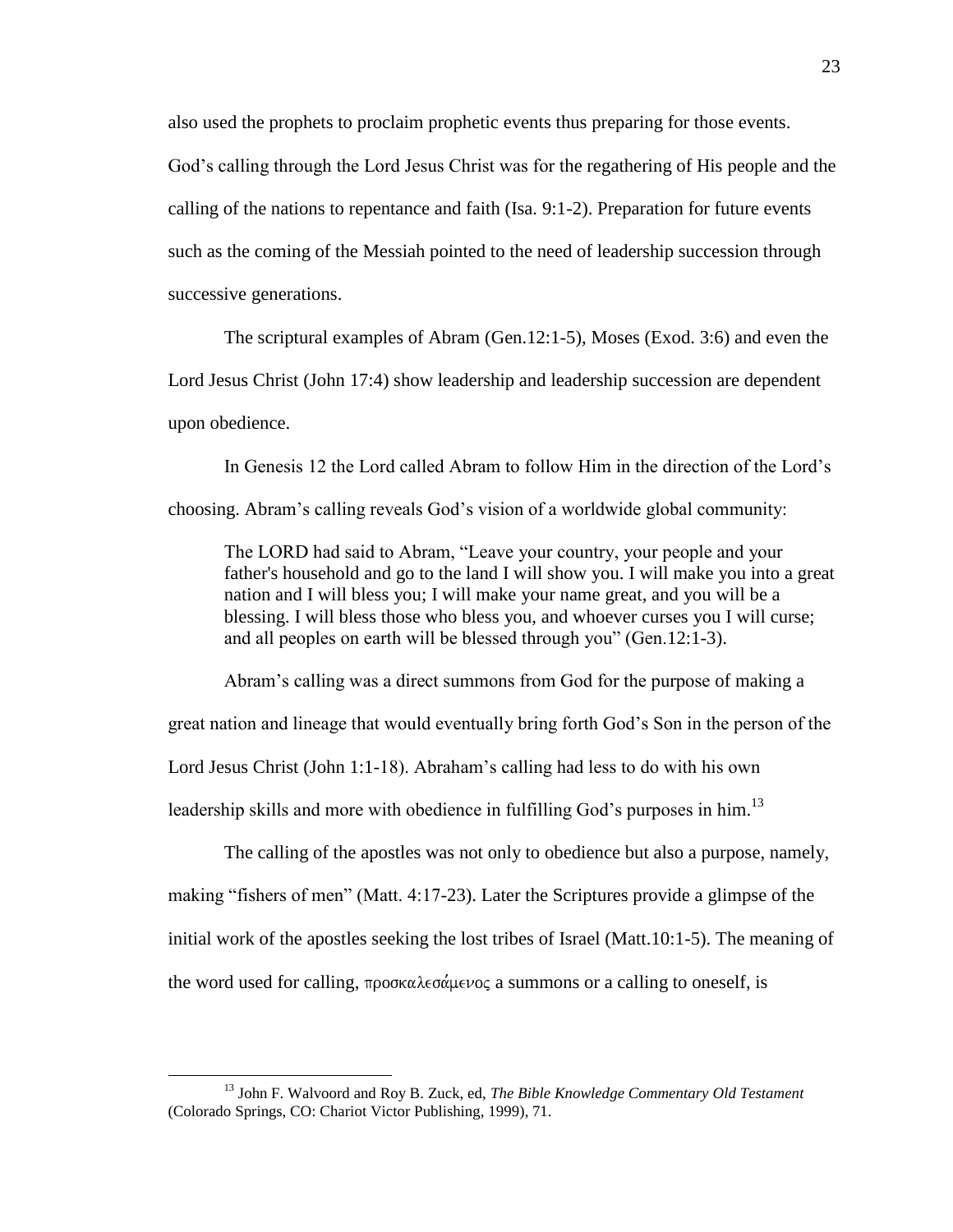also used the prophets to proclaim prophetic events thus preparing for those events. God's calling through the Lord Jesus Christ was for the regathering of His people and the calling of the nations to repentance and faith (Isa. 9:1-2). Preparation for future events such as the coming of the Messiah pointed to the need of leadership succession through successive generations.

The scriptural examples of Abram (Gen.12:1-5), Moses (Exod. 3:6) and even the Lord Jesus Christ (John 17:4) show leadership and leadership succession are dependent upon obedience.

In Genesis 12 the Lord called Abram to follow Him in the direction of the Lord's choosing. Abram's calling reveals God's vision of a worldwide global community:

> The LORD had said to Abram, "Leave your country, your people and your father's household and go to the land I will show you. I will make you into a great nation and I will bless you; I will make your name great, and you will be a blessing. I will bless those who bless you, and whoever curses you I will curse; and all peoples on earth will be blessed through you" (Gen.12:1-3).

Abram's calling was a direct summons from God for the purpose of making a great nation and lineage that would eventually bring forth God's Son in the person of the Lord Jesus Christ (John 1:1-18). Abraham's calling had less to do with his own leadership skills and more with obedience in fulfilling God's purposes in him.[13]

The calling of the apostles was not only to obedience but also a purpose, namely, making "fishers of men" (Matt. 4:17-23). Later the Scriptures provide a glimpse of the initial work of the apostles seeking the lost tribes of Israel (Matt.10:1-5). The meaning of the word used for calling, προσκαλεσάμενος a summons or a calling to oneself, is

---

[13] John F. Walvoord and Roy B. Zuck, ed, *The Bible Knowledge Commentary Old Testament* (Colorado Springs, CO: Chariot Victor Publishing, 1999), 71.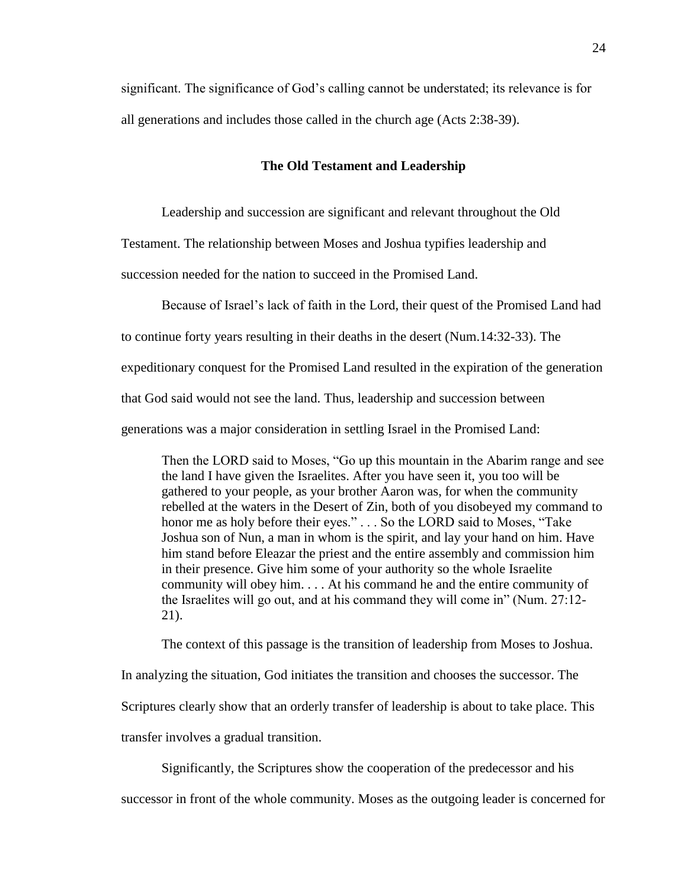significant. The significance of God's calling cannot be understated; its relevance is for all generations and includes those called in the church age (Acts 2:38-39).

## The Old Testament and Leadership

Leadership and succession are significant and relevant throughout the Old Testament. The relationship between Moses and Joshua typifies leadership and succession needed for the nation to succeed in the Promised Land.

Because of Israel's lack of faith in the Lord, their quest of the Promised Land had to continue forty years resulting in their deaths in the desert (Num.14:32-33). The expeditionary conquest for the Promised Land resulted in the expiration of the generation that God said would not see the land. Thus, leadership and succession between generations was a major consideration in settling Israel in the Promised Land:

> Then the LORD said to Moses, "Go up this mountain in the Abarim range and see the land I have given the Israelites. After you have seen it, you too will be gathered to your people, as your brother Aaron was, for when the community rebelled at the waters in the Desert of Zin, both of you disobeyed my command to honor me as holy before their eyes." . . . So the LORD said to Moses, "Take Joshua son of Nun, a man in whom is the spirit, and lay your hand on him. Have him stand before Eleazar the priest and the entire assembly and commission him in their presence. Give him some of your authority so the whole Israelite community will obey him. . . . At his command he and the entire community of the Israelites will go out, and at his command they will come in" (Num. 27:12-21).

The context of this passage is the transition of leadership from Moses to Joshua. In analyzing the situation, God initiates the transition and chooses the successor. The Scriptures clearly show that an orderly transfer of leadership is about to take place. This transfer involves a gradual transition.

Significantly, the Scriptures show the cooperation of the predecessor and his successor in front of the whole community. Moses as the outgoing leader is concerned for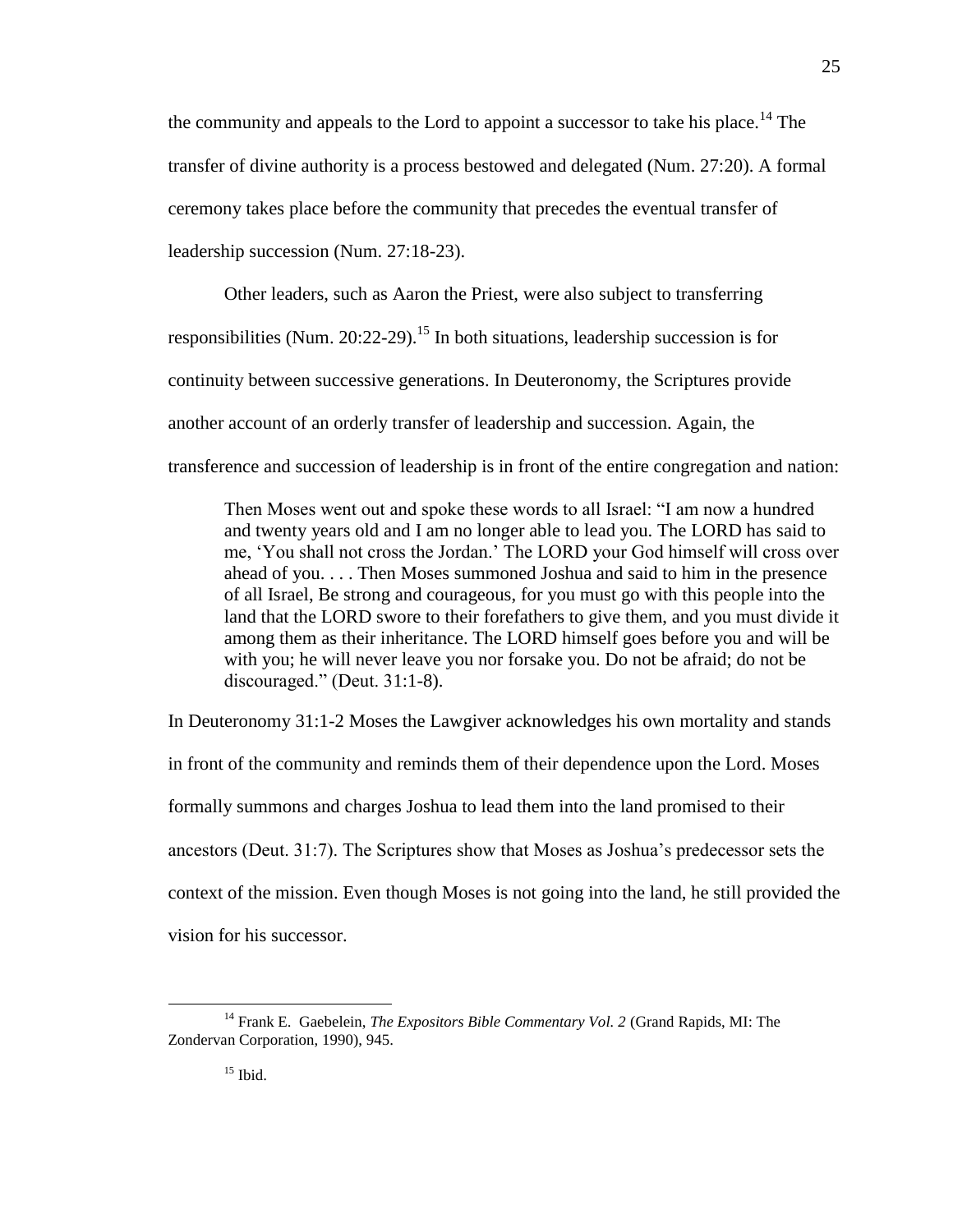the community and appeals to the Lord to appoint a successor to take his place.[14] The transfer of divine authority is a process bestowed and delegated (Num. 27:20). A formal ceremony takes place before the community that precedes the eventual transfer of leadership succession (Num. 27:18-23).

Other leaders, such as Aaron the Priest, were also subject to transferring responsibilities (Num. 20:22-29).[15] In both situations, leadership succession is for continuity between successive generations. In Deuteronomy, the Scriptures provide another account of an orderly transfer of leadership and succession. Again, the transference and succession of leadership is in front of the entire congregation and nation:

> Then Moses went out and spoke these words to all Israel: "I am now a hundred and twenty years old and I am no longer able to lead you. The LORD has said to me, 'You shall not cross the Jordan.' The LORD your God himself will cross over ahead of you. . . . Then Moses summoned Joshua and said to him in the presence of all Israel, Be strong and courageous, for you must go with this people into the land that the LORD swore to their forefathers to give them, and you must divide it among them as their inheritance. The LORD himself goes before you and will be with you; he will never leave you nor forsake you. Do not be afraid; do not be discouraged." (Deut. 31:1-8).

In Deuteronomy 31:1-2 Moses the Lawgiver acknowledges his own mortality and stands in front of the community and reminds them of their dependence upon the Lord. Moses formally summons and charges Joshua to lead them into the land promised to their ancestors (Deut. 31:7). The Scriptures show that Moses as Joshua's predecessor sets the context of the mission. Even though Moses is not going into the land, he still provided the vision for his successor.

---

[14] Frank E. Gaebelein, *The Expositors Bible Commentary Vol. 2* (Grand Rapids, MI: The Zondervan Corporation, 1990), 945.

[15] Ibid.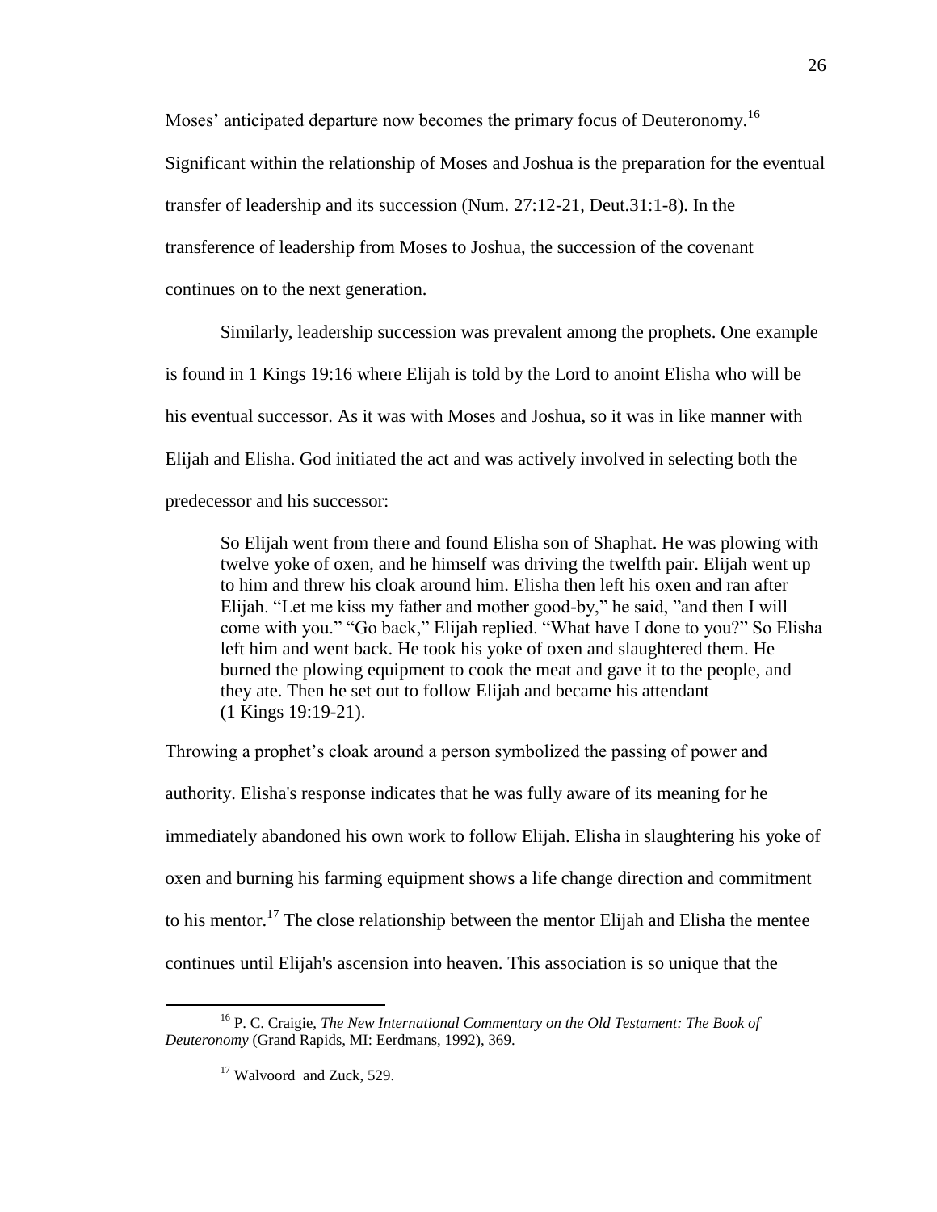Moses' anticipated departure now becomes the primary focus of Deuteronomy.[16] Significant within the relationship of Moses and Joshua is the preparation for the eventual transfer of leadership and its succession (Num. 27:12-21, Deut.31:1-8). In the transference of leadership from Moses to Joshua, the succession of the covenant continues on to the next generation.

Similarly, leadership succession was prevalent among the prophets. One example is found in 1 Kings 19:16 where Elijah is told by the Lord to anoint Elisha who will be his eventual successor. As it was with Moses and Joshua, so it was in like manner with Elijah and Elisha. God initiated the act and was actively involved in selecting both the predecessor and his successor:

> So Elijah went from there and found Elisha son of Shaphat. He was plowing with twelve yoke of oxen, and he himself was driving the twelfth pair. Elijah went up to him and threw his cloak around him. Elisha then left his oxen and ran after Elijah. "Let me kiss my father and mother good-by," he said, "and then I will come with you." "Go back," Elijah replied. "What have I done to you?" So Elisha left him and went back. He took his yoke of oxen and slaughtered them. He burned the plowing equipment to cook the meat and gave it to the people, and they ate. Then he set out to follow Elijah and became his attendant (1 Kings 19:19-21).

Throwing a prophet's cloak around a person symbolized the passing of power and authority. Elisha's response indicates that he was fully aware of its meaning for he immediately abandoned his own work to follow Elijah. Elisha in slaughtering his yoke of oxen and burning his farming equipment shows a life change direction and commitment to his mentor.[17] The close relationship between the mentor Elijah and Elisha the mentee continues until Elijah's ascension into heaven. This association is so unique that the

---

[16] P. C. Craigie, *The New International Commentary on the Old Testament: The Book of Deuteronomy* (Grand Rapids, MI: Eerdmans, 1992), 369.

[17] Walvoord and Zuck, 529.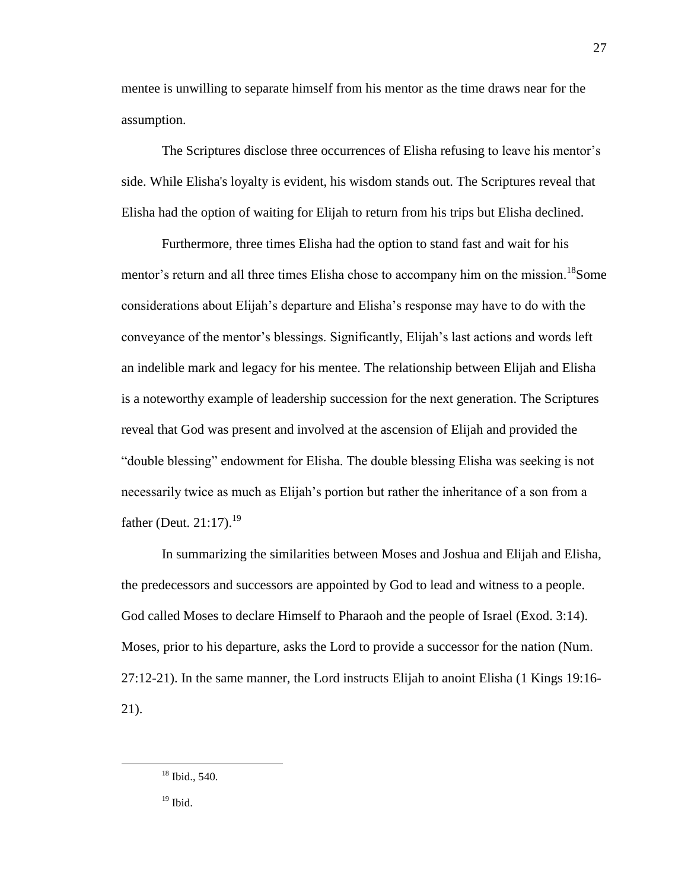mentee is unwilling to separate himself from his mentor as the time draws near for the assumption.

The Scriptures disclose three occurrences of Elisha refusing to leave his mentor's side. While Elisha's loyalty is evident, his wisdom stands out. The Scriptures reveal that Elisha had the option of waiting for Elijah to return from his trips but Elisha declined.

Furthermore, three times Elisha had the option to stand fast and wait for his mentor's return and all three times Elisha chose to accompany him on the mission.[18]Some considerations about Elijah's departure and Elisha's response may have to do with the conveyance of the mentor's blessings. Significantly, Elijah's last actions and words left an indelible mark and legacy for his mentee. The relationship between Elijah and Elisha is a noteworthy example of leadership succession for the next generation. The Scriptures reveal that God was present and involved at the ascension of Elijah and provided the "double blessing" endowment for Elisha. The double blessing Elisha was seeking is not necessarily twice as much as Elijah's portion but rather the inheritance of a son from a father (Deut. 21:17).[19]

In summarizing the similarities between Moses and Joshua and Elijah and Elisha, the predecessors and successors are appointed by God to lead and witness to a people. God called Moses to declare Himself to Pharaoh and the people of Israel (Exod. 3:14). Moses, prior to his departure, asks the Lord to provide a successor for the nation (Num. 27:12-21). In the same manner, the Lord instructs Elijah to anoint Elisha (1 Kings 19:16-21).

---

[18] Ibid., 540.

[19] Ibid.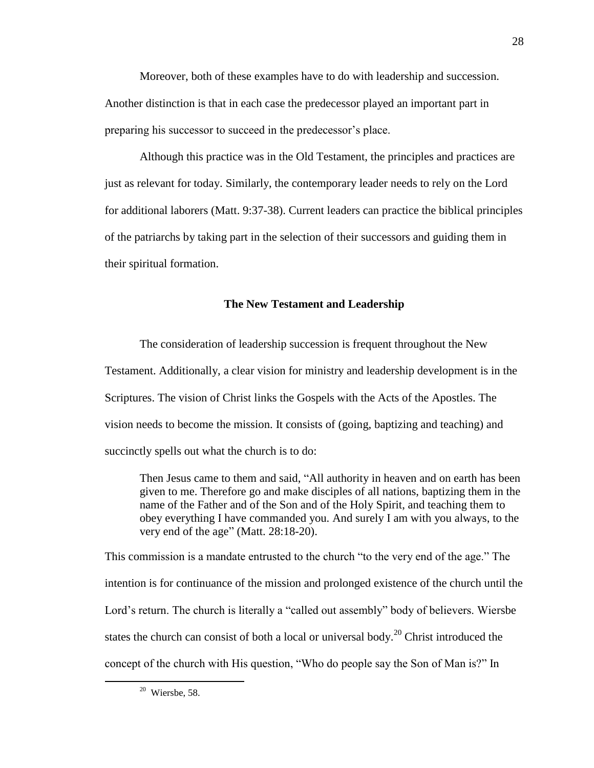Moreover, both of these examples have to do with leadership and succession. Another distinction is that in each case the predecessor played an important part in preparing his successor to succeed in the predecessor's place.

Although this practice was in the Old Testament, the principles and practices are just as relevant for today. Similarly, the contemporary leader needs to rely on the Lord for additional laborers (Matt. 9:37-38). Current leaders can practice the biblical principles of the patriarchs by taking part in the selection of their successors and guiding them in their spiritual formation.

## The New Testament and Leadership

The consideration of leadership succession is frequent throughout the New Testament. Additionally, a clear vision for ministry and leadership development is in the Scriptures. The vision of Christ links the Gospels with the Acts of the Apostles. The vision needs to become the mission. It consists of (going, baptizing and teaching) and succinctly spells out what the church is to do:

> Then Jesus came to them and said, "All authority in heaven and on earth has been given to me. Therefore go and make disciples of all nations, baptizing them in the name of the Father and of the Son and of the Holy Spirit, and teaching them to obey everything I have commanded you. And surely I am with you always, to the very end of the age" (Matt. 28:18-20).

This commission is a mandate entrusted to the church "to the very end of the age." The intention is for continuance of the mission and prolonged existence of the church until the Lord's return. The church is literally a "called out assembly" body of believers. Wiersbe states the church can consist of both a local or universal body.[20] Christ introduced the concept of the church with His question, "Who do people say the Son of Man is?" In

[20] Wiersbe, 58.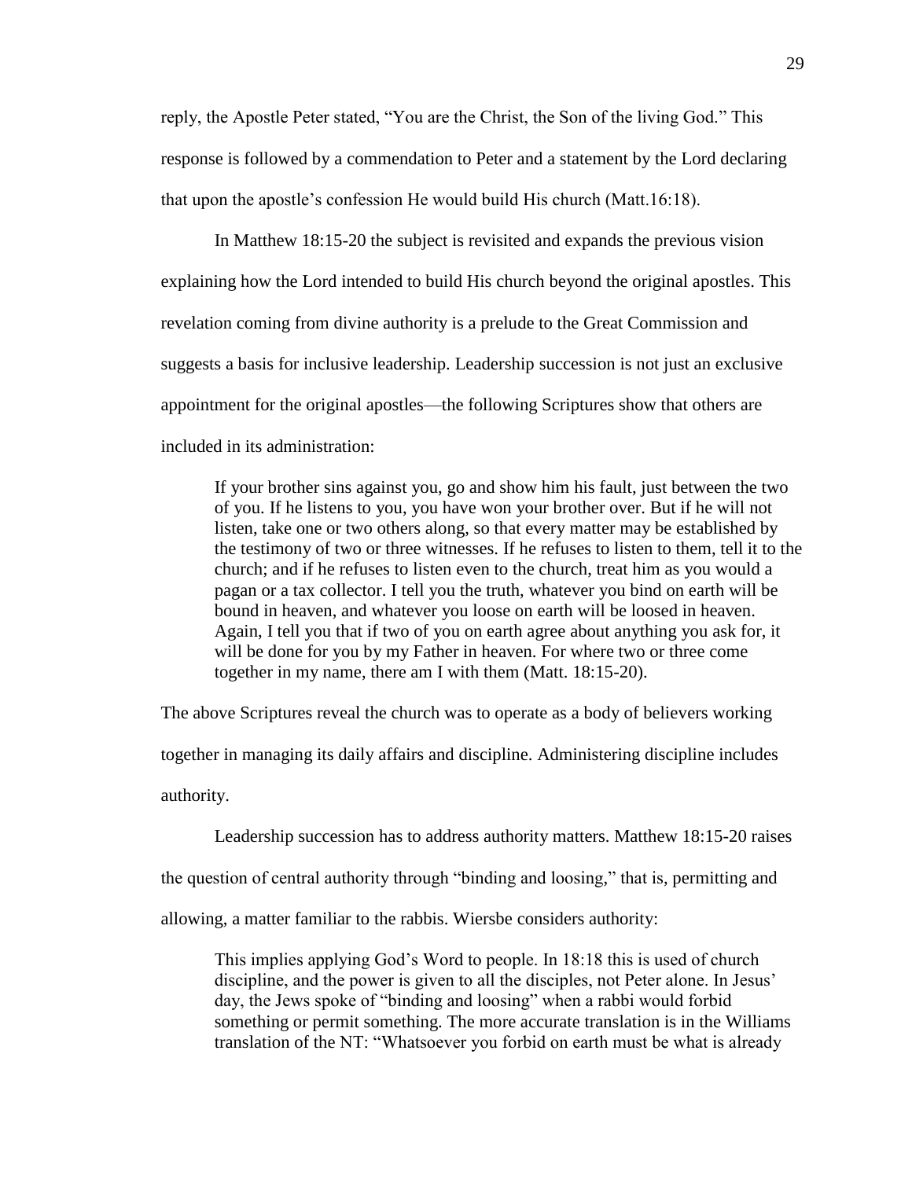reply, the Apostle Peter stated, "You are the Christ, the Son of the living God." This response is followed by a commendation to Peter and a statement by the Lord declaring that upon the apostle's confession He would build His church (Matt.16:18).

In Matthew 18:15-20 the subject is revisited and expands the previous vision explaining how the Lord intended to build His church beyond the original apostles. This revelation coming from divine authority is a prelude to the Great Commission and suggests a basis for inclusive leadership. Leadership succession is not just an exclusive appointment for the original apostles—the following Scriptures show that others are included in its administration:

> If your brother sins against you, go and show him his fault, just between the two of you. If he listens to you, you have won your brother over. But if he will not listen, take one or two others along, so that every matter may be established by the testimony of two or three witnesses. If he refuses to listen to them, tell it to the church; and if he refuses to listen even to the church, treat him as you would a pagan or a tax collector. I tell you the truth, whatever you bind on earth will be bound in heaven, and whatever you loose on earth will be loosed in heaven. Again, I tell you that if two of you on earth agree about anything you ask for, it will be done for you by my Father in heaven. For where two or three come together in my name, there am I with them (Matt. 18:15-20).

The above Scriptures reveal the church was to operate as a body of believers working together in managing its daily affairs and discipline. Administering discipline includes authority.

Leadership succession has to address authority matters. Matthew 18:15-20 raises the question of central authority through "binding and loosing," that is, permitting and allowing, a matter familiar to the rabbis. Wiersbe considers authority:

> This implies applying God's Word to people. In 18:18 this is used of church discipline, and the power is given to all the disciples, not Peter alone. In Jesus' day, the Jews spoke of "binding and loosing" when a rabbi would forbid something or permit something. The more accurate translation is in the Williams translation of the NT: "Whatsoever you forbid on earth must be what is already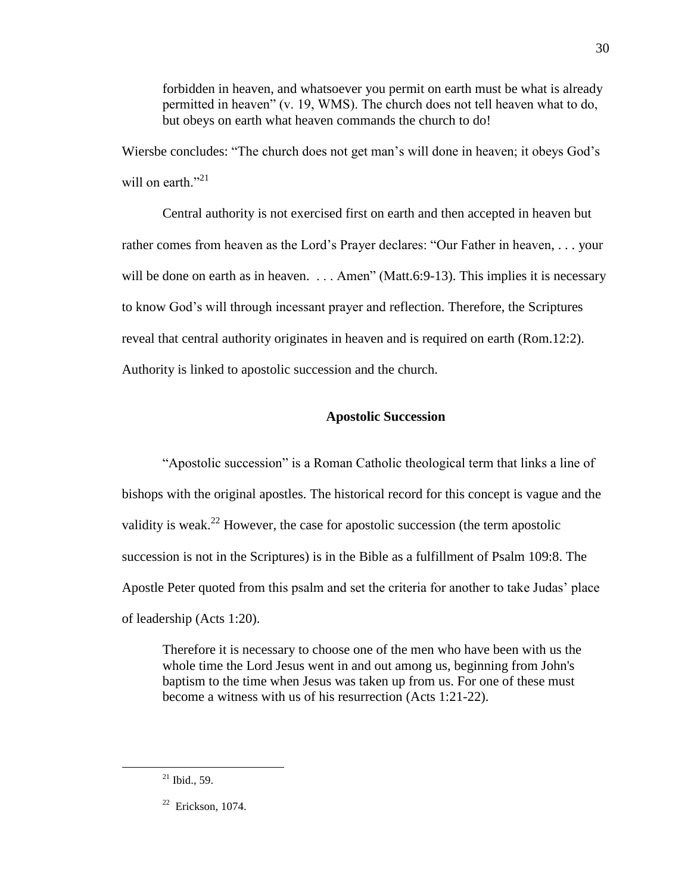> forbidden in heaven, and whatsoever you permit on earth must be what is already permitted in heaven" (v. 19, WMS). The church does not tell heaven what to do, but obeys on earth what heaven commands the church to do!

Wiersbe concludes: "The church does not get man's will done in heaven; it obeys God's will on earth."[21]

Central authority is not exercised first on earth and then accepted in heaven but rather comes from heaven as the Lord's Prayer declares: "Our Father in heaven, . . . your will be done on earth as in heaven. . . . Amen" (Matt.6:9-13). This implies it is necessary to know God's will through incessant prayer and reflection. Therefore, the Scriptures reveal that central authority originates in heaven and is required on earth (Rom.12:2). Authority is linked to apostolic succession and the church.

### Apostolic Succession

"Apostolic succession" is a Roman Catholic theological term that links a line of bishops with the original apostles. The historical record for this concept is vague and the validity is weak.[22] However, the case for apostolic succession (the term apostolic succession is not in the Scriptures) is in the Bible as a fulfillment of Psalm 109:8. The Apostle Peter quoted from this psalm and set the criteria for another to take Judas' place of leadership (Acts 1:20).

> Therefore it is necessary to choose one of the men who have been with us the whole time the Lord Jesus went in and out among us, beginning from John's baptism to the time when Jesus was taken up from us. For one of these must become a witness with us of his resurrection (Acts 1:21-22).

---

[21] Ibid., 59.

[22] Erickson, 1074.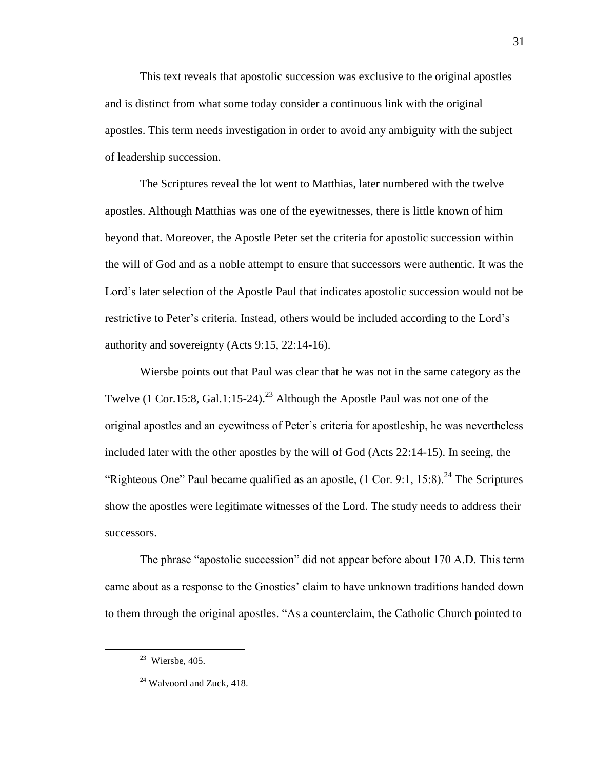This text reveals that apostolic succession was exclusive to the original apostles and is distinct from what some today consider a continuous link with the original apostles. This term needs investigation in order to avoid any ambiguity with the subject of leadership succession.

The Scriptures reveal the lot went to Matthias, later numbered with the twelve apostles. Although Matthias was one of the eyewitnesses, there is little known of him beyond that. Moreover, the Apostle Peter set the criteria for apostolic succession within the will of God and as a noble attempt to ensure that successors were authentic. It was the Lord's later selection of the Apostle Paul that indicates apostolic succession would not be restrictive to Peter's criteria. Instead, others would be included according to the Lord's authority and sovereignty (Acts 9:15, 22:14-16).

Wiersbe points out that Paul was clear that he was not in the same category as the Twelve (1 Cor.15:8, Gal.1:15-24).[23] Although the Apostle Paul was not one of the original apostles and an eyewitness of Peter's criteria for apostleship, he was nevertheless included later with the other apostles by the will of God (Acts 22:14-15). In seeing, the "Righteous One" Paul became qualified as an apostle, (1 Cor. 9:1, 15:8).[24] The Scriptures show the apostles were legitimate witnesses of the Lord. The study needs to address their successors.

The phrase "apostolic succession" did not appear before about 170 A.D. This term came about as a response to the Gnostics' claim to have unknown traditions handed down to them through the original apostles. "As a counterclaim, the Catholic Church pointed to

[23] Wiersbe, 405.

[24] Walvoord and Zuck, 418.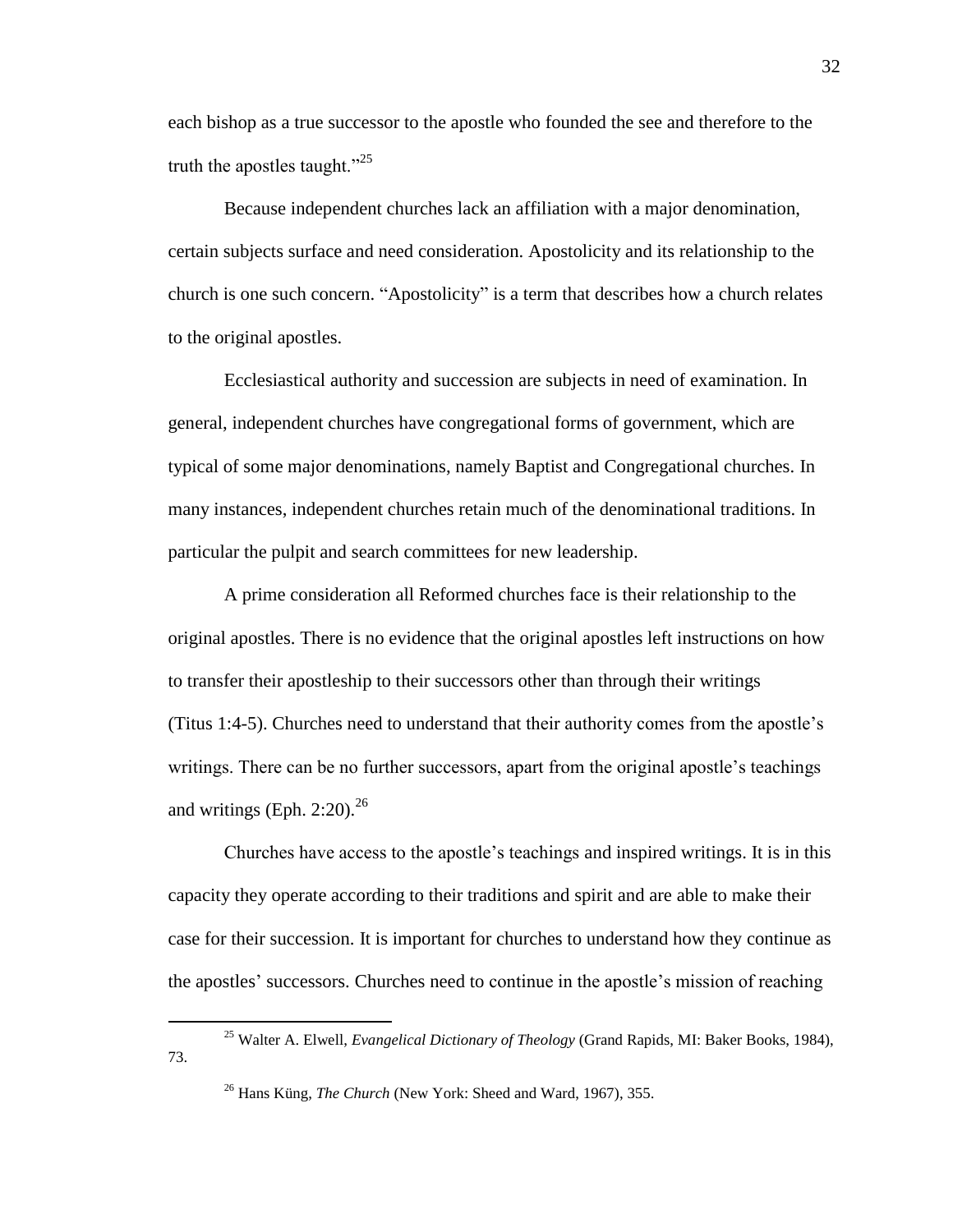each bishop as a true successor to the apostle who founded the see and therefore to the truth the apostles taught."[25]

Because independent churches lack an affiliation with a major denomination, certain subjects surface and need consideration. Apostolicity and its relationship to the church is one such concern. "Apostolicity" is a term that describes how a church relates to the original apostles.

Ecclesiastical authority and succession are subjects in need of examination. In general, independent churches have congregational forms of government, which are typical of some major denominations, namely Baptist and Congregational churches. In many instances, independent churches retain much of the denominational traditions. In particular the pulpit and search committees for new leadership.

A prime consideration all Reformed churches face is their relationship to the original apostles. There is no evidence that the original apostles left instructions on how to transfer their apostleship to their successors other than through their writings (Titus 1:4-5). Churches need to understand that their authority comes from the apostle's writings. There can be no further successors, apart from the original apostle's teachings and writings (Eph. 2:20).[26]

Churches have access to the apostle's teachings and inspired writings. It is in this capacity they operate according to their traditions and spirit and are able to make their case for their succession. It is important for churches to understand how they continue as the apostles' successors. Churches need to continue in the apostle's mission of reaching

---

[25] Walter A. Elwell, *Evangelical Dictionary of Theology* (Grand Rapids, MI: Baker Books, 1984), 73.

[26] Hans Küng, *The Church* (New York: Sheed and Ward, 1967), 355.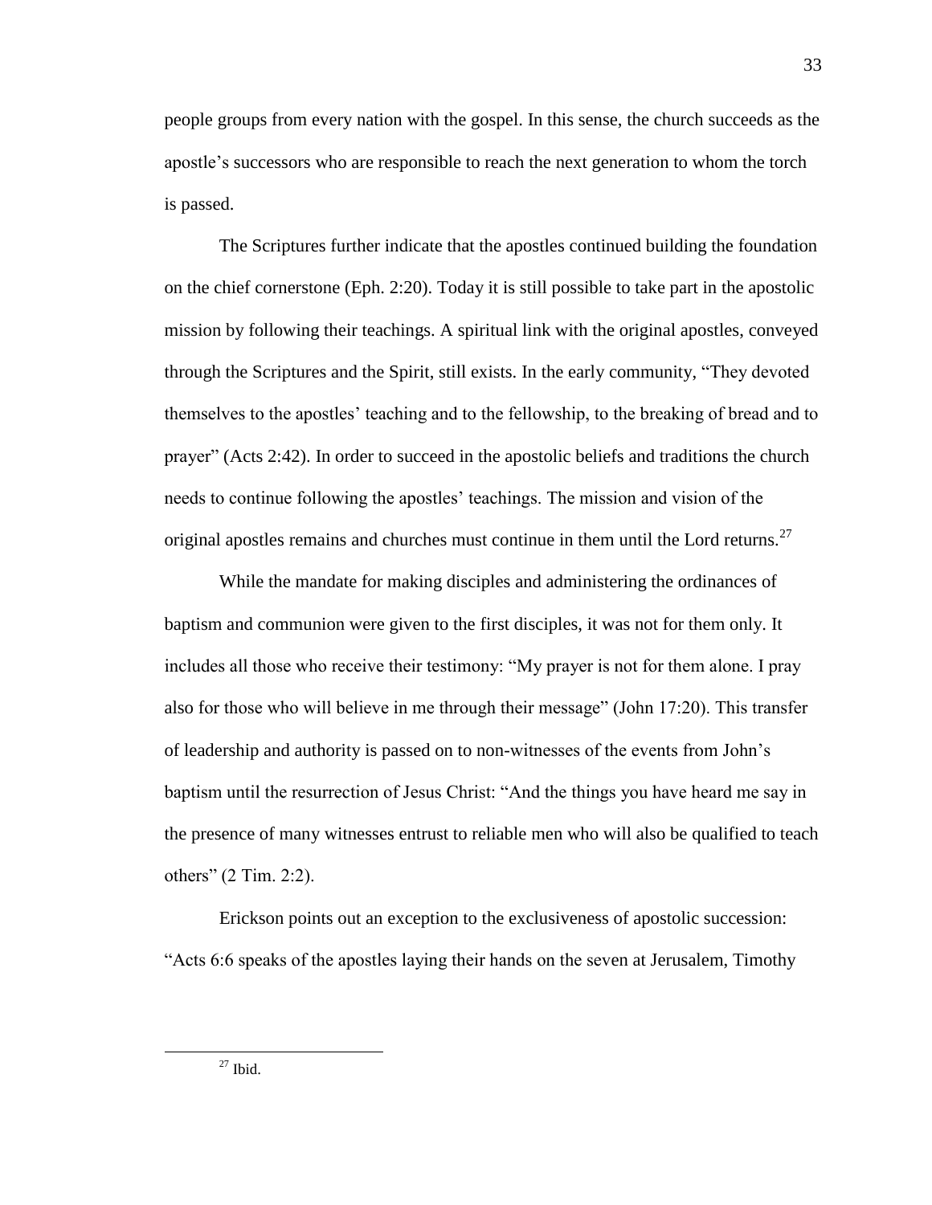people groups from every nation with the gospel. In this sense, the church succeeds as the apostle's successors who are responsible to reach the next generation to whom the torch is passed.

The Scriptures further indicate that the apostles continued building the foundation on the chief cornerstone (Eph. 2:20). Today it is still possible to take part in the apostolic mission by following their teachings. A spiritual link with the original apostles, conveyed through the Scriptures and the Spirit, still exists. In the early community, "They devoted themselves to the apostles' teaching and to the fellowship, to the breaking of bread and to prayer" (Acts 2:42). In order to succeed in the apostolic beliefs and traditions the church needs to continue following the apostles' teachings. The mission and vision of the original apostles remains and churches must continue in them until the Lord returns.[27]

While the mandate for making disciples and administering the ordinances of baptism and communion were given to the first disciples, it was not for them only. It includes all those who receive their testimony: "My prayer is not for them alone. I pray also for those who will believe in me through their message" (John 17:20). This transfer of leadership and authority is passed on to non-witnesses of the events from John's baptism until the resurrection of Jesus Christ: "And the things you have heard me say in the presence of many witnesses entrust to reliable men who will also be qualified to teach others" (2 Tim. 2:2).

Erickson points out an exception to the exclusiveness of apostolic succession: "Acts 6:6 speaks of the apostles laying their hands on the seven at Jerusalem, Timothy

---

[27] Ibid.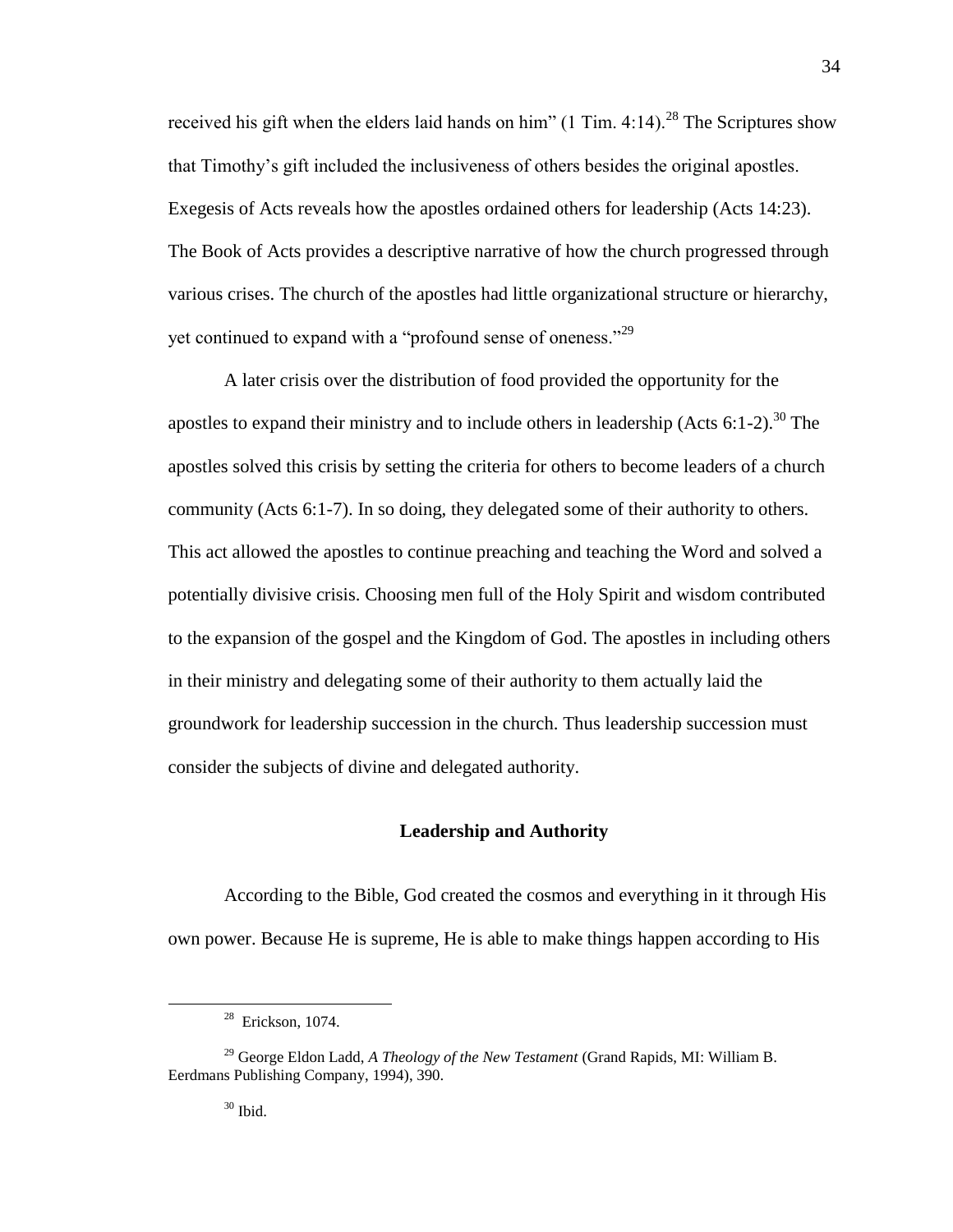received his gift when the elders laid hands on him" (1 Tim. 4:14).[28] The Scriptures show that Timothy's gift included the inclusiveness of others besides the original apostles. Exegesis of Acts reveals how the apostles ordained others for leadership (Acts 14:23). The Book of Acts provides a descriptive narrative of how the church progressed through various crises. The church of the apostles had little organizational structure or hierarchy, yet continued to expand with a "profound sense of oneness."[29]

A later crisis over the distribution of food provided the opportunity for the apostles to expand their ministry and to include others in leadership (Acts 6:1-2).[30] The apostles solved this crisis by setting the criteria for others to become leaders of a church community (Acts 6:1-7). In so doing, they delegated some of their authority to others. This act allowed the apostles to continue preaching and teaching the Word and solved a potentially divisive crisis. Choosing men full of the Holy Spirit and wisdom contributed to the expansion of the gospel and the Kingdom of God. The apostles in including others in their ministry and delegating some of their authority to them actually laid the groundwork for leadership succession in the church. Thus leadership succession must consider the subjects of divine and delegated authority.

## Leadership and Authority

According to the Bible, God created the cosmos and everything in it through His own power. Because He is supreme, He is able to make things happen according to His

---

[28] Erickson, 1074.

[29] George Eldon Ladd, *A Theology of the New Testament* (Grand Rapids, MI: William B. Eerdmans Publishing Company, 1994), 390.

[30] Ibid.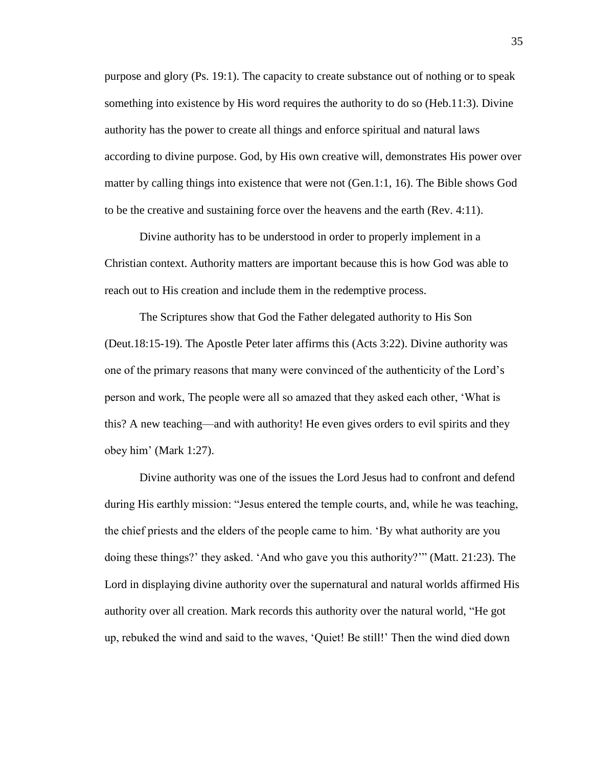purpose and glory (Ps. 19:1). The capacity to create substance out of nothing or to speak something into existence by His word requires the authority to do so (Heb.11:3). Divine authority has the power to create all things and enforce spiritual and natural laws according to divine purpose. God, by His own creative will, demonstrates His power over matter by calling things into existence that were not (Gen.1:1, 16). The Bible shows God to be the creative and sustaining force over the heavens and the earth (Rev. 4:11).

Divine authority has to be understood in order to properly implement in a Christian context. Authority matters are important because this is how God was able to reach out to His creation and include them in the redemptive process.

The Scriptures show that God the Father delegated authority to His Son (Deut.18:15-19). The Apostle Peter later affirms this (Acts 3:22). Divine authority was one of the primary reasons that many were convinced of the authenticity of the Lord's person and work, The people were all so amazed that they asked each other, 'What is this? A new teaching—and with authority! He even gives orders to evil spirits and they obey him' (Mark 1:27).

Divine authority was one of the issues the Lord Jesus had to confront and defend during His earthly mission: "Jesus entered the temple courts, and, while he was teaching, the chief priests and the elders of the people came to him. 'By what authority are you doing these things?' they asked. 'And who gave you this authority?'" (Matt. 21:23). The Lord in displaying divine authority over the supernatural and natural worlds affirmed His authority over all creation. Mark records this authority over the natural world, "He got up, rebuked the wind and said to the waves, 'Quiet! Be still!' Then the wind died down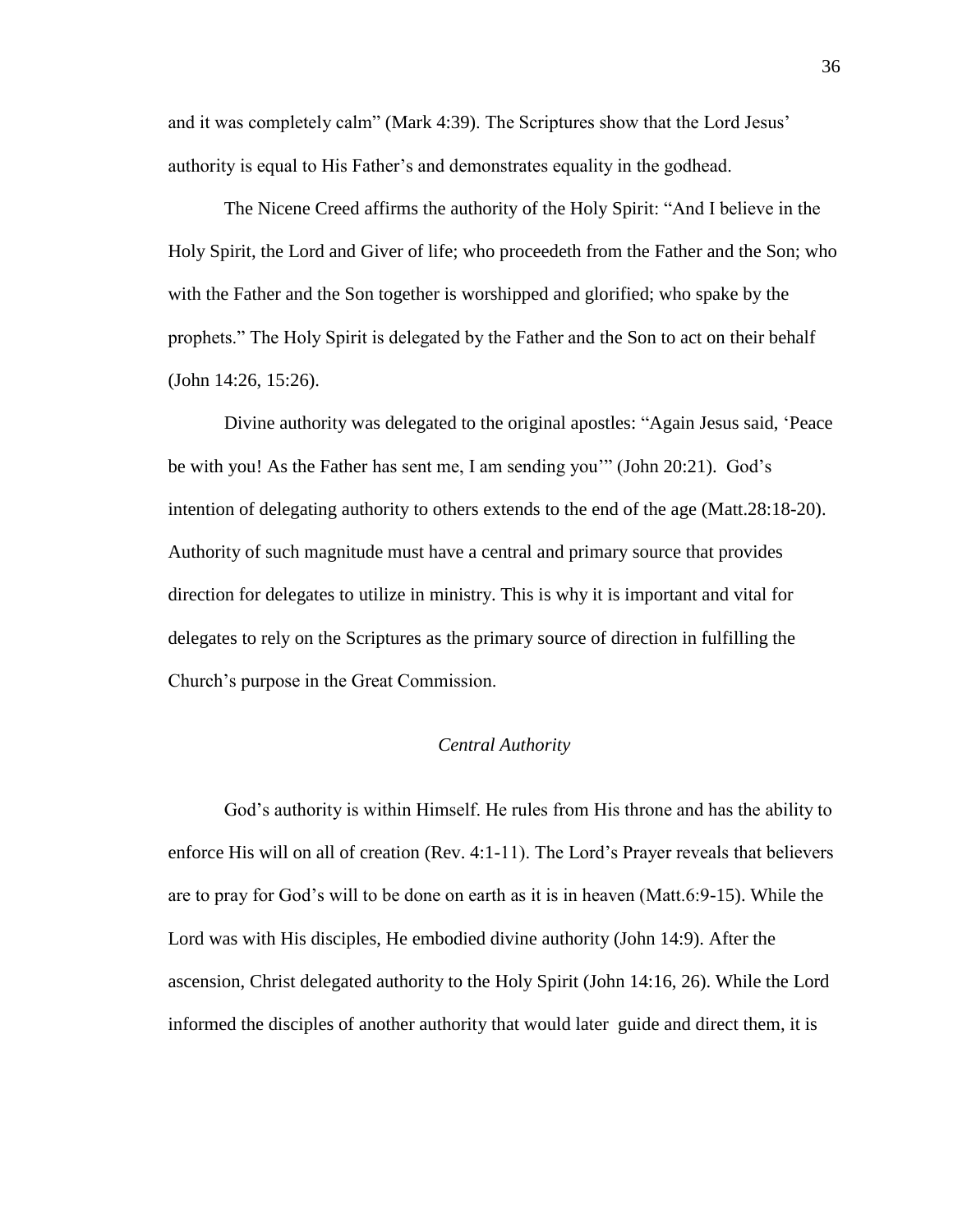and it was completely calm" (Mark 4:39). The Scriptures show that the Lord Jesus' authority is equal to His Father's and demonstrates equality in the godhead.

The Nicene Creed affirms the authority of the Holy Spirit: "And I believe in the Holy Spirit, the Lord and Giver of life; who proceedeth from the Father and the Son; who with the Father and the Son together is worshipped and glorified; who spake by the prophets." The Holy Spirit is delegated by the Father and the Son to act on their behalf (John 14:26, 15:26).

Divine authority was delegated to the original apostles: "Again Jesus said, 'Peace be with you! As the Father has sent me, I am sending you'" (John 20:21). God's intention of delegating authority to others extends to the end of the age (Matt.28:18-20). Authority of such magnitude must have a central and primary source that provides direction for delegates to utilize in ministry. This is why it is important and vital for delegates to rely on the Scriptures as the primary source of direction in fulfilling the Church's purpose in the Great Commission.

*Central Authority*

God's authority is within Himself. He rules from His throne and has the ability to enforce His will on all of creation (Rev. 4:1-11). The Lord's Prayer reveals that believers are to pray for God's will to be done on earth as it is in heaven (Matt.6:9-15). While the Lord was with His disciples, He embodied divine authority (John 14:9). After the ascension, Christ delegated authority to the Holy Spirit (John 14:16, 26). While the Lord informed the disciples of another authority that would later guide and direct them, it is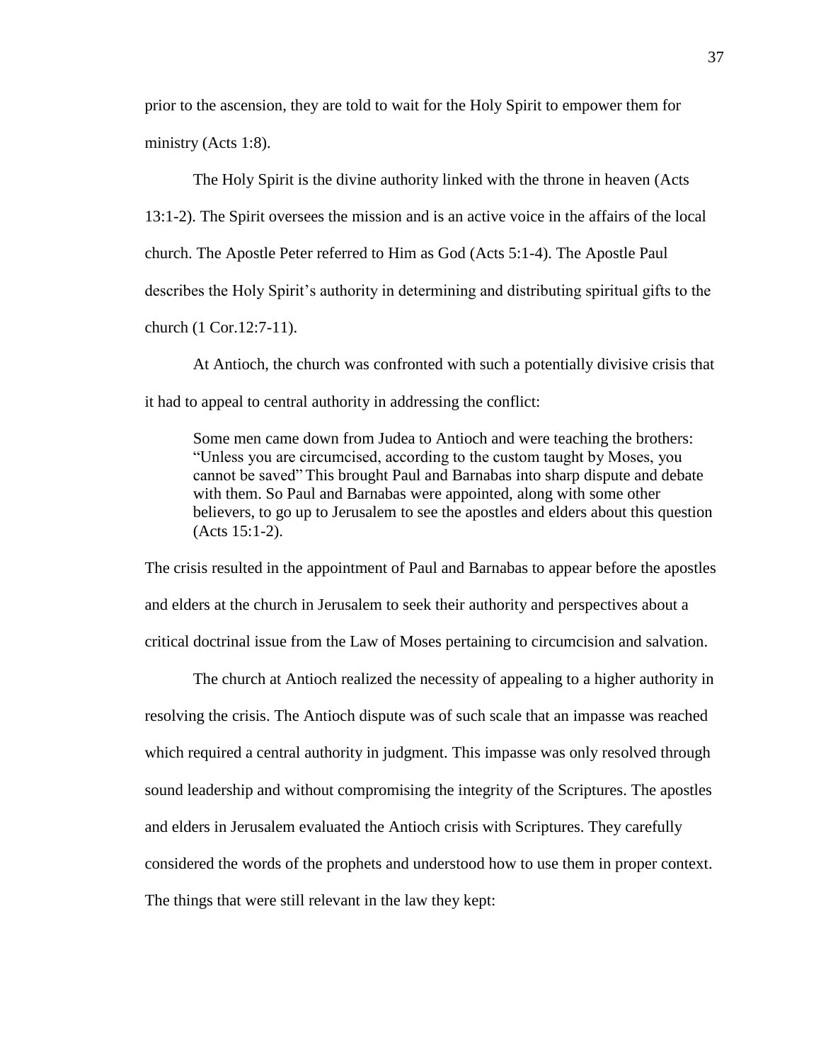prior to the ascension, they are told to wait for the Holy Spirit to empower them for ministry (Acts 1:8).

The Holy Spirit is the divine authority linked with the throne in heaven (Acts 13:1-2). The Spirit oversees the mission and is an active voice in the affairs of the local church. The Apostle Peter referred to Him as God (Acts 5:1-4). The Apostle Paul describes the Holy Spirit's authority in determining and distributing spiritual gifts to the church (1 Cor.12:7-11).

At Antioch, the church was confronted with such a potentially divisive crisis that it had to appeal to central authority in addressing the conflict:

> Some men came down from Judea to Antioch and were teaching the brothers: "Unless you are circumcised, according to the custom taught by Moses, you cannot be saved" This brought Paul and Barnabas into sharp dispute and debate with them. So Paul and Barnabas were appointed, along with some other believers, to go up to Jerusalem to see the apostles and elders about this question (Acts 15:1-2).

The crisis resulted in the appointment of Paul and Barnabas to appear before the apostles and elders at the church in Jerusalem to seek their authority and perspectives about a critical doctrinal issue from the Law of Moses pertaining to circumcision and salvation.

The church at Antioch realized the necessity of appealing to a higher authority in resolving the crisis. The Antioch dispute was of such scale that an impasse was reached which required a central authority in judgment. This impasse was only resolved through sound leadership and without compromising the integrity of the Scriptures. The apostles and elders in Jerusalem evaluated the Antioch crisis with Scriptures. They carefully considered the words of the prophets and understood how to use them in proper context. The things that were still relevant in the law they kept: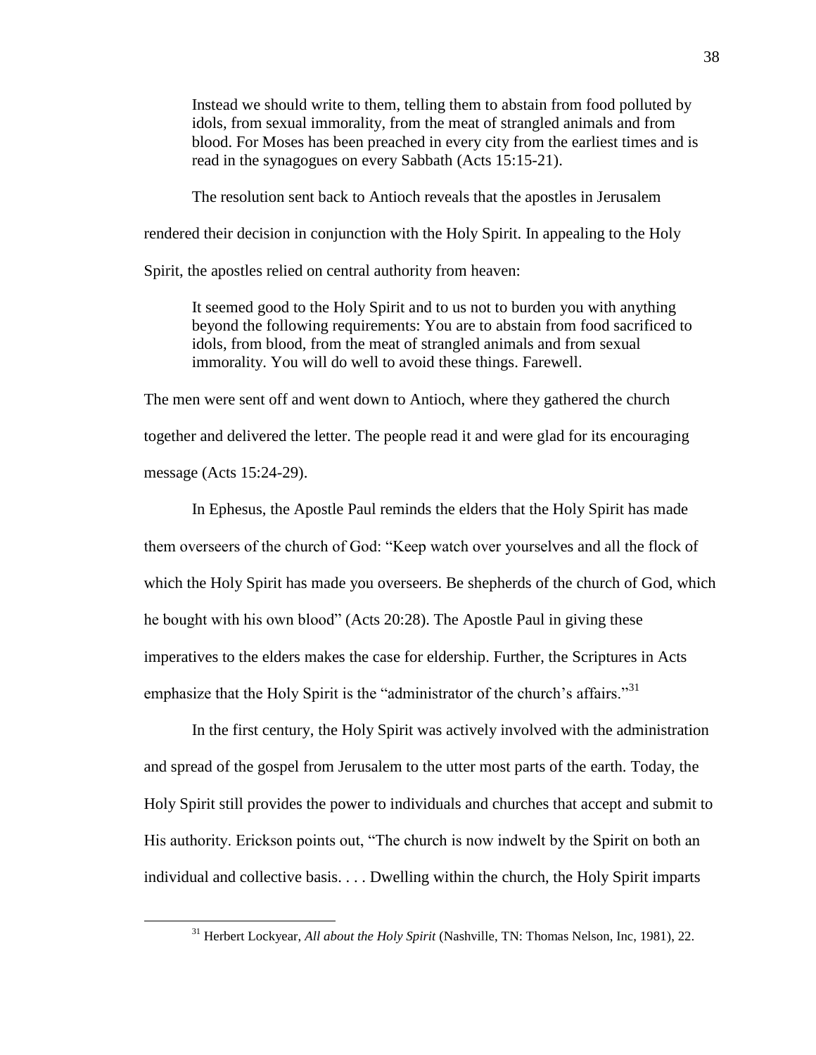> Instead we should write to them, telling them to abstain from food polluted by idols, from sexual immorality, from the meat of strangled animals and from blood. For Moses has been preached in every city from the earliest times and is read in the synagogues on every Sabbath (Acts 15:15-21).

The resolution sent back to Antioch reveals that the apostles in Jerusalem rendered their decision in conjunction with the Holy Spirit. In appealing to the Holy Spirit, the apostles relied on central authority from heaven:

> It seemed good to the Holy Spirit and to us not to burden you with anything beyond the following requirements: You are to abstain from food sacrificed to idols, from blood, from the meat of strangled animals and from sexual immorality. You will do well to avoid these things. Farewell.

The men were sent off and went down to Antioch, where they gathered the church together and delivered the letter. The people read it and were glad for its encouraging message (Acts 15:24-29).

In Ephesus, the Apostle Paul reminds the elders that the Holy Spirit has made them overseers of the church of God: "Keep watch over yourselves and all the flock of which the Holy Spirit has made you overseers. Be shepherds of the church of God, which he bought with his own blood" (Acts 20:28). The Apostle Paul in giving these imperatives to the elders makes the case for eldership. Further, the Scriptures in Acts emphasize that the Holy Spirit is the "administrator of the church's affairs."[31]

In the first century, the Holy Spirit was actively involved with the administration and spread of the gospel from Jerusalem to the utter most parts of the earth. Today, the Holy Spirit still provides the power to individuals and churches that accept and submit to His authority. Erickson points out, "The church is now indwelt by the Spirit on both an individual and collective basis. . . . Dwelling within the church, the Holy Spirit imparts

---

[31] Herbert Lockyear, *All about the Holy Spirit* (Nashville, TN: Thomas Nelson, Inc, 1981), 22.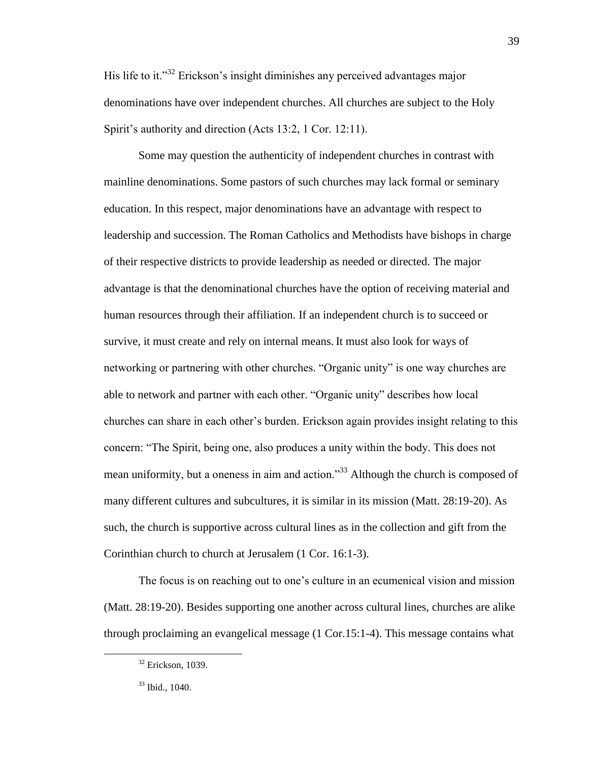His life to it."[32] Erickson's insight diminishes any perceived advantages major denominations have over independent churches. All churches are subject to the Holy Spirit's authority and direction (Acts 13:2, 1 Cor. 12:11).

Some may question the authenticity of independent churches in contrast with mainline denominations. Some pastors of such churches may lack formal or seminary education. In this respect, major denominations have an advantage with respect to leadership and succession. The Roman Catholics and Methodists have bishops in charge of their respective districts to provide leadership as needed or directed. The major advantage is that the denominational churches have the option of receiving material and human resources through their affiliation. If an independent church is to succeed or survive, it must create and rely on internal means. It must also look for ways of networking or partnering with other churches. "Organic unity" is one way churches are able to network and partner with each other. "Organic unity" describes how local churches can share in each other's burden. Erickson again provides insight relating to this concern: "The Spirit, being one, also produces a unity within the body. This does not mean uniformity, but a oneness in aim and action."[33] Although the church is composed of many different cultures and subcultures, it is similar in its mission (Matt. 28:19-20). As such, the church is supportive across cultural lines as in the collection and gift from the Corinthian church to church at Jerusalem (1 Cor. 16:1-3).

The focus is on reaching out to one's culture in an ecumenical vision and mission (Matt. 28:19-20). Besides supporting one another across cultural lines, churches are alike through proclaiming an evangelical message (1 Cor.15:1-4). This message contains what

---

[32] Erickson, 1039.

[33] Ibid., 1040.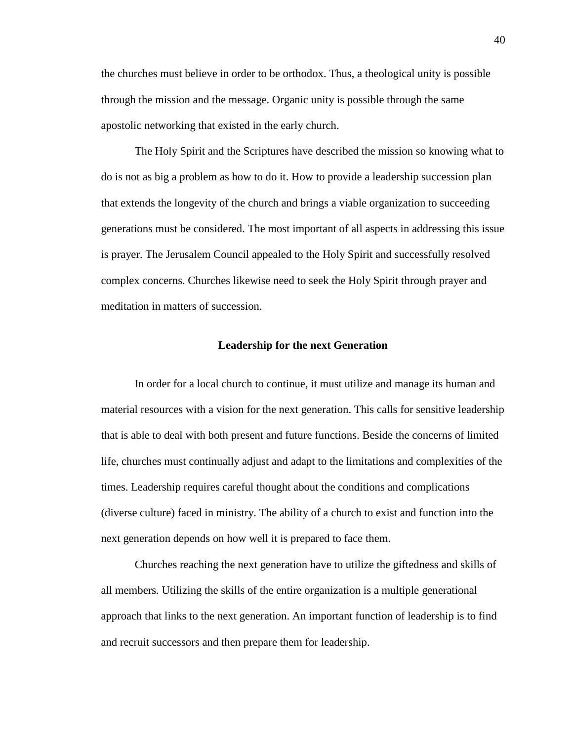the churches must believe in order to be orthodox. Thus, a theological unity is possible through the mission and the message. Organic unity is possible through the same apostolic networking that existed in the early church.

The Holy Spirit and the Scriptures have described the mission so knowing what to do is not as big a problem as how to do it. How to provide a leadership succession plan that extends the longevity of the church and brings a viable organization to succeeding generations must be considered. The most important of all aspects in addressing this issue is prayer. The Jerusalem Council appealed to the Holy Spirit and successfully resolved complex concerns. Churches likewise need to seek the Holy Spirit through prayer and meditation in matters of succession.

## Leadership for the next Generation

In order for a local church to continue, it must utilize and manage its human and material resources with a vision for the next generation. This calls for sensitive leadership that is able to deal with both present and future functions. Beside the concerns of limited life, churches must continually adjust and adapt to the limitations and complexities of the times. Leadership requires careful thought about the conditions and complications (diverse culture) faced in ministry. The ability of a church to exist and function into the next generation depends on how well it is prepared to face them.

Churches reaching the next generation have to utilize the giftedness and skills of all members. Utilizing the skills of the entire organization is a multiple generational approach that links to the next generation. An important function of leadership is to find and recruit successors and then prepare them for leadership.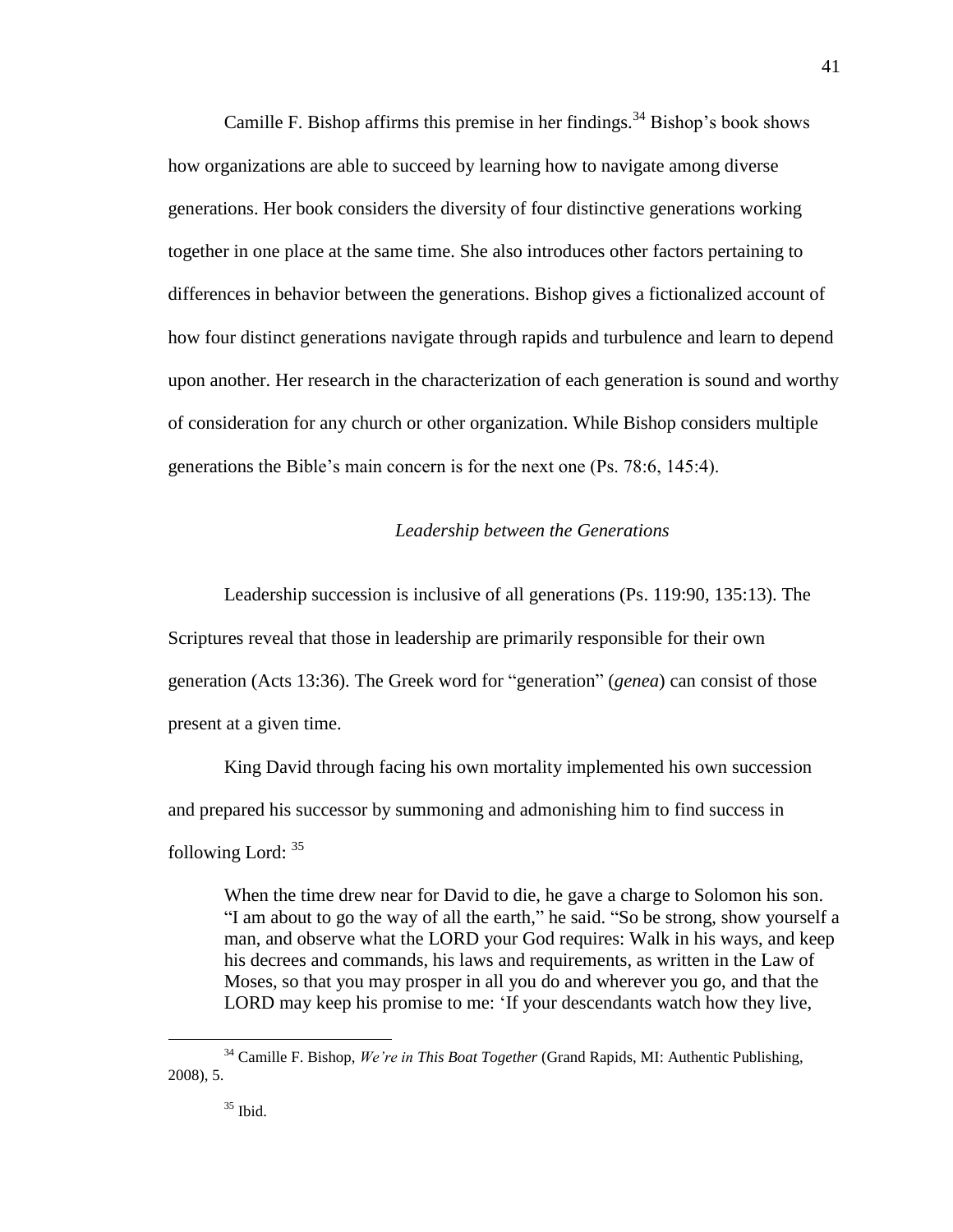Camille F. Bishop affirms this premise in her findings.[34] Bishop's book shows how organizations are able to succeed by learning how to navigate among diverse generations. Her book considers the diversity of four distinctive generations working together in one place at the same time. She also introduces other factors pertaining to differences in behavior between the generations. Bishop gives a fictionalized account of how four distinct generations navigate through rapids and turbulence and learn to depend upon another. Her research in the characterization of each generation is sound and worthy of consideration for any church or other organization. While Bishop considers multiple generations the Bible's main concern is for the next one (Ps. 78:6, 145:4).

### *Leadership between the Generations*

Leadership succession is inclusive of all generations (Ps. 119:90, 135:13). The Scriptures reveal that those in leadership are primarily responsible for their own generation (Acts 13:36). The Greek word for "generation" (*genea*) can consist of those present at a given time.

King David through facing his own mortality implemented his own succession and prepared his successor by summoning and admonishing him to find success in following Lord: [35]

> When the time drew near for David to die, he gave a charge to Solomon his son. "I am about to go the way of all the earth," he said. "So be strong, show yourself a man, and observe what the LORD your God requires: Walk in his ways, and keep his decrees and commands, his laws and requirements, as written in the Law of Moses, so that you may prosper in all you do and wherever you go, and that the LORD may keep his promise to me: 'If your descendants watch how they live,

---

[34] Camille F. Bishop, *We're in This Boat Together* (Grand Rapids, MI: Authentic Publishing, 2008), 5.

[35] Ibid.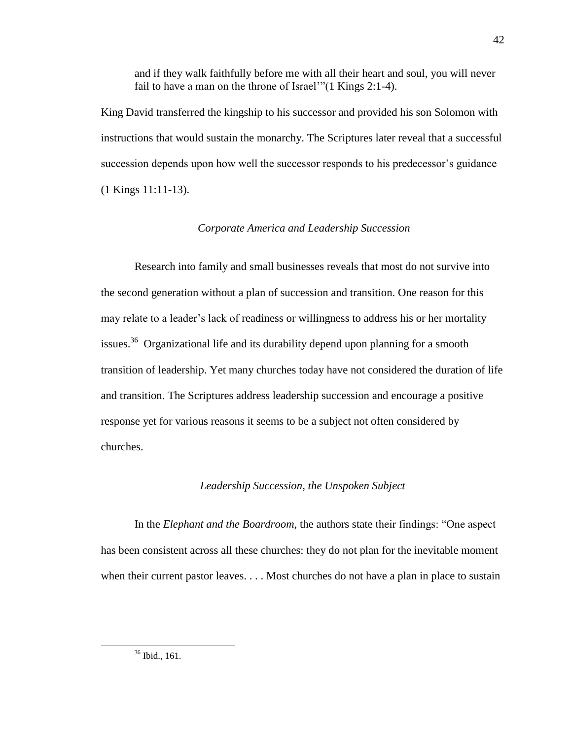> and if they walk faithfully before me with all their heart and soul, you will never fail to have a man on the throne of Israel'"(1 Kings 2:1-4).

King David transferred the kingship to his successor and provided his son Solomon with instructions that would sustain the monarchy. The Scriptures later reveal that a successful succession depends upon how well the successor responds to his predecessor's guidance (1 Kings 11:11-13).

### *Corporate America and Leadership Succession*

Research into family and small businesses reveals that most do not survive into the second generation without a plan of succession and transition. One reason for this may relate to a leader's lack of readiness or willingness to address his or her mortality issues.[36] Organizational life and its durability depend upon planning for a smooth transition of leadership. Yet many churches today have not considered the duration of life and transition. The Scriptures address leadership succession and encourage a positive response yet for various reasons it seems to be a subject not often considered by churches.

### *Leadership Succession, the Unspoken Subject*

In the *Elephant and the Boardroom*, the authors state their findings: "One aspect has been consistent across all these churches: they do not plan for the inevitable moment when their current pastor leaves. . . . Most churches do not have a plan in place to sustain

---

[36] Ibid., 161.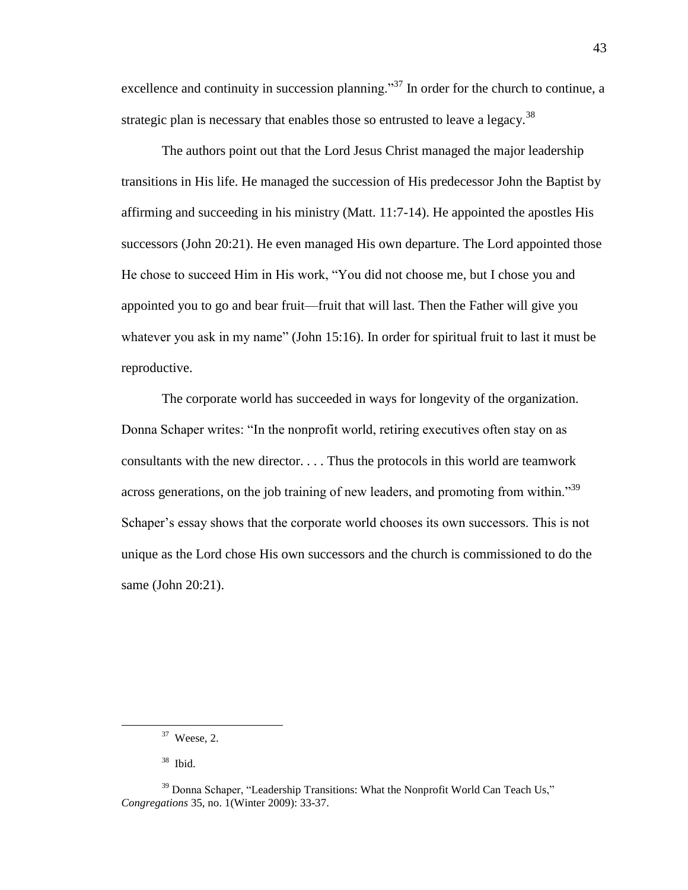excellence and continuity in succession planning."[37] In order for the church to continue, a strategic plan is necessary that enables those so entrusted to leave a legacy.[38]

The authors point out that the Lord Jesus Christ managed the major leadership transitions in His life. He managed the succession of His predecessor John the Baptist by affirming and succeeding in his ministry (Matt. 11:7-14). He appointed the apostles His successors (John 20:21). He even managed His own departure. The Lord appointed those He chose to succeed Him in His work, "You did not choose me, but I chose you and appointed you to go and bear fruit—fruit that will last. Then the Father will give you whatever you ask in my name" (John 15:16). In order for spiritual fruit to last it must be reproductive.

The corporate world has succeeded in ways for longevity of the organization. Donna Schaper writes: "In the nonprofit world, retiring executives often stay on as consultants with the new director. . . . Thus the protocols in this world are teamwork across generations, on the job training of new leaders, and promoting from within."[39] Schaper's essay shows that the corporate world chooses its own successors. This is not unique as the Lord chose His own successors and the church is commissioned to do the same (John 20:21).

---

[37] Weese, 2.

[38] Ibid.

[39] Donna Schaper, "Leadership Transitions: What the Nonprofit World Can Teach Us," *Congregations* 35, no. 1(Winter 2009): 33-37.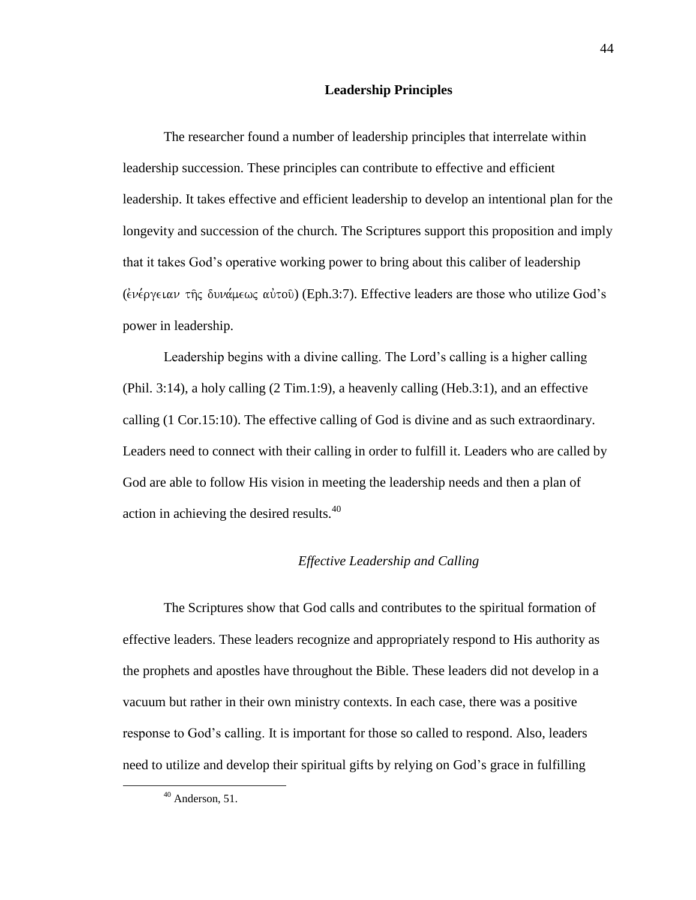## Leadership Principles

The researcher found a number of leadership principles that interrelate within leadership succession. These principles can contribute to effective and efficient leadership. It takes effective and efficient leadership to develop an intentional plan for the longevity and succession of the church. The Scriptures support this proposition and imply that it takes God's operative working power to bring about this caliber of leadership (ἐνέργειαν τῆς δυνάμεως αὐτοῦ) (Eph.3:7). Effective leaders are those who utilize God's power in leadership.

Leadership begins with a divine calling. The Lord's calling is a higher calling (Phil. 3:14), a holy calling (2 Tim.1:9), a heavenly calling (Heb.3:1), and an effective calling (1 Cor.15:10). The effective calling of God is divine and as such extraordinary. Leaders need to connect with their calling in order to fulfill it. Leaders who are called by God are able to follow His vision in meeting the leadership needs and then a plan of action in achieving the desired results.[40]

### *Effective Leadership and Calling*

The Scriptures show that God calls and contributes to the spiritual formation of effective leaders. These leaders recognize and appropriately respond to His authority as the prophets and apostles have throughout the Bible. These leaders did not develop in a vacuum but rather in their own ministry contexts. In each case, there was a positive response to God's calling. It is important for those so called to respond. Also, leaders need to utilize and develop their spiritual gifts by relying on God's grace in fulfilling

---

[40] Anderson, 51.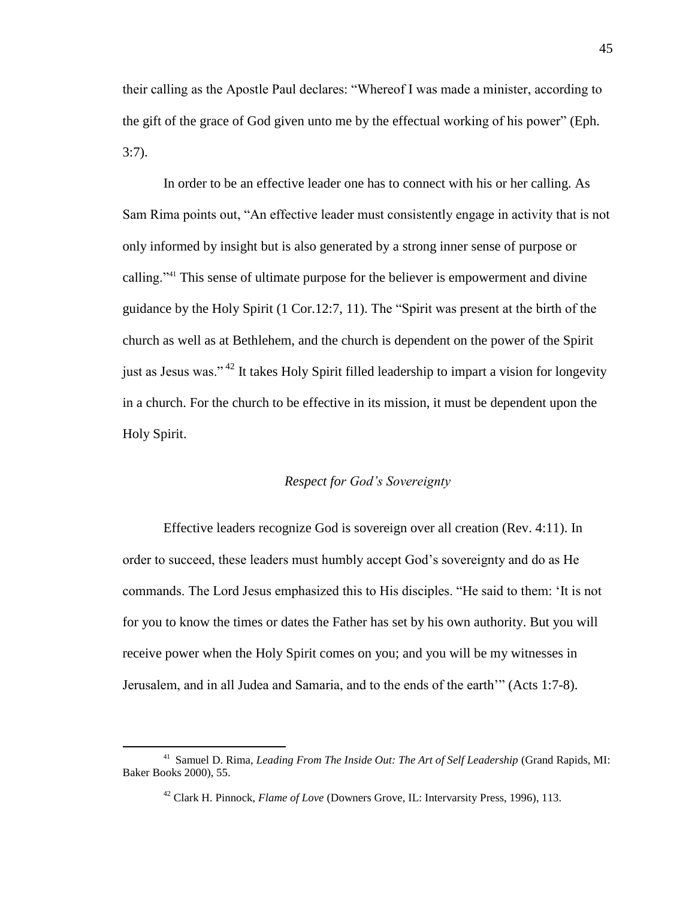their calling as the Apostle Paul declares: "Whereof I was made a minister, according to the gift of the grace of God given unto me by the effectual working of his power" (Eph. 3:7).

In order to be an effective leader one has to connect with his or her calling. As Sam Rima points out, "An effective leader must consistently engage in activity that is not only informed by insight but is also generated by a strong inner sense of purpose or calling."[41] This sense of ultimate purpose for the believer is empowerment and divine guidance by the Holy Spirit (1 Cor.12:7, 11). The "Spirit was present at the birth of the church as well as at Bethlehem, and the church is dependent on the power of the Spirit just as Jesus was."[42] It takes Holy Spirit filled leadership to impart a vision for longevity in a church. For the church to be effective in its mission, it must be dependent upon the Holy Spirit.

### *Respect for God's Sovereignty*

Effective leaders recognize God is sovereign over all creation (Rev. 4:11). In order to succeed, these leaders must humbly accept God's sovereignty and do as He commands. The Lord Jesus emphasized this to His disciples. "He said to them: 'It is not for you to know the times or dates the Father has set by his own authority. But you will receive power when the Holy Spirit comes on you; and you will be my witnesses in Jerusalem, and in all Judea and Samaria, and to the ends of the earth'" (Acts 1:7-8).

---

[41] Samuel D. Rima, *Leading From The Inside Out: The Art of Self Leadership* (Grand Rapids, MI: Baker Books 2000), 55.

[42] Clark H. Pinnock, *Flame of Love* (Downers Grove, IL: Intervarsity Press, 1996), 113.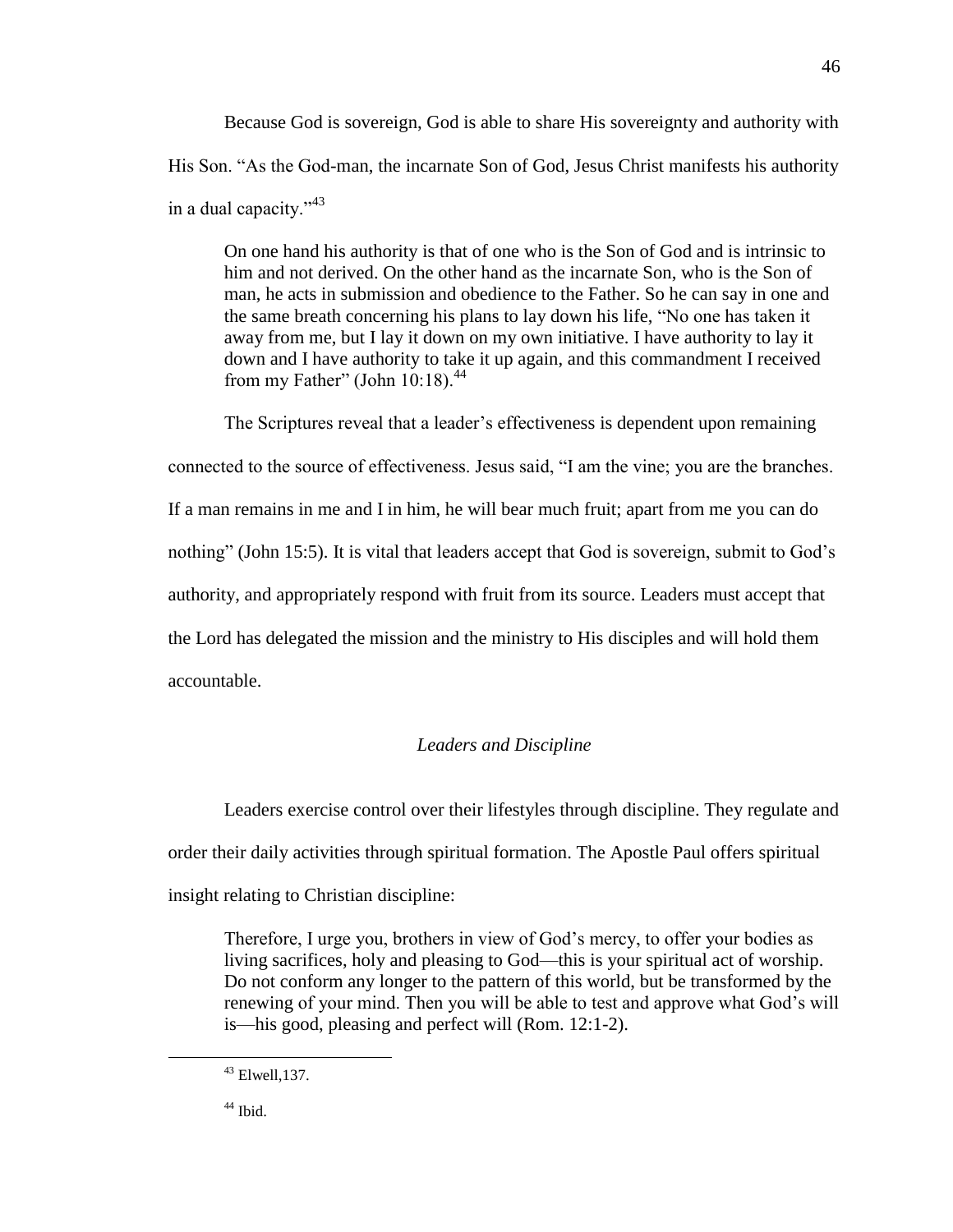Because God is sovereign, God is able to share His sovereignty and authority with His Son. "As the God-man, the incarnate Son of God, Jesus Christ manifests his authority in a dual capacity."[43]

> On one hand his authority is that of one who is the Son of God and is intrinsic to him and not derived. On the other hand as the incarnate Son, who is the Son of man, he acts in submission and obedience to the Father. So he can say in one and the same breath concerning his plans to lay down his life, "No one has taken it away from me, but I lay it down on my own initiative. I have authority to lay it down and I have authority to take it up again, and this commandment I received from my Father" (John 10:18).[44]

The Scriptures reveal that a leader's effectiveness is dependent upon remaining connected to the source of effectiveness. Jesus said, "I am the vine; you are the branches. If a man remains in me and I in him, he will bear much fruit; apart from me you can do nothing" (John 15:5). It is vital that leaders accept that God is sovereign, submit to God's authority, and appropriately respond with fruit from its source. Leaders must accept that the Lord has delegated the mission and the ministry to His disciples and will hold them accountable.

### *Leaders and Discipline*

Leaders exercise control over their lifestyles through discipline. They regulate and order their daily activities through spiritual formation. The Apostle Paul offers spiritual insight relating to Christian discipline:

> Therefore, I urge you, brothers in view of God's mercy, to offer your bodies as living sacrifices, holy and pleasing to God—this is your spiritual act of worship. Do not conform any longer to the pattern of this world, but be transformed by the renewing of your mind. Then you will be able to test and approve what God's will is—his good, pleasing and perfect will (Rom. 12:1-2).

---

[43] Elwell,137.

[44] Ibid.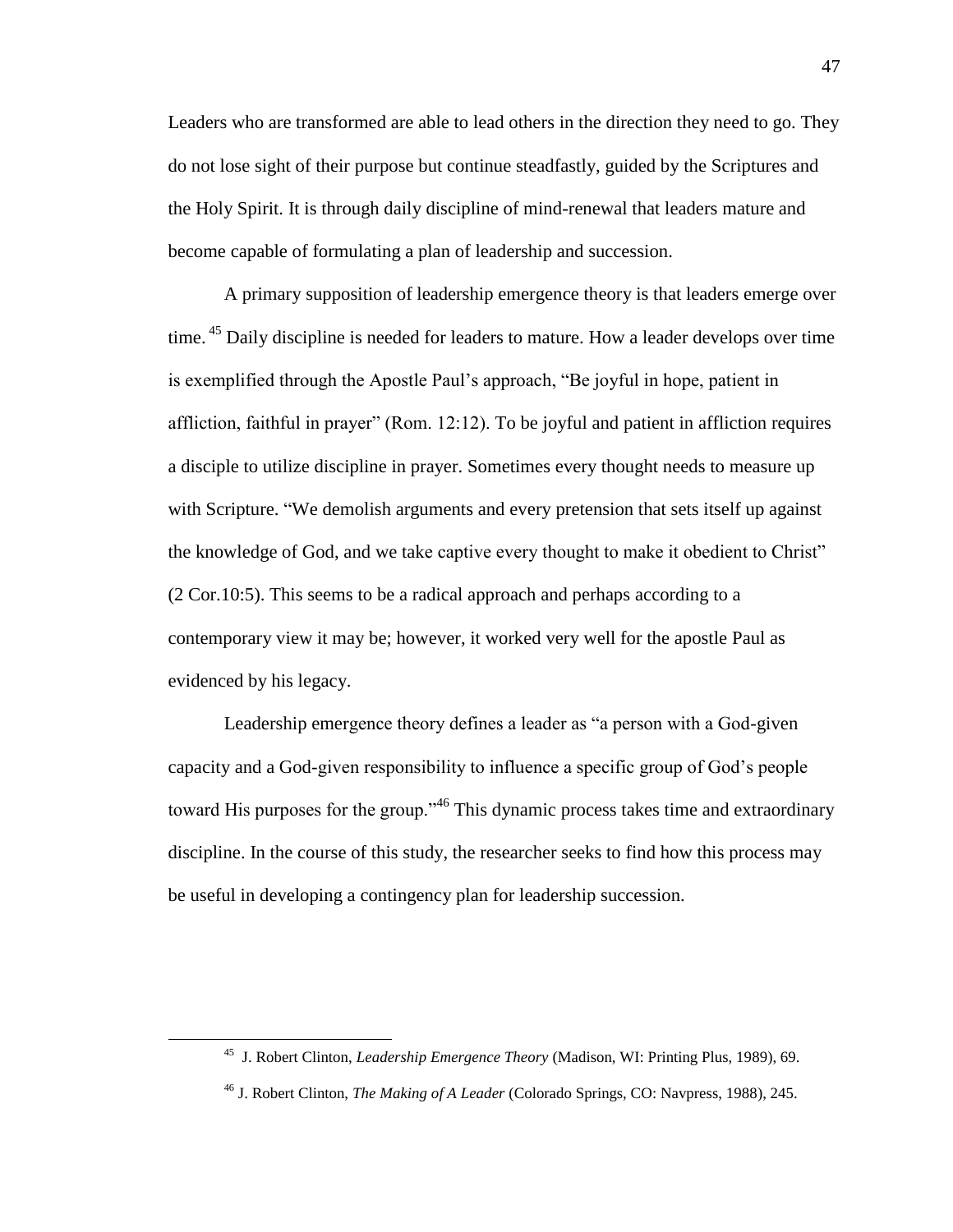Leaders who are transformed are able to lead others in the direction they need to go. They do not lose sight of their purpose but continue steadfastly, guided by the Scriptures and the Holy Spirit. It is through daily discipline of mind-renewal that leaders mature and become capable of formulating a plan of leadership and succession.

A primary supposition of leadership emergence theory is that leaders emerge over time.[45] Daily discipline is needed for leaders to mature. How a leader develops over time is exemplified through the Apostle Paul's approach, "Be joyful in hope, patient in affliction, faithful in prayer" (Rom. 12:12). To be joyful and patient in affliction requires a disciple to utilize discipline in prayer. Sometimes every thought needs to measure up with Scripture. "We demolish arguments and every pretension that sets itself up against the knowledge of God, and we take captive every thought to make it obedient to Christ" (2 Cor.10:5). This seems to be a radical approach and perhaps according to a contemporary view it may be; however, it worked very well for the apostle Paul as evidenced by his legacy.

Leadership emergence theory defines a leader as "a person with a God-given capacity and a God-given responsibility to influence a specific group of God's people toward His purposes for the group."[46] This dynamic process takes time and extraordinary discipline. In the course of this study, the researcher seeks to find how this process may be useful in developing a contingency plan for leadership succession.

---

[45] J. Robert Clinton, *Leadership Emergence Theory* (Madison, WI: Printing Plus, 1989), 69.

[46] J. Robert Clinton, *The Making of A Leader* (Colorado Springs, CO: Navpress, 1988), 245.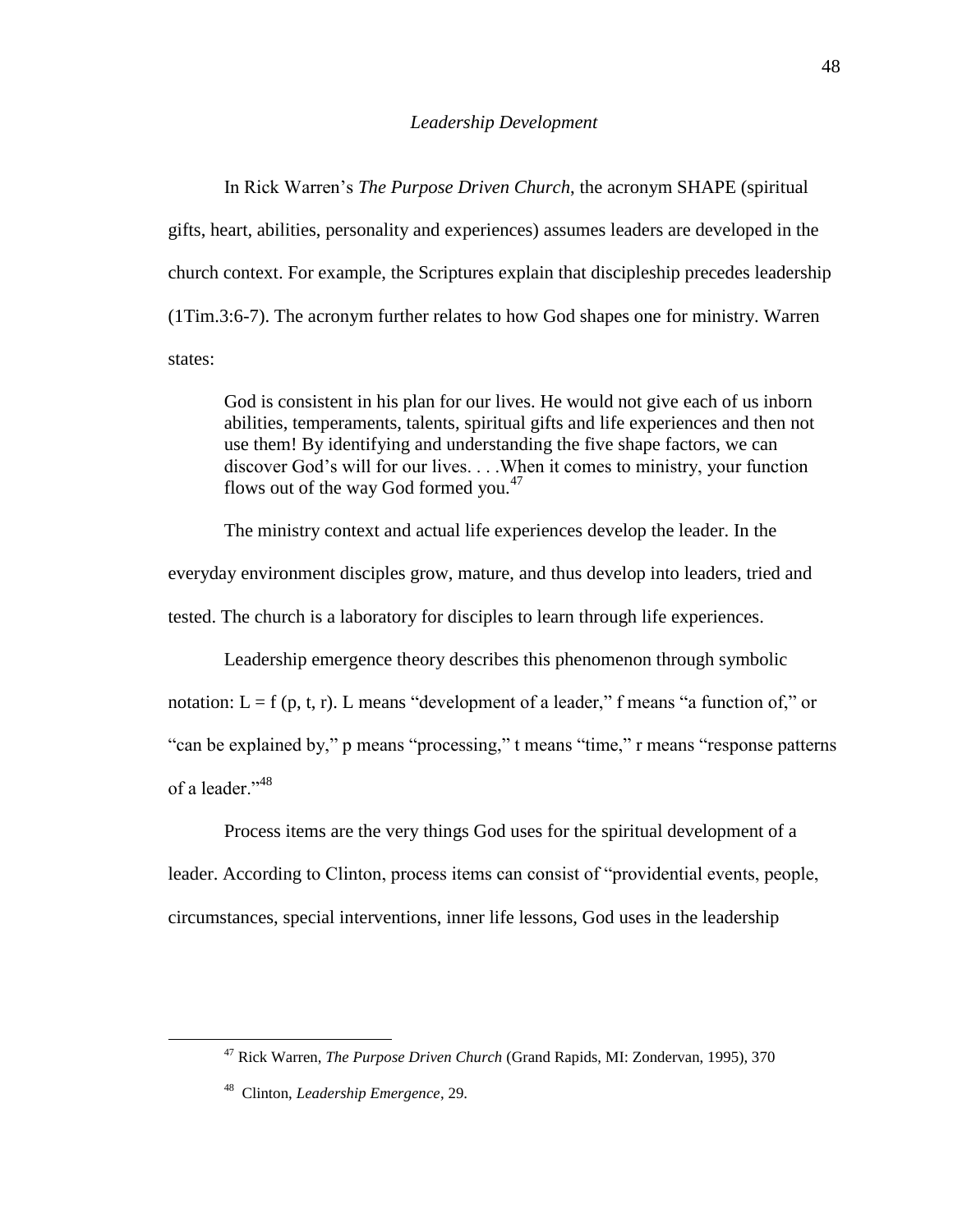*Leadership Development*

In Rick Warren's *The Purpose Driven Church*, the acronym SHAPE (spiritual gifts, heart, abilities, personality and experiences) assumes leaders are developed in the church context. For example, the Scriptures explain that discipleship precedes leadership (1Tim.3:6-7). The acronym further relates to how God shapes one for ministry. Warren states:

> God is consistent in his plan for our lives. He would not give each of us inborn abilities, temperaments, talents, spiritual gifts and life experiences and then not use them! By identifying and understanding the five shape factors, we can discover God's will for our lives. . . .When it comes to ministry, your function flows out of the way God formed you.[47]

The ministry context and actual life experiences develop the leader. In the everyday environment disciples grow, mature, and thus develop into leaders, tried and tested. The church is a laboratory for disciples to learn through life experiences.

Leadership emergence theory describes this phenomenon through symbolic notation: $L = f(p, t, r)$. L means "development of a leader," f means "a function of," or "can be explained by," p means "processing," t means "time," r means "response patterns of a leader."[48]

Process items are the very things God uses for the spiritual development of a leader. According to Clinton, process items can consist of "providential events, people, circumstances, special interventions, inner life lessons, God uses in the leadership

---

[47] Rick Warren, *The Purpose Driven Church* (Grand Rapids, MI: Zondervan, 1995), 370

[48] Clinton, *Leadership Emergence*, 29.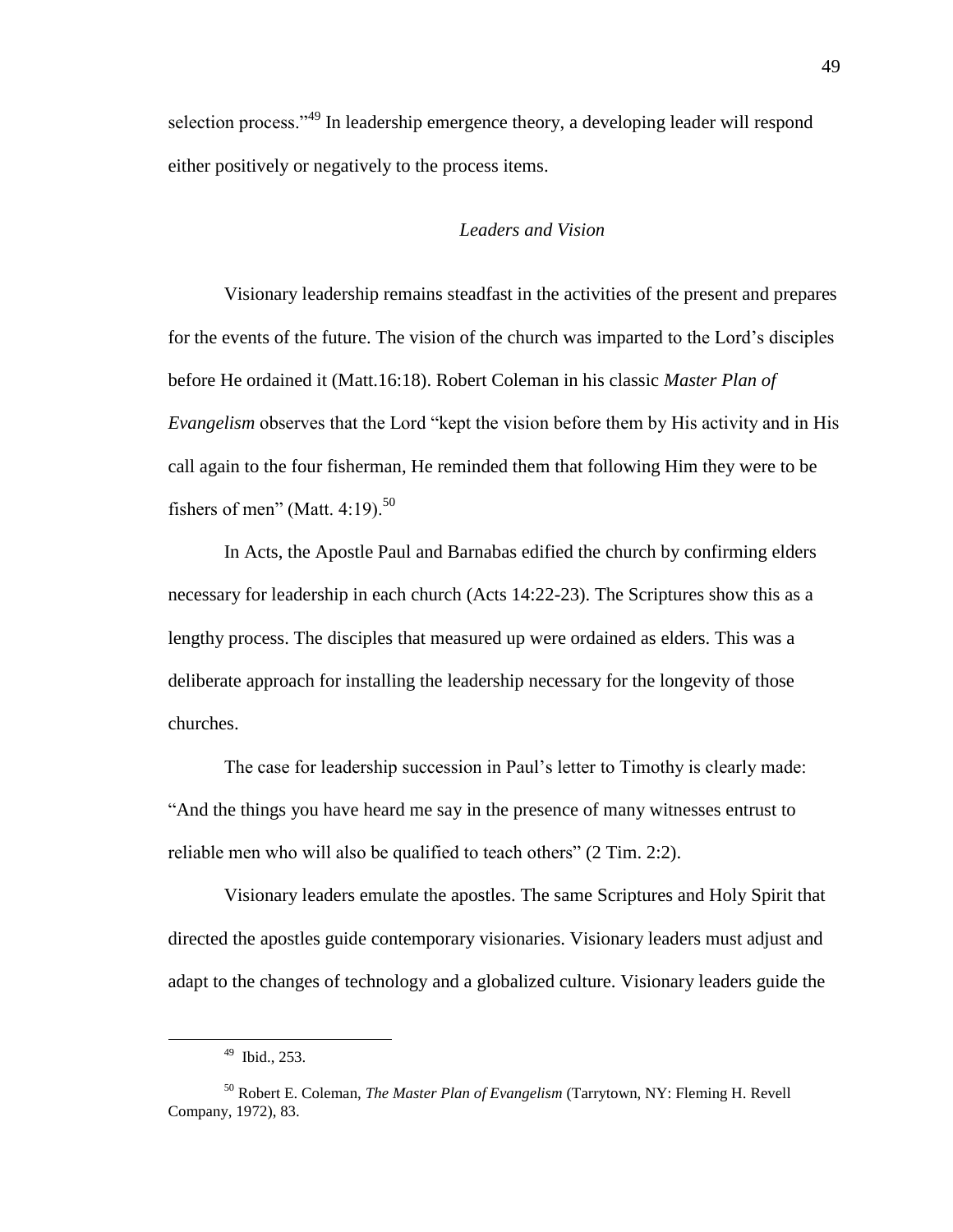selection process."[49] In leadership emergence theory, a developing leader will respond either positively or negatively to the process items.

### *Leaders and Vision*

Visionary leadership remains steadfast in the activities of the present and prepares for the events of the future. The vision of the church was imparted to the Lord's disciples before He ordained it (Matt.16:18). Robert Coleman in his classic *Master Plan of Evangelism* observes that the Lord "kept the vision before them by His activity and in His call again to the four fisherman, He reminded them that following Him they were to be fishers of men" (Matt. 4:19).[50]

In Acts, the Apostle Paul and Barnabas edified the church by confirming elders necessary for leadership in each church (Acts 14:22-23). The Scriptures show this as a lengthy process. The disciples that measured up were ordained as elders. This was a deliberate approach for installing the leadership necessary for the longevity of those churches.

The case for leadership succession in Paul's letter to Timothy is clearly made: "And the things you have heard me say in the presence of many witnesses entrust to reliable men who will also be qualified to teach others" (2 Tim. 2:2).

Visionary leaders emulate the apostles. The same Scriptures and Holy Spirit that directed the apostles guide contemporary visionaries. Visionary leaders must adjust and adapt to the changes of technology and a globalized culture. Visionary leaders guide the

---

[49] Ibid., 253.

[50] Robert E. Coleman, *The Master Plan of Evangelism* (Tarrytown, NY: Fleming H. Revell Company, 1972), 83.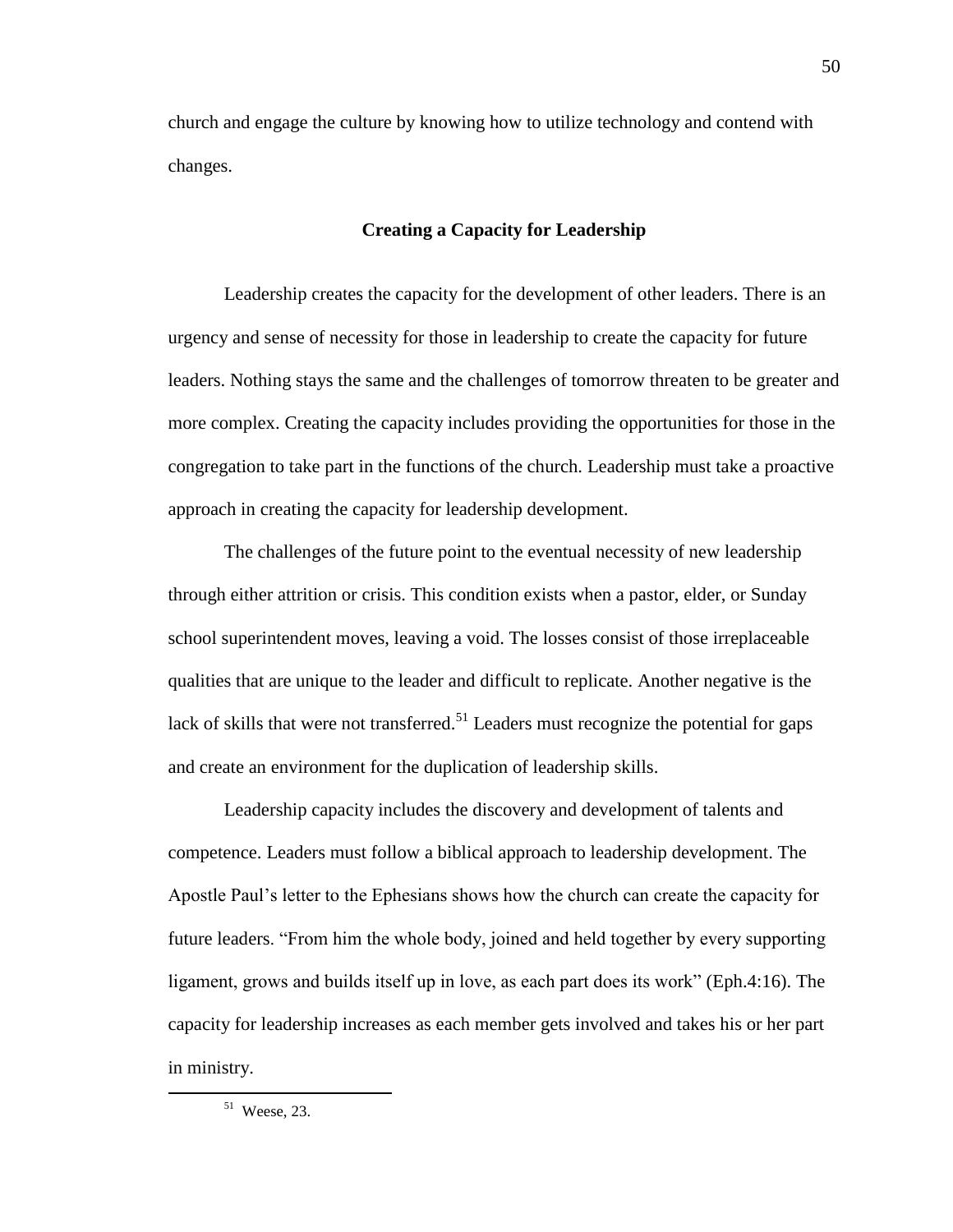church and engage the culture by knowing how to utilize technology and contend with changes.

## Creating a Capacity for Leadership

Leadership creates the capacity for the development of other leaders. There is an urgency and sense of necessity for those in leadership to create the capacity for future leaders. Nothing stays the same and the challenges of tomorrow threaten to be greater and more complex. Creating the capacity includes providing the opportunities for those in the congregation to take part in the functions of the church. Leadership must take a proactive approach in creating the capacity for leadership development.

The challenges of the future point to the eventual necessity of new leadership through either attrition or crisis. This condition exists when a pastor, elder, or Sunday school superintendent moves, leaving a void. The losses consist of those irreplaceable qualities that are unique to the leader and difficult to replicate. Another negative is the lack of skills that were not transferred.[51] Leaders must recognize the potential for gaps and create an environment for the duplication of leadership skills.

Leadership capacity includes the discovery and development of talents and competence. Leaders must follow a biblical approach to leadership development. The Apostle Paul's letter to the Ephesians shows how the church can create the capacity for future leaders. "From him the whole body, joined and held together by every supporting ligament, grows and builds itself up in love, as each part does its work" (Eph.4:16). The capacity for leadership increases as each member gets involved and takes his or her part in ministry.

---

[51] Weese, 23.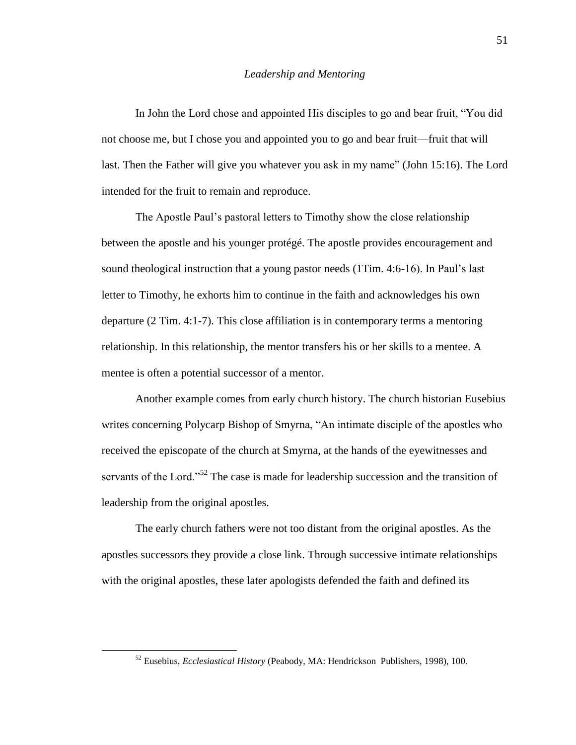*Leadership and Mentoring*

In John the Lord chose and appointed His disciples to go and bear fruit, "You did not choose me, but I chose you and appointed you to go and bear fruit—fruit that will last. Then the Father will give you whatever you ask in my name" (John 15:16). The Lord intended for the fruit to remain and reproduce.

The Apostle Paul's pastoral letters to Timothy show the close relationship between the apostle and his younger protégé. The apostle provides encouragement and sound theological instruction that a young pastor needs (1Tim. 4:6-16). In Paul's last letter to Timothy, he exhorts him to continue in the faith and acknowledges his own departure (2 Tim. 4:1-7). This close affiliation is in contemporary terms a mentoring relationship. In this relationship, the mentor transfers his or her skills to a mentee. A mentee is often a potential successor of a mentor.

Another example comes from early church history. The church historian Eusebius writes concerning Polycarp Bishop of Smyrna, "An intimate disciple of the apostles who received the episcopate of the church at Smyrna, at the hands of the eyewitnesses and servants of the Lord."[52] The case is made for leadership succession and the transition of leadership from the original apostles.

The early church fathers were not too distant from the original apostles. As the apostles successors they provide a close link. Through successive intimate relationships with the original apostles, these later apologists defended the faith and defined its

[52] Eusebius, *Ecclesiastical History* (Peabody, MA: Hendrickson Publishers, 1998), 100.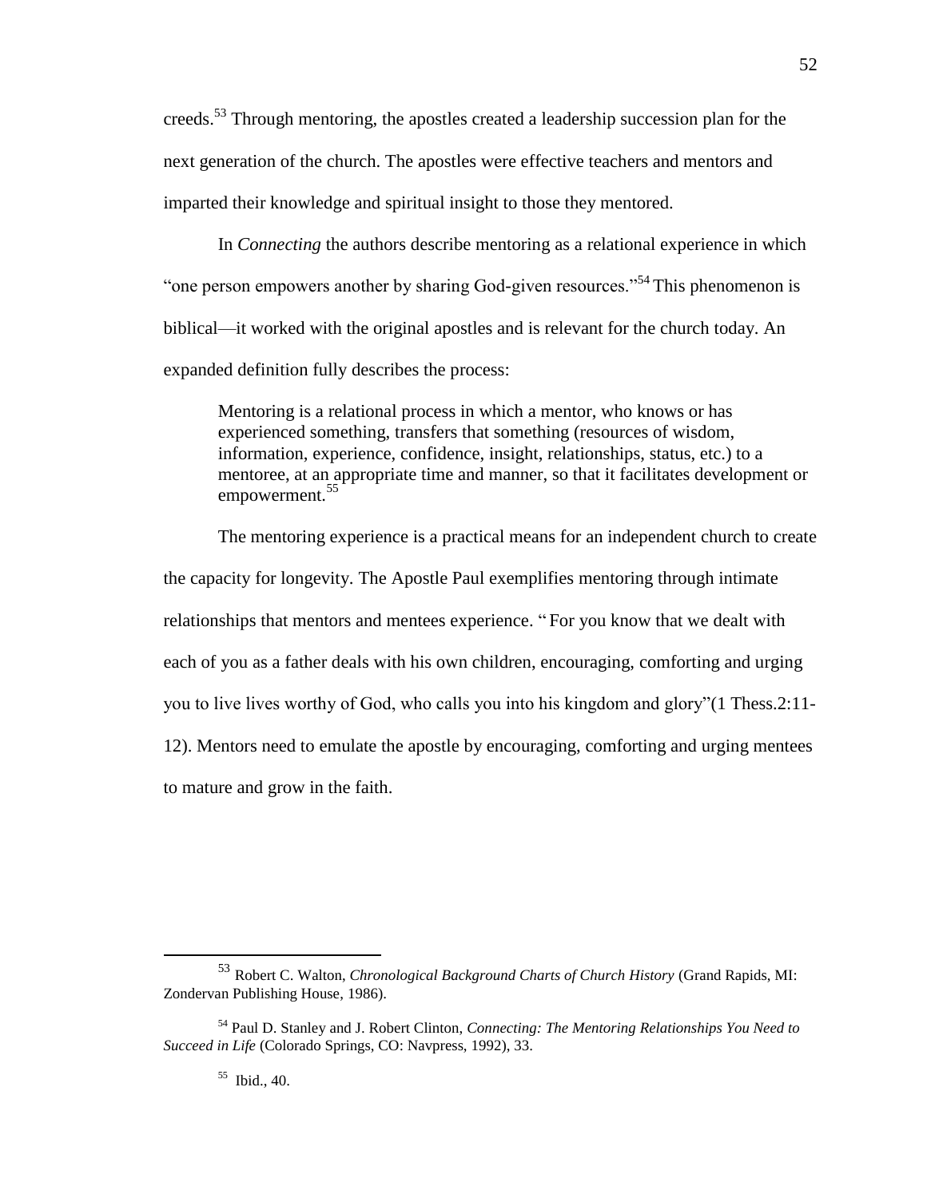creeds.[53] Through mentoring, the apostles created a leadership succession plan for the next generation of the church. The apostles were effective teachers and mentors and imparted their knowledge and spiritual insight to those they mentored.

In *Connecting* the authors describe mentoring as a relational experience in which "one person empowers another by sharing God-given resources."[54] This phenomenon is biblical—it worked with the original apostles and is relevant for the church today. An expanded definition fully describes the process:

> Mentoring is a relational process in which a mentor, who knows or has experienced something, transfers that something (resources of wisdom, information, experience, confidence, insight, relationships, status, etc.) to a mentoree, at an appropriate time and manner, so that it facilitates development or empowerment.[55]

The mentoring experience is a practical means for an independent church to create the capacity for longevity. The Apostle Paul exemplifies mentoring through intimate relationships that mentors and mentees experience. " For you know that we dealt with each of you as a father deals with his own children, encouraging, comforting and urging you to live lives worthy of God, who calls you into his kingdom and glory"(1 Thess.2:11-12). Mentors need to emulate the apostle by encouraging, comforting and urging mentees to mature and grow in the faith.

---

[53] Robert C. Walton, *Chronological Background Charts of Church History* (Grand Rapids, MI: Zondervan Publishing House, 1986).

[54] Paul D. Stanley and J. Robert Clinton, *Connecting: The Mentoring Relationships You Need to Succeed in Life* (Colorado Springs, CO: Navpress, 1992), 33.

[55] Ibid., 40.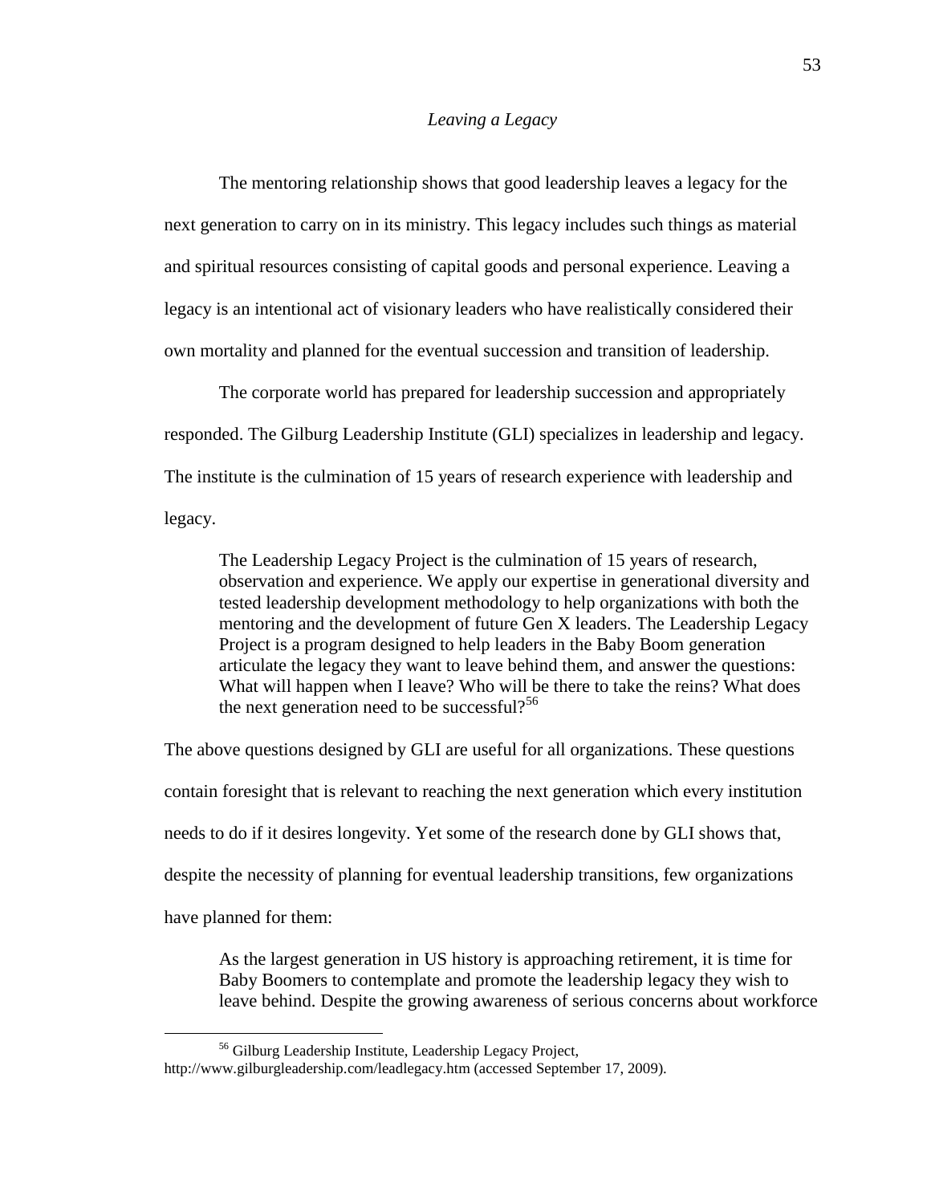### *Leaving a Legacy*

The mentoring relationship shows that good leadership leaves a legacy for the next generation to carry on in its ministry. This legacy includes such things as material and spiritual resources consisting of capital goods and personal experience. Leaving a legacy is an intentional act of visionary leaders who have realistically considered their own mortality and planned for the eventual succession and transition of leadership.

The corporate world has prepared for leadership succession and appropriately responded. The Gilburg Leadership Institute (GLI) specializes in leadership and legacy. The institute is the culmination of 15 years of research experience with leadership and legacy.

> The Leadership Legacy Project is the culmination of 15 years of research, observation and experience. We apply our expertise in generational diversity and tested leadership development methodology to help organizations with both the mentoring and the development of future Gen X leaders. The Leadership Legacy Project is a program designed to help leaders in the Baby Boom generation articulate the legacy they want to leave behind them, and answer the questions: What will happen when I leave? Who will be there to take the reins? What does the next generation need to be successful?[56]

The above questions designed by GLI are useful for all organizations. These questions contain foresight that is relevant to reaching the next generation which every institution needs to do if it desires longevity. Yet some of the research done by GLI shows that, despite the necessity of planning for eventual leadership transitions, few organizations have planned for them:

> As the largest generation in US history is approaching retirement, it is time for Baby Boomers to contemplate and promote the leadership legacy they wish to leave behind. Despite the growing awareness of serious concerns about workforce

---

[56] Gilburg Leadership Institute, Leadership Legacy Project, http://www.gilburgleadership.com/leadlegacy.htm (accessed September 17, 2009).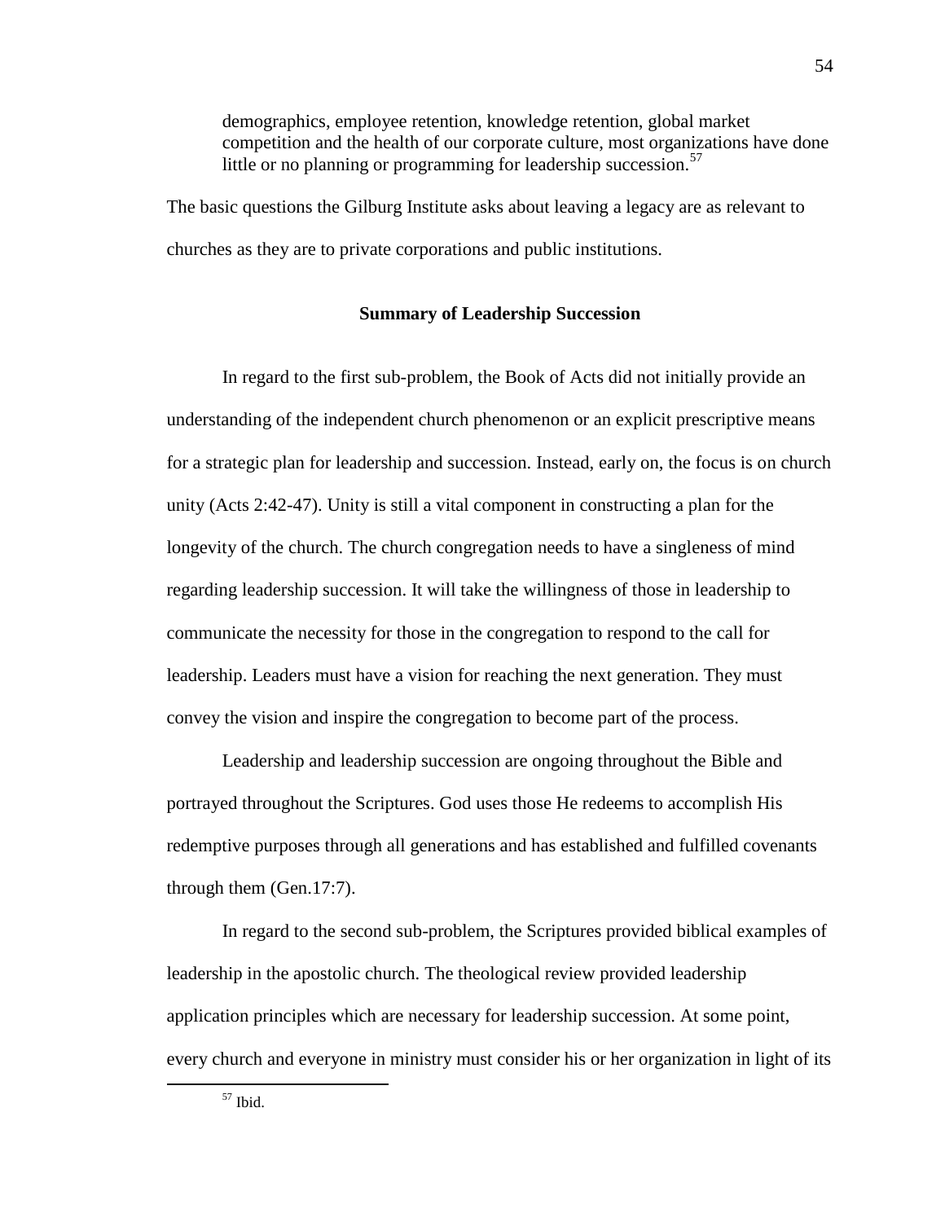> demographics, employee retention, knowledge retention, global market competition and the health of our corporate culture, most organizations have done little or no planning or programming for leadership succession.[57]

The basic questions the Gilburg Institute asks about leaving a legacy are as relevant to churches as they are to private corporations and public institutions.

### Summary of Leadership Succession

In regard to the first sub-problem, the Book of Acts did not initially provide an understanding of the independent church phenomenon or an explicit prescriptive means for a strategic plan for leadership and succession. Instead, early on, the focus is on church unity (Acts 2:42-47). Unity is still a vital component in constructing a plan for the longevity of the church. The church congregation needs to have a singleness of mind regarding leadership succession. It will take the willingness of those in leadership to communicate the necessity for those in the congregation to respond to the call for leadership. Leaders must have a vision for reaching the next generation. They must convey the vision and inspire the congregation to become part of the process.

Leadership and leadership succession are ongoing throughout the Bible and portrayed throughout the Scriptures. God uses those He redeems to accomplish His redemptive purposes through all generations and has established and fulfilled covenants through them (Gen.17:7).

In regard to the second sub-problem, the Scriptures provided biblical examples of leadership in the apostolic church. The theological review provided leadership application principles which are necessary for leadership succession. At some point, every church and everyone in ministry must consider his or her organization in light of its

---

[57] Ibid.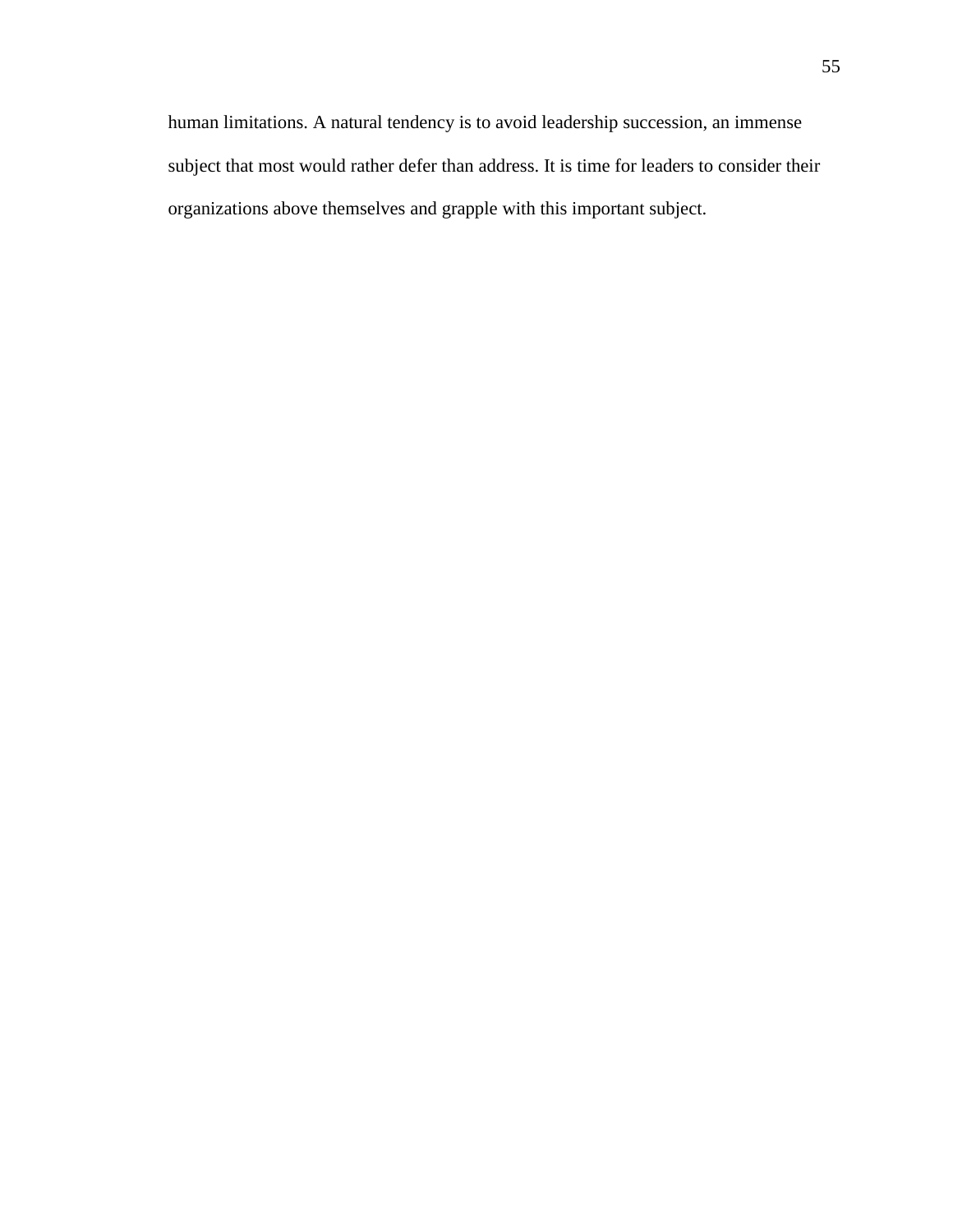human limitations. A natural tendency is to avoid leadership succession, an immense subject that most would rather defer than address. It is time for leaders to consider their organizations above themselves and grapple with this important subject.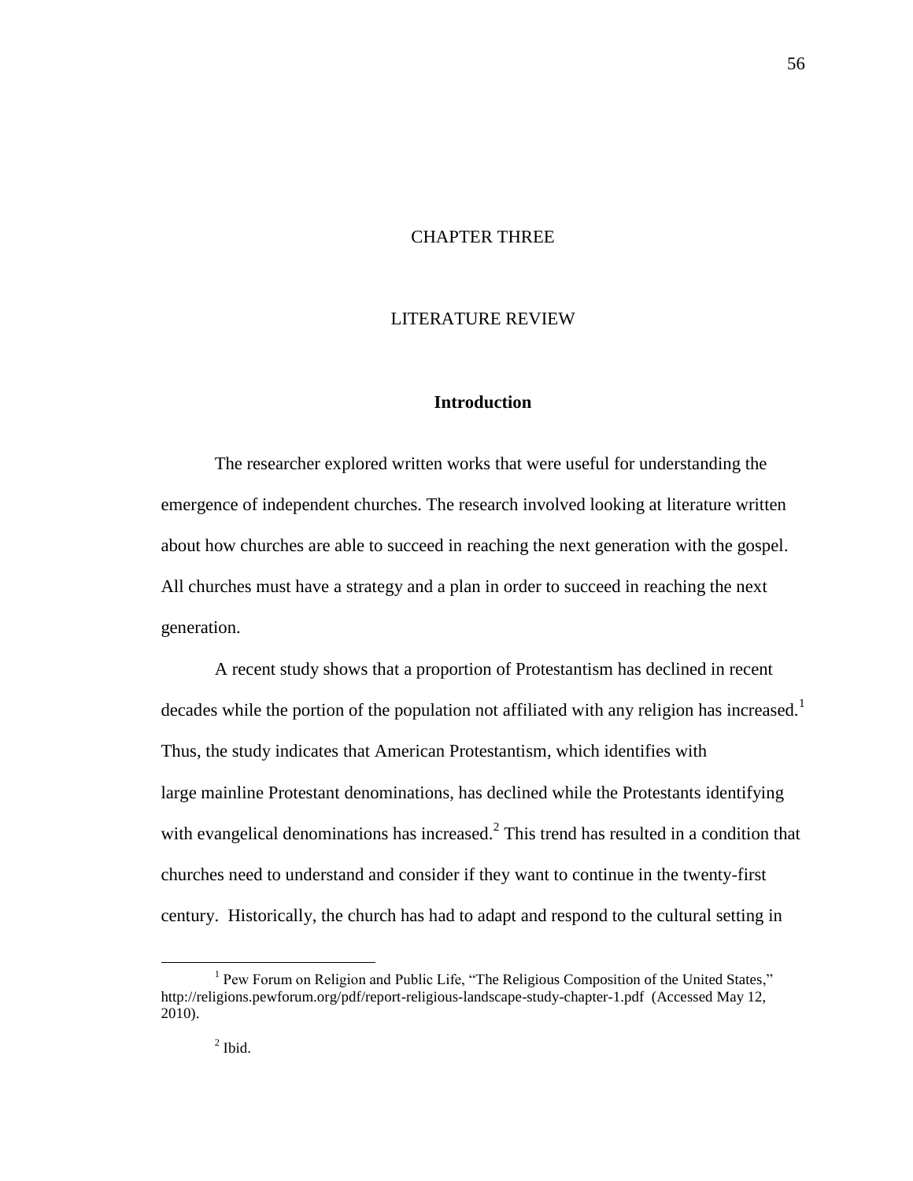# CHAPTER THREE

# LITERATURE REVIEW

## Introduction

The researcher explored written works that were useful for understanding the emergence of independent churches. The research involved looking at literature written about how churches are able to succeed in reaching the next generation with the gospel. All churches must have a strategy and a plan in order to succeed in reaching the next generation.

A recent study shows that a proportion of Protestantism has declined in recent decades while the portion of the population not affiliated with any religion has increased.[1] Thus, the study indicates that American Protestantism, which identifies with large mainline Protestant denominations, has declined while the Protestants identifying with evangelical denominations has increased.[2] This trend has resulted in a condition that churches need to understand and consider if they want to continue in the twenty-first century. Historically, the church has had to adapt and respond to the cultural setting in

---

[1] Pew Forum on Religion and Public Life, "The Religious Composition of the United States," http://religions.pewforum.org/pdf/report-religious-landscape-study-chapter-1.pdf (Accessed May 12, 2010).

[2] Ibid.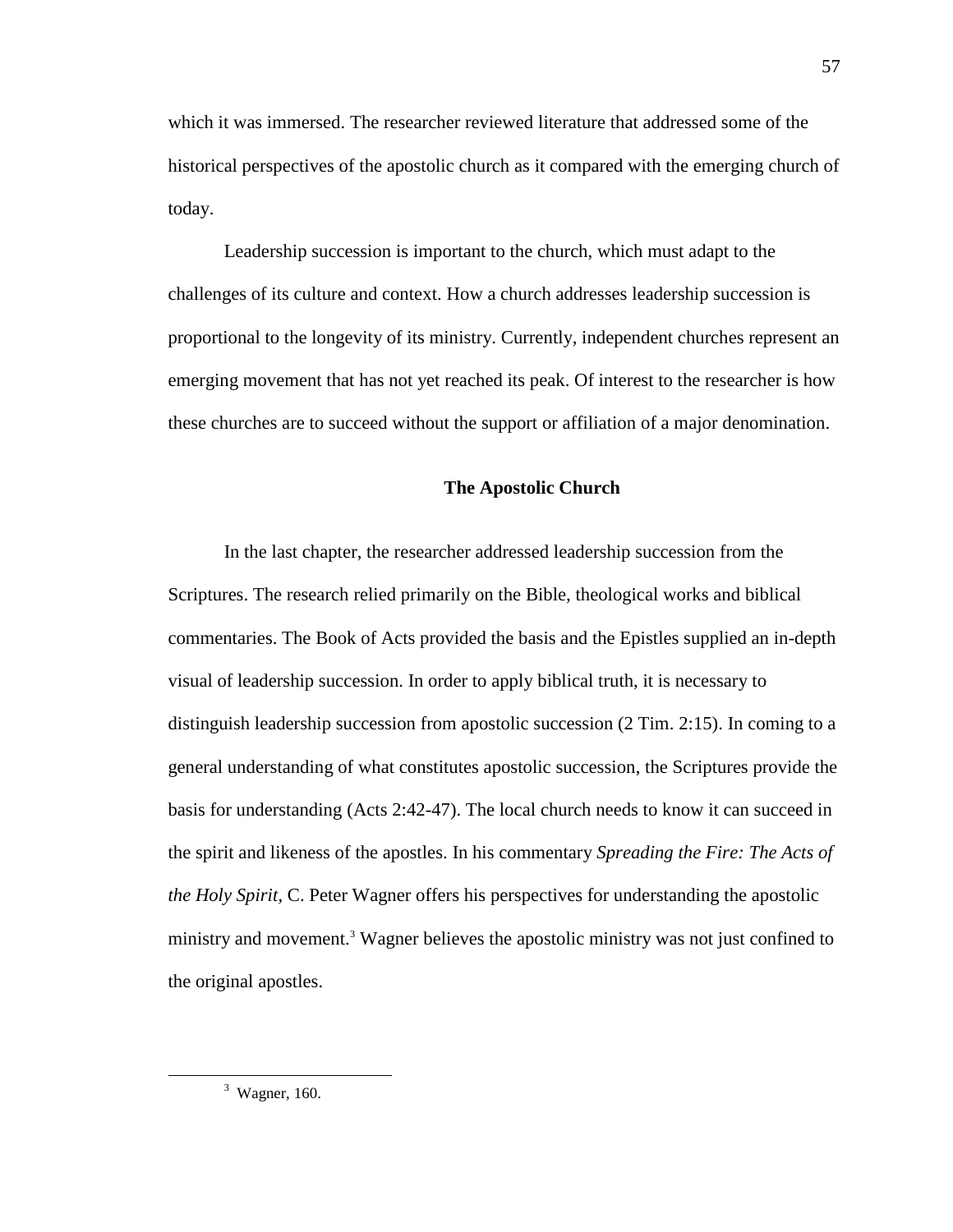which it was immersed. The researcher reviewed literature that addressed some of the historical perspectives of the apostolic church as it compared with the emerging church of today.

Leadership succession is important to the church, which must adapt to the challenges of its culture and context. How a church addresses leadership succession is proportional to the longevity of its ministry. Currently, independent churches represent an emerging movement that has not yet reached its peak. Of interest to the researcher is how these churches are to succeed without the support or affiliation of a major denomination.

## The Apostolic Church

In the last chapter, the researcher addressed leadership succession from the Scriptures. The research relied primarily on the Bible, theological works and biblical commentaries. The Book of Acts provided the basis and the Epistles supplied an in-depth visual of leadership succession. In order to apply biblical truth, it is necessary to distinguish leadership succession from apostolic succession (2 Tim. 2:15). In coming to a general understanding of what constitutes apostolic succession, the Scriptures provide the basis for understanding (Acts 2:42-47). The local church needs to know it can succeed in the spirit and likeness of the apostles. In his commentary *Spreading the Fire: The Acts of the Holy Spirit,* C. Peter Wagner offers his perspectives for understanding the apostolic ministry and movement.[3] Wagner believes the apostolic ministry was not just confined to the original apostles.

---

[3] Wagner, 160.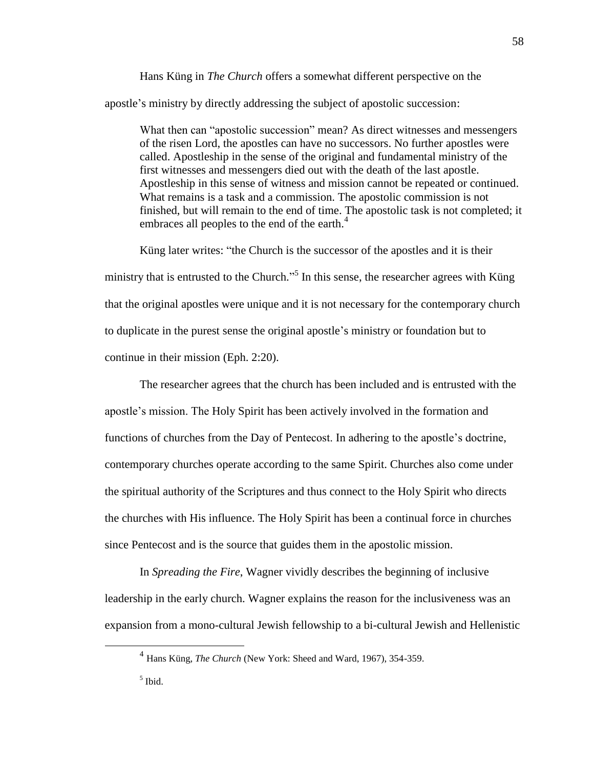Hans Küng in *The Church* offers a somewhat different perspective on the apostle's ministry by directly addressing the subject of apostolic succession:

> What then can "apostolic succession" mean? As direct witnesses and messengers of the risen Lord, the apostles can have no successors. No further apostles were called. Apostleship in the sense of the original and fundamental ministry of the first witnesses and messengers died out with the death of the last apostle. Apostleship in this sense of witness and mission cannot be repeated or continued. What remains is a task and a commission. The apostolic commission is not finished, but will remain to the end of time. The apostolic task is not completed; it embraces all peoples to the end of the earth.[4]

Küng later writes: "the Church is the successor of the apostles and it is their ministry that is entrusted to the Church."[5] In this sense, the researcher agrees with Küng that the original apostles were unique and it is not necessary for the contemporary church to duplicate in the purest sense the original apostle's ministry or foundation but to continue in their mission (Eph. 2:20).

The researcher agrees that the church has been included and is entrusted with the apostle's mission. The Holy Spirit has been actively involved in the formation and functions of churches from the Day of Pentecost. In adhering to the apostle's doctrine, contemporary churches operate according to the same Spirit. Churches also come under the spiritual authority of the Scriptures and thus connect to the Holy Spirit who directs the churches with His influence. The Holy Spirit has been a continual force in churches since Pentecost and is the source that guides them in the apostolic mission.

In *Spreading the Fire*, Wagner vividly describes the beginning of inclusive leadership in the early church. Wagner explains the reason for the inclusiveness was an expansion from a mono-cultural Jewish fellowship to a bi-cultural Jewish and Hellenistic

---

[4] Hans Küng, *The Church* (New York: Sheed and Ward, 1967), 354-359.

[5] Ibid.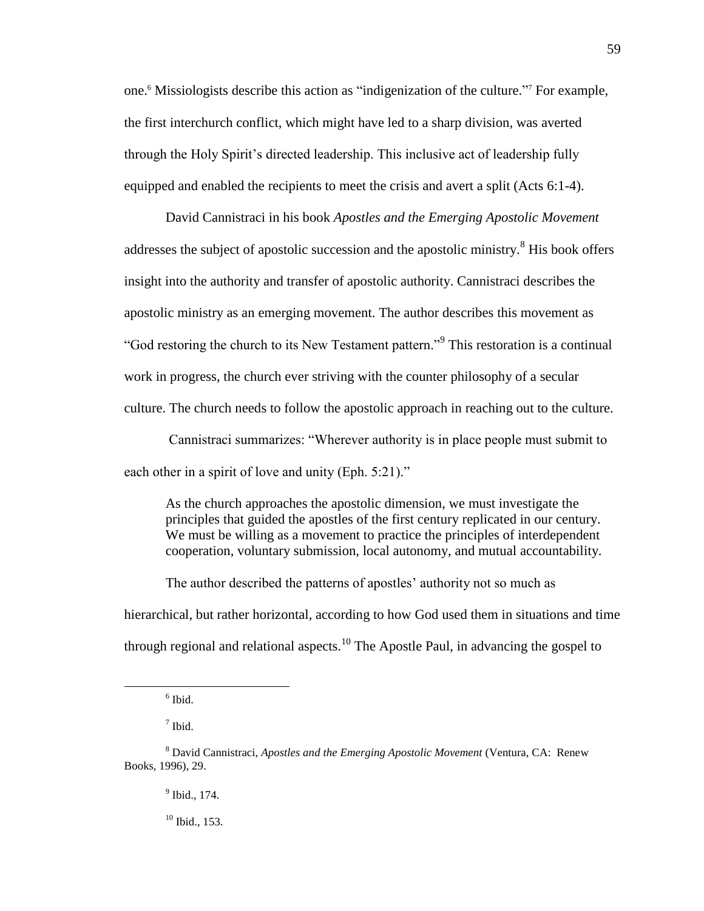one.[6] Missiologists describe this action as "indigenization of the culture."[7] For example, the first interchurch conflict, which might have led to a sharp division, was averted through the Holy Spirit's directed leadership. This inclusive act of leadership fully equipped and enabled the recipients to meet the crisis and avert a split (Acts 6:1-4).

David Cannistraci in his book *Apostles and the Emerging Apostolic Movement* addresses the subject of apostolic succession and the apostolic ministry.[8] His book offers insight into the authority and transfer of apostolic authority. Cannistraci describes the apostolic ministry as an emerging movement. The author describes this movement as "God restoring the church to its New Testament pattern."[9] This restoration is a continual work in progress, the church ever striving with the counter philosophy of a secular culture. The church needs to follow the apostolic approach in reaching out to the culture.

Cannistraci summarizes: "Wherever authority is in place people must submit to each other in a spirit of love and unity (Eph. 5:21)."

> As the church approaches the apostolic dimension, we must investigate the principles that guided the apostles of the first century replicated in our century. We must be willing as a movement to practice the principles of interdependent cooperation, voluntary submission, local autonomy, and mutual accountability.

The author described the patterns of apostles' authority not so much as hierarchical, but rather horizontal, according to how God used them in situations and time through regional and relational aspects.[10] The Apostle Paul, in advancing the gospel to

---

[6] Ibid.

[7] Ibid.

[8] David Cannistraci, *Apostles and the Emerging Apostolic Movement* (Ventura, CA: Renew Books, 1996), 29.

[9] Ibid., 174.

[10] Ibid., 153.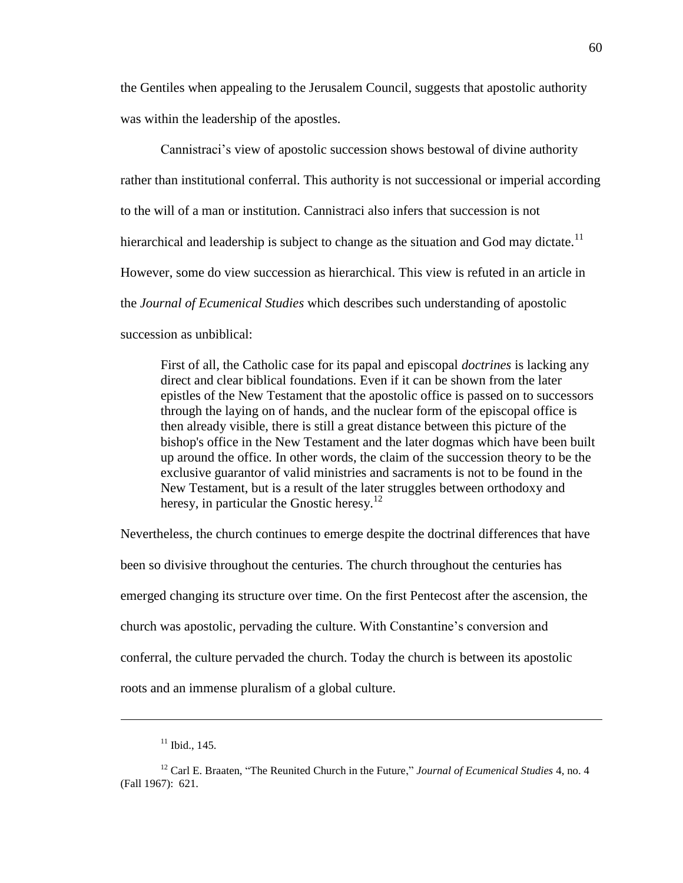the Gentiles when appealing to the Jerusalem Council, suggests that apostolic authority was within the leadership of the apostles.

Cannistraci's view of apostolic succession shows bestowal of divine authority rather than institutional conferral. This authority is not successional or imperial according to the will of a man or institution. Cannistraci also infers that succession is not hierarchical and leadership is subject to change as the situation and God may dictate.[11] However, some do view succession as hierarchical. This view is refuted in an article in the *Journal of Ecumenical Studies* which describes such understanding of apostolic succession as unbiblical:

> First of all, the Catholic case for its papal and episcopal *doctrines* is lacking any direct and clear biblical foundations. Even if it can be shown from the later epistles of the New Testament that the apostolic office is passed on to successors through the laying on of hands, and the nuclear form of the episcopal office is then already visible, there is still a great distance between this picture of the bishop's office in the New Testament and the later dogmas which have been built up around the office. In other words, the claim of the succession theory to be the exclusive guarantor of valid ministries and sacraments is not to be found in the New Testament, but is a result of the later struggles between orthodoxy and heresy, in particular the Gnostic heresy.[12]

Nevertheless, the church continues to emerge despite the doctrinal differences that have been so divisive throughout the centuries. The church throughout the centuries has emerged changing its structure over time. On the first Pentecost after the ascension, the church was apostolic, pervading the culture. With Constantine's conversion and conferral, the culture pervaded the church. Today the church is between its apostolic roots and an immense pluralism of a global culture.

---

[11] Ibid., 145.

[12] Carl E. Braaten, "The Reunited Church in the Future," *Journal of Ecumenical Studies* 4, no. 4 (Fall 1967): 621.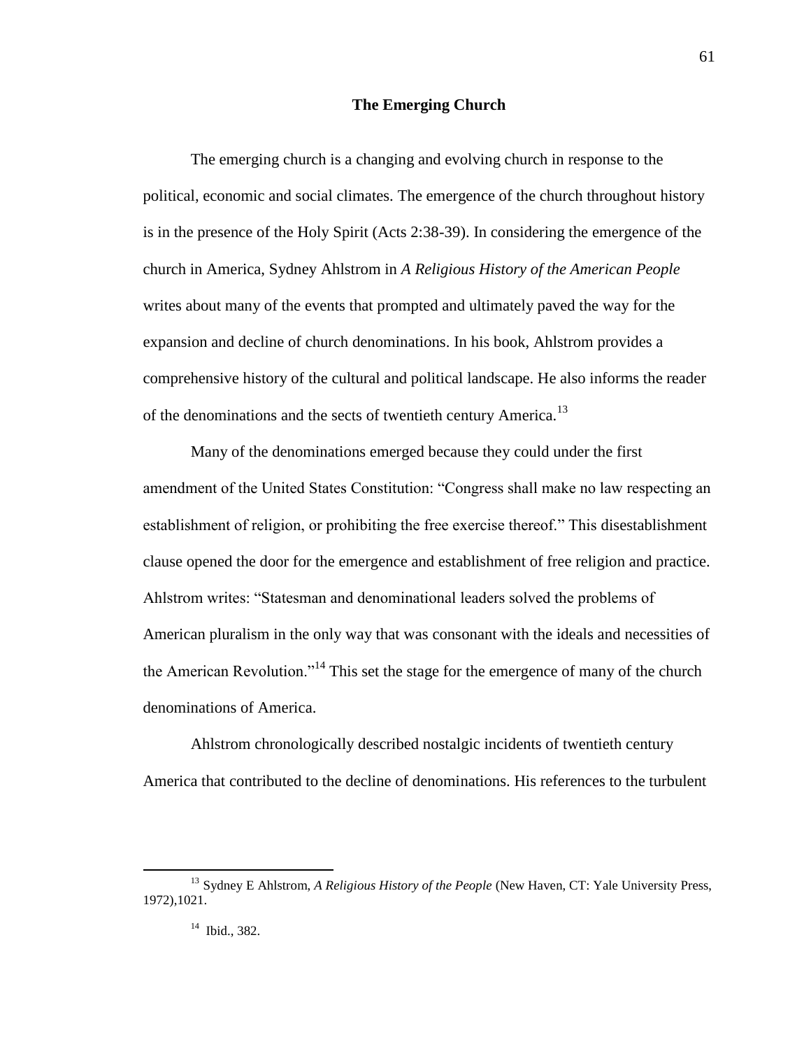## The Emerging Church

The emerging church is a changing and evolving church in response to the political, economic and social climates. The emergence of the church throughout history is in the presence of the Holy Spirit (Acts 2:38-39). In considering the emergence of the church in America, Sydney Ahlstrom in *A Religious History of the American People* writes about many of the events that prompted and ultimately paved the way for the expansion and decline of church denominations. In his book, Ahlstrom provides a comprehensive history of the cultural and political landscape. He also informs the reader of the denominations and the sects of twentieth century America.[13]

Many of the denominations emerged because they could under the first amendment of the United States Constitution: "Congress shall make no law respecting an establishment of religion, or prohibiting the free exercise thereof." This disestablishment clause opened the door for the emergence and establishment of free religion and practice. Ahlstrom writes: "Statesman and denominational leaders solved the problems of American pluralism in the only way that was consonant with the ideals and necessities of the American Revolution."[14] This set the stage for the emergence of many of the church denominations of America.

Ahlstrom chronologically described nostalgic incidents of twentieth century America that contributed to the decline of denominations. His references to the turbulent

---

[13] Sydney E Ahlstrom, *A Religious History of the People* (New Haven, CT: Yale University Press, 1972),1021.

[14] Ibid., 382.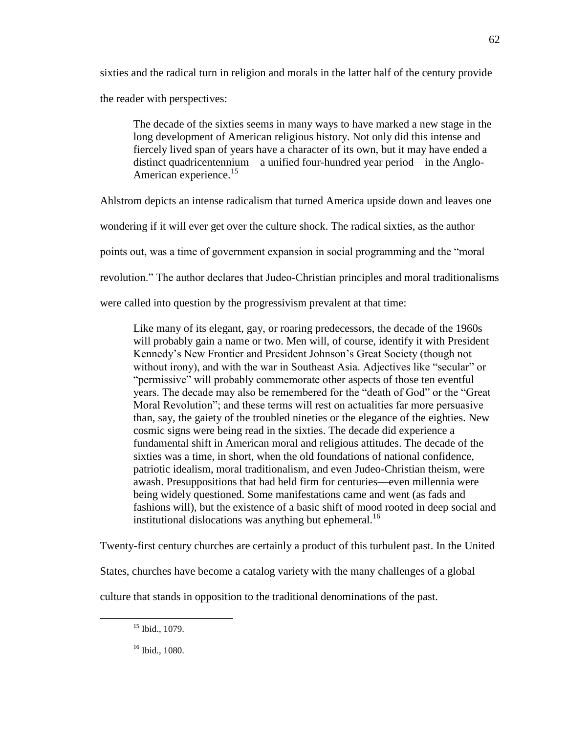sixties and the radical turn in religion and morals in the latter half of the century provide the reader with perspectives:

> The decade of the sixties seems in many ways to have marked a new stage in the long development of American religious history. Not only did this intense and fiercely lived span of years have a character of its own, but it may have ended a distinct quadricentennium—a unified four-hundred year period—in the Anglo-American experience.[15]

Ahlstrom depicts an intense radicalism that turned America upside down and leaves one wondering if it will ever get over the culture shock. The radical sixties, as the author points out, was a time of government expansion in social programming and the "moral revolution." The author declares that Judeo-Christian principles and moral traditionalisms were called into question by the progressivism prevalent at that time:

> Like many of its elegant, gay, or roaring predecessors, the decade of the 1960s will probably gain a name or two. Men will, of course, identify it with President Kennedy's New Frontier and President Johnson's Great Society (though not without irony), and with the war in Southeast Asia. Adjectives like "secular" or "permissive" will probably commemorate other aspects of those ten eventful years. The decade may also be remembered for the "death of God" or the "Great Moral Revolution"; and these terms will rest on actualities far more persuasive than, say, the gaiety of the troubled nineties or the elegance of the eighties. New cosmic signs were being read in the sixties. The decade did experience a fundamental shift in American moral and religious attitudes. The decade of the sixties was a time, in short, when the old foundations of national confidence, patriotic idealism, moral traditionalism, and even Judeo-Christian theism, were awash. Presuppositions that had held firm for centuries—even millennia were being widely questioned. Some manifestations came and went (as fads and fashions will), but the existence of a basic shift of mood rooted in deep social and institutional dislocations was anything but ephemeral.[16]

Twenty-first century churches are certainly a product of this turbulent past. In the United States, churches have become a catalog variety with the many challenges of a global culture that stands in opposition to the traditional denominations of the past.

---

[15] Ibid., 1079.

[16] Ibid., 1080.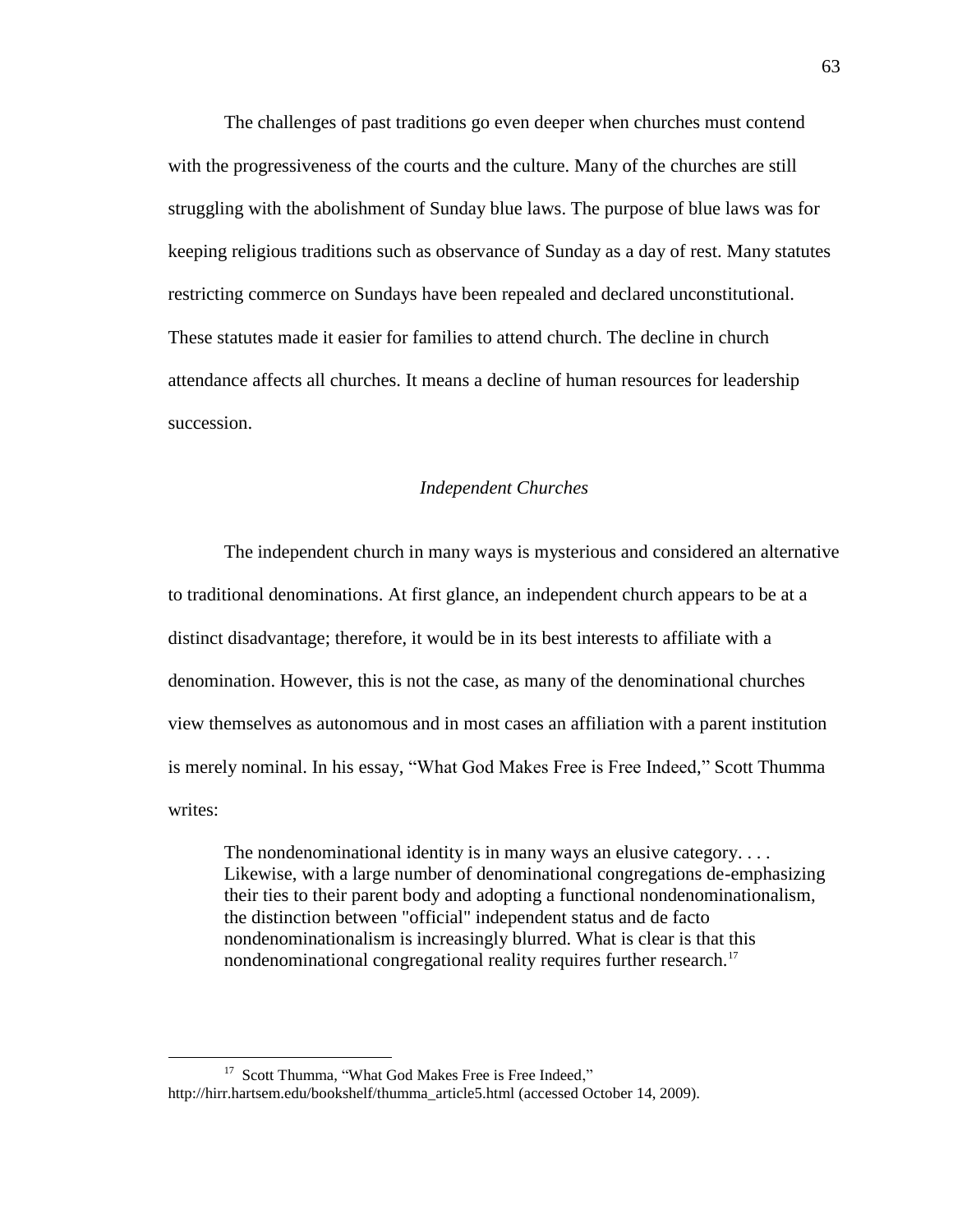The challenges of past traditions go even deeper when churches must contend with the progressiveness of the courts and the culture. Many of the churches are still struggling with the abolishment of Sunday blue laws. The purpose of blue laws was for keeping religious traditions such as observance of Sunday as a day of rest. Many statutes restricting commerce on Sundays have been repealed and declared unconstitutional. These statutes made it easier for families to attend church. The decline in church attendance affects all churches. It means a decline of human resources for leadership succession.

### *Independent Churches*

The independent church in many ways is mysterious and considered an alternative to traditional denominations. At first glance, an independent church appears to be at a distinct disadvantage; therefore, it would be in its best interests to affiliate with a denomination. However, this is not the case, as many of the denominational churches view themselves as autonomous and in most cases an affiliation with a parent institution is merely nominal. In his essay, "What God Makes Free is Free Indeed," Scott Thumma writes:

> The nondenominational identity is in many ways an elusive category. . . . Likewise, with a large number of denominational congregations de-emphasizing their ties to their parent body and adopting a functional nondenominationalism, the distinction between "official" independent status and de facto nondenominationalism is increasingly blurred. What is clear is that this nondenominational congregational reality requires further research.[17]

---

[17] Scott Thumma, "What God Makes Free is Free Indeed," http://hirr.hartsem.edu/bookshelf/thumma_article5.html (accessed October 14, 2009).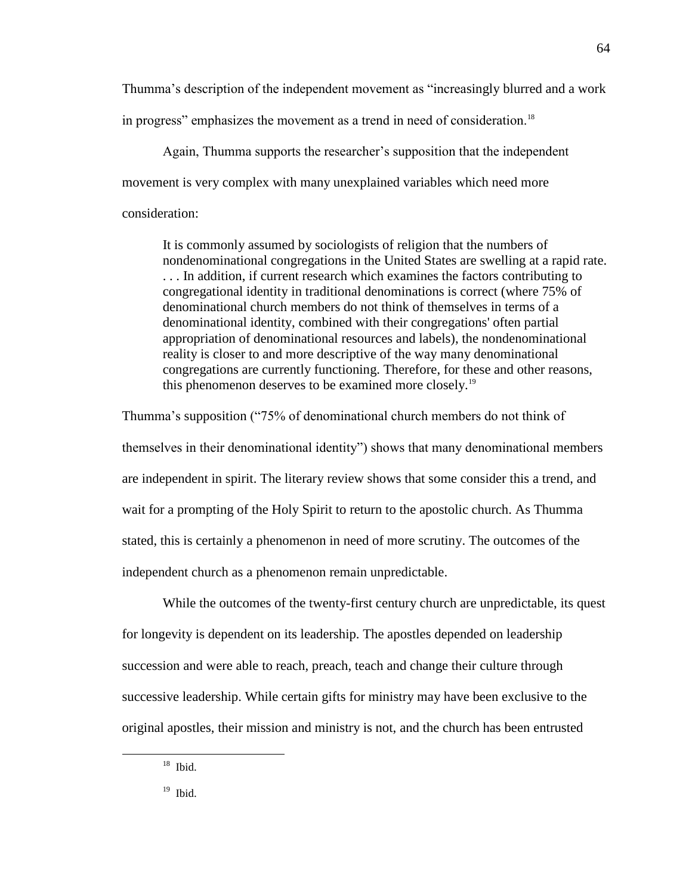Thumma's description of the independent movement as "increasingly blurred and a work in progress" emphasizes the movement as a trend in need of consideration.[18]

Again, Thumma supports the researcher's supposition that the independent movement is very complex with many unexplained variables which need more consideration:

> It is commonly assumed by sociologists of religion that the numbers of nondenominational congregations in the United States are swelling at a rapid rate. . . . In addition, if current research which examines the factors contributing to congregational identity in traditional denominations is correct (where 75% of denominational church members do not think of themselves in terms of a denominational identity, combined with their congregations' often partial appropriation of denominational resources and labels), the nondenominational reality is closer to and more descriptive of the way many denominational congregations are currently functioning. Therefore, for these and other reasons, this phenomenon deserves to be examined more closely.[19]

Thumma's supposition ("75% of denominational church members do not think of themselves in their denominational identity") shows that many denominational members are independent in spirit. The literary review shows that some consider this a trend, and wait for a prompting of the Holy Spirit to return to the apostolic church. As Thumma stated, this is certainly a phenomenon in need of more scrutiny. The outcomes of the independent church as a phenomenon remain unpredictable.

While the outcomes of the twenty-first century church are unpredictable, its quest for longevity is dependent on its leadership. The apostles depended on leadership succession and were able to reach, preach, teach and change their culture through successive leadership. While certain gifts for ministry may have been exclusive to the original apostles, their mission and ministry is not, and the church has been entrusted

---

[18] Ibid.

[19] Ibid.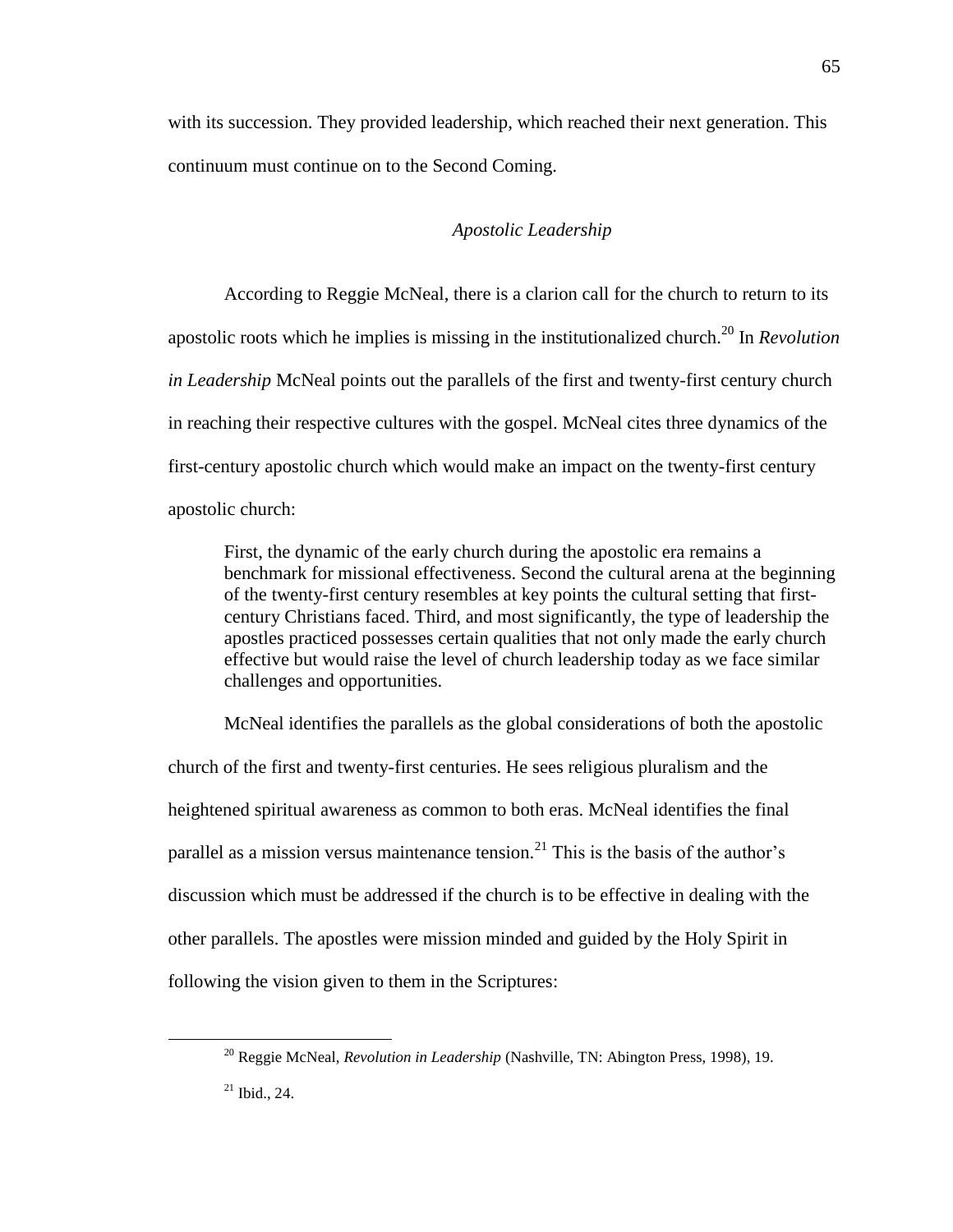with its succession. They provided leadership, which reached their next generation. This continuum must continue on to the Second Coming.

### *Apostolic Leadership*

According to Reggie McNeal, there is a clarion call for the church to return to its apostolic roots which he implies is missing in the institutionalized church.[20] In *Revolution in Leadership* McNeal points out the parallels of the first and twenty-first century church in reaching their respective cultures with the gospel. McNeal cites three dynamics of the first-century apostolic church which would make an impact on the twenty-first century apostolic church:

> First, the dynamic of the early church during the apostolic era remains a benchmark for missional effectiveness. Second the cultural arena at the beginning of the twenty-first century resembles at key points the cultural setting that first-century Christians faced. Third, and most significantly, the type of leadership the apostles practiced possesses certain qualities that not only made the early church effective but would raise the level of church leadership today as we face similar challenges and opportunities.

McNeal identifies the parallels as the global considerations of both the apostolic church of the first and twenty-first centuries. He sees religious pluralism and the heightened spiritual awareness as common to both eras. McNeal identifies the final parallel as a mission versus maintenance tension.[21] This is the basis of the author's discussion which must be addressed if the church is to be effective in dealing with the other parallels. The apostles were mission minded and guided by the Holy Spirit in following the vision given to them in the Scriptures:

---

[20] Reggie McNeal, *Revolution in Leadership* (Nashville, TN: Abington Press, 1998), 19.

[21] Ibid., 24.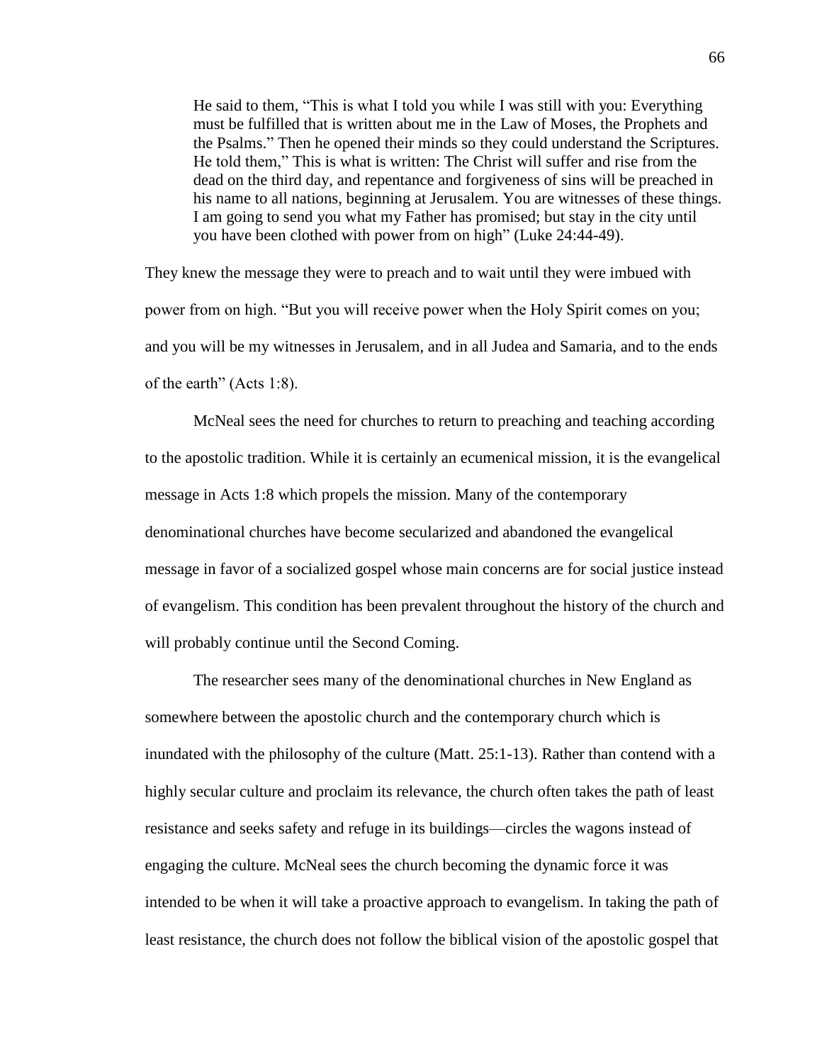> He said to them, "This is what I told you while I was still with you: Everything must be fulfilled that is written about me in the Law of Moses, the Prophets and the Psalms." Then he opened their minds so they could understand the Scriptures. He told them," This is what is written: The Christ will suffer and rise from the dead on the third day, and repentance and forgiveness of sins will be preached in his name to all nations, beginning at Jerusalem. You are witnesses of these things. I am going to send you what my Father has promised; but stay in the city until you have been clothed with power from on high" (Luke 24:44-49).

They knew the message they were to preach and to wait until they were imbued with power from on high. "But you will receive power when the Holy Spirit comes on you; and you will be my witnesses in Jerusalem, and in all Judea and Samaria, and to the ends of the earth" (Acts 1:8).

McNeal sees the need for churches to return to preaching and teaching according to the apostolic tradition. While it is certainly an ecumenical mission, it is the evangelical message in Acts 1:8 which propels the mission. Many of the contemporary denominational churches have become secularized and abandoned the evangelical message in favor of a socialized gospel whose main concerns are for social justice instead of evangelism. This condition has been prevalent throughout the history of the church and will probably continue until the Second Coming.

The researcher sees many of the denominational churches in New England as somewhere between the apostolic church and the contemporary church which is inundated with the philosophy of the culture (Matt. 25:1-13). Rather than contend with a highly secular culture and proclaim its relevance, the church often takes the path of least resistance and seeks safety and refuge in its buildings—circles the wagons instead of engaging the culture. McNeal sees the church becoming the dynamic force it was intended to be when it will take a proactive approach to evangelism. In taking the path of least resistance, the church does not follow the biblical vision of the apostolic gospel that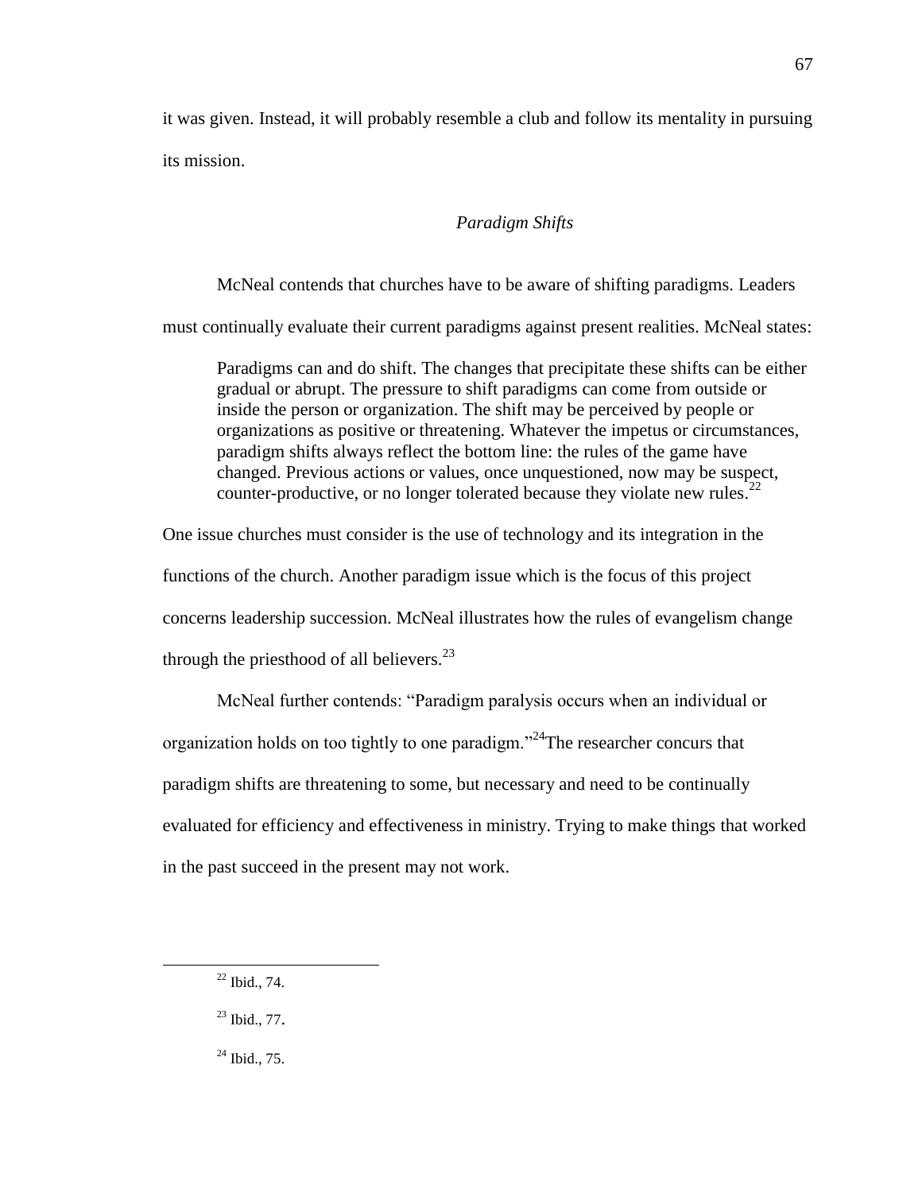it was given. Instead, it will probably resemble a club and follow its mentality in pursuing its mission.

### *Paradigm Shifts*

McNeal contends that churches have to be aware of shifting paradigms. Leaders must continually evaluate their current paradigms against present realities. McNeal states:

> Paradigms can and do shift. The changes that precipitate these shifts can be either gradual or abrupt. The pressure to shift paradigms can come from outside or inside the person or organization. The shift may be perceived by people or organizations as positive or threatening. Whatever the impetus or circumstances, paradigm shifts always reflect the bottom line: the rules of the game have changed. Previous actions or values, once unquestioned, now may be suspect, counter-productive, or no longer tolerated because they violate new rules.[22]

One issue churches must consider is the use of technology and its integration in the functions of the church. Another paradigm issue which is the focus of this project concerns leadership succession. McNeal illustrates how the rules of evangelism change through the priesthood of all believers.[23]

McNeal further contends: "Paradigm paralysis occurs when an individual or organization holds on too tightly to one paradigm."[24]The researcher concurs that paradigm shifts are threatening to some, but necessary and need to be continually evaluated for efficiency and effectiveness in ministry. Trying to make things that worked in the past succeed in the present may not work.

---

[22] Ibid., 74.

[23] Ibid., 77.

[24] Ibid., 75.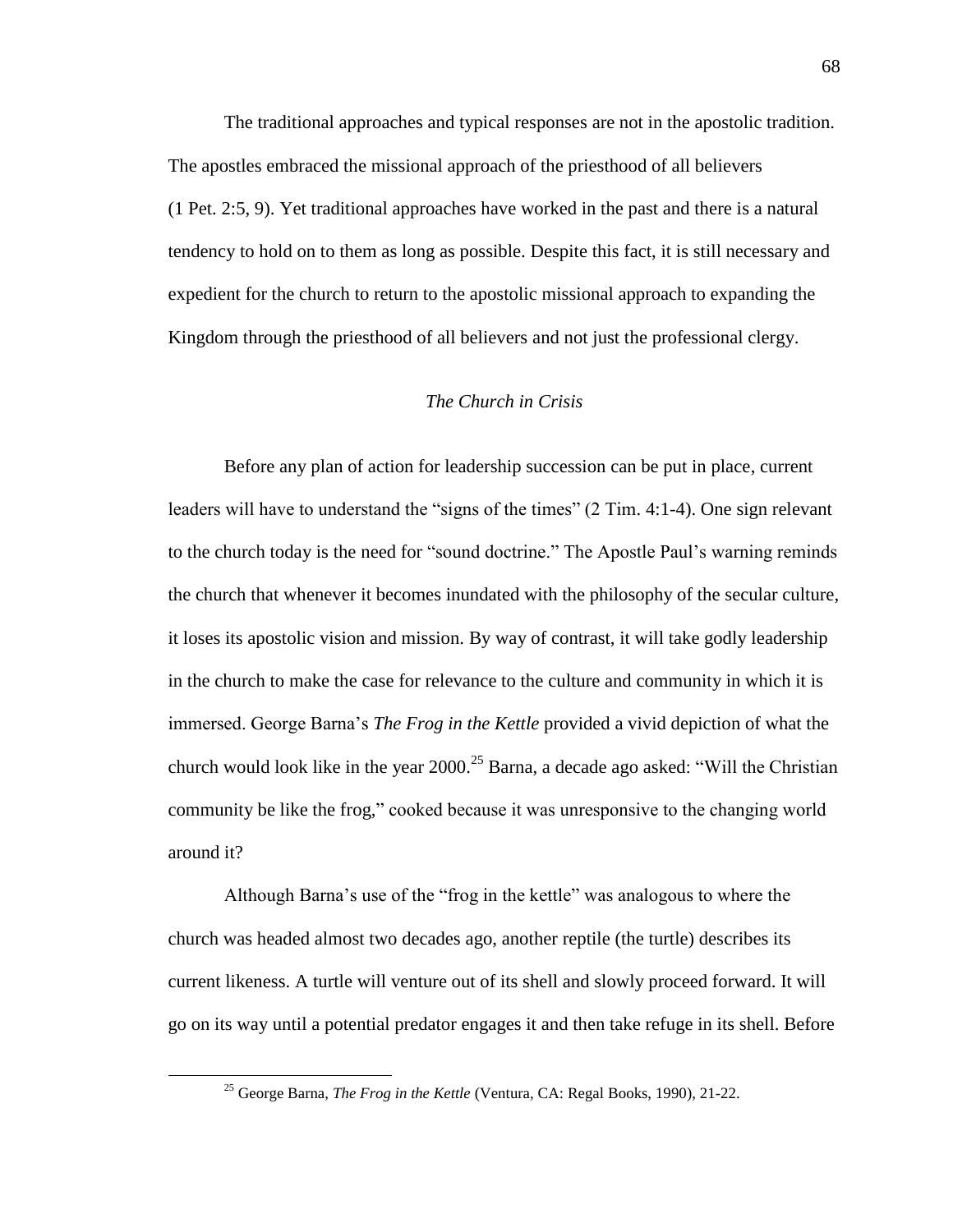The traditional approaches and typical responses are not in the apostolic tradition. The apostles embraced the missional approach of the priesthood of all believers (1 Pet. 2:5, 9). Yet traditional approaches have worked in the past and there is a natural tendency to hold on to them as long as possible. Despite this fact, it is still necessary and expedient for the church to return to the apostolic missional approach to expanding the Kingdom through the priesthood of all believers and not just the professional clergy.

### *The Church in Crisis*

Before any plan of action for leadership succession can be put in place, current leaders will have to understand the "signs of the times" (2 Tim. 4:1-4). One sign relevant to the church today is the need for "sound doctrine." The Apostle Paul's warning reminds the church that whenever it becomes inundated with the philosophy of the secular culture, it loses its apostolic vision and mission. By way of contrast, it will take godly leadership in the church to make the case for relevance to the culture and community in which it is immersed. George Barna's *The Frog in the Kettle* provided a vivid depiction of what the church would look like in the year 2000.[25] Barna, a decade ago asked: "Will the Christian community be like the frog," cooked because it was unresponsive to the changing world around it?

Although Barna's use of the "frog in the kettle" was analogous to where the church was headed almost two decades ago, another reptile (the turtle) describes its current likeness. A turtle will venture out of its shell and slowly proceed forward. It will go on its way until a potential predator engages it and then take refuge in its shell. Before

---

[25] George Barna, *The Frog in the Kettle* (Ventura, CA: Regal Books, 1990), 21-22.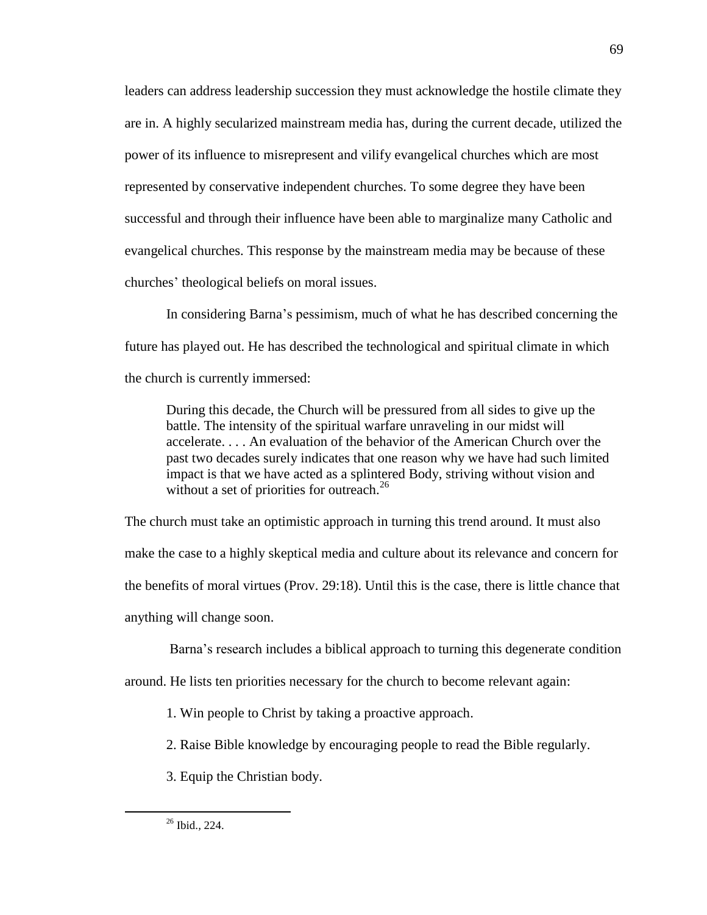leaders can address leadership succession they must acknowledge the hostile climate they are in. A highly secularized mainstream media has, during the current decade, utilized the power of its influence to misrepresent and vilify evangelical churches which are most represented by conservative independent churches. To some degree they have been successful and through their influence have been able to marginalize many Catholic and evangelical churches. This response by the mainstream media may be because of these churches' theological beliefs on moral issues.

In considering Barna's pessimism, much of what he has described concerning the future has played out. He has described the technological and spiritual climate in which the church is currently immersed:

> During this decade, the Church will be pressured from all sides to give up the battle. The intensity of the spiritual warfare unraveling in our midst will accelerate. . . . An evaluation of the behavior of the American Church over the past two decades surely indicates that one reason why we have had such limited impact is that we have acted as a splintered Body, striving without vision and without a set of priorities for outreach.[26]

The church must take an optimistic approach in turning this trend around. It must also make the case to a highly skeptical media and culture about its relevance and concern for the benefits of moral virtues (Prov. 29:18). Until this is the case, there is little chance that anything will change soon.

Barna's research includes a biblical approach to turning this degenerate condition around. He lists ten priorities necessary for the church to become relevant again:

1. Win people to Christ by taking a proactive approach.

2. Raise Bible knowledge by encouraging people to read the Bible regularly.

3. Equip the Christian body.

---

[26] Ibid., 224.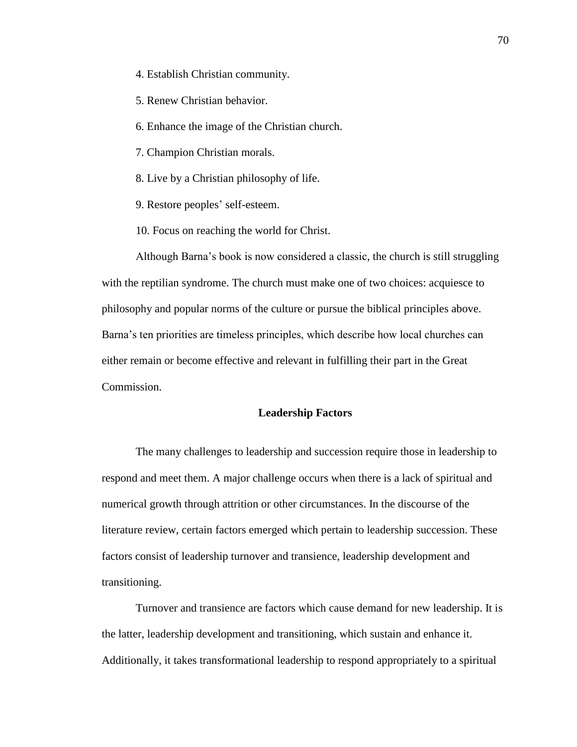4. Establish Christian community.

5. Renew Christian behavior.

6. Enhance the image of the Christian church.

7. Champion Christian morals.

8. Live by a Christian philosophy of life.

9. Restore peoples' self-esteem.

10. Focus on reaching the world for Christ.

Although Barna's book is now considered a classic, the church is still struggling with the reptilian syndrome. The church must make one of two choices: acquiesce to philosophy and popular norms of the culture or pursue the biblical principles above. Barna's ten priorities are timeless principles, which describe how local churches can either remain or become effective and relevant in fulfilling their part in the Great Commission.

## Leadership Factors

The many challenges to leadership and succession require those in leadership to respond and meet them. A major challenge occurs when there is a lack of spiritual and numerical growth through attrition or other circumstances. In the discourse of the literature review, certain factors emerged which pertain to leadership succession. These factors consist of leadership turnover and transience, leadership development and transitioning.

Turnover and transience are factors which cause demand for new leadership. It is the latter, leadership development and transitioning, which sustain and enhance it. Additionally, it takes transformational leadership to respond appropriately to a spiritual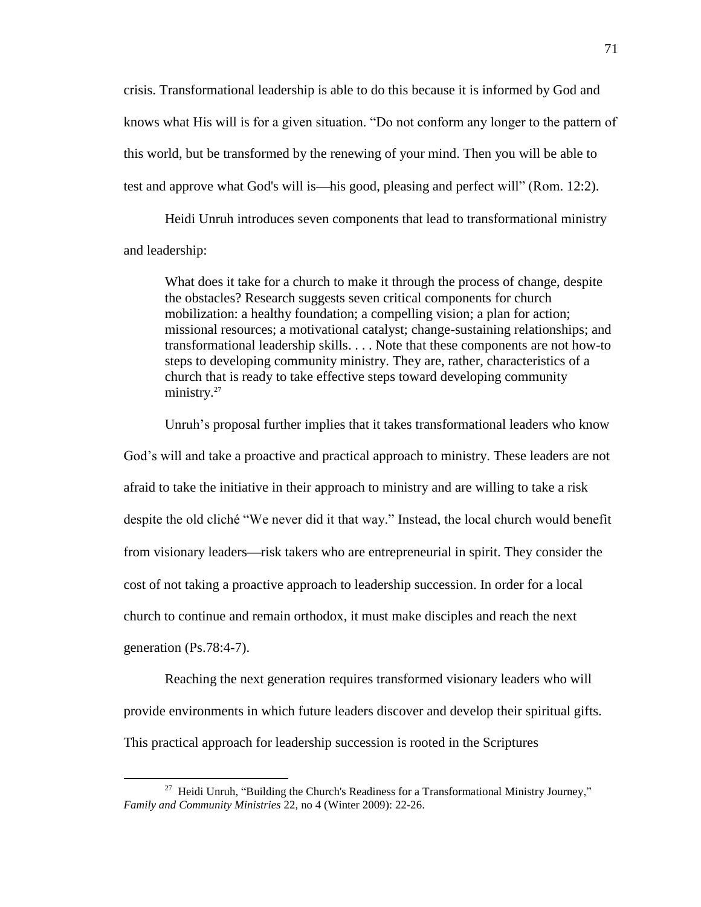crisis. Transformational leadership is able to do this because it is informed by God and knows what His will is for a given situation. "Do not conform any longer to the pattern of this world, but be transformed by the renewing of your mind. Then you will be able to test and approve what God's will is—his good, pleasing and perfect will" (Rom. 12:2).

Heidi Unruh introduces seven components that lead to transformational ministry and leadership:

> What does it take for a church to make it through the process of change, despite the obstacles? Research suggests seven critical components for church mobilization: a healthy foundation; a compelling vision; a plan for action; missional resources; a motivational catalyst; change-sustaining relationships; and transformational leadership skills. . . . Note that these components are not how-to steps to developing community ministry. They are, rather, characteristics of a church that is ready to take effective steps toward developing community ministry.[27]

Unruh's proposal further implies that it takes transformational leaders who know God's will and take a proactive and practical approach to ministry. These leaders are not afraid to take the initiative in their approach to ministry and are willing to take a risk despite the old cliché "We never did it that way." Instead, the local church would benefit from visionary leaders—risk takers who are entrepreneurial in spirit. They consider the cost of not taking a proactive approach to leadership succession. In order for a local church to continue and remain orthodox, it must make disciples and reach the next generation (Ps.78:4-7).

Reaching the next generation requires transformed visionary leaders who will provide environments in which future leaders discover and develop their spiritual gifts. This practical approach for leadership succession is rooted in the Scriptures

---

[27] Heidi Unruh, "Building the Church's Readiness for a Transformational Ministry Journey," *Family and Community Ministries* 22, no 4 (Winter 2009): 22-26.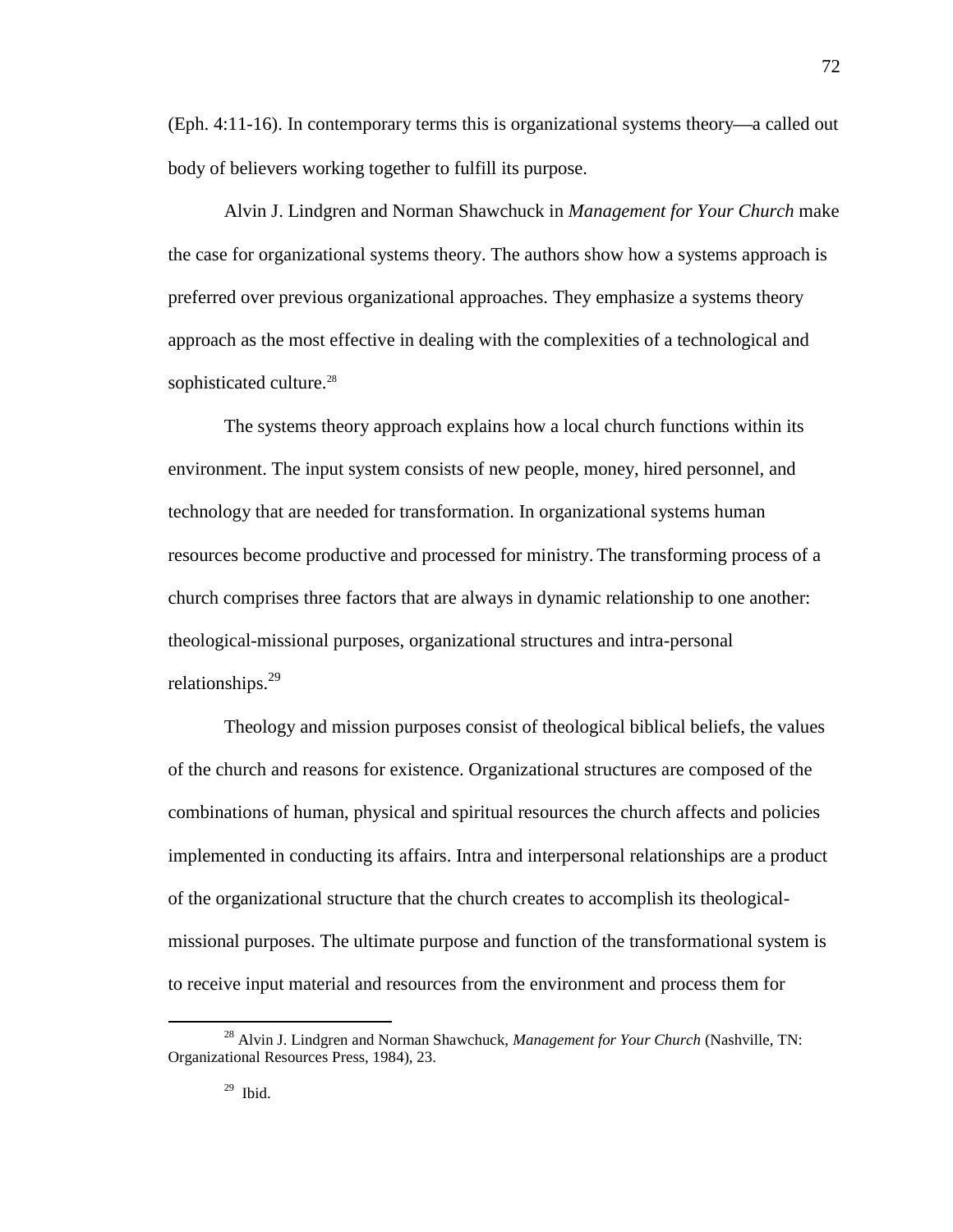(Eph. 4:11-16). In contemporary terms this is organizational systems theory—a called out body of believers working together to fulfill its purpose.

Alvin J. Lindgren and Norman Shawchuck in *Management for Your Church* make the case for organizational systems theory. The authors show how a systems approach is preferred over previous organizational approaches. They emphasize a systems theory approach as the most effective in dealing with the complexities of a technological and sophisticated culture.[28]

The systems theory approach explains how a local church functions within its environment. The input system consists of new people, money, hired personnel, and technology that are needed for transformation. In organizational systems human resources become productive and processed for ministry. The transforming process of a church comprises three factors that are always in dynamic relationship to one another: theological-missional purposes, organizational structures and intra-personal relationships.[29]

Theology and mission purposes consist of theological biblical beliefs, the values of the church and reasons for existence. Organizational structures are composed of the combinations of human, physical and spiritual resources the church affects and policies implemented in conducting its affairs. Intra and interpersonal relationships are a product of the organizational structure that the church creates to accomplish its theological-missional purposes. The ultimate purpose and function of the transformational system is to receive input material and resources from the environment and process them for

---

[28] Alvin J. Lindgren and Norman Shawchuck, *Management for Your Church* (Nashville, TN: Organizational Resources Press, 1984), 23.

[29] Ibid.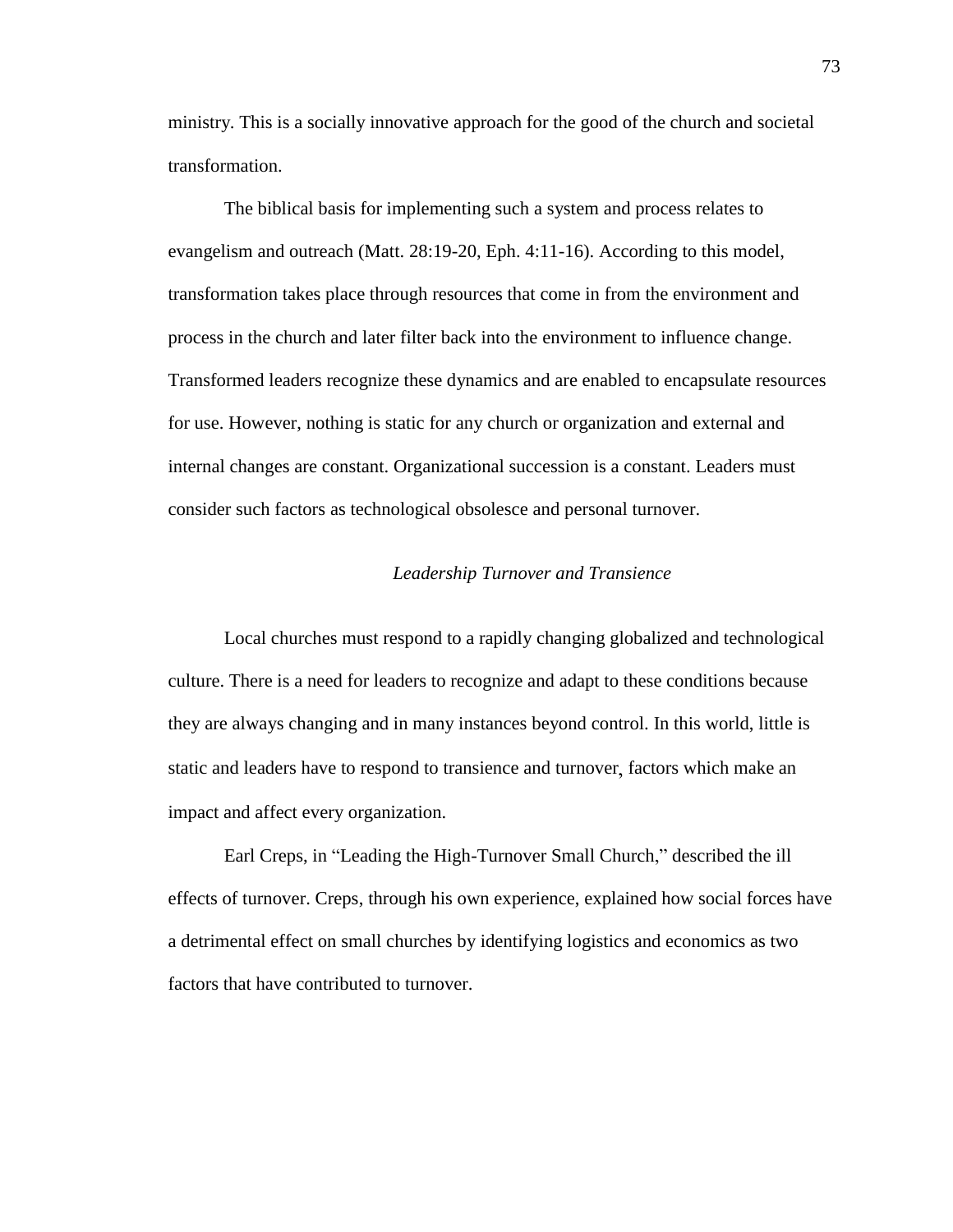ministry. This is a socially innovative approach for the good of the church and societal transformation.

The biblical basis for implementing such a system and process relates to evangelism and outreach (Matt. 28:19-20, Eph. 4:11-16). According to this model, transformation takes place through resources that come in from the environment and process in the church and later filter back into the environment to influence change. Transformed leaders recognize these dynamics and are enabled to encapsulate resources for use. However, nothing is static for any church or organization and external and internal changes are constant. Organizational succession is a constant. Leaders must consider such factors as technological obsolesce and personal turnover.

### *Leadership Turnover and Transience*

Local churches must respond to a rapidly changing globalized and technological culture. There is a need for leaders to recognize and adapt to these conditions because they are always changing and in many instances beyond control. In this world, little is static and leaders have to respond to transience and turnover, factors which make an impact and affect every organization.

Earl Creps, in "Leading the High-Turnover Small Church," described the ill effects of turnover. Creps, through his own experience, explained how social forces have a detrimental effect on small churches by identifying logistics and economics as two factors that have contributed to turnover.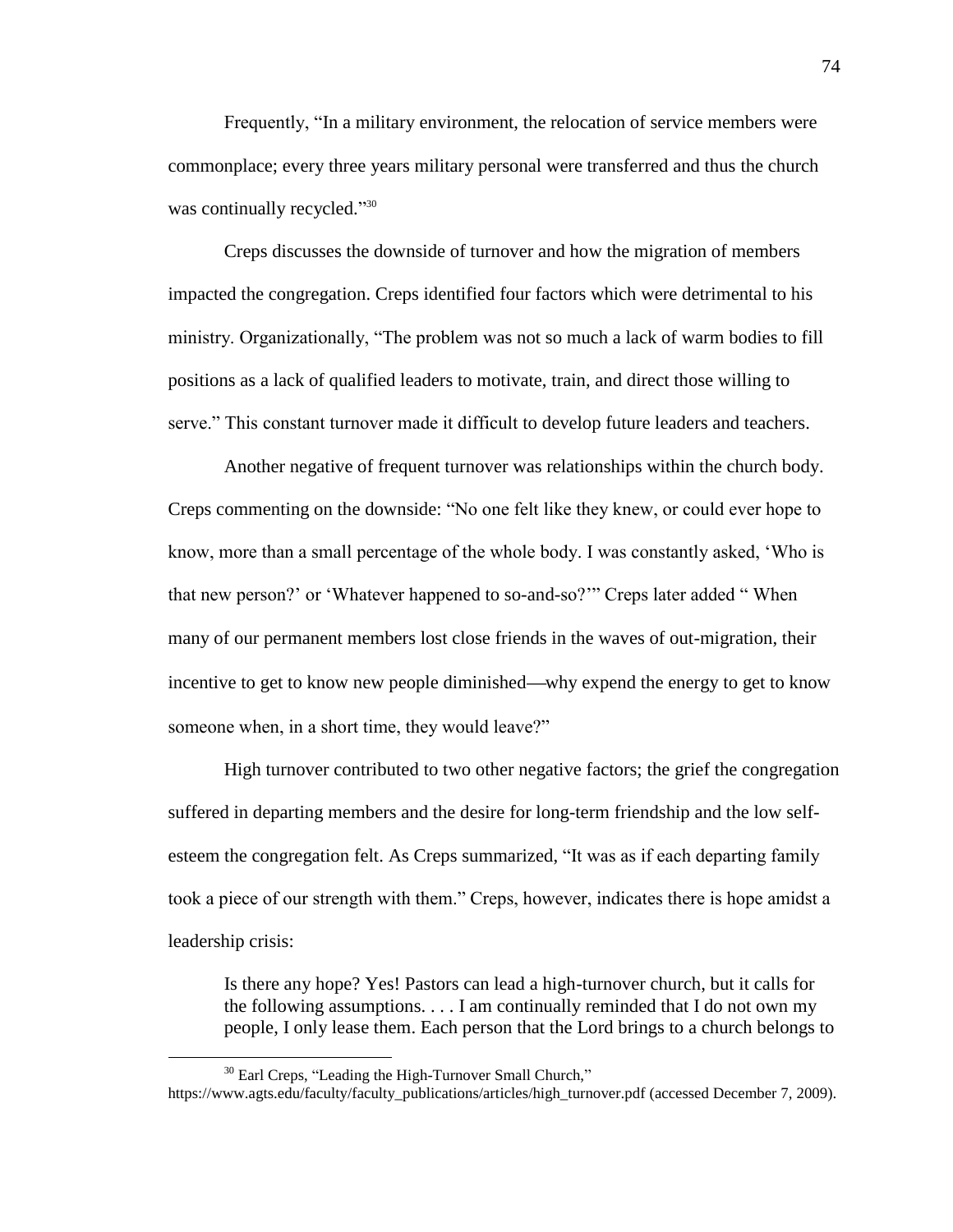Frequently, “In a military environment, the relocation of service members were commonplace; every three years military personal were transferred and thus the church was continually recycled.”[30]

Creps discusses the downside of turnover and how the migration of members impacted the congregation. Creps identified four factors which were detrimental to his ministry. Organizationally, “The problem was not so much a lack of warm bodies to fill positions as a lack of qualified leaders to motivate, train, and direct those willing to serve.” This constant turnover made it difficult to develop future leaders and teachers.

Another negative of frequent turnover was relationships within the church body. Creps commenting on the downside: “No one felt like they knew, or could ever hope to know, more than a small percentage of the whole body. I was constantly asked, ‘Who is that new person?’ or ‘Whatever happened to so-and-so?’” Creps later added “ When many of our permanent members lost close friends in the waves of out-migration, their incentive to get to know new people diminished—why expend the energy to get to know someone when, in a short time, they would leave?”

High turnover contributed to two other negative factors; the grief the congregation suffered in departing members and the desire for long-term friendship and the low self-esteem the congregation felt. As Creps summarized, “It was as if each departing family took a piece of our strength with them.” Creps, however, indicates there is hope amidst a leadership crisis:

> Is there any hope? Yes! Pastors can lead a high-turnover church, but it calls for the following assumptions. . . . I am continually reminded that I do not own my people, I only lease them. Each person that the Lord brings to a church belongs to

[30] Earl Creps, “Leading the High-Turnover Small Church,” https://www.agts.edu/faculty/faculty_publications/articles/high_turnover.pdf (accessed December 7, 2009).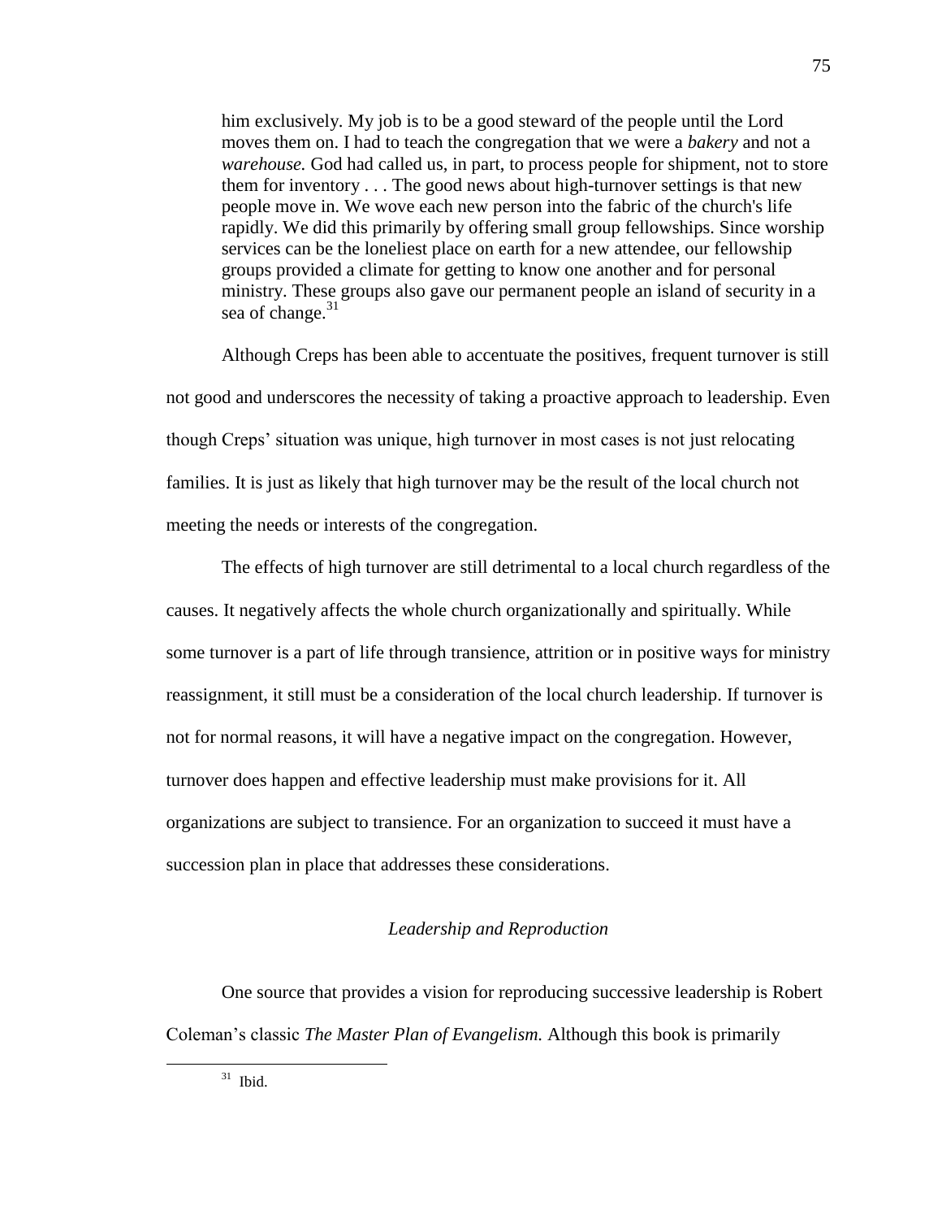> him exclusively. My job is to be a good steward of the people until the Lord moves them on. I had to teach the congregation that we were a *bakery* and not a *warehouse.* God had called us, in part, to process people for shipment, not to store them for inventory . . . The good news about high-turnover settings is that new people move in. We wove each new person into the fabric of the church's life rapidly. We did this primarily by offering small group fellowships. Since worship services can be the loneliest place on earth for a new attendee, our fellowship groups provided a climate for getting to know one another and for personal ministry. These groups also gave our permanent people an island of security in a sea of change.[31]

Although Creps has been able to accentuate the positives, frequent turnover is still not good and underscores the necessity of taking a proactive approach to leadership. Even though Creps' situation was unique, high turnover in most cases is not just relocating families. It is just as likely that high turnover may be the result of the local church not meeting the needs or interests of the congregation.

The effects of high turnover are still detrimental to a local church regardless of the causes. It negatively affects the whole church organizationally and spiritually. While some turnover is a part of life through transience, attrition or in positive ways for ministry reassignment, it still must be a consideration of the local church leadership. If turnover is not for normal reasons, it will have a negative impact on the congregation. However, turnover does happen and effective leadership must make provisions for it. All organizations are subject to transience. For an organization to succeed it must have a succession plan in place that addresses these considerations.

### *Leadership and Reproduction*

One source that provides a vision for reproducing successive leadership is Robert Coleman's classic *The Master Plan of Evangelism.* Although this book is primarily

---

[31] Ibid.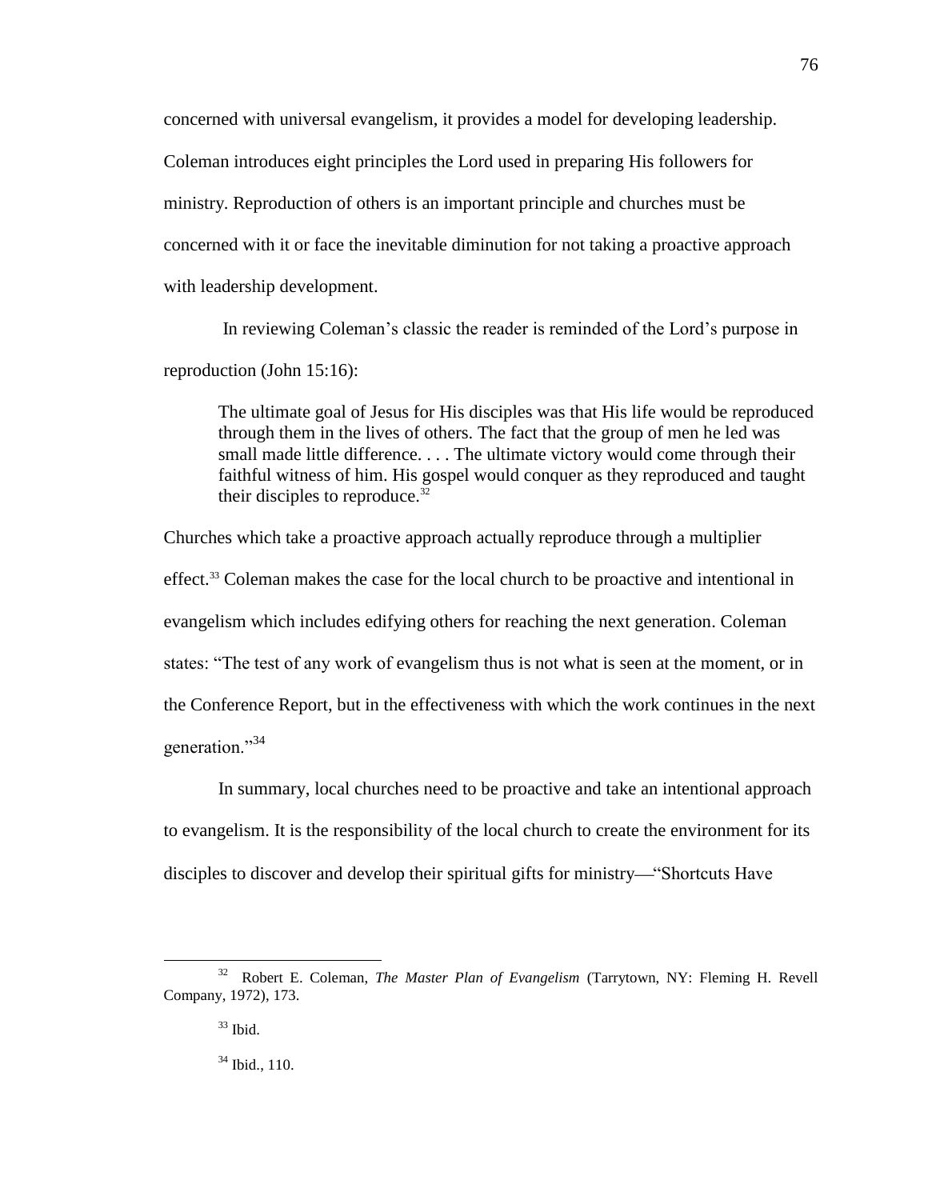concerned with universal evangelism, it provides a model for developing leadership. Coleman introduces eight principles the Lord used in preparing His followers for ministry. Reproduction of others is an important principle and churches must be concerned with it or face the inevitable diminution for not taking a proactive approach with leadership development.

In reviewing Coleman's classic the reader is reminded of the Lord's purpose in reproduction (John 15:16):

> The ultimate goal of Jesus for His disciples was that His life would be reproduced through them in the lives of others. The fact that the group of men he led was small made little difference. . . . The ultimate victory would come through their faithful witness of him. His gospel would conquer as they reproduced and taught their disciples to reproduce.[32]

Churches which take a proactive approach actually reproduce through a multiplier effect.[33] Coleman makes the case for the local church to be proactive and intentional in evangelism which includes edifying others for reaching the next generation. Coleman states: "The test of any work of evangelism thus is not what is seen at the moment, or in the Conference Report, but in the effectiveness with which the work continues in the next generation."[34]

In summary, local churches need to be proactive and take an intentional approach to evangelism. It is the responsibility of the local church to create the environment for its disciples to discover and develop their spiritual gifts for ministry—"Shortcuts Have

---

[32] Robert E. Coleman, *The Master Plan of Evangelism* (Tarrytown, NY: Fleming H. Revell Company, 1972), 173.

[33] Ibid.

[34] Ibid., 110.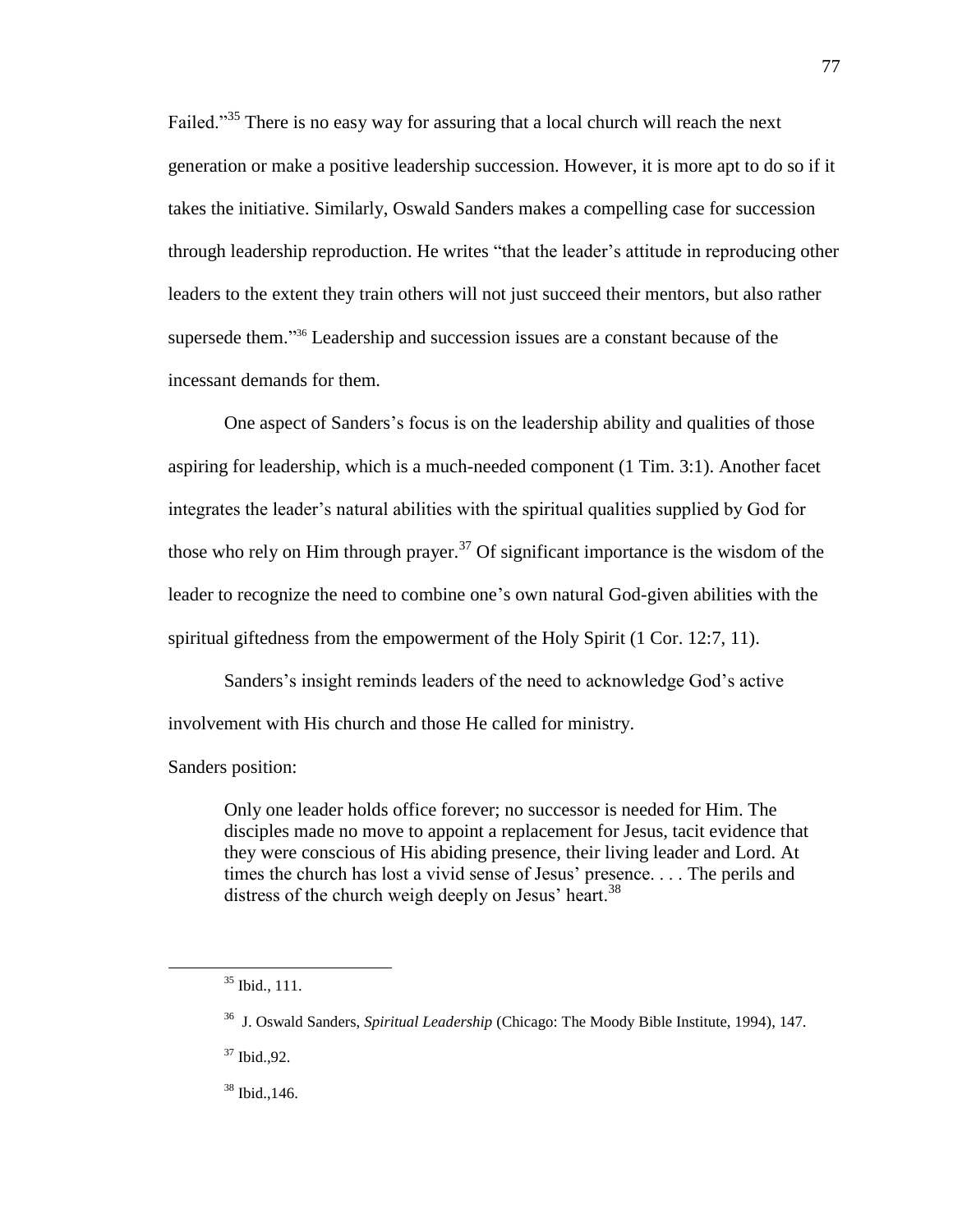Failed."[35] There is no easy way for assuring that a local church will reach the next generation or make a positive leadership succession. However, it is more apt to do so if it takes the initiative. Similarly, Oswald Sanders makes a compelling case for succession through leadership reproduction. He writes "that the leader's attitude in reproducing other leaders to the extent they train others will not just succeed their mentors, but also rather supersede them."[36] Leadership and succession issues are a constant because of the incessant demands for them.

One aspect of Sanders's focus is on the leadership ability and qualities of those aspiring for leadership, which is a much-needed component (1 Tim. 3:1). Another facet integrates the leader's natural abilities with the spiritual qualities supplied by God for those who rely on Him through prayer.[37] Of significant importance is the wisdom of the leader to recognize the need to combine one's own natural God-given abilities with the spiritual giftedness from the empowerment of the Holy Spirit (1 Cor. 12:7, 11).

Sanders's insight reminds leaders of the need to acknowledge God's active involvement with His church and those He called for ministry.

Sanders position:

> Only one leader holds office forever; no successor is needed for Him. The disciples made no move to appoint a replacement for Jesus, tacit evidence that they were conscious of His abiding presence, their living leader and Lord. At times the church has lost a vivid sense of Jesus' presence. . . . The perils and distress of the church weigh deeply on Jesus' heart.[38]

---

[35] Ibid., 111.

[36] J. Oswald Sanders, *Spiritual Leadership* (Chicago: The Moody Bible Institute, 1994), 147.

[37] Ibid.,92.

[38] Ibid.,146.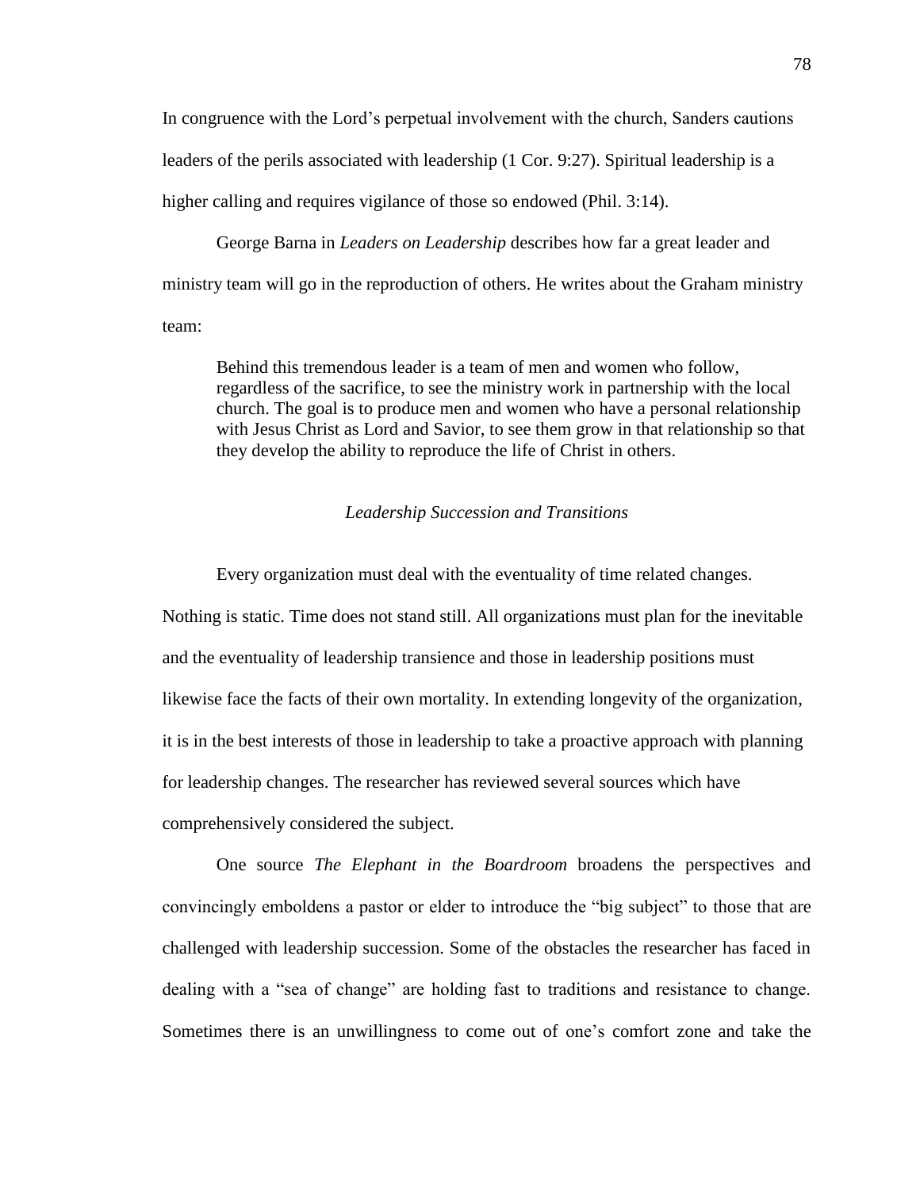In congruence with the Lord's perpetual involvement with the church, Sanders cautions leaders of the perils associated with leadership (1 Cor. 9:27). Spiritual leadership is a higher calling and requires vigilance of those so endowed (Phil. 3:14).

George Barna in *Leaders on Leadership* describes how far a great leader and ministry team will go in the reproduction of others. He writes about the Graham ministry team:

> Behind this tremendous leader is a team of men and women who follow, regardless of the sacrifice, to see the ministry work in partnership with the local church. The goal is to produce men and women who have a personal relationship with Jesus Christ as Lord and Savior, to see them grow in that relationship so that they develop the ability to reproduce the life of Christ in others.

### *Leadership Succession and Transitions*

Every organization must deal with the eventuality of time related changes. Nothing is static. Time does not stand still. All organizations must plan for the inevitable and the eventuality of leadership transience and those in leadership positions must likewise face the facts of their own mortality. In extending longevity of the organization, it is in the best interests of those in leadership to take a proactive approach with planning for leadership changes. The researcher has reviewed several sources which have comprehensively considered the subject.

One source *The Elephant in the Boardroom* broadens the perspectives and convincingly emboldens a pastor or elder to introduce the "big subject" to those that are challenged with leadership succession. Some of the obstacles the researcher has faced in dealing with a "sea of change" are holding fast to traditions and resistance to change. Sometimes there is an unwillingness to come out of one's comfort zone and take the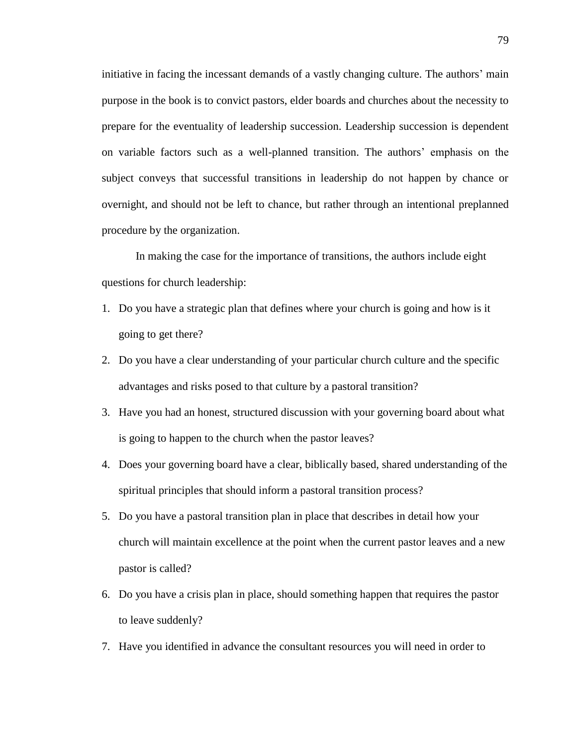initiative in facing the incessant demands of a vastly changing culture. The authors' main purpose in the book is to convict pastors, elder boards and churches about the necessity to prepare for the eventuality of leadership succession. Leadership succession is dependent on variable factors such as a well-planned transition. The authors' emphasis on the subject conveys that successful transitions in leadership do not happen by chance or overnight, and should not be left to chance, but rather through an intentional preplanned procedure by the organization.

In making the case for the importance of transitions, the authors include eight questions for church leadership:

1. Do you have a strategic plan that defines where your church is going and how is it going to get there?
2. Do you have a clear understanding of your particular church culture and the specific advantages and risks posed to that culture by a pastoral transition?
3. Have you had an honest, structured discussion with your governing board about what is going to happen to the church when the pastor leaves?
4. Does your governing board have a clear, biblically based, shared understanding of the spiritual principles that should inform a pastoral transition process?
5. Do you have a pastoral transition plan in place that describes in detail how your church will maintain excellence at the point when the current pastor leaves and a new pastor is called?
6. Do you have a crisis plan in place, should something happen that requires the pastor to leave suddenly?
7. Have you identified in advance the consultant resources you will need in order to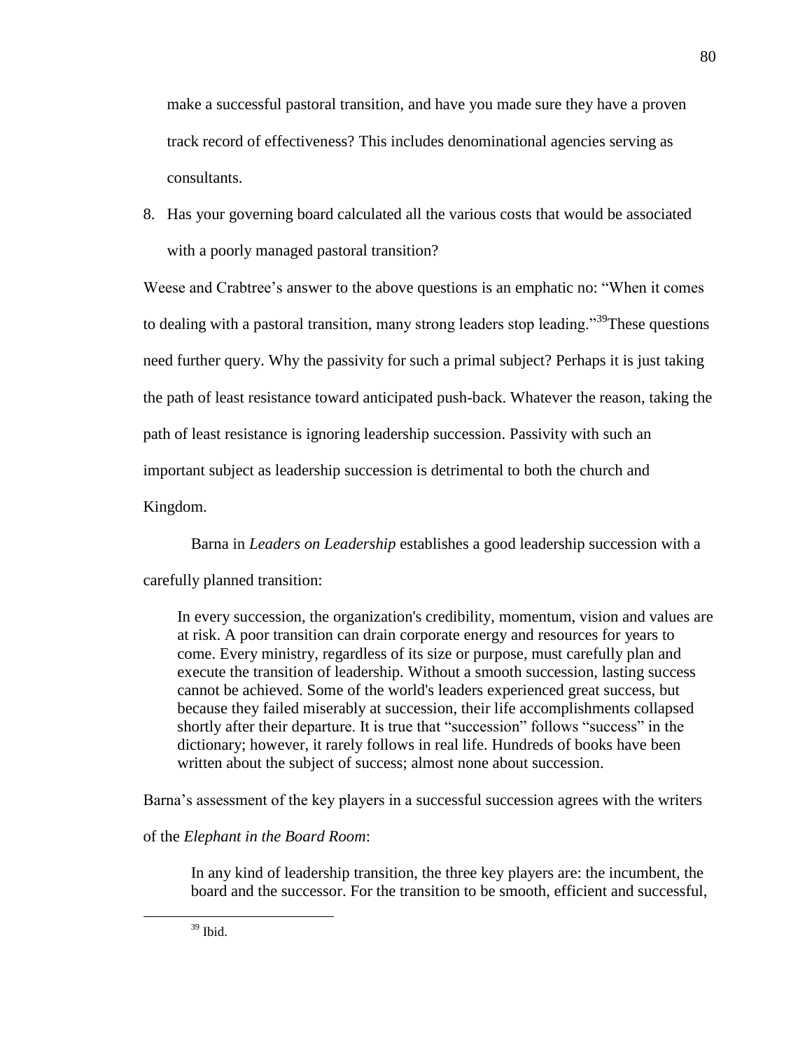make a successful pastoral transition, and have you made sure they have a proven track record of effectiveness? This includes denominational agencies serving as consultants.

8. Has your governing board calculated all the various costs that would be associated with a poorly managed pastoral transition?

Weese and Crabtree's answer to the above questions is an emphatic no: "When it comes to dealing with a pastoral transition, many strong leaders stop leading."[39] These questions need further query. Why the passivity for such a primal subject? Perhaps it is just taking the path of least resistance toward anticipated push-back. Whatever the reason, taking the path of least resistance is ignoring leadership succession. Passivity with such an important subject as leadership succession is detrimental to both the church and Kingdom.

Barna in *Leaders on Leadership* establishes a good leadership succession with a carefully planned transition:

> In every succession, the organization's credibility, momentum, vision and values are at risk. A poor transition can drain corporate energy and resources for years to come. Every ministry, regardless of its size or purpose, must carefully plan and execute the transition of leadership. Without a smooth succession, lasting success cannot be achieved. Some of the world's leaders experienced great success, but because they failed miserably at succession, their life accomplishments collapsed shortly after their departure. It is true that "succession" follows "success" in the dictionary; however, it rarely follows in real life. Hundreds of books have been written about the subject of success; almost none about succession.

Barna's assessment of the key players in a successful succession agrees with the writers of the *Elephant in the Board Room*:

> In any kind of leadership transition, the three key players are: the incumbent, the board and the successor. For the transition to be smooth, efficient and successful,

[39] Ibid.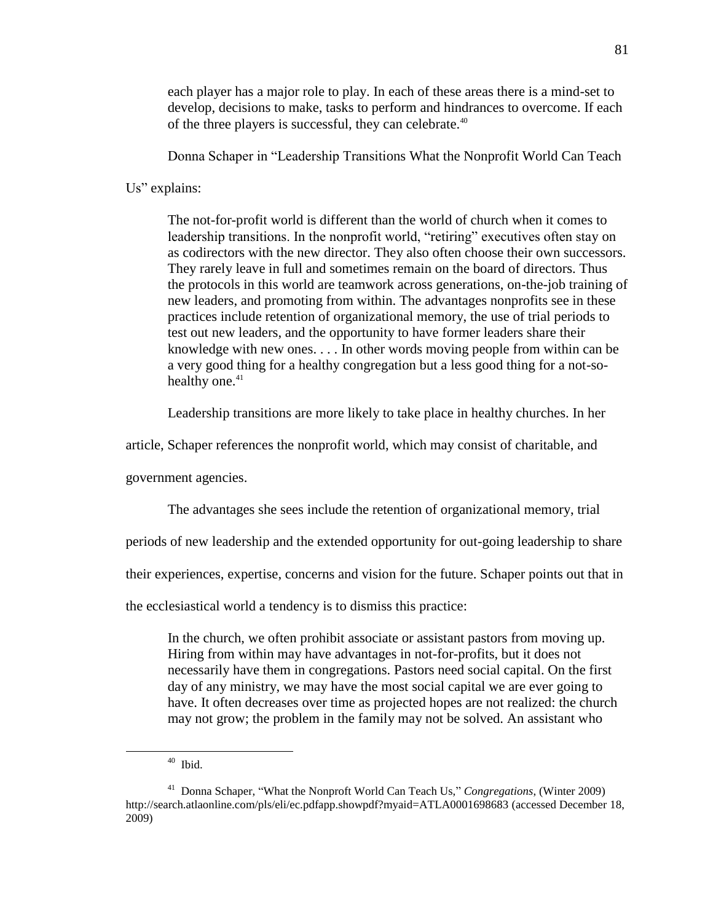> each player has a major role to play. In each of these areas there is a mind-set to develop, decisions to make, tasks to perform and hindrances to overcome. If each of the three players is successful, they can celebrate.[40]

Donna Schaper in "Leadership Transitions What the Nonprofit World Can Teach Us" explains:

> The not-for-profit world is different than the world of church when it comes to leadership transitions. In the nonprofit world, "retiring" executives often stay on as codirectors with the new director. They also often choose their own successors. They rarely leave in full and sometimes remain on the board of directors. Thus the protocols in this world are teamwork across generations, on-the-job training of new leaders, and promoting from within. The advantages nonprofits see in these practices include retention of organizational memory, the use of trial periods to test out new leaders, and the opportunity to have former leaders share their knowledge with new ones. . . . In other words moving people from within can be a very good thing for a healthy congregation but a less good thing for a not-so-healthy one.[41]

Leadership transitions are more likely to take place in healthy churches. In her article, Schaper references the nonprofit world, which may consist of charitable, and government agencies.

The advantages she sees include the retention of organizational memory, trial periods of new leadership and the extended opportunity for out-going leadership to share their experiences, expertise, concerns and vision for the future. Schaper points out that in the ecclesiastical world a tendency is to dismiss this practice:

> In the church, we often prohibit associate or assistant pastors from moving up. Hiring from within may have advantages in not-for-profits, but it does not necessarily have them in congregations. Pastors need social capital. On the first day of any ministry, we may have the most social capital we are ever going to have. It often decreases over time as projected hopes are not realized: the church may not grow; the problem in the family may not be solved. An assistant who

---

[40] Ibid.

[41] Donna Schaper, "What the Nonproft World Can Teach Us," *Congregations*, (Winter 2009) http://search.atlaonline.com/pls/eli/ec.pdfapp.showpdf?myaid=ATLA0001698683 (accessed December 18, 2009)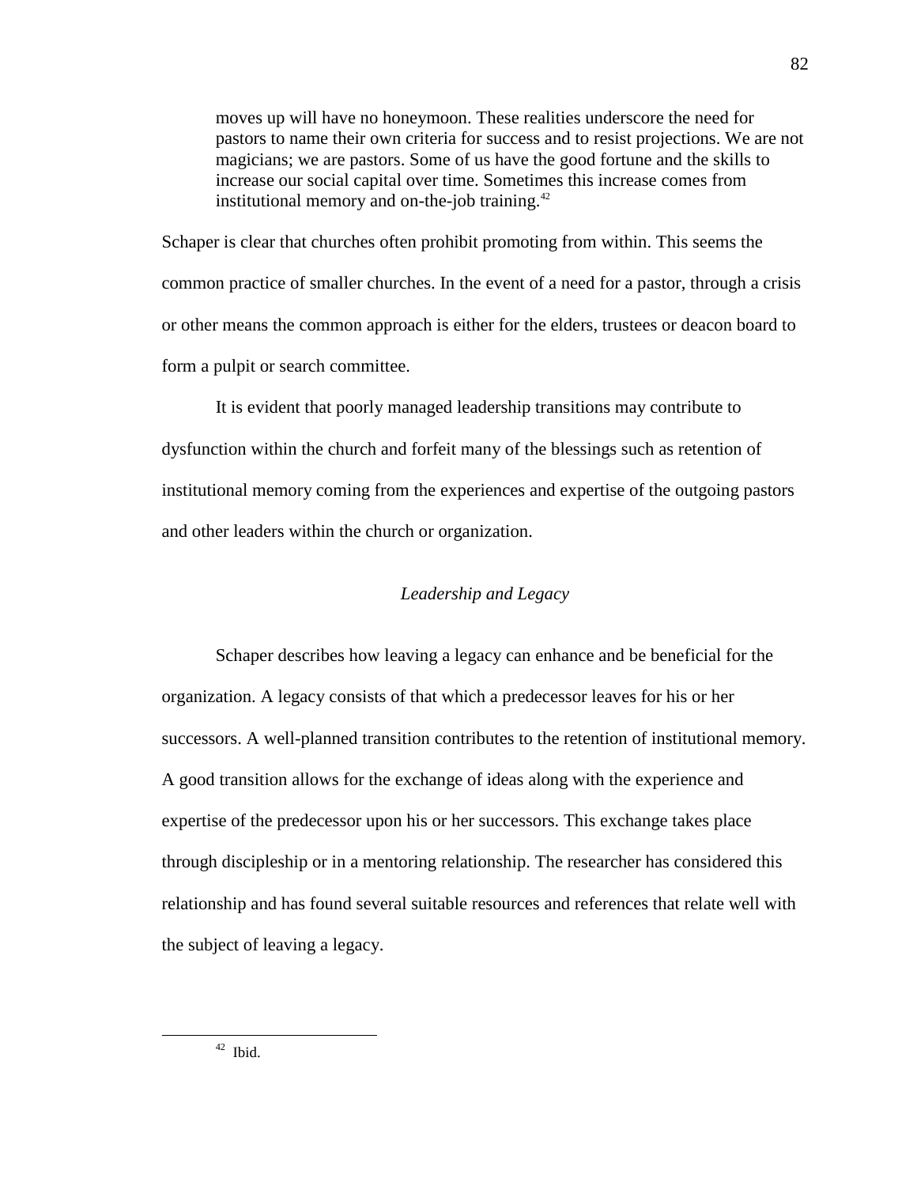> moves up will have no honeymoon. These realities underscore the need for pastors to name their own criteria for success and to resist projections. We are not magicians; we are pastors. Some of us have the good fortune and the skills to increase our social capital over time. Sometimes this increase comes from institutional memory and on-the-job training.[42]

Schaper is clear that churches often prohibit promoting from within. This seems the common practice of smaller churches. In the event of a need for a pastor, through a crisis or other means the common approach is either for the elders, trustees or deacon board to form a pulpit or search committee.

It is evident that poorly managed leadership transitions may contribute to dysfunction within the church and forfeit many of the blessings such as retention of institutional memory coming from the experiences and expertise of the outgoing pastors and other leaders within the church or organization.

### *Leadership and Legacy*

Schaper describes how leaving a legacy can enhance and be beneficial for the organization. A legacy consists of that which a predecessor leaves for his or her successors. A well-planned transition contributes to the retention of institutional memory. A good transition allows for the exchange of ideas along with the experience and expertise of the predecessor upon his or her successors. This exchange takes place through discipleship or in a mentoring relationship. The researcher has considered this relationship and has found several suitable resources and references that relate well with the subject of leaving a legacy.

---

[42] Ibid.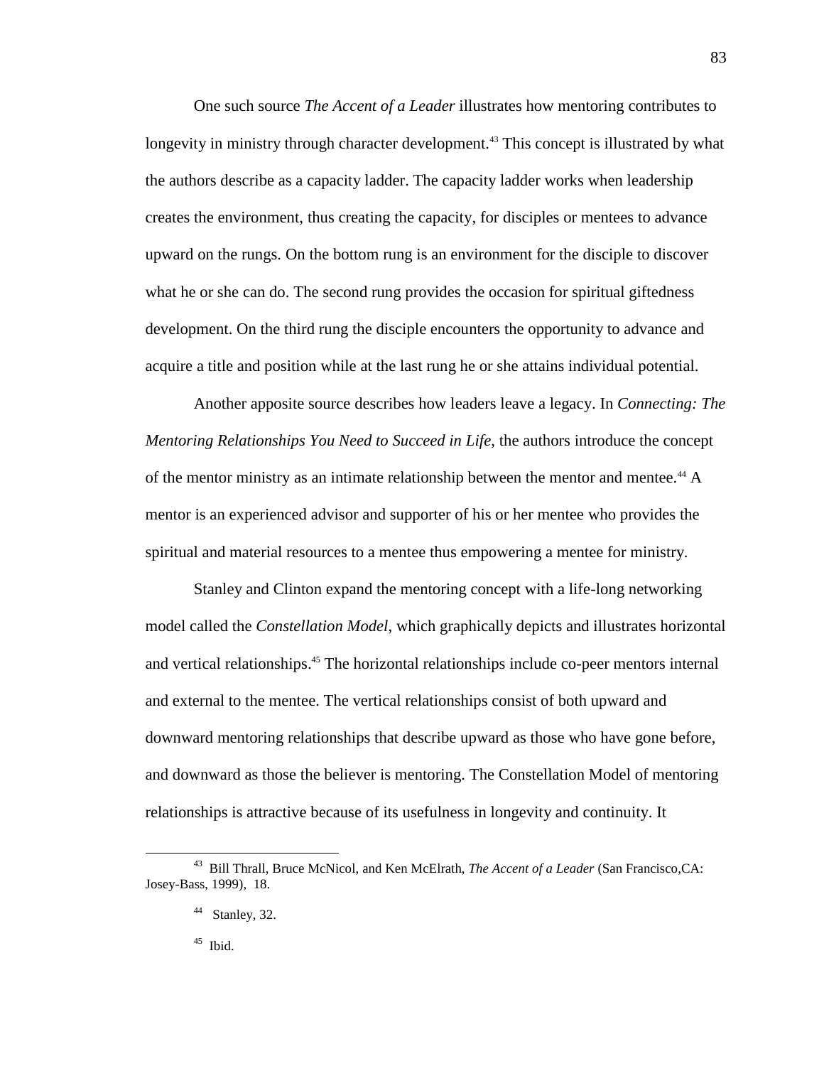One such source *The Accent of a Leader* illustrates how mentoring contributes to longevity in ministry through character development.[43] This concept is illustrated by what the authors describe as a capacity ladder. The capacity ladder works when leadership creates the environment, thus creating the capacity, for disciples or mentees to advance upward on the rungs. On the bottom rung is an environment for the disciple to discover what he or she can do. The second rung provides the occasion for spiritual giftedness development. On the third rung the disciple encounters the opportunity to advance and acquire a title and position while at the last rung he or she attains individual potential.

Another apposite source describes how leaders leave a legacy. In *Connecting: The Mentoring Relationships You Need to Succeed in Life*, the authors introduce the concept of the mentor ministry as an intimate relationship between the mentor and mentee.[44] A mentor is an experienced advisor and supporter of his or her mentee who provides the spiritual and material resources to a mentee thus empowering a mentee for ministry.

Stanley and Clinton expand the mentoring concept with a life-long networking model called the *Constellation Model*, which graphically depicts and illustrates horizontal and vertical relationships.[45] The horizontal relationships include co-peer mentors internal and external to the mentee. The vertical relationships consist of both upward and downward mentoring relationships that describe upward as those who have gone before, and downward as those the believer is mentoring. The Constellation Model of mentoring relationships is attractive because of its usefulness in longevity and continuity. It

---

[43] Bill Thrall, Bruce McNicol, and Ken McElrath, *The Accent of a Leader* (San Francisco,CA: Josey-Bass, 1999), 18.

[44] Stanley, 32.

[45] Ibid.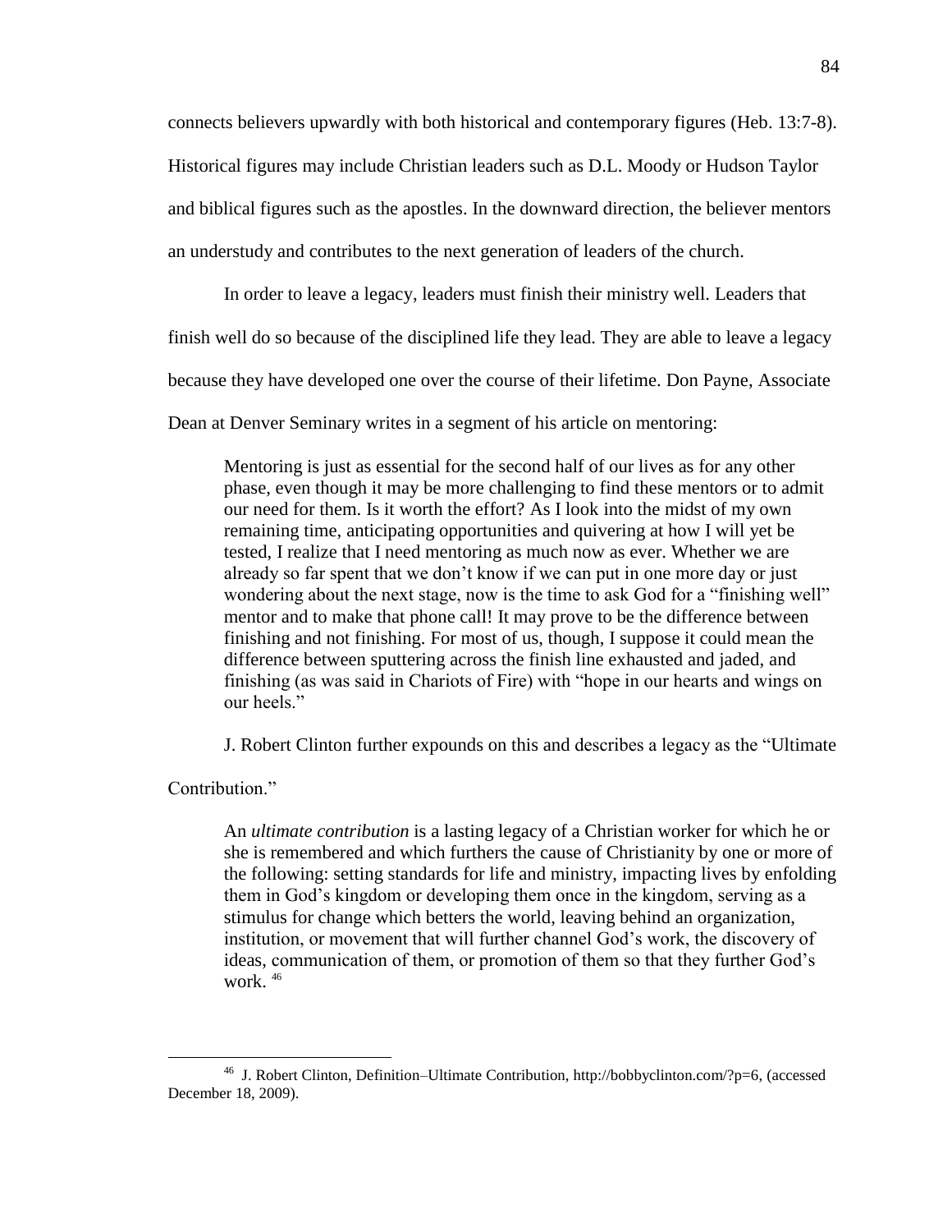connects believers upwardly with both historical and contemporary figures (Heb. 13:7-8). Historical figures may include Christian leaders such as D.L. Moody or Hudson Taylor and biblical figures such as the apostles. In the downward direction, the believer mentors an understudy and contributes to the next generation of leaders of the church.

In order to leave a legacy, leaders must finish their ministry well. Leaders that finish well do so because of the disciplined life they lead. They are able to leave a legacy because they have developed one over the course of their lifetime. Don Payne, Associate Dean at Denver Seminary writes in a segment of his article on mentoring:

> Mentoring is just as essential for the second half of our lives as for any other phase, even though it may be more challenging to find these mentors or to admit our need for them. Is it worth the effort? As I look into the midst of my own remaining time, anticipating opportunities and quivering at how I will yet be tested, I realize that I need mentoring as much now as ever. Whether we are already so far spent that we don't know if we can put in one more day or just wondering about the next stage, now is the time to ask God for a "finishing well" mentor and to make that phone call! It may prove to be the difference between finishing and not finishing. For most of us, though, I suppose it could mean the difference between sputtering across the finish line exhausted and jaded, and finishing (as was said in Chariots of Fire) with "hope in our hearts and wings on our heels."

J. Robert Clinton further expounds on this and describes a legacy as the "Ultimate Contribution."

> An *ultimate contribution* is a lasting legacy of a Christian worker for which he or she is remembered and which furthers the cause of Christianity by one or more of the following: setting standards for life and ministry, impacting lives by enfolding them in God's kingdom or developing them once in the kingdom, serving as a stimulus for change which betters the world, leaving behind an organization, institution, or movement that will further channel God's work, the discovery of ideas, communication of them, or promotion of them so that they further God's work. [46]

---

[46] J. Robert Clinton, Definition–Ultimate Contribution, http://bobbyclinton.com/?p=6, (accessed December 18, 2009).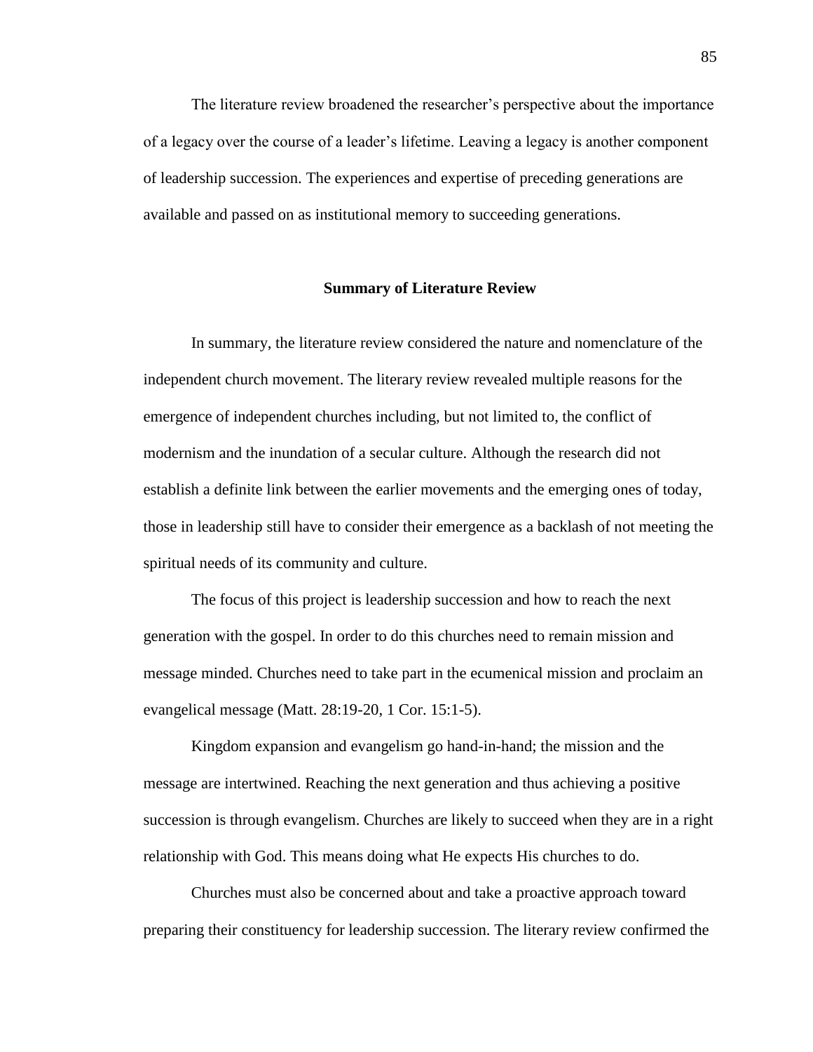The literature review broadened the researcher's perspective about the importance of a legacy over the course of a leader's lifetime. Leaving a legacy is another component of leadership succession. The experiences and expertise of preceding generations are available and passed on as institutional memory to succeeding generations.

## Summary of Literature Review

In summary, the literature review considered the nature and nomenclature of the independent church movement. The literary review revealed multiple reasons for the emergence of independent churches including, but not limited to, the conflict of modernism and the inundation of a secular culture. Although the research did not establish a definite link between the earlier movements and the emerging ones of today, those in leadership still have to consider their emergence as a backlash of not meeting the spiritual needs of its community and culture.

The focus of this project is leadership succession and how to reach the next generation with the gospel. In order to do this churches need to remain mission and message minded. Churches need to take part in the ecumenical mission and proclaim an evangelical message (Matt. 28:19-20, 1 Cor. 15:1-5).

Kingdom expansion and evangelism go hand-in-hand; the mission and the message are intertwined. Reaching the next generation and thus achieving a positive succession is through evangelism. Churches are likely to succeed when they are in a right relationship with God. This means doing what He expects His churches to do.

Churches must also be concerned about and take a proactive approach toward preparing their constituency for leadership succession. The literary review confirmed the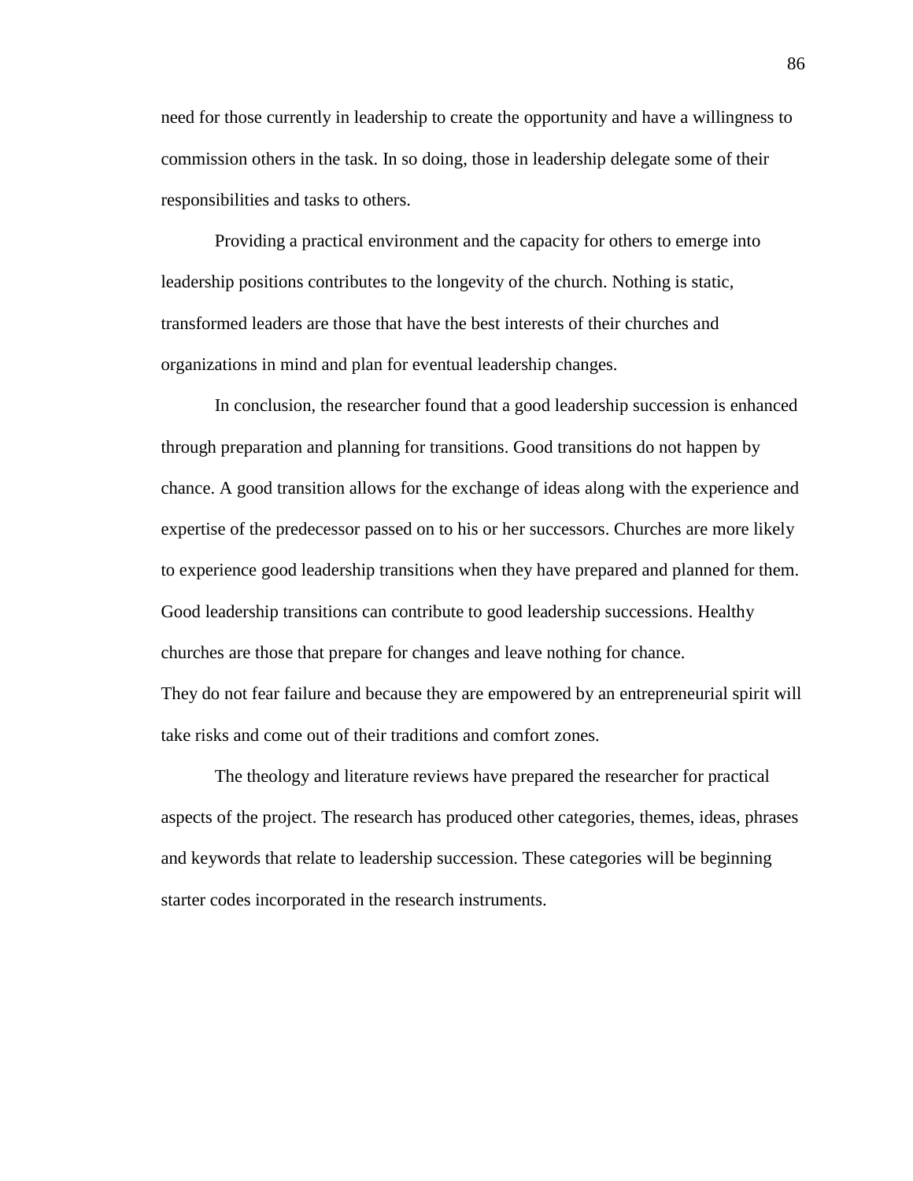need for those currently in leadership to create the opportunity and have a willingness to commission others in the task. In so doing, those in leadership delegate some of their responsibilities and tasks to others.

Providing a practical environment and the capacity for others to emerge into leadership positions contributes to the longevity of the church. Nothing is static, transformed leaders are those that have the best interests of their churches and organizations in mind and plan for eventual leadership changes.

In conclusion, the researcher found that a good leadership succession is enhanced through preparation and planning for transitions. Good transitions do not happen by chance. A good transition allows for the exchange of ideas along with the experience and expertise of the predecessor passed on to his or her successors. Churches are more likely to experience good leadership transitions when they have prepared and planned for them. Good leadership transitions can contribute to good leadership successions. Healthy churches are those that prepare for changes and leave nothing for chance.
They do not fear failure and because they are empowered by an entrepreneurial spirit will take risks and come out of their traditions and comfort zones.

The theology and literature reviews have prepared the researcher for practical aspects of the project. The research has produced other categories, themes, ideas, phrases and keywords that relate to leadership succession. These categories will be beginning starter codes incorporated in the research instruments.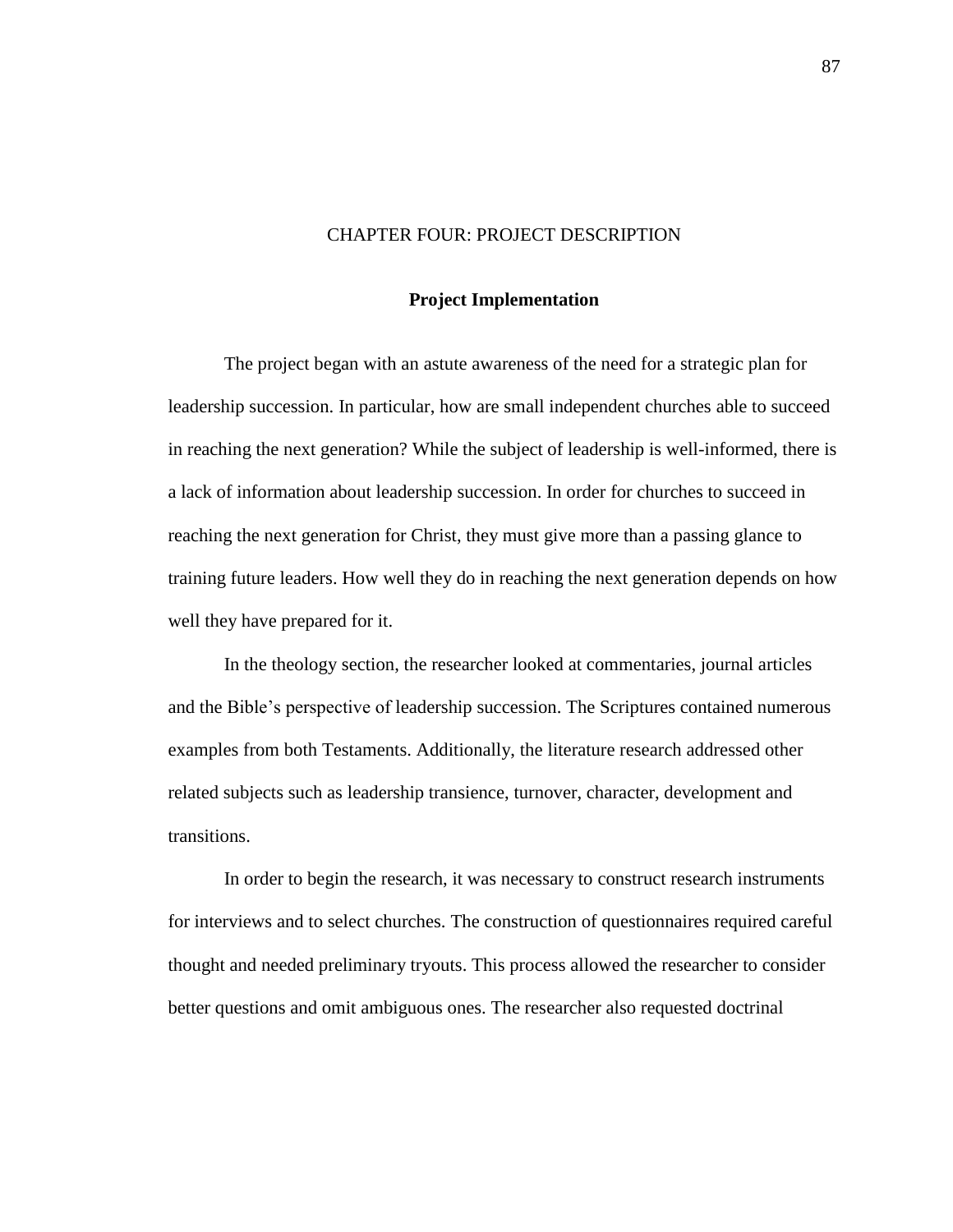# CHAPTER FOUR: PROJECT DESCRIPTION

## Project Implementation

The project began with an astute awareness of the need for a strategic plan for leadership succession. In particular, how are small independent churches able to succeed in reaching the next generation? While the subject of leadership is well-informed, there is a lack of information about leadership succession. In order for churches to succeed in reaching the next generation for Christ, they must give more than a passing glance to training future leaders. How well they do in reaching the next generation depends on how well they have prepared for it.

In the theology section, the researcher looked at commentaries, journal articles and the Bible's perspective of leadership succession. The Scriptures contained numerous examples from both Testaments. Additionally, the literature research addressed other related subjects such as leadership transience, turnover, character, development and transitions.

In order to begin the research, it was necessary to construct research instruments for interviews and to select churches. The construction of questionnaires required careful thought and needed preliminary tryouts. This process allowed the researcher to consider better questions and omit ambiguous ones. The researcher also requested doctrinal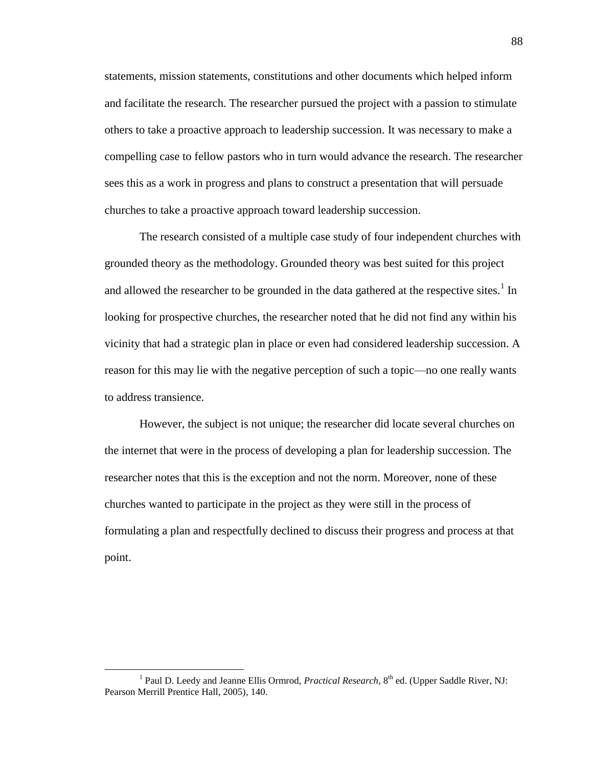statements, mission statements, constitutions and other documents which helped inform and facilitate the research. The researcher pursued the project with a passion to stimulate others to take a proactive approach to leadership succession. It was necessary to make a compelling case to fellow pastors who in turn would advance the research. The researcher sees this as a work in progress and plans to construct a presentation that will persuade churches to take a proactive approach toward leadership succession.

The research consisted of a multiple case study of four independent churches with grounded theory as the methodology. Grounded theory was best suited for this project and allowed the researcher to be grounded in the data gathered at the respective sites.[1] In looking for prospective churches, the researcher noted that he did not find any within his vicinity that had a strategic plan in place or even had considered leadership succession. A reason for this may lie with the negative perception of such a topic—no one really wants to address transience.

However, the subject is not unique; the researcher did locate several churches on the internet that were in the process of developing a plan for leadership succession. The researcher notes that this is the exception and not the norm. Moreover, none of these churches wanted to participate in the project as they were still in the process of formulating a plan and respectfully declined to discuss their progress and process at that point.

---

[1] Paul D. Leedy and Jeanne Ellis Ormrod, *Practical Research,* 8th ed. (Upper Saddle River, NJ: Pearson Merrill Prentice Hall, 2005), 140.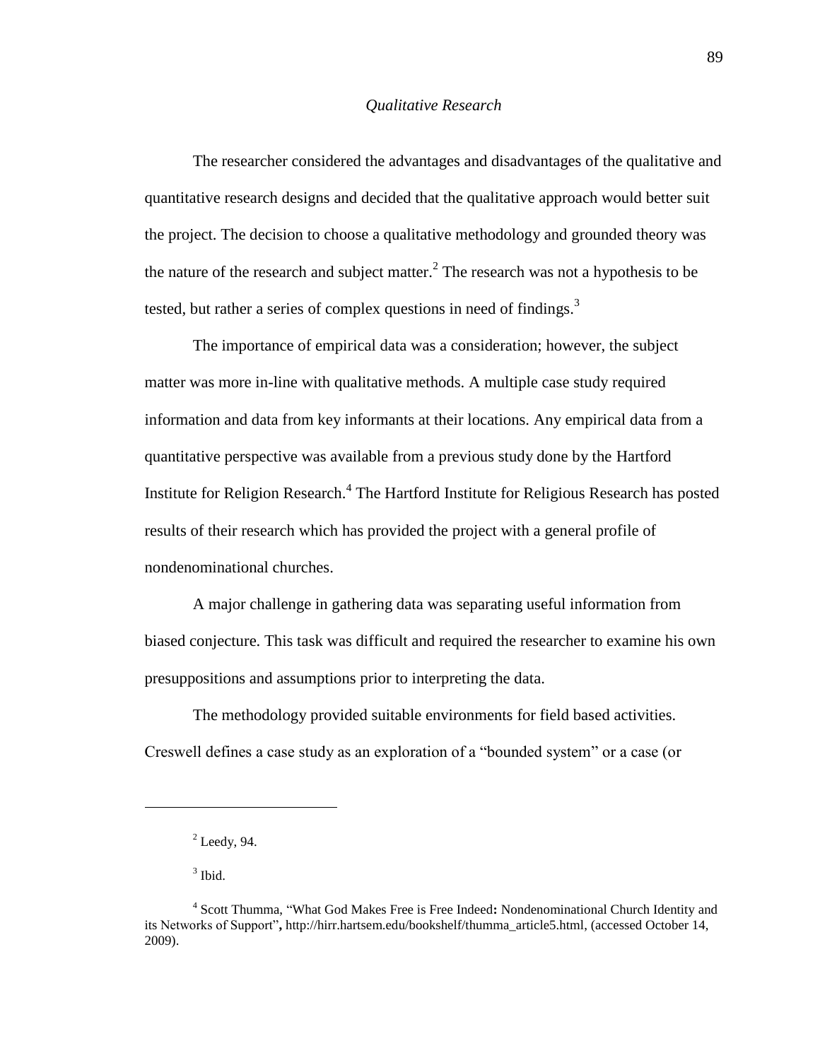*Qualitative Research*

The researcher considered the advantages and disadvantages of the qualitative and quantitative research designs and decided that the qualitative approach would better suit the project. The decision to choose a qualitative methodology and grounded theory was the nature of the research and subject matter.[2] The research was not a hypothesis to be tested, but rather a series of complex questions in need of findings.[3]

The importance of empirical data was a consideration; however, the subject matter was more in-line with qualitative methods. A multiple case study required information and data from key informants at their locations. Any empirical data from a quantitative perspective was available from a previous study done by the Hartford Institute for Religion Research.[4] The Hartford Institute for Religious Research has posted results of their research which has provided the project with a general profile of nondenominational churches.

A major challenge in gathering data was separating useful information from biased conjecture. This task was difficult and required the researcher to examine his own presuppositions and assumptions prior to interpreting the data.

The methodology provided suitable environments for field based activities. Creswell defines a case study as an exploration of a "bounded system" or a case (or

---

[2] Leedy, 94.

[3] Ibid.

[4] Scott Thumma, "What God Makes Free is Free Indeed**:** Nondenominational Church Identity and its Networks of Support"**,** http://hirr.hartsem.edu/bookshelf/thumma_article5.html, (accessed October 14, 2009).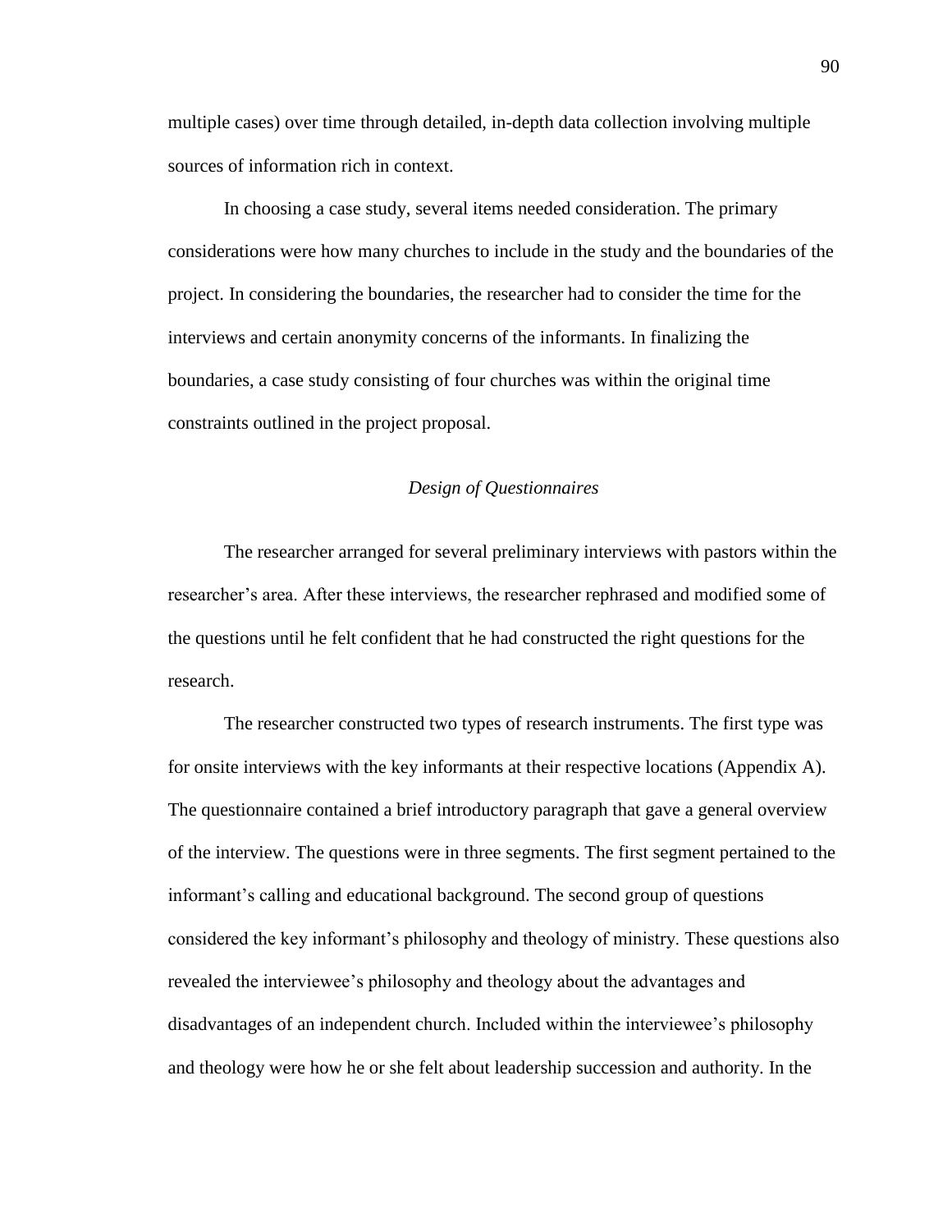multiple cases) over time through detailed, in-depth data collection involving multiple sources of information rich in context.

In choosing a case study, several items needed consideration. The primary considerations were how many churches to include in the study and the boundaries of the project. In considering the boundaries, the researcher had to consider the time for the interviews and certain anonymity concerns of the informants. In finalizing the boundaries, a case study consisting of four churches was within the original time constraints outlined in the project proposal.

### *Design of Questionnaires*

The researcher arranged for several preliminary interviews with pastors within the researcher's area. After these interviews, the researcher rephrased and modified some of the questions until he felt confident that he had constructed the right questions for the research.

The researcher constructed two types of research instruments. The first type was for onsite interviews with the key informants at their respective locations (Appendix A). The questionnaire contained a brief introductory paragraph that gave a general overview of the interview. The questions were in three segments. The first segment pertained to the informant's calling and educational background. The second group of questions considered the key informant's philosophy and theology of ministry. These questions also revealed the interviewee's philosophy and theology about the advantages and disadvantages of an independent church. Included within the interviewee's philosophy and theology were how he or she felt about leadership succession and authority. In the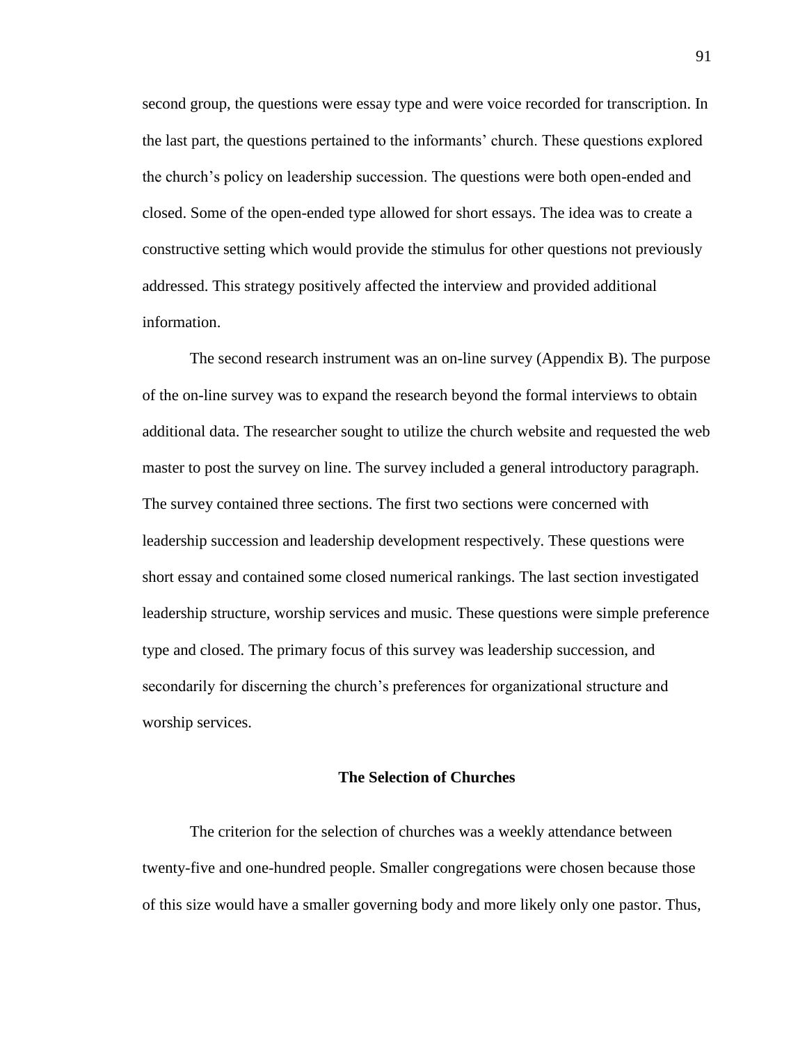second group, the questions were essay type and were voice recorded for transcription. In the last part, the questions pertained to the informants' church. These questions explored the church's policy on leadership succession. The questions were both open-ended and closed. Some of the open-ended type allowed for short essays. The idea was to create a constructive setting which would provide the stimulus for other questions not previously addressed. This strategy positively affected the interview and provided additional information.

The second research instrument was an on-line survey (Appendix B). The purpose of the on-line survey was to expand the research beyond the formal interviews to obtain additional data. The researcher sought to utilize the church website and requested the web master to post the survey on line. The survey included a general introductory paragraph. The survey contained three sections. The first two sections were concerned with leadership succession and leadership development respectively. These questions were short essay and contained some closed numerical rankings. The last section investigated leadership structure, worship services and music. These questions were simple preference type and closed. The primary focus of this survey was leadership succession, and secondarily for discerning the church's preferences for organizational structure and worship services.

## The Selection of Churches

The criterion for the selection of churches was a weekly attendance between twenty-five and one-hundred people. Smaller congregations were chosen because those of this size would have a smaller governing body and more likely only one pastor. Thus,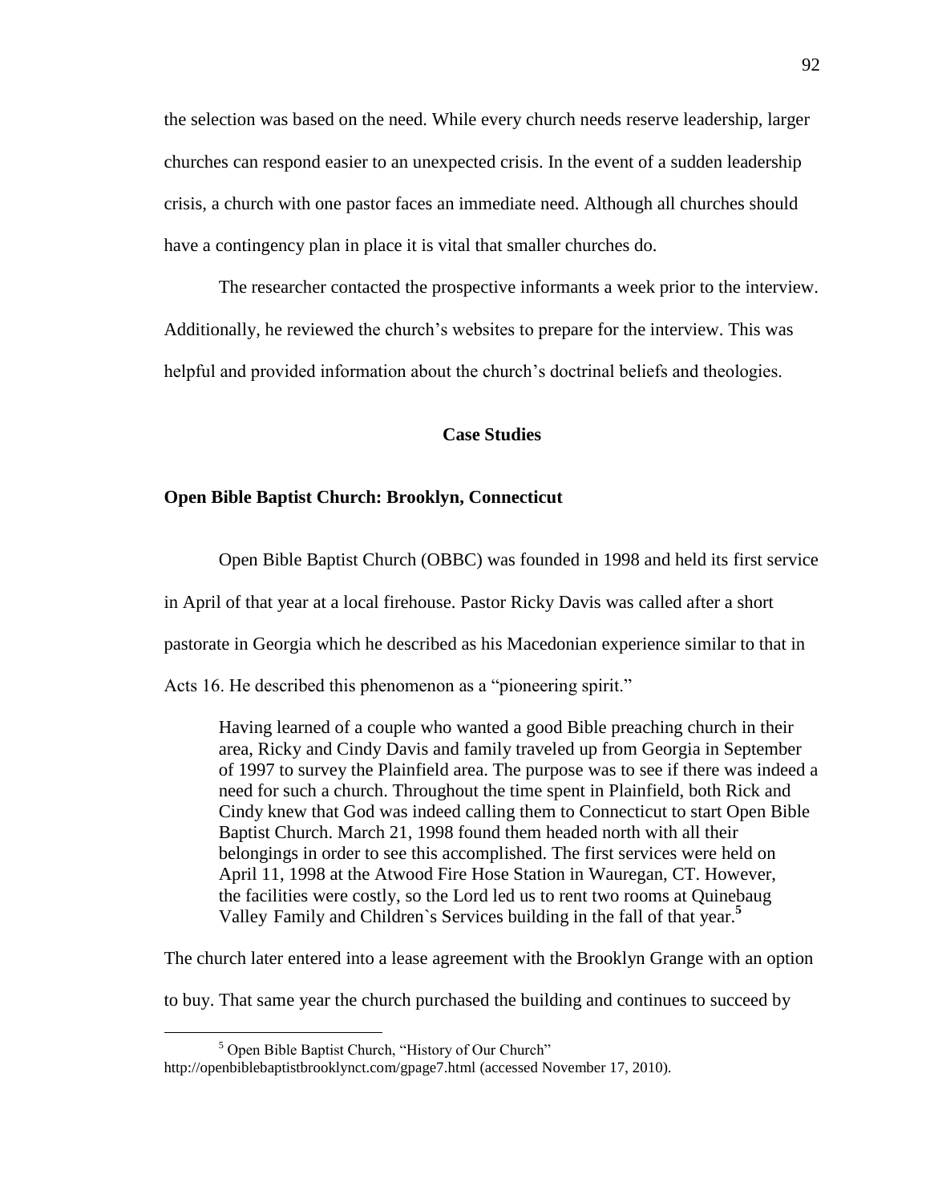the selection was based on the need. While every church needs reserve leadership, larger churches can respond easier to an unexpected crisis. In the event of a sudden leadership crisis, a church with one pastor faces an immediate need. Although all churches should have a contingency plan in place it is vital that smaller churches do.

The researcher contacted the prospective informants a week prior to the interview. Additionally, he reviewed the church's websites to prepare for the interview. This was helpful and provided information about the church's doctrinal beliefs and theologies.

## Case Studies

### Open Bible Baptist Church: Brooklyn, Connecticut

Open Bible Baptist Church (OBBC) was founded in 1998 and held its first service in April of that year at a local firehouse. Pastor Ricky Davis was called after a short pastorate in Georgia which he described as his Macedonian experience similar to that in Acts 16. He described this phenomenon as a "pioneering spirit."

> Having learned of a couple who wanted a good Bible preaching church in their area, Ricky and Cindy Davis and family traveled up from Georgia in September of 1997 to survey the Plainfield area. The purpose was to see if there was indeed a need for such a church. Throughout the time spent in Plainfield, both Rick and Cindy knew that God was indeed calling them to Connecticut to start Open Bible Baptist Church. March 21, 1998 found them headed north with all their belongings in order to see this accomplished. The first services were held on April 11, 1998 at the Atwood Fire Hose Station in Wauregan, CT. However, the facilities were costly, so the Lord led us to rent two rooms at Quinebaug Valley Family and Children`s Services building in the fall of that year.[5]

The church later entered into a lease agreement with the Brooklyn Grange with an option to buy. That same year the church purchased the building and continues to succeed by

[5] Open Bible Baptist Church, "History of Our Church" http://openbiblebaptistbrooklynct.com/gpage7.html (accessed November 17, 2010).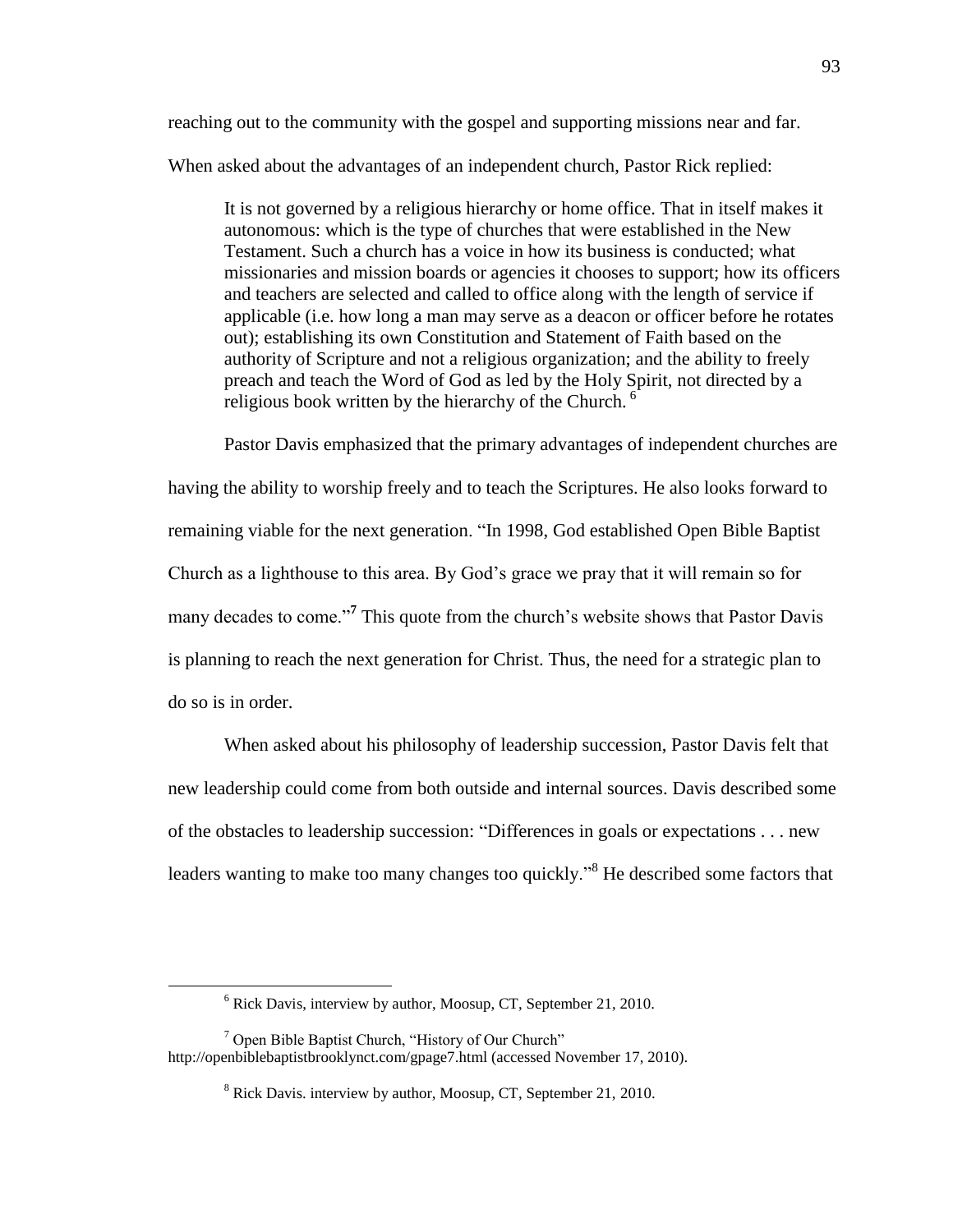reaching out to the community with the gospel and supporting missions near and far.

When asked about the advantages of an independent church, Pastor Rick replied:

> It is not governed by a religious hierarchy or home office. That in itself makes it autonomous: which is the type of churches that were established in the New Testament. Such a church has a voice in how its business is conducted; what missionaries and mission boards or agencies it chooses to support; how its officers and teachers are selected and called to office along with the length of service if applicable (i.e. how long a man may serve as a deacon or officer before he rotates out); establishing its own Constitution and Statement of Faith based on the authority of Scripture and not a religious organization; and the ability to freely preach and teach the Word of God as led by the Holy Spirit, not directed by a religious book written by the hierarchy of the Church. [6]

Pastor Davis emphasized that the primary advantages of independent churches are having the ability to worship freely and to teach the Scriptures. He also looks forward to remaining viable for the next generation. "In 1998, God established Open Bible Baptist Church as a lighthouse to this area. By God's grace we pray that it will remain so for many decades to come."[7] This quote from the church's website shows that Pastor Davis is planning to reach the next generation for Christ. Thus, the need for a strategic plan to do so is in order.

When asked about his philosophy of leadership succession, Pastor Davis felt that new leadership could come from both outside and internal sources. Davis described some of the obstacles to leadership succession: "Differences in goals or expectations . . . new leaders wanting to make too many changes too quickly."[8] He described some factors that

---

[6] Rick Davis, interview by author, Moosup, CT, September 21, 2010.

[7] Open Bible Baptist Church, "History of Our Church" http://openbiblebaptistbrooklynct.com/gpage7.html (accessed November 17, 2010).

[8] Rick Davis. interview by author, Moosup, CT, September 21, 2010.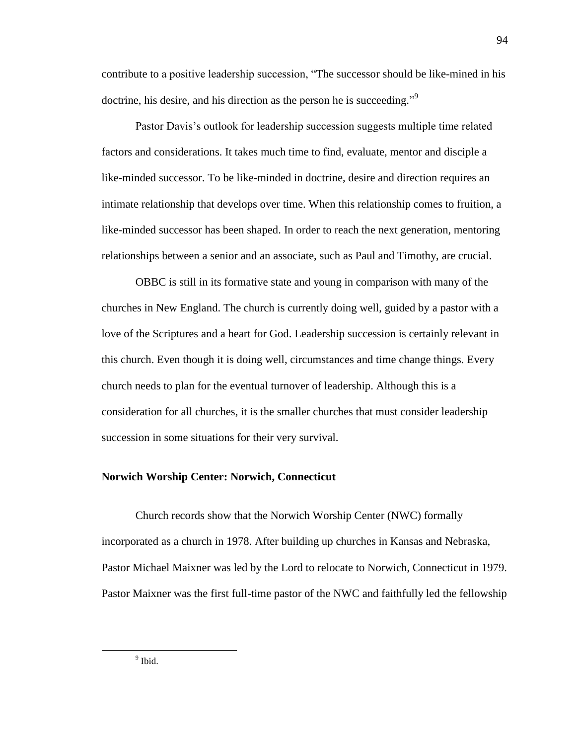contribute to a positive leadership succession, "The successor should be like-mined in his doctrine, his desire, and his direction as the person he is succeeding."[9]

Pastor Davis's outlook for leadership succession suggests multiple time related factors and considerations. It takes much time to find, evaluate, mentor and disciple a like-minded successor. To be like-minded in doctrine, desire and direction requires an intimate relationship that develops over time. When this relationship comes to fruition, a like-minded successor has been shaped. In order to reach the next generation, mentoring relationships between a senior and an associate, such as Paul and Timothy, are crucial.

OBBC is still in its formative state and young in comparison with many of the churches in New England. The church is currently doing well, guided by a pastor with a love of the Scriptures and a heart for God. Leadership succession is certainly relevant in this church. Even though it is doing well, circumstances and time change things. Every church needs to plan for the eventual turnover of leadership. Although this is a consideration for all churches, it is the smaller churches that must consider leadership succession in some situations for their very survival.

**Norwich Worship Center: Norwich, Connecticut**

Church records show that the Norwich Worship Center (NWC) formally incorporated as a church in 1978. After building up churches in Kansas and Nebraska, Pastor Michael Maixner was led by the Lord to relocate to Norwich, Connecticut in 1979. Pastor Maixner was the first full-time pastor of the NWC and faithfully led the fellowship

[9] Ibid.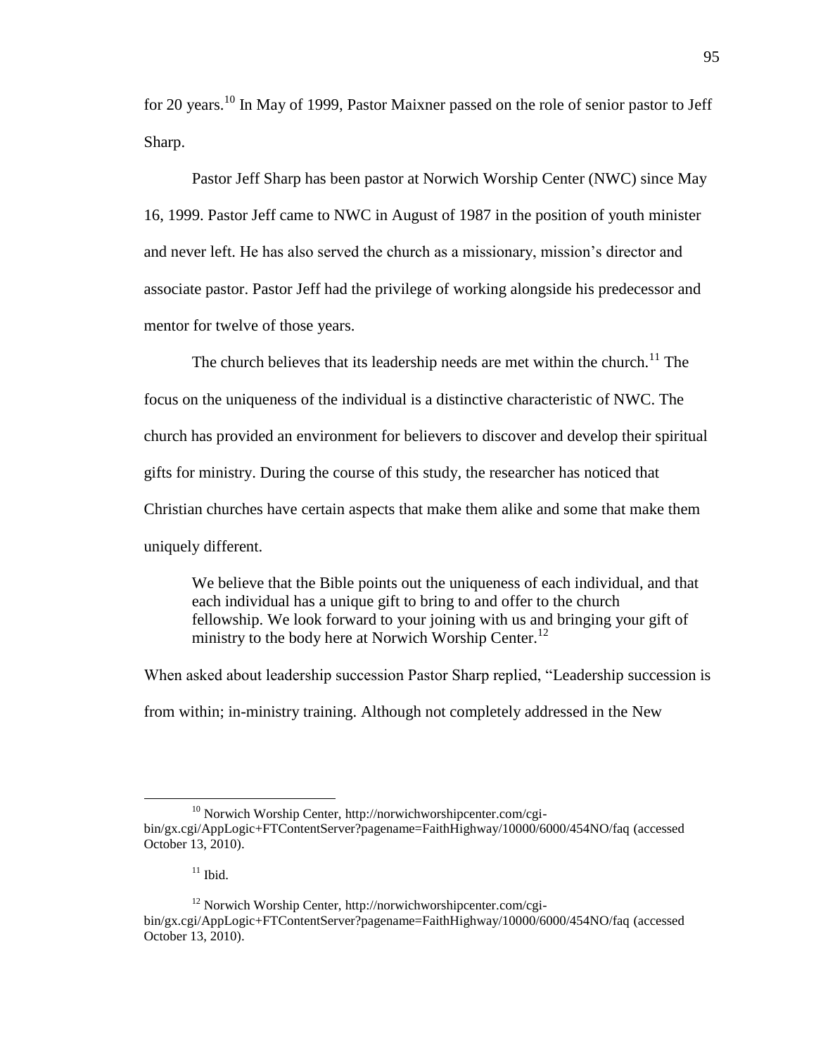for 20 years.[10] In May of 1999, Pastor Maixner passed on the role of senior pastor to Jeff Sharp.

Pastor Jeff Sharp has been pastor at Norwich Worship Center (NWC) since May 16, 1999. Pastor Jeff came to NWC in August of 1987 in the position of youth minister and never left. He has also served the church as a missionary, mission's director and associate pastor. Pastor Jeff had the privilege of working alongside his predecessor and mentor for twelve of those years.

The church believes that its leadership needs are met within the church.[11] The focus on the uniqueness of the individual is a distinctive characteristic of NWC. The church has provided an environment for believers to discover and develop their spiritual gifts for ministry. During the course of this study, the researcher has noticed that Christian churches have certain aspects that make them alike and some that make them uniquely different.

> We believe that the Bible points out the uniqueness of each individual, and that each individual has a unique gift to bring to and offer to the church fellowship. We look forward to your joining with us and bringing your gift of ministry to the body here at Norwich Worship Center.[12]

When asked about leadership succession Pastor Sharp replied, "Leadership succession is from within; in-ministry training. Although not completely addressed in the New

---

[10] Norwich Worship Center, http://norwichworshipcenter.com/cgi-bin/gx.cgi/AppLogic+FTContentServer?pagename=FaithHighway/10000/6000/454NO/faq (accessed October 13, 2010).

[11] Ibid.

[12] Norwich Worship Center, http://norwichworshipcenter.com/cgi-bin/gx.cgi/AppLogic+FTContentServer?pagename=FaithHighway/10000/6000/454NO/faq (accessed October 13, 2010).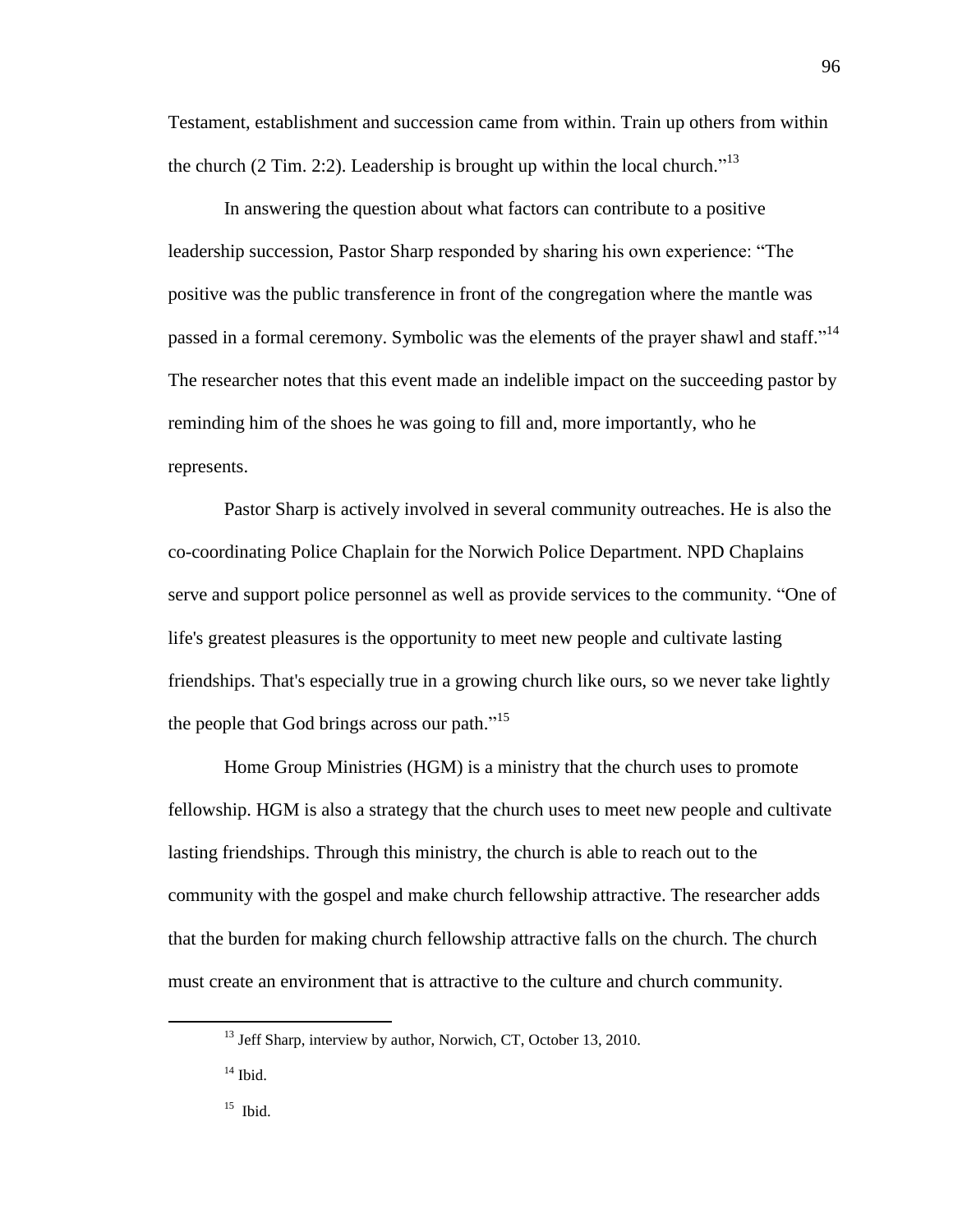Testament, establishment and succession came from within. Train up others from within the church (2 Tim. 2:2). Leadership is brought up within the local church."[13]

In answering the question about what factors can contribute to a positive leadership succession, Pastor Sharp responded by sharing his own experience: "The positive was the public transference in front of the congregation where the mantle was passed in a formal ceremony. Symbolic was the elements of the prayer shawl and staff."[14] The researcher notes that this event made an indelible impact on the succeeding pastor by reminding him of the shoes he was going to fill and, more importantly, who he represents.

Pastor Sharp is actively involved in several community outreaches. He is also the co-coordinating Police Chaplain for the Norwich Police Department. NPD Chaplains serve and support police personnel as well as provide services to the community. "One of life's greatest pleasures is the opportunity to meet new people and cultivate lasting friendships. That's especially true in a growing church like ours, so we never take lightly the people that God brings across our path."[15]

Home Group Ministries (HGM) is a ministry that the church uses to promote fellowship. HGM is also a strategy that the church uses to meet new people and cultivate lasting friendships. Through this ministry, the church is able to reach out to the community with the gospel and make church fellowship attractive. The researcher adds that the burden for making church fellowship attractive falls on the church. The church must create an environment that is attractive to the culture and church community.

---

[13] Jeff Sharp, interview by author, Norwich, CT, October 13, 2010.

[14] Ibid.

[15] Ibid.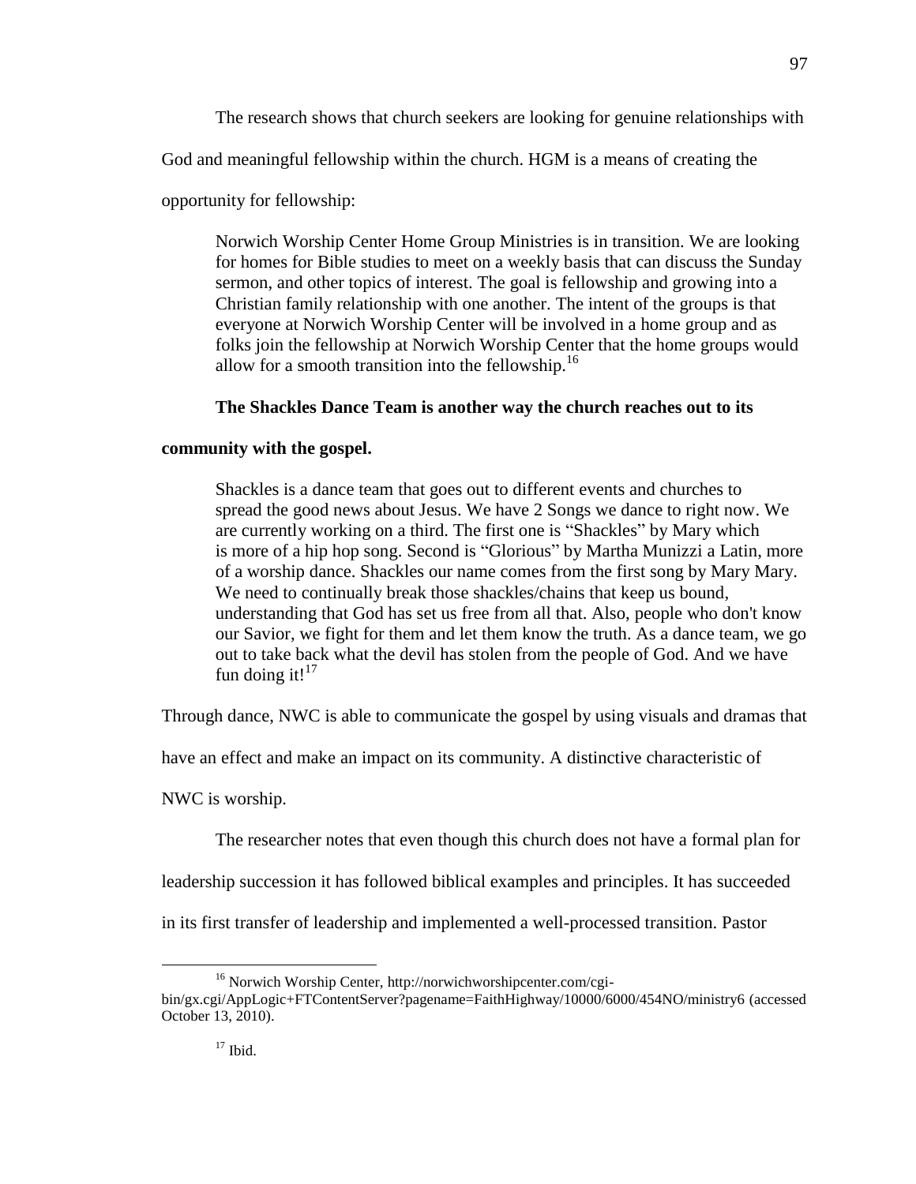The research shows that church seekers are looking for genuine relationships with God and meaningful fellowship within the church. HGM is a means of creating the opportunity for fellowship:

> Norwich Worship Center Home Group Ministries is in transition. We are looking for homes for Bible studies to meet on a weekly basis that can discuss the Sunday sermon, and other topics of interest. The goal is fellowship and growing into a Christian family relationship with one another. The intent of the groups is that everyone at Norwich Worship Center will be involved in a home group and as folks join the fellowship at Norwich Worship Center that the home groups would allow for a smooth transition into the fellowship.[16]

**The Shackles Dance Team is another way the church reaches out to its community with the gospel.**

> Shackles is a dance team that goes out to different events and churches to spread the good news about Jesus. We have 2 Songs we dance to right now. We are currently working on a third. The first one is "Shackles" by Mary which is more of a hip hop song. Second is "Glorious" by Martha Munizzi a Latin, more of a worship dance. Shackles our name comes from the first song by Mary Mary. We need to continually break those shackles/chains that keep us bound, understanding that God has set us free from all that. Also, people who don't know our Savior, we fight for them and let them know the truth. As a dance team, we go out to take back what the devil has stolen from the people of God. And we have fun doing it![17]

Through dance, NWC is able to communicate the gospel by using visuals and dramas that have an effect and make an impact on its community. A distinctive characteristic of NWC is worship.

The researcher notes that even though this church does not have a formal plan for leadership succession it has followed biblical examples and principles. It has succeeded in its first transfer of leadership and implemented a well-processed transition. Pastor

---

[16] Norwich Worship Center, http://norwichworshipcenter.com/cgi-bin/gx.cgi/AppLogic+FTContentServer?pagename=FaithHighway/10000/6000/454NO/ministry6 (accessed October 13, 2010).

[17] Ibid.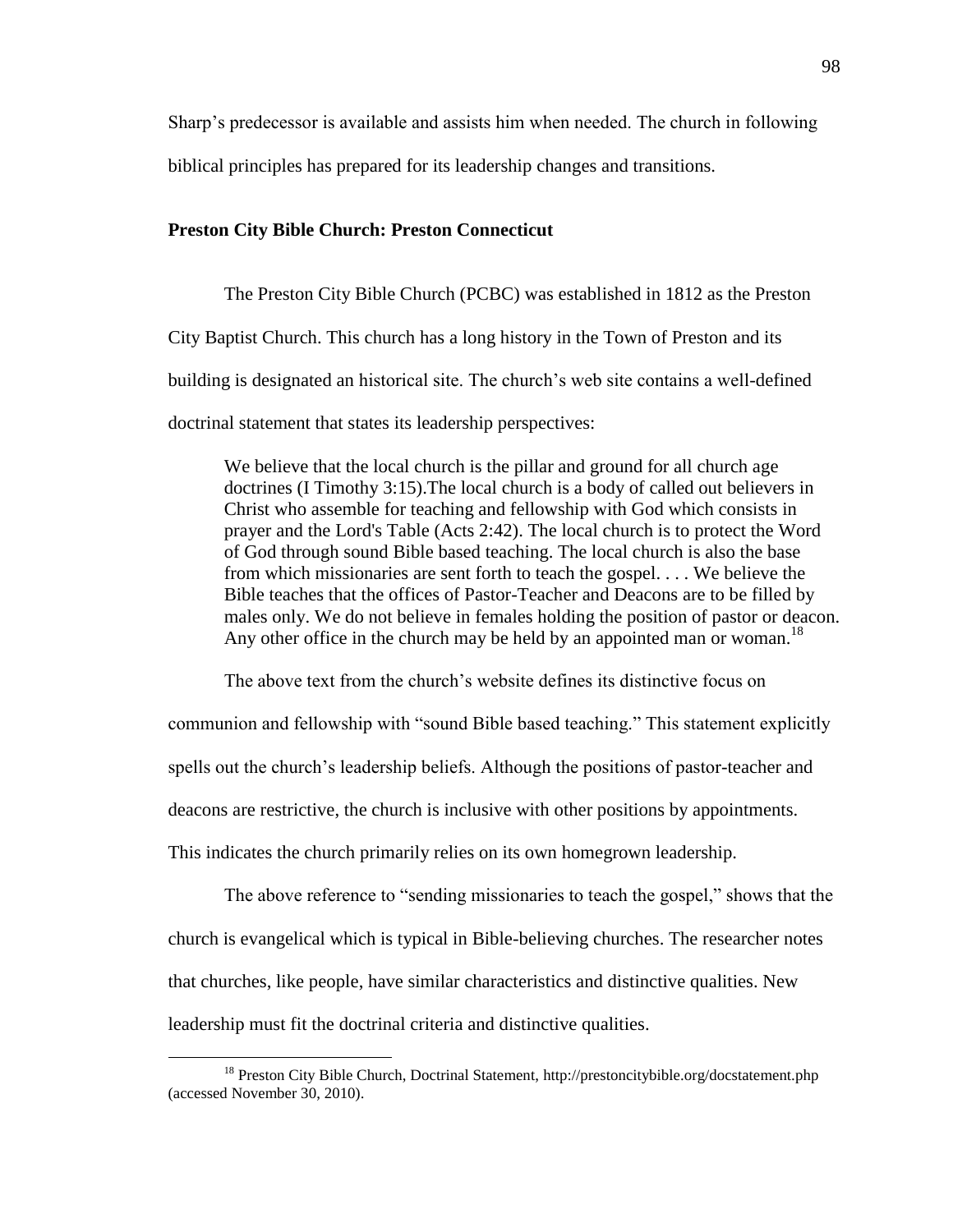Sharp's predecessor is available and assists him when needed. The church in following biblical principles has prepared for its leadership changes and transitions.

**Preston City Bible Church: Preston Connecticut**

The Preston City Bible Church (PCBC) was established in 1812 as the Preston City Baptist Church. This church has a long history in the Town of Preston and its building is designated an historical site. The church's web site contains a well-defined doctrinal statement that states its leadership perspectives:

> We believe that the local church is the pillar and ground for all church age doctrines (I Timothy 3:15).The local church is a body of called out believers in Christ who assemble for teaching and fellowship with God which consists in prayer and the Lord's Table (Acts 2:42). The local church is to protect the Word of God through sound Bible based teaching. The local church is also the base from which missionaries are sent forth to teach the gospel. . . . We believe the Bible teaches that the offices of Pastor-Teacher and Deacons are to be filled by males only. We do not believe in females holding the position of pastor or deacon. Any other office in the church may be held by an appointed man or woman.[18]

The above text from the church's website defines its distinctive focus on communion and fellowship with "sound Bible based teaching." This statement explicitly spells out the church's leadership beliefs. Although the positions of pastor-teacher and deacons are restrictive, the church is inclusive with other positions by appointments. This indicates the church primarily relies on its own homegrown leadership.

The above reference to "sending missionaries to teach the gospel," shows that the church is evangelical which is typical in Bible-believing churches. The researcher notes that churches, like people, have similar characteristics and distinctive qualities. New leadership must fit the doctrinal criteria and distinctive qualities.

---

[18] Preston City Bible Church, Doctrinal Statement, http://prestoncitybible.org/docstatement.php (accessed November 30, 2010).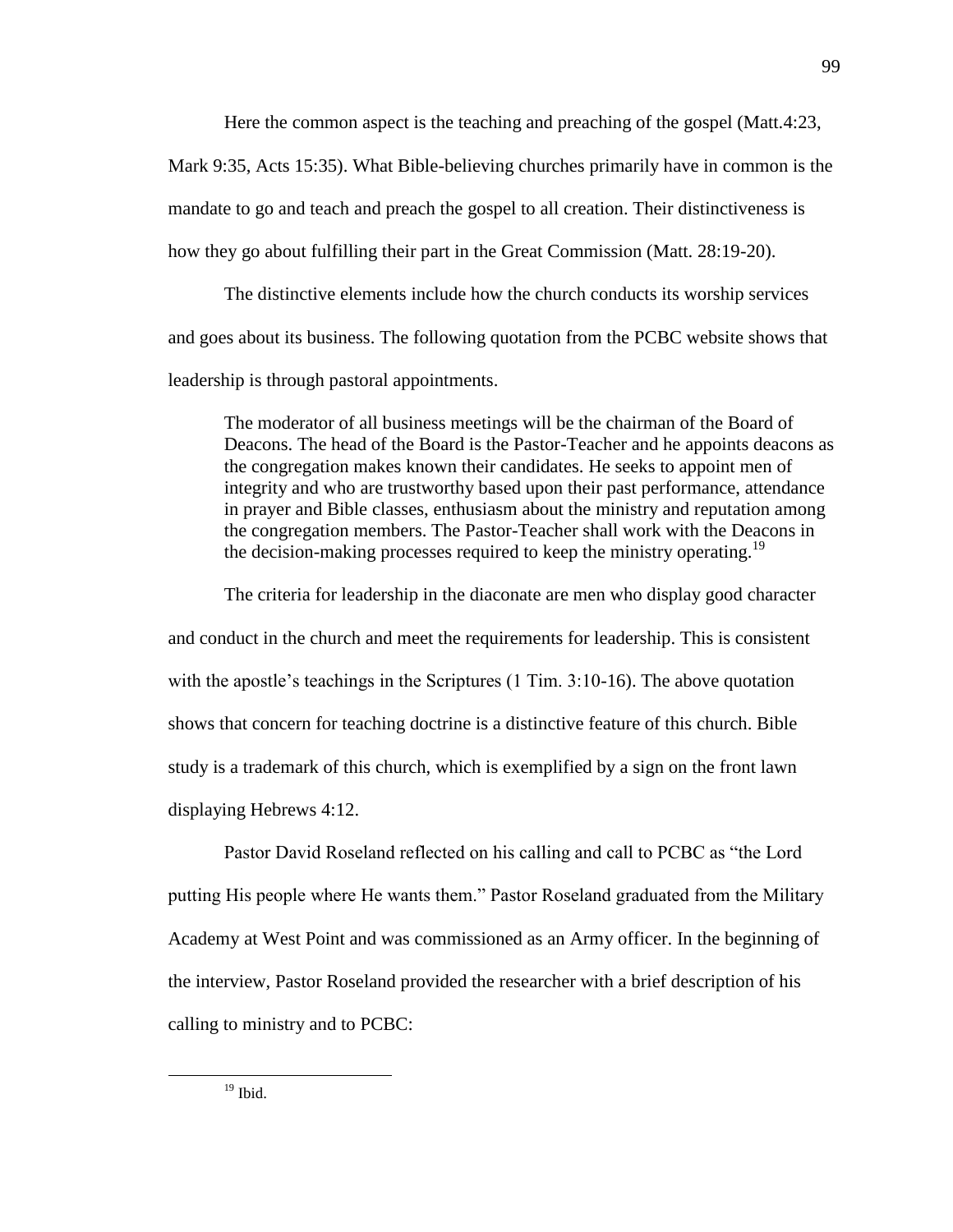Here the common aspect is the teaching and preaching of the gospel (Matt.4:23, Mark 9:35, Acts 15:35). What Bible-believing churches primarily have in common is the mandate to go and teach and preach the gospel to all creation. Their distinctiveness is how they go about fulfilling their part in the Great Commission (Matt. 28:19-20).

The distinctive elements include how the church conducts its worship services and goes about its business. The following quotation from the PCBC website shows that leadership is through pastoral appointments.

> The moderator of all business meetings will be the chairman of the Board of Deacons. The head of the Board is the Pastor-Teacher and he appoints deacons as the congregation makes known their candidates. He seeks to appoint men of integrity and who are trustworthy based upon their past performance, attendance in prayer and Bible classes, enthusiasm about the ministry and reputation among the congregation members. The Pastor-Teacher shall work with the Deacons in the decision-making processes required to keep the ministry operating.[19]

The criteria for leadership in the diaconate are men who display good character and conduct in the church and meet the requirements for leadership. This is consistent with the apostle's teachings in the Scriptures (1 Tim. 3:10-16). The above quotation shows that concern for teaching doctrine is a distinctive feature of this church. Bible study is a trademark of this church, which is exemplified by a sign on the front lawn displaying Hebrews 4:12.

Pastor David Roseland reflected on his calling and call to PCBC as "the Lord putting His people where He wants them." Pastor Roseland graduated from the Military Academy at West Point and was commissioned as an Army officer. In the beginning of the interview, Pastor Roseland provided the researcher with a brief description of his calling to ministry and to PCBC:

---

[19] Ibid.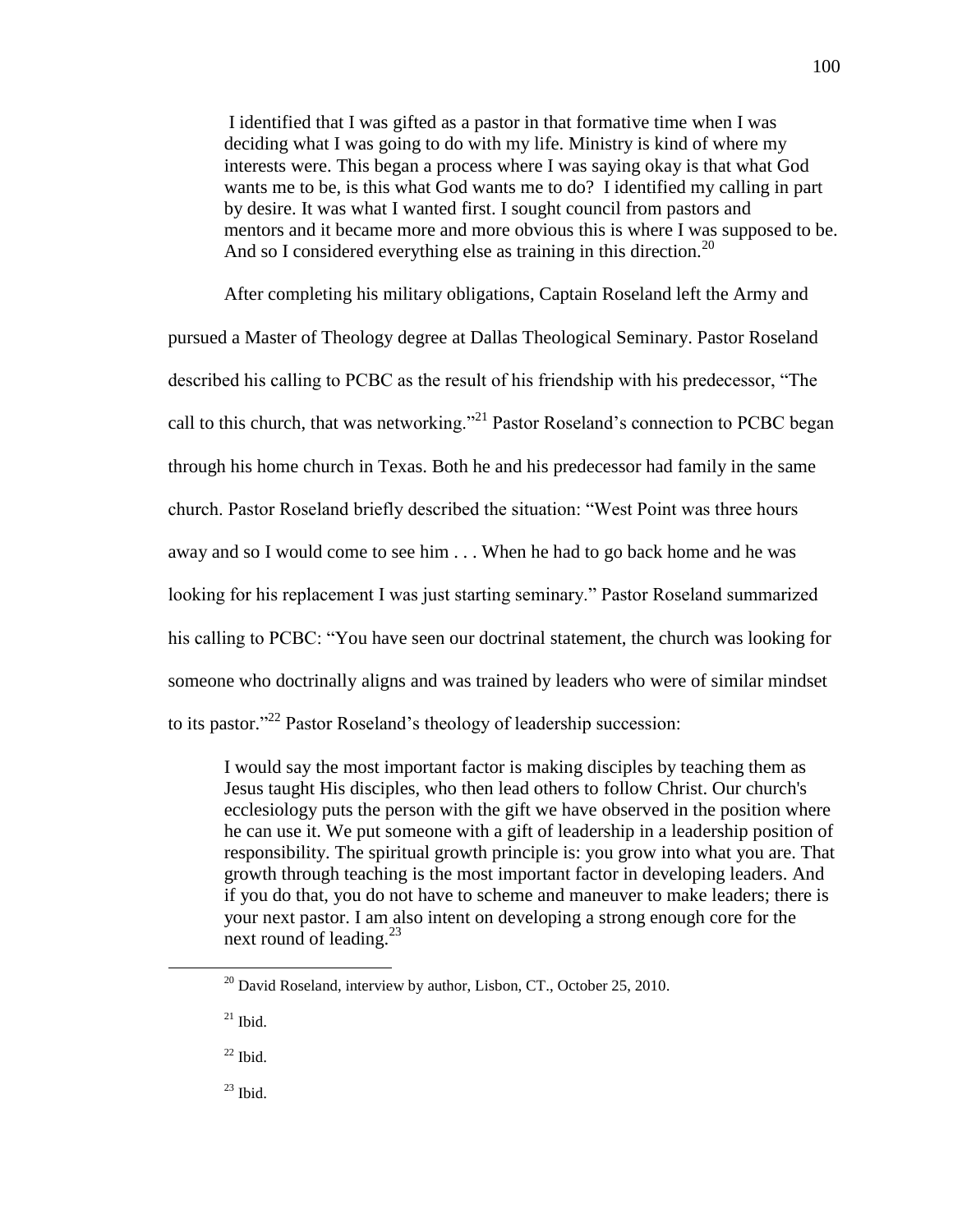> I identified that I was gifted as a pastor in that formative time when I was deciding what I was going to do with my life. Ministry is kind of where my interests were. This began a process where I was saying okay is that what God wants me to be, is this what God wants me to do? I identified my calling in part by desire. It was what I wanted first. I sought council from pastors and mentors and it became more and more obvious this is where I was supposed to be. And so I considered everything else as training in this direction.[20]

After completing his military obligations, Captain Roseland left the Army and pursued a Master of Theology degree at Dallas Theological Seminary. Pastor Roseland described his calling to PCBC as the result of his friendship with his predecessor, "The call to this church, that was networking."[21] Pastor Roseland's connection to PCBC began through his home church in Texas. Both he and his predecessor had family in the same church. Pastor Roseland briefly described the situation: "West Point was three hours away and so I would come to see him . . . When he had to go back home and he was looking for his replacement I was just starting seminary." Pastor Roseland summarized his calling to PCBC: "You have seen our doctrinal statement, the church was looking for someone who doctrinally aligns and was trained by leaders who were of similar mindset to its pastor."[22] Pastor Roseland's theology of leadership succession:

> I would say the most important factor is making disciples by teaching them as Jesus taught His disciples, who then lead others to follow Christ. Our church's ecclesiology puts the person with the gift we have observed in the position where he can use it. We put someone with a gift of leadership in a leadership position of responsibility. The spiritual growth principle is: you grow into what you are. That growth through teaching is the most important factor in developing leaders. And if you do that, you do not have to scheme and maneuver to make leaders; there is your next pastor. I am also intent on developing a strong enough core for the next round of leading.[23]

---

[20] David Roseland, interview by author, Lisbon, CT., October 25, 2010.

[21] Ibid.

[22] Ibid.

[23] Ibid.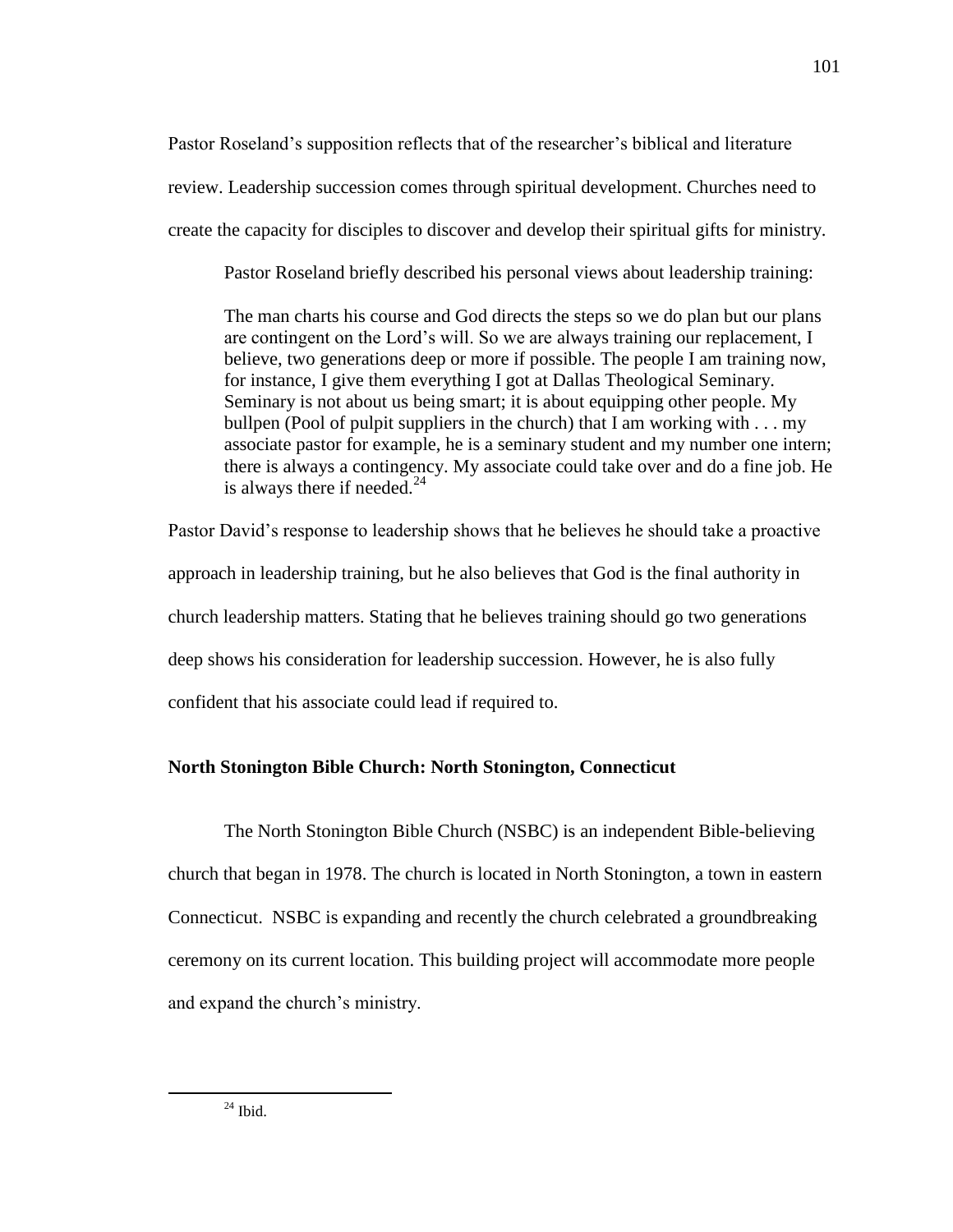Pastor Roseland's supposition reflects that of the researcher's biblical and literature review. Leadership succession comes through spiritual development. Churches need to create the capacity for disciples to discover and develop their spiritual gifts for ministry.

Pastor Roseland briefly described his personal views about leadership training:

> The man charts his course and God directs the steps so we do plan but our plans are contingent on the Lord's will. So we are always training our replacement, I believe, two generations deep or more if possible. The people I am training now, for instance, I give them everything I got at Dallas Theological Seminary. Seminary is not about us being smart; it is about equipping other people. My bullpen (Pool of pulpit suppliers in the church) that I am working with . . . my associate pastor for example, he is a seminary student and my number one intern; there is always a contingency. My associate could take over and do a fine job. He is always there if needed.[24]

Pastor David's response to leadership shows that he believes he should take a proactive approach in leadership training, but he also believes that God is the final authority in church leadership matters. Stating that he believes training should go two generations deep shows his consideration for leadership succession. However, he is also fully confident that his associate could lead if required to.

**North Stonington Bible Church: North Stonington, Connecticut**

The North Stonington Bible Church (NSBC) is an independent Bible-believing church that began in 1978. The church is located in North Stonington, a town in eastern Connecticut. NSBC is expanding and recently the church celebrated a groundbreaking ceremony on its current location. This building project will accommodate more people and expand the church's ministry.

---

[24] Ibid.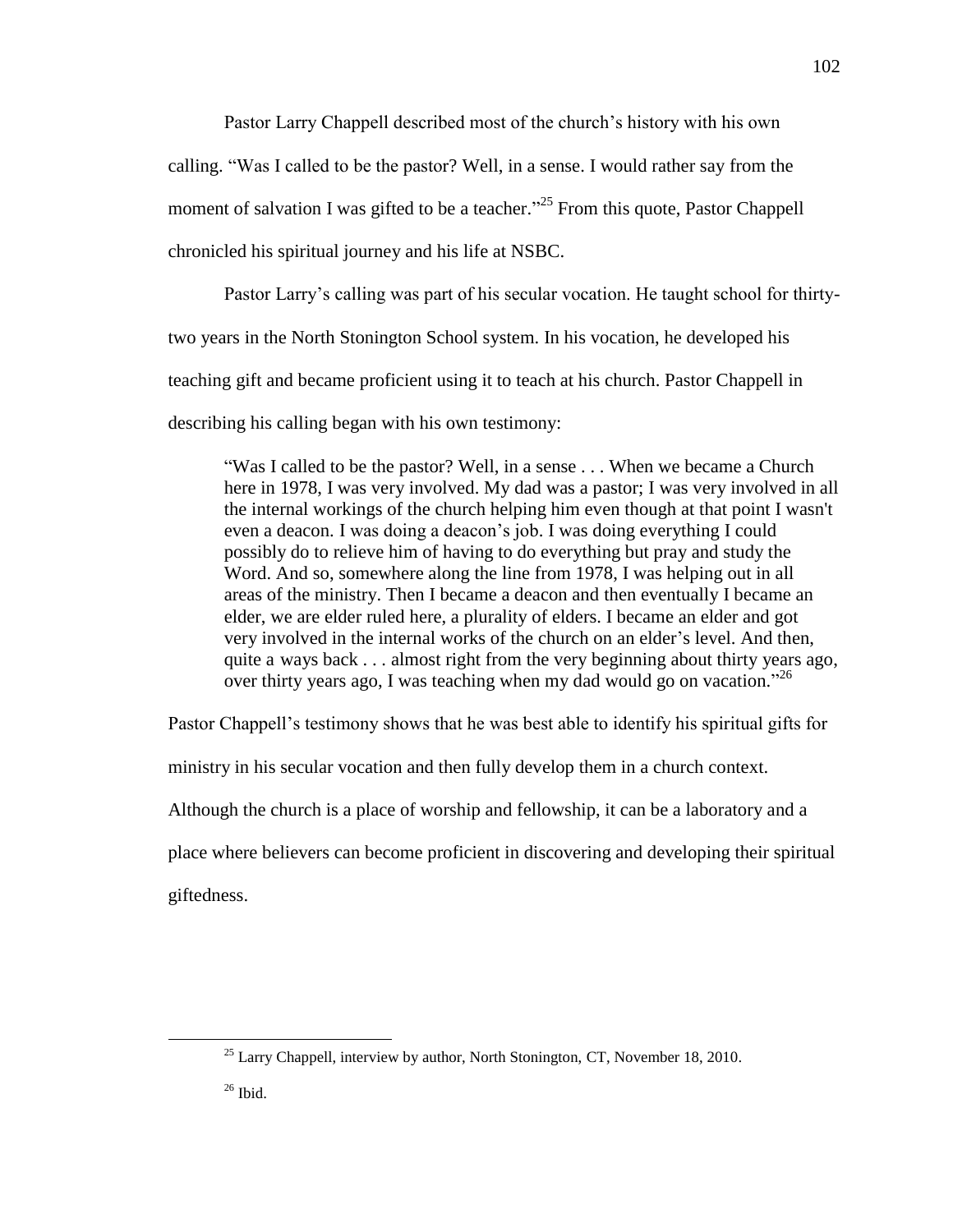Pastor Larry Chappell described most of the church's history with his own calling. "Was I called to be the pastor? Well, in a sense. I would rather say from the moment of salvation I was gifted to be a teacher."[25] From this quote, Pastor Chappell chronicled his spiritual journey and his life at NSBC.

Pastor Larry's calling was part of his secular vocation. He taught school for thirty-two years in the North Stonington School system. In his vocation, he developed his teaching gift and became proficient using it to teach at his church. Pastor Chappell in describing his calling began with his own testimony:

> "Was I called to be the pastor? Well, in a sense . . . When we became a Church here in 1978, I was very involved. My dad was a pastor; I was very involved in all the internal workings of the church helping him even though at that point I wasn't even a deacon. I was doing a deacon's job. I was doing everything I could possibly do to relieve him of having to do everything but pray and study the Word. And so, somewhere along the line from 1978, I was helping out in all areas of the ministry. Then I became a deacon and then eventually I became an elder, we are elder ruled here, a plurality of elders. I became an elder and got very involved in the internal works of the church on an elder's level. And then, quite a ways back . . . almost right from the very beginning about thirty years ago, over thirty years ago, I was teaching when my dad would go on vacation."[26]

Pastor Chappell's testimony shows that he was best able to identify his spiritual gifts for ministry in his secular vocation and then fully develop them in a church context. Although the church is a place of worship and fellowship, it can be a laboratory and a place where believers can become proficient in discovering and developing their spiritual giftedness.

---

[25] Larry Chappell, interview by author, North Stonington, CT, November 18, 2010.

[26] Ibid.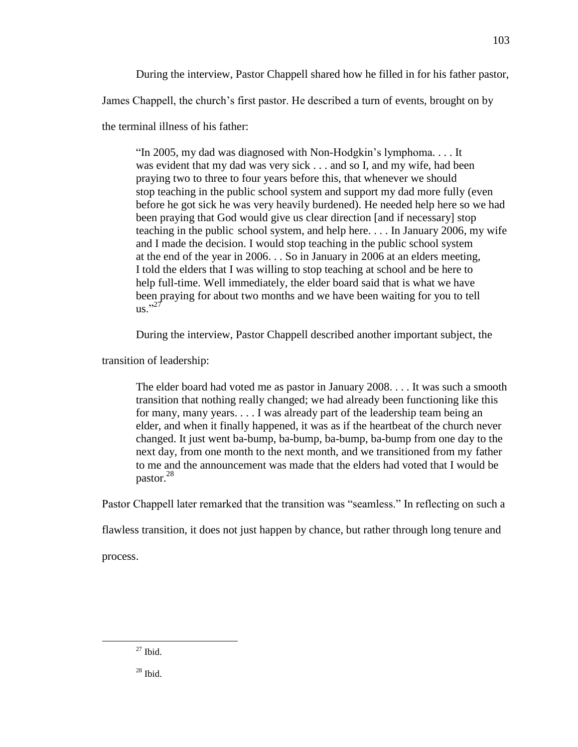During the interview, Pastor Chappell shared how he filled in for his father pastor, James Chappell, the church's first pastor. He described a turn of events, brought on by the terminal illness of his father:

> "In 2005, my dad was diagnosed with Non-Hodgkin's lymphoma. . . . It was evident that my dad was very sick . . . and so I, and my wife, had been praying two to three to four years before this, that whenever we should stop teaching in the public school system and support my dad more fully (even before he got sick he was very heavily burdened). He needed help here so we had been praying that God would give us clear direction [and if necessary] stop teaching in the public school system, and help here. . . . In January 2006, my wife and I made the decision. I would stop teaching in the public school system at the end of the year in 2006. . . So in January in 2006 at an elders meeting, I told the elders that I was willing to stop teaching at school and be here to help full-time. Well immediately, the elder board said that is what we have been praying for about two months and we have been waiting for you to tell us."[27]

During the interview, Pastor Chappell described another important subject, the transition of leadership:

> The elder board had voted me as pastor in January 2008. . . . It was such a smooth transition that nothing really changed; we had already been functioning like this for many, many years. . . . I was already part of the leadership team being an elder, and when it finally happened, it was as if the heartbeat of the church never changed. It just went ba-bump, ba-bump, ba-bump, ba-bump from one day to the next day, from one month to the next month, and we transitioned from my father to me and the announcement was made that the elders had voted that I would be pastor.[28]

Pastor Chappell later remarked that the transition was "seamless." In reflecting on such a flawless transition, it does not just happen by chance, but rather through long tenure and process.

---

[27] Ibid.

[28] Ibid.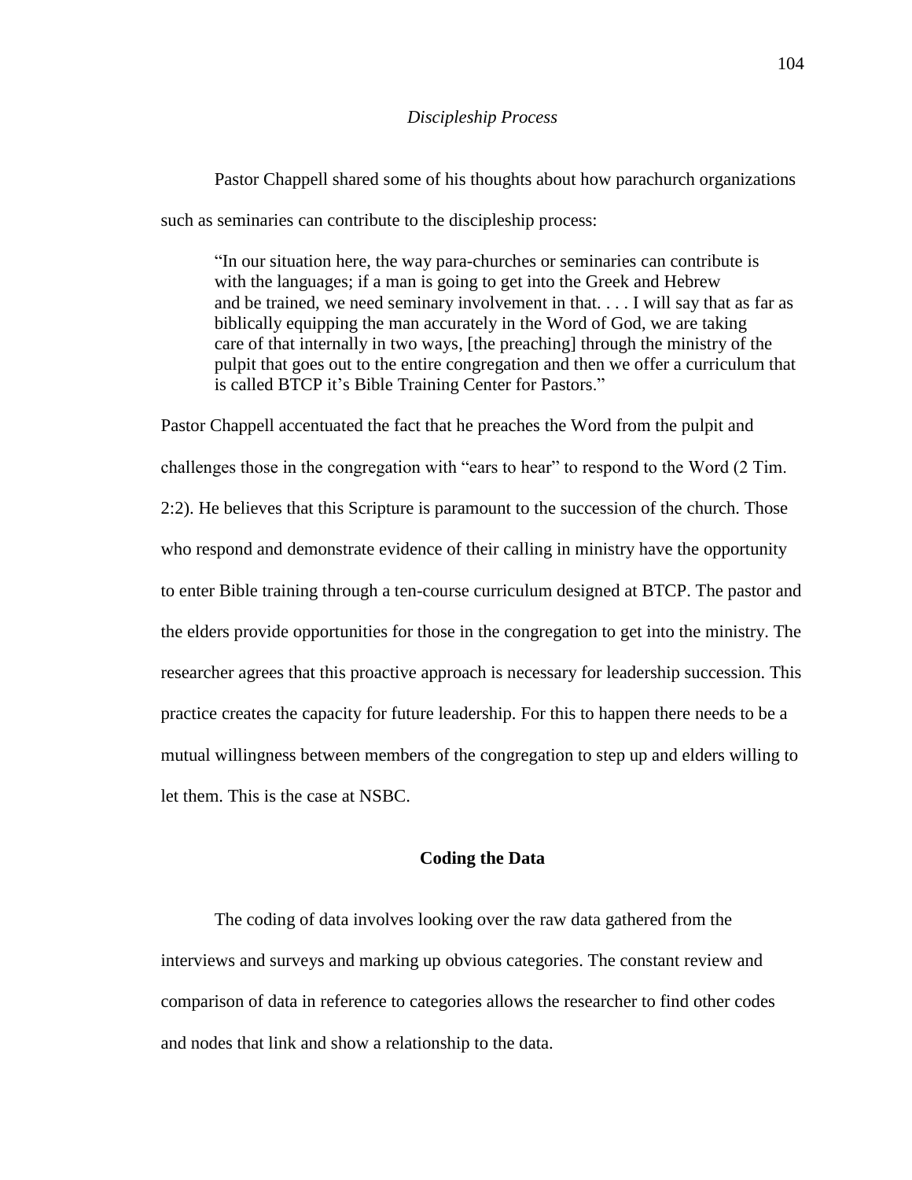*Discipleship Process*

Pastor Chappell shared some of his thoughts about how parachurch organizations such as seminaries can contribute to the discipleship process:

> "In our situation here, the way para-churches or seminaries can contribute is with the languages; if a man is going to get into the Greek and Hebrew and be trained, we need seminary involvement in that. . . . I will say that as far as biblically equipping the man accurately in the Word of God, we are taking care of that internally in two ways, [the preaching] through the ministry of the pulpit that goes out to the entire congregation and then we offer a curriculum that is called BTCP it's Bible Training Center for Pastors."

Pastor Chappell accentuated the fact that he preaches the Word from the pulpit and challenges those in the congregation with "ears to hear" to respond to the Word (2 Tim. 2:2). He believes that this Scripture is paramount to the succession of the church. Those who respond and demonstrate evidence of their calling in ministry have the opportunity to enter Bible training through a ten-course curriculum designed at BTCP. The pastor and the elders provide opportunities for those in the congregation to get into the ministry. The researcher agrees that this proactive approach is necessary for leadership succession. This practice creates the capacity for future leadership. For this to happen there needs to be a mutual willingness between members of the congregation to step up and elders willing to let them. This is the case at NSBC.

## Coding the Data

The coding of data involves looking over the raw data gathered from the interviews and surveys and marking up obvious categories. The constant review and comparison of data in reference to categories allows the researcher to find other codes and nodes that link and show a relationship to the data.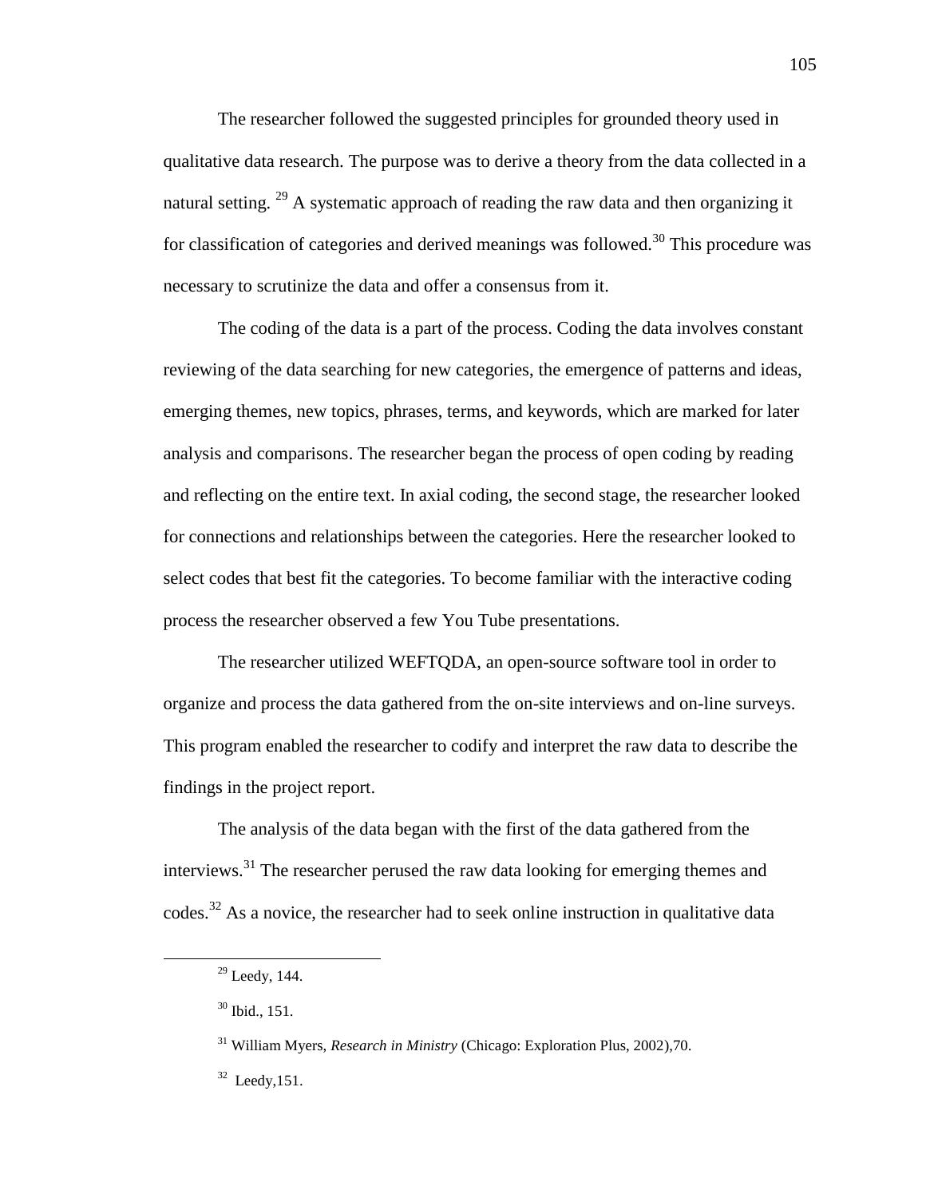The researcher followed the suggested principles for grounded theory used in qualitative data research. The purpose was to derive a theory from the data collected in a natural setting. [29] A systematic approach of reading the raw data and then organizing it for classification of categories and derived meanings was followed.[30] This procedure was necessary to scrutinize the data and offer a consensus from it.

The coding of the data is a part of the process. Coding the data involves constant reviewing of the data searching for new categories, the emergence of patterns and ideas, emerging themes, new topics, phrases, terms, and keywords, which are marked for later analysis and comparisons. The researcher began the process of open coding by reading and reflecting on the entire text. In axial coding, the second stage, the researcher looked for connections and relationships between the categories. Here the researcher looked to select codes that best fit the categories. To become familiar with the interactive coding process the researcher observed a few You Tube presentations.

The researcher utilized WEFTQDA, an open-source software tool in order to organize and process the data gathered from the on-site interviews and on-line surveys. This program enabled the researcher to codify and interpret the raw data to describe the findings in the project report.

The analysis of the data began with the first of the data gathered from the interviews.[31] The researcher perused the raw data looking for emerging themes and codes.[32] As a novice, the researcher had to seek online instruction in qualitative data

---

[29] Leedy, 144.

[30] Ibid., 151.

[31] William Myers, *Research in Ministry* (Chicago: Exploration Plus, 2002),70.

[32] Leedy,151.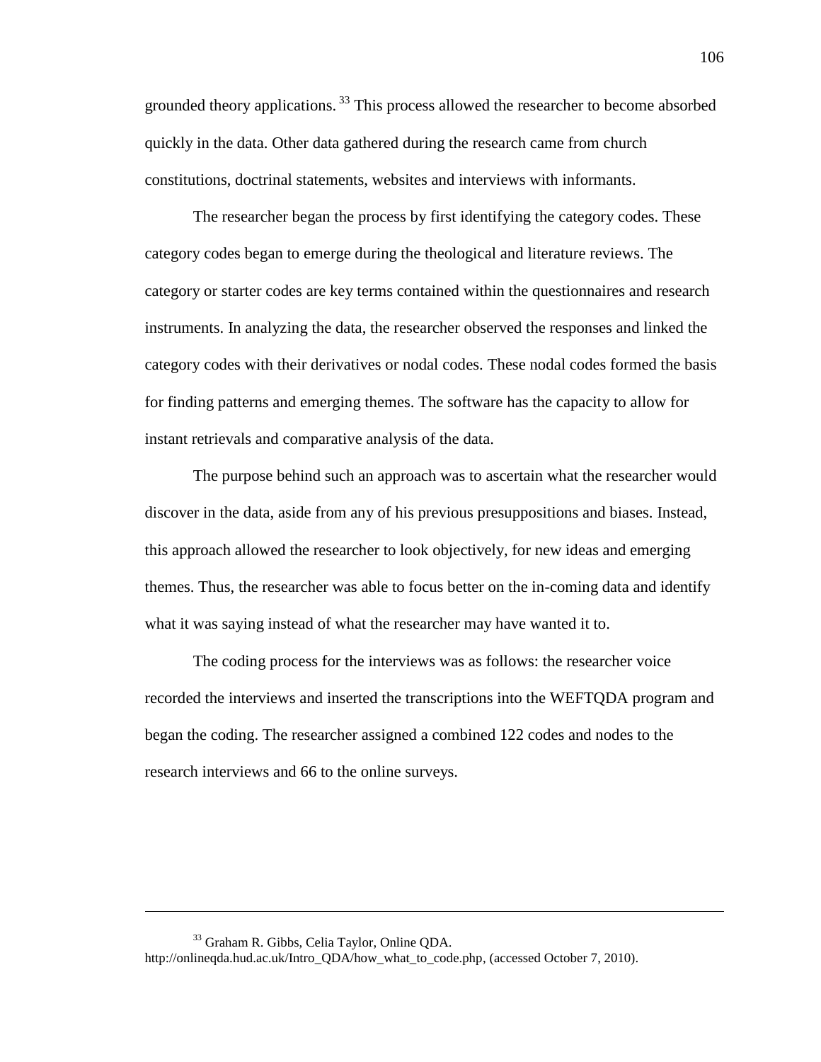grounded theory applications.[33] This process allowed the researcher to become absorbed quickly in the data. Other data gathered during the research came from church constitutions, doctrinal statements, websites and interviews with informants.

The researcher began the process by first identifying the category codes. These category codes began to emerge during the theological and literature reviews. The category or starter codes are key terms contained within the questionnaires and research instruments. In analyzing the data, the researcher observed the responses and linked the category codes with their derivatives or nodal codes. These nodal codes formed the basis for finding patterns and emerging themes. The software has the capacity to allow for instant retrievals and comparative analysis of the data.

The purpose behind such an approach was to ascertain what the researcher would discover in the data, aside from any of his previous presuppositions and biases. Instead, this approach allowed the researcher to look objectively, for new ideas and emerging themes. Thus, the researcher was able to focus better on the in-coming data and identify what it was saying instead of what the researcher may have wanted it to.

The coding process for the interviews was as follows: the researcher voice recorded the interviews and inserted the transcriptions into the WEFTQDA program and began the coding. The researcher assigned a combined 122 codes and nodes to the research interviews and 66 to the online surveys.

---

[33] Graham R. Gibbs, Celia Taylor, Online QDA. http://onlineqda.hud.ac.uk/Intro_QDA/how_what_to_code.php, (accessed October 7, 2010).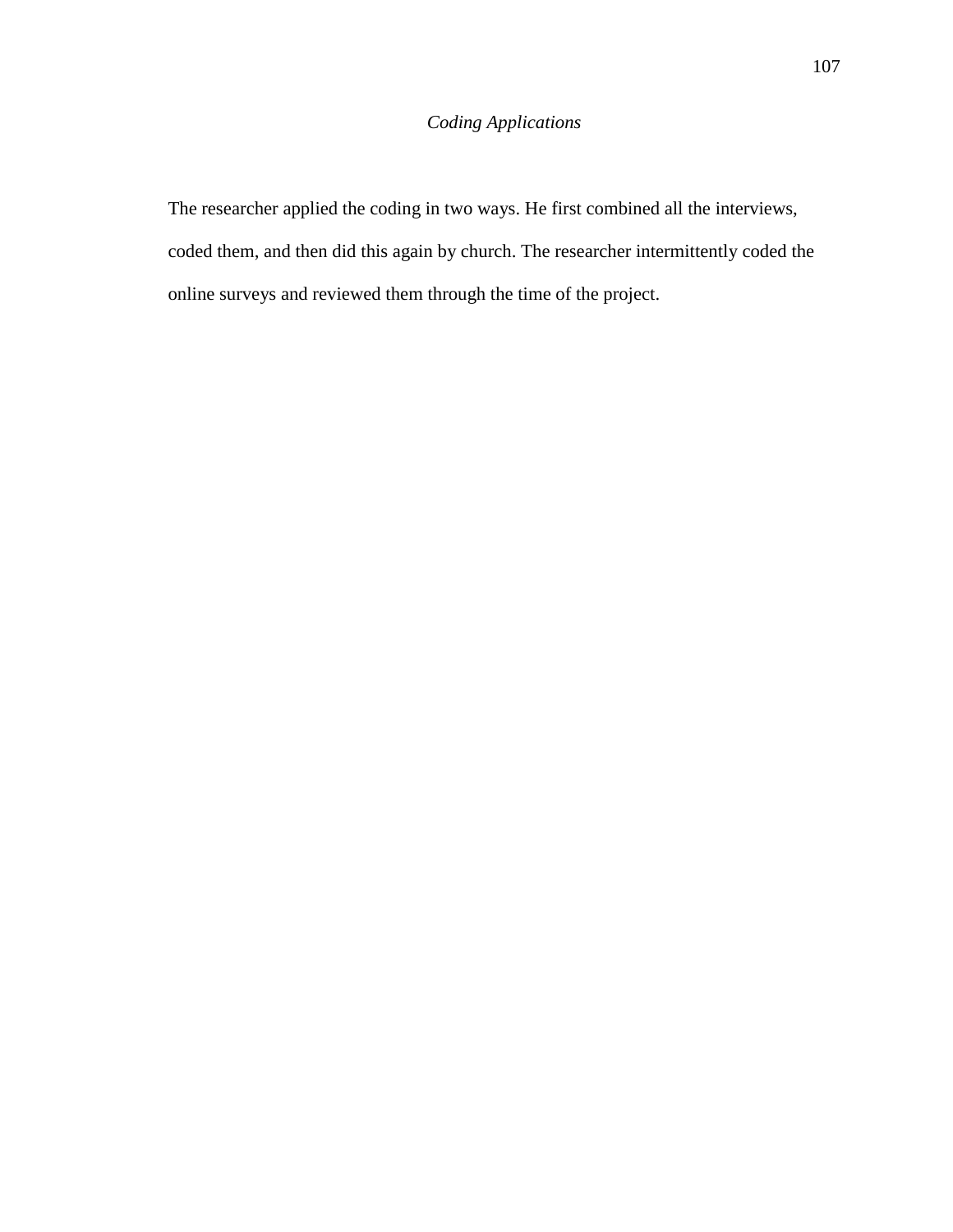### *Coding Applications*

The researcher applied the coding in two ways. He first combined all the interviews, coded them, and then did this again by church. The researcher intermittently coded the online surveys and reviewed them through the time of the project.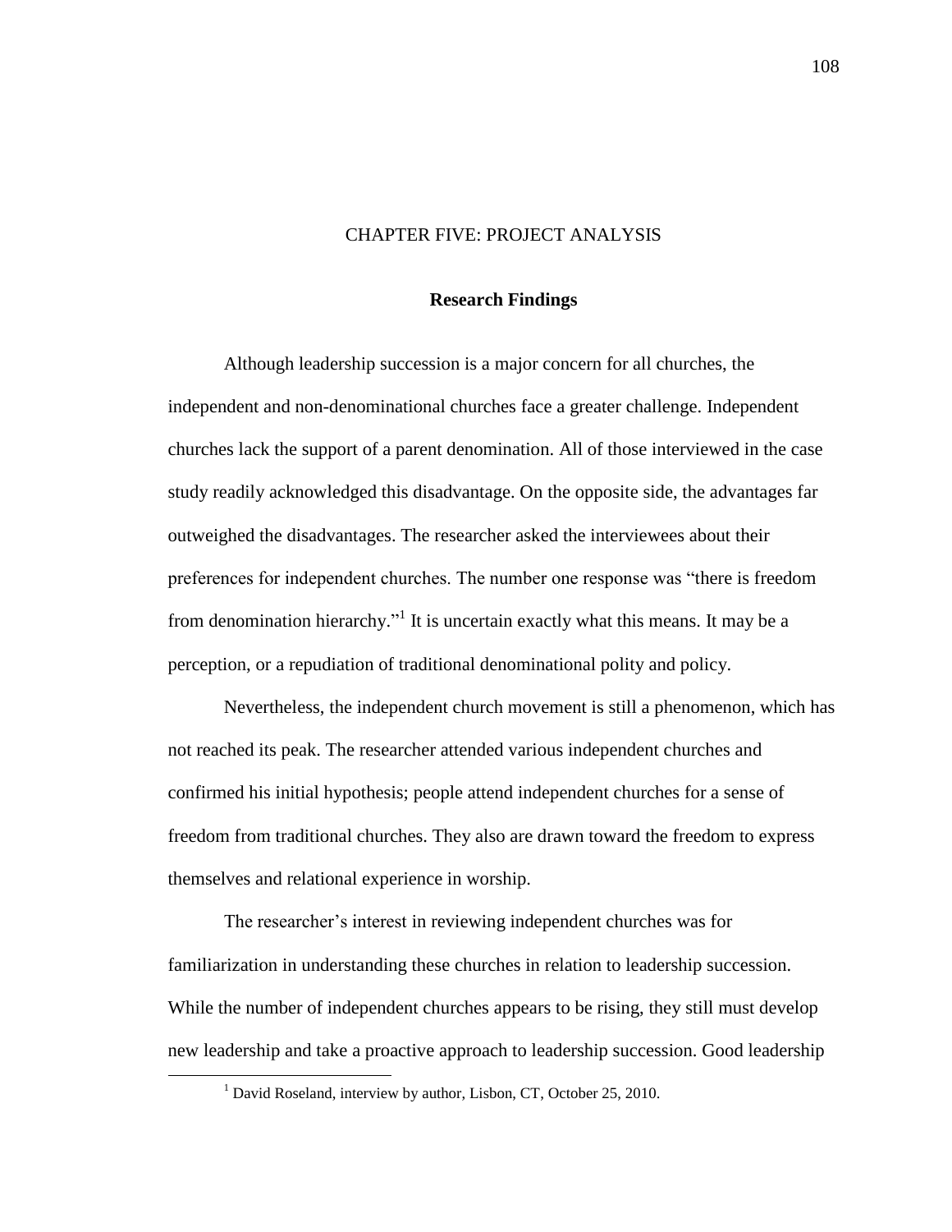# CHAPTER FIVE: PROJECT ANALYSIS

## Research Findings

Although leadership succession is a major concern for all churches, the independent and non-denominational churches face a greater challenge. Independent churches lack the support of a parent denomination. All of those interviewed in the case study readily acknowledged this disadvantage. On the opposite side, the advantages far outweighed the disadvantages. The researcher asked the interviewees about their preferences for independent churches. The number one response was "there is freedom from denomination hierarchy."[1] It is uncertain exactly what this means. It may be a perception, or a repudiation of traditional denominational polity and policy.

Nevertheless, the independent church movement is still a phenomenon, which has not reached its peak. The researcher attended various independent churches and confirmed his initial hypothesis; people attend independent churches for a sense of freedom from traditional churches. They also are drawn toward the freedom to express themselves and relational experience in worship.

The researcher's interest in reviewing independent churches was for familiarization in understanding these churches in relation to leadership succession. While the number of independent churches appears to be rising, they still must develop new leadership and take a proactive approach to leadership succession. Good leadership

---

[1] David Roseland, interview by author, Lisbon, CT, October 25, 2010.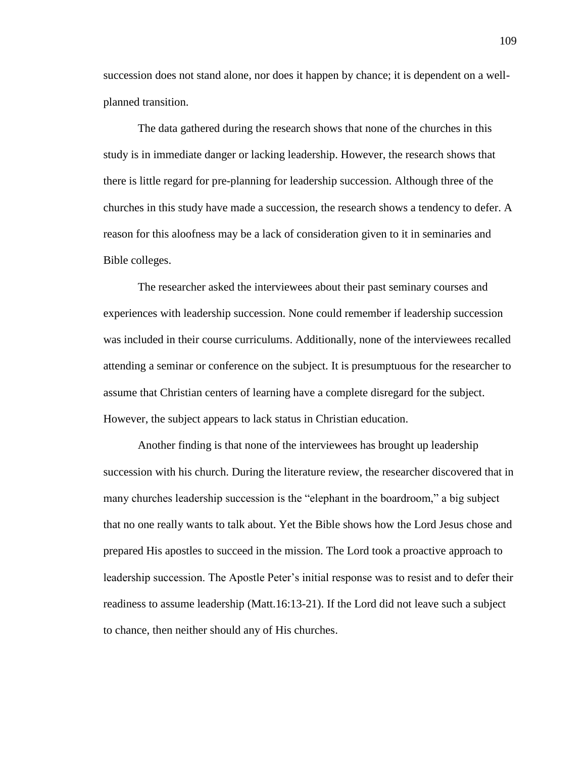succession does not stand alone, nor does it happen by chance; it is dependent on a well-planned transition.

The data gathered during the research shows that none of the churches in this study is in immediate danger or lacking leadership. However, the research shows that there is little regard for pre-planning for leadership succession. Although three of the churches in this study have made a succession, the research shows a tendency to defer. A reason for this aloofness may be a lack of consideration given to it in seminaries and Bible colleges.

The researcher asked the interviewees about their past seminary courses and experiences with leadership succession. None could remember if leadership succession was included in their course curriculums. Additionally, none of the interviewees recalled attending a seminar or conference on the subject. It is presumptuous for the researcher to assume that Christian centers of learning have a complete disregard for the subject. However, the subject appears to lack status in Christian education.

Another finding is that none of the interviewees has brought up leadership succession with his church. During the literature review, the researcher discovered that in many churches leadership succession is the "elephant in the boardroom," a big subject that no one really wants to talk about. Yet the Bible shows how the Lord Jesus chose and prepared His apostles to succeed in the mission. The Lord took a proactive approach to leadership succession. The Apostle Peter's initial response was to resist and to defer their readiness to assume leadership (Matt.16:13-21). If the Lord did not leave such a subject to chance, then neither should any of His churches.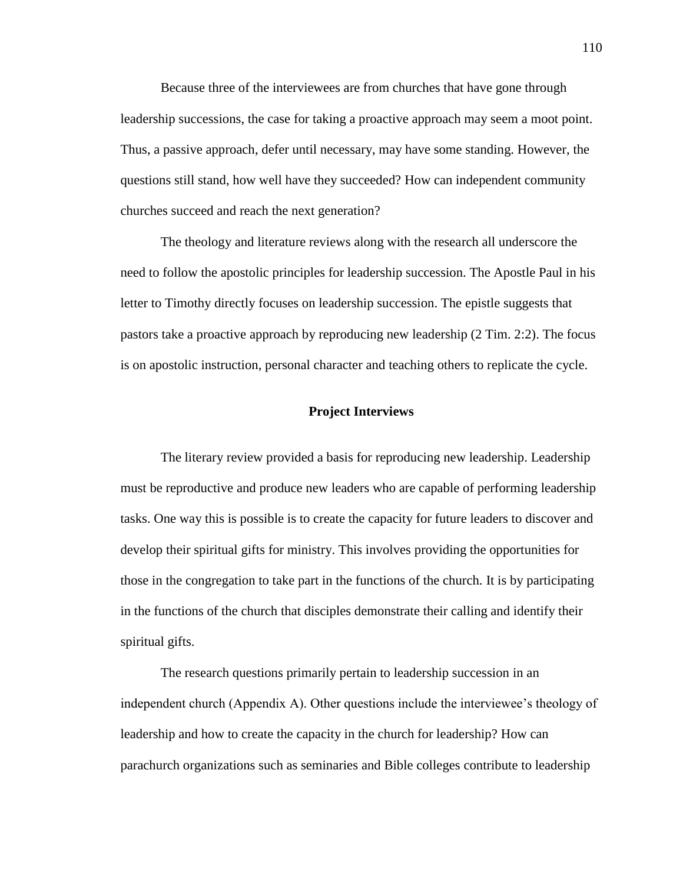Because three of the interviewees are from churches that have gone through leadership successions, the case for taking a proactive approach may seem a moot point. Thus, a passive approach, defer until necessary, may have some standing. However, the questions still stand, how well have they succeeded? How can independent community churches succeed and reach the next generation?

The theology and literature reviews along with the research all underscore the need to follow the apostolic principles for leadership succession. The Apostle Paul in his letter to Timothy directly focuses on leadership succession. The epistle suggests that pastors take a proactive approach by reproducing new leadership (2 Tim. 2:2). The focus is on apostolic instruction, personal character and teaching others to replicate the cycle.

## Project Interviews

The literary review provided a basis for reproducing new leadership. Leadership must be reproductive and produce new leaders who are capable of performing leadership tasks. One way this is possible is to create the capacity for future leaders to discover and develop their spiritual gifts for ministry. This involves providing the opportunities for those in the congregation to take part in the functions of the church. It is by participating in the functions of the church that disciples demonstrate their calling and identify their spiritual gifts.

The research questions primarily pertain to leadership succession in an independent church (Appendix A). Other questions include the interviewee's theology of leadership and how to create the capacity in the church for leadership? How can parachurch organizations such as seminaries and Bible colleges contribute to leadership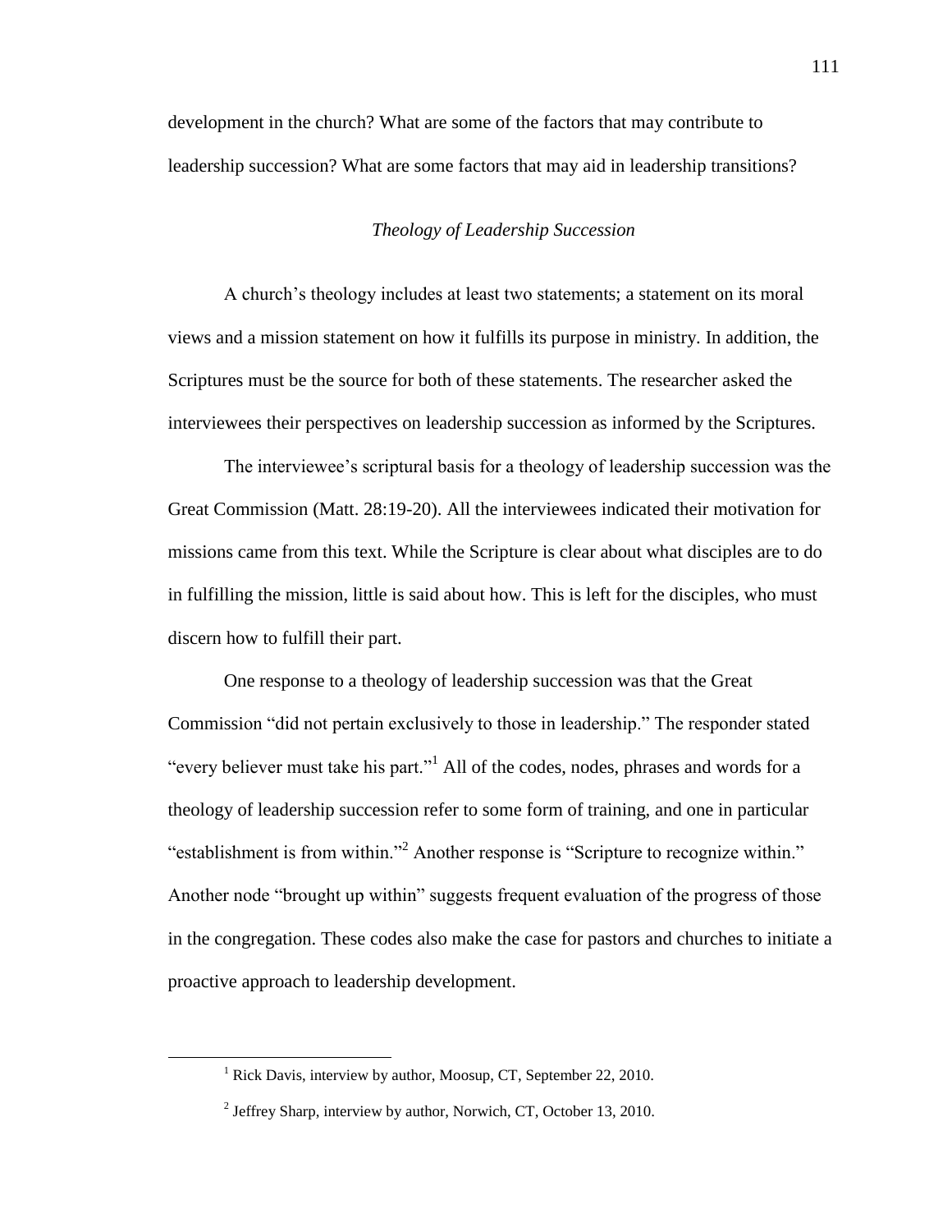development in the church? What are some of the factors that may contribute to leadership succession? What are some factors that may aid in leadership transitions?

### *Theology of Leadership Succession*

A church's theology includes at least two statements; a statement on its moral views and a mission statement on how it fulfills its purpose in ministry. In addition, the Scriptures must be the source for both of these statements. The researcher asked the interviewees their perspectives on leadership succession as informed by the Scriptures.

The interviewee's scriptural basis for a theology of leadership succession was the Great Commission (Matt. 28:19-20). All the interviewees indicated their motivation for missions came from this text. While the Scripture is clear about what disciples are to do in fulfilling the mission, little is said about how. This is left for the disciples, who must discern how to fulfill their part.

One response to a theology of leadership succession was that the Great Commission "did not pertain exclusively to those in leadership." The responder stated "every believer must take his part."[1] All of the codes, nodes, phrases and words for a theology of leadership succession refer to some form of training, and one in particular "establishment is from within."[2] Another response is "Scripture to recognize within." Another node "brought up within" suggests frequent evaluation of the progress of those in the congregation. These codes also make the case for pastors and churches to initiate a proactive approach to leadership development.

---

[1] Rick Davis, interview by author, Moosup, CT, September 22, 2010.

[2] Jeffrey Sharp, interview by author, Norwich, CT, October 13, 2010.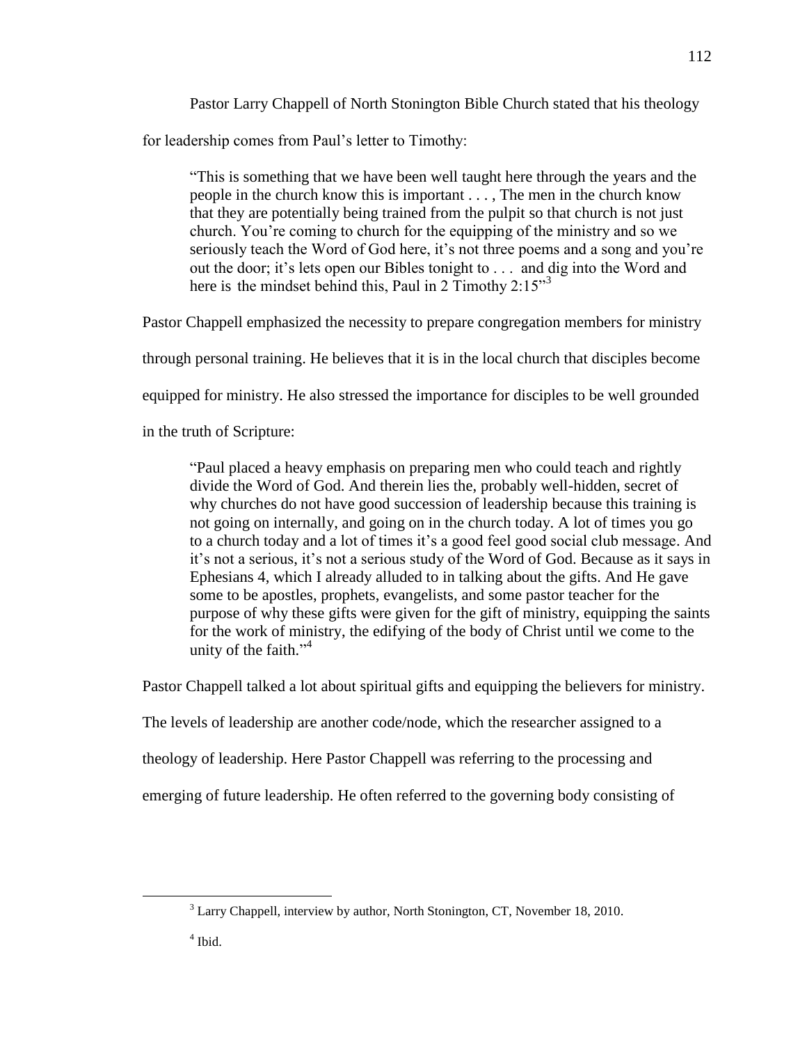Pastor Larry Chappell of North Stonington Bible Church stated that his theology for leadership comes from Paul's letter to Timothy:

> "This is something that we have been well taught here through the years and the people in the church know this is important . . . , The men in the church know that they are potentially being trained from the pulpit so that church is not just church. You're coming to church for the equipping of the ministry and so we seriously teach the Word of God here, it's not three poems and a song and you're out the door; it's lets open our Bibles tonight to . . . and dig into the Word and here is the mindset behind this, Paul in 2 Timothy 2:15"[3]

Pastor Chappell emphasized the necessity to prepare congregation members for ministry through personal training. He believes that it is in the local church that disciples become equipped for ministry. He also stressed the importance for disciples to be well grounded in the truth of Scripture:

> "Paul placed a heavy emphasis on preparing men who could teach and rightly divide the Word of God. And therein lies the, probably well-hidden, secret of why churches do not have good succession of leadership because this training is not going on internally, and going on in the church today. A lot of times you go to a church today and a lot of times it's a good feel good social club message. And it's not a serious, it's not a serious study of the Word of God. Because as it says in Ephesians 4, which I already alluded to in talking about the gifts. And He gave some to be apostles, prophets, evangelists, and some pastor teacher for the purpose of why these gifts were given for the gift of ministry, equipping the saints for the work of ministry, the edifying of the body of Christ until we come to the unity of the faith."[4]

Pastor Chappell talked a lot about spiritual gifts and equipping the believers for ministry. The levels of leadership are another code/node, which the researcher assigned to a theology of leadership. Here Pastor Chappell was referring to the processing and emerging of future leadership. He often referred to the governing body consisting of

---

[3] Larry Chappell, interview by author, North Stonington, CT, November 18, 2010.

[4] Ibid.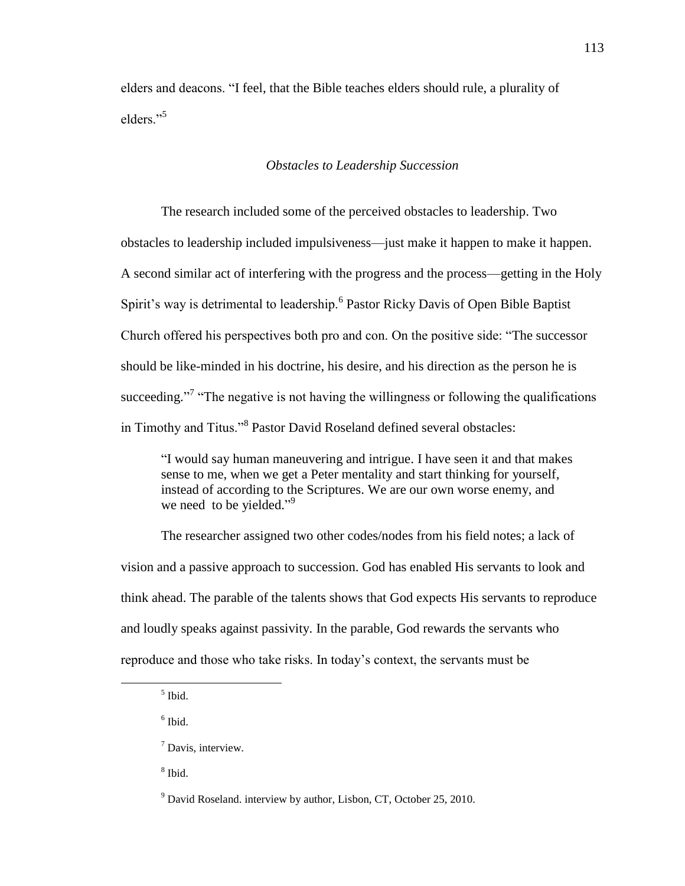elders and deacons. "I feel, that the Bible teaches elders should rule, a plurality of elders."[5]

### *Obstacles to Leadership Succession*

The research included some of the perceived obstacles to leadership. Two obstacles to leadership included impulsiveness—just make it happen to make it happen. A second similar act of interfering with the progress and the process—getting in the Holy Spirit's way is detrimental to leadership.[6] Pastor Ricky Davis of Open Bible Baptist Church offered his perspectives both pro and con. On the positive side: "The successor should be like-minded in his doctrine, his desire, and his direction as the person he is succeeding."[7] "The negative is not having the willingness or following the qualifications in Timothy and Titus."[8] Pastor David Roseland defined several obstacles:

> "I would say human maneuvering and intrigue. I have seen it and that makes sense to me, when we get a Peter mentality and start thinking for yourself, instead of according to the Scriptures. We are our own worse enemy, and we need to be yielded."[9]

The researcher assigned two other codes/nodes from his field notes; a lack of vision and a passive approach to succession. God has enabled His servants to look and think ahead. The parable of the talents shows that God expects His servants to reproduce and loudly speaks against passivity. In the parable, God rewards the servants who reproduce and those who take risks. In today's context, the servants must be

---

[5] Ibid.

[6] Ibid.

[7] Davis, interview.

[8] Ibid.

[9] David Roseland. interview by author, Lisbon, CT, October 25, 2010.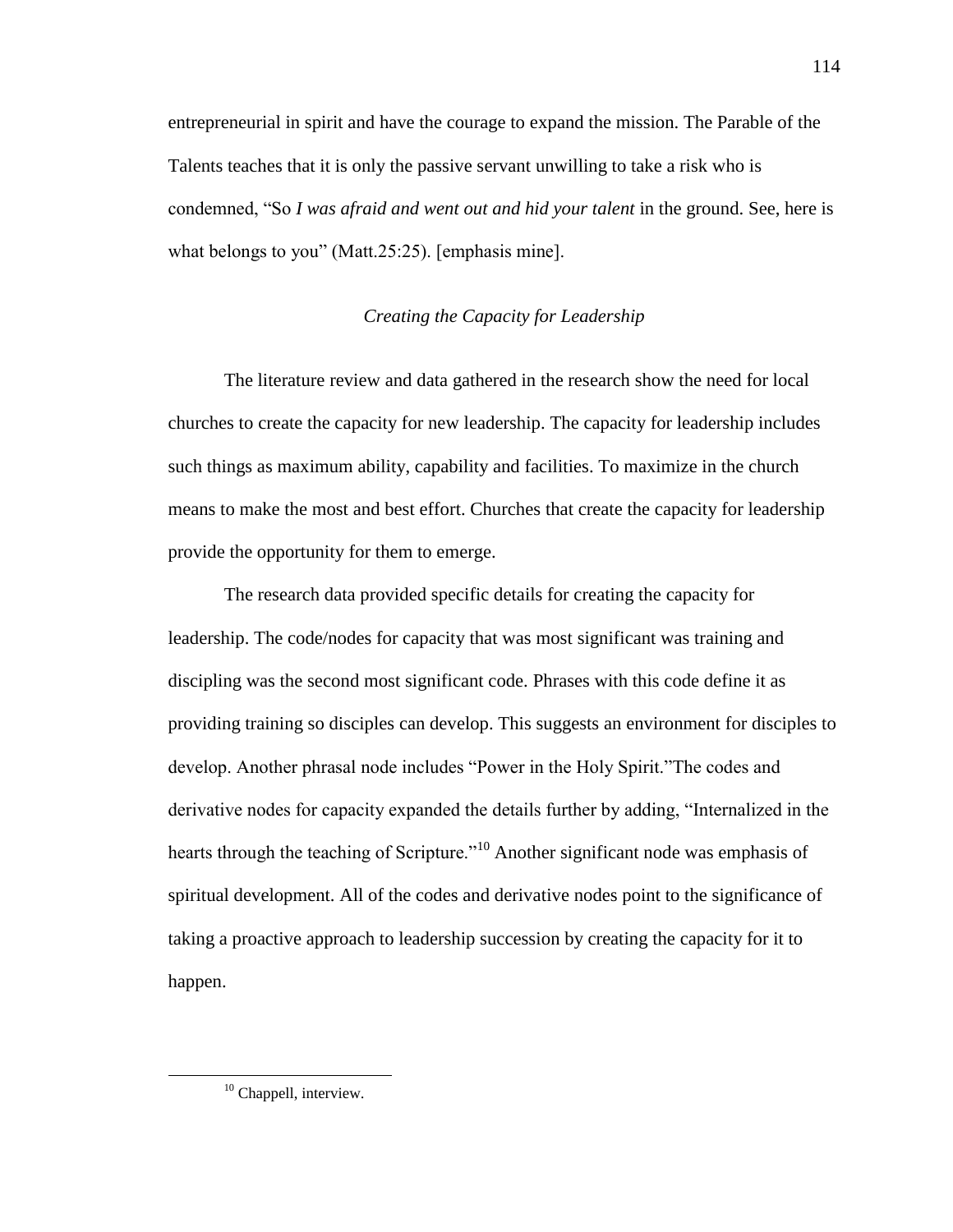entrepreneurial in spirit and have the courage to expand the mission. The Parable of the Talents teaches that it is only the passive servant unwilling to take a risk who is condemned, "So *I was afraid and went out and hid your talent* in the ground. See, here is what belongs to you" (Matt.25:25). [emphasis mine].

### *Creating the Capacity for Leadership*

The literature review and data gathered in the research show the need for local churches to create the capacity for new leadership. The capacity for leadership includes such things as maximum ability, capability and facilities. To maximize in the church means to make the most and best effort. Churches that create the capacity for leadership provide the opportunity for them to emerge.

The research data provided specific details for creating the capacity for leadership. The code/nodes for capacity that was most significant was training and discipling was the second most significant code. Phrases with this code define it as providing training so disciples can develop. This suggests an environment for disciples to develop. Another phrasal node includes "Power in the Holy Spirit."The codes and derivative nodes for capacity expanded the details further by adding, "Internalized in the hearts through the teaching of Scripture."[10] Another significant node was emphasis of spiritual development. All of the codes and derivative nodes point to the significance of taking a proactive approach to leadership succession by creating the capacity for it to happen.

---

[10] Chappell, interview.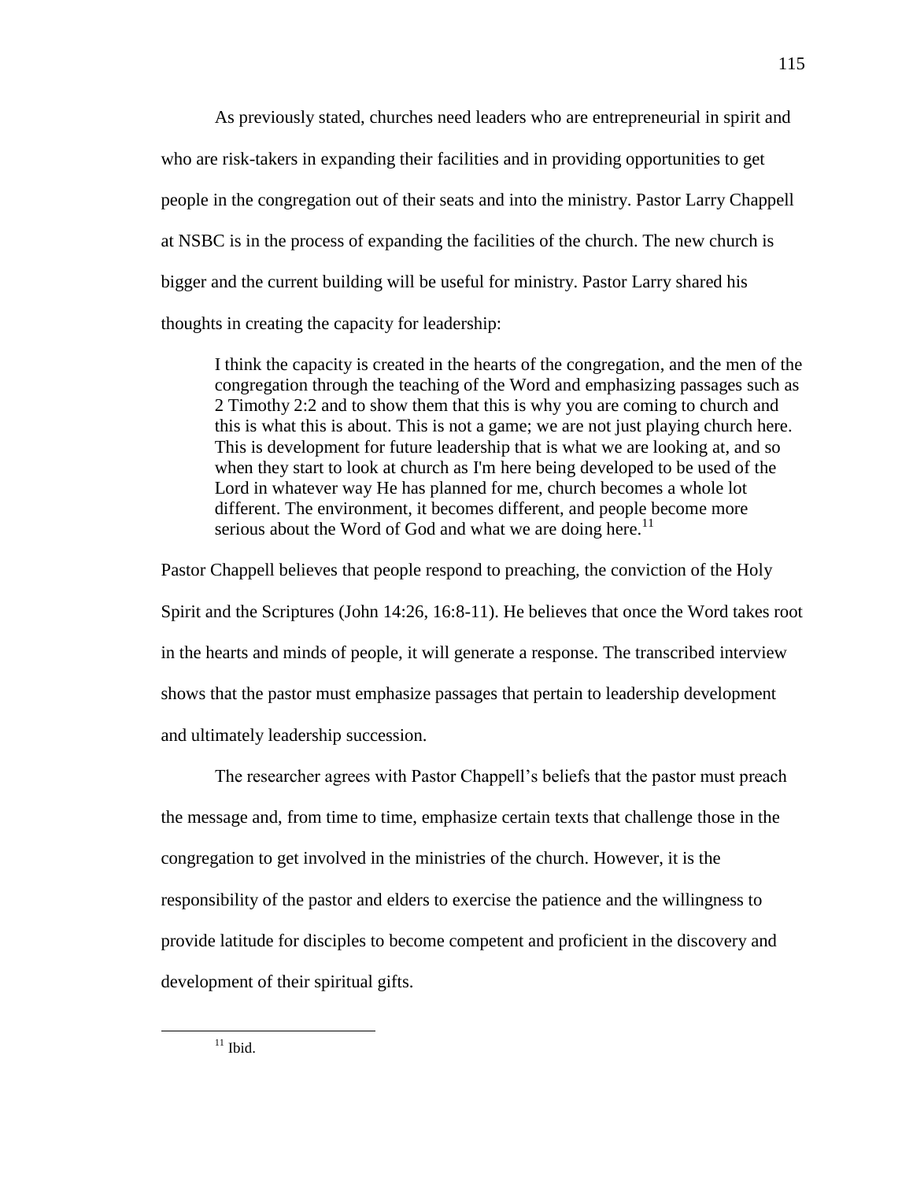As previously stated, churches need leaders who are entrepreneurial in spirit and who are risk-takers in expanding their facilities and in providing opportunities to get people in the congregation out of their seats and into the ministry. Pastor Larry Chappell at NSBC is in the process of expanding the facilities of the church. The new church is bigger and the current building will be useful for ministry. Pastor Larry shared his thoughts in creating the capacity for leadership:

> I think the capacity is created in the hearts of the congregation, and the men of the congregation through the teaching of the Word and emphasizing passages such as 2 Timothy 2:2 and to show them that this is why you are coming to church and this is what this is about. This is not a game; we are not just playing church here. This is development for future leadership that is what we are looking at, and so when they start to look at church as I'm here being developed to be used of the Lord in whatever way He has planned for me, church becomes a whole lot different. The environment, it becomes different, and people become more serious about the Word of God and what we are doing here.[11]

Pastor Chappell believes that people respond to preaching, the conviction of the Holy Spirit and the Scriptures (John 14:26, 16:8-11). He believes that once the Word takes root in the hearts and minds of people, it will generate a response. The transcribed interview shows that the pastor must emphasize passages that pertain to leadership development and ultimately leadership succession.

The researcher agrees with Pastor Chappell's beliefs that the pastor must preach the message and, from time to time, emphasize certain texts that challenge those in the congregation to get involved in the ministries of the church. However, it is the responsibility of the pastor and elders to exercise the patience and the willingness to provide latitude for disciples to become competent and proficient in the discovery and development of their spiritual gifts.

---

[11] Ibid.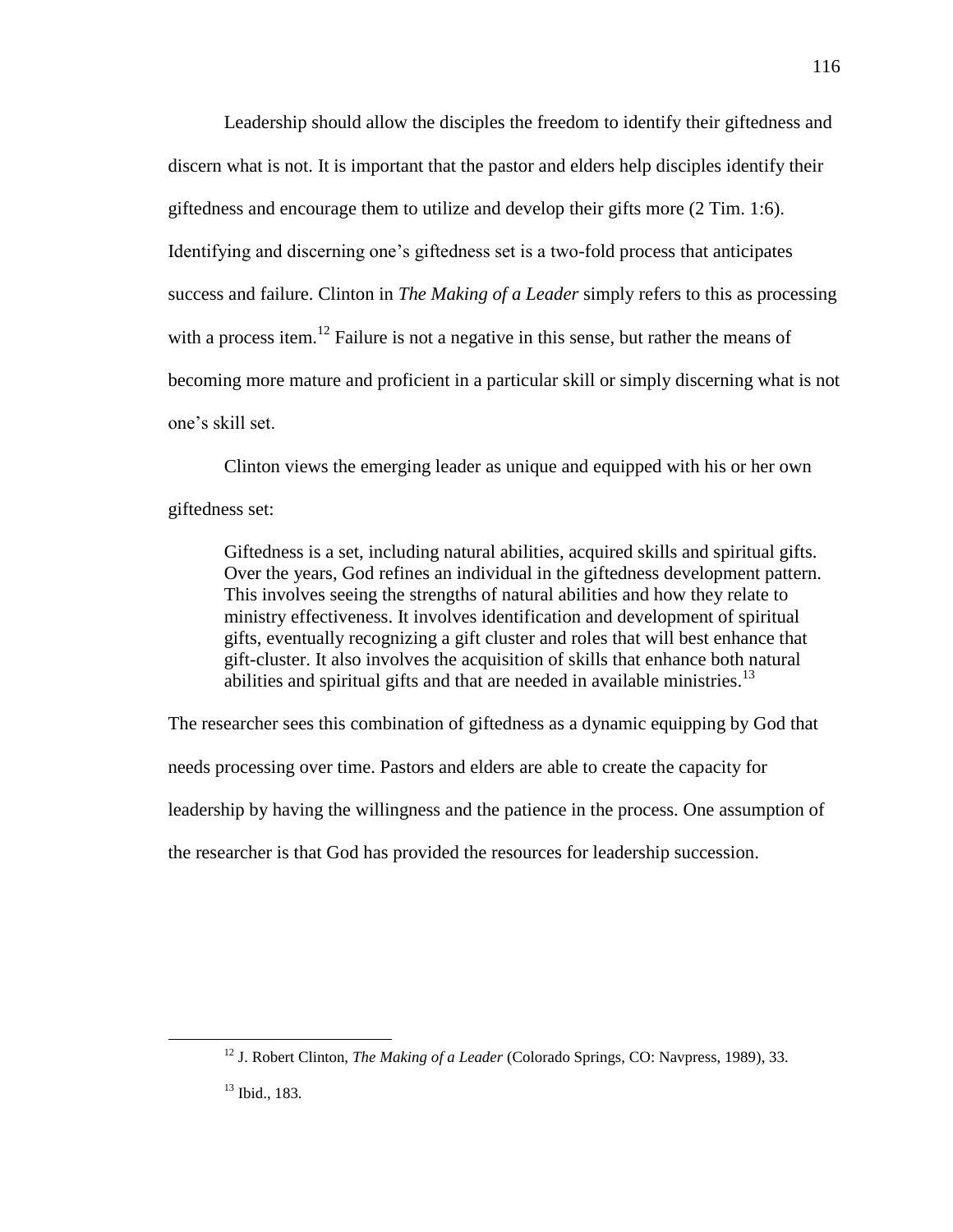Leadership should allow the disciples the freedom to identify their giftedness and discern what is not. It is important that the pastor and elders help disciples identify their giftedness and encourage them to utilize and develop their gifts more (2 Tim. 1:6). Identifying and discerning one's giftedness set is a two-fold process that anticipates success and failure. Clinton in *The Making of a Leader* simply refers to this as processing with a process item.[12] Failure is not a negative in this sense, but rather the means of becoming more mature and proficient in a particular skill or simply discerning what is not one's skill set.

Clinton views the emerging leader as unique and equipped with his or her own giftedness set:

> Giftedness is a set, including natural abilities, acquired skills and spiritual gifts. Over the years, God refines an individual in the giftedness development pattern. This involves seeing the strengths of natural abilities and how they relate to ministry effectiveness. It involves identification and development of spiritual gifts, eventually recognizing a gift cluster and roles that will best enhance that gift-cluster. It also involves the acquisition of skills that enhance both natural abilities and spiritual gifts and that are needed in available ministries.[13]

The researcher sees this combination of giftedness as a dynamic equipping by God that needs processing over time. Pastors and elders are able to create the capacity for leadership by having the willingness and the patience in the process. One assumption of the researcher is that God has provided the resources for leadership succession.

---

[12] J. Robert Clinton, *The Making of a Leader* (Colorado Springs, CO: Navpress, 1989), 33.

[13] Ibid., 183.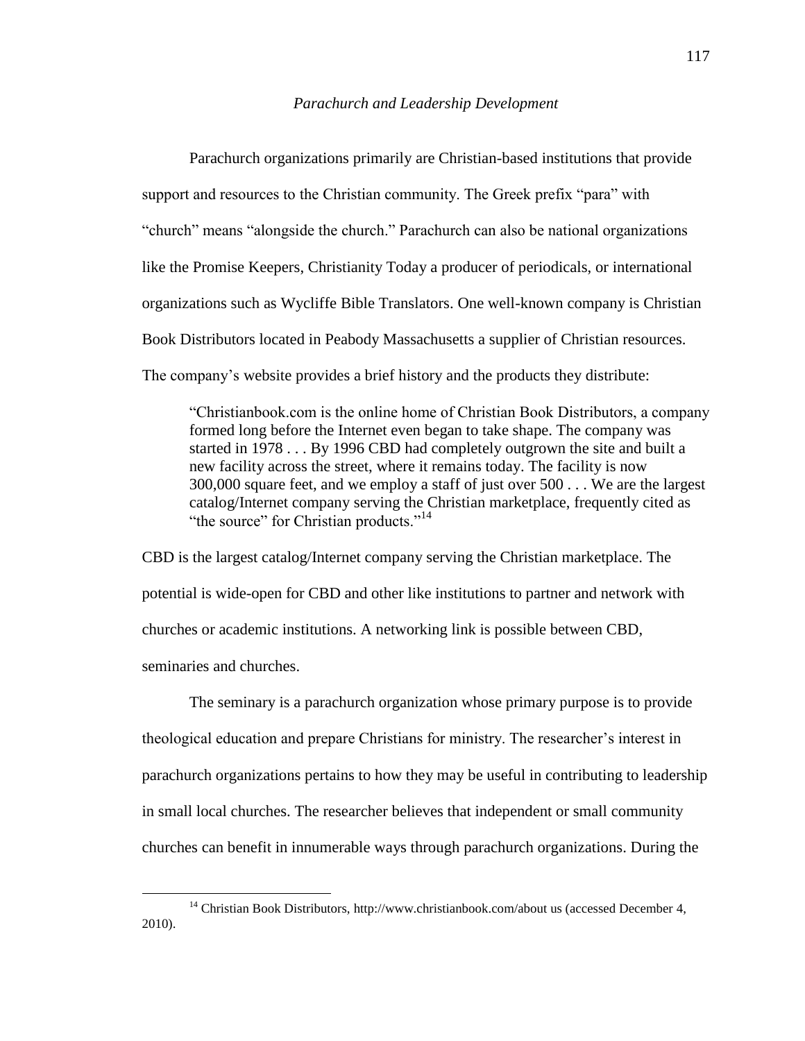*Parachurch and Leadership Development*

Parachurch organizations primarily are Christian-based institutions that provide support and resources to the Christian community. The Greek prefix "para" with "church" means "alongside the church." Parachurch can also be national organizations like the Promise Keepers, Christianity Today a producer of periodicals, or international organizations such as Wycliffe Bible Translators. One well-known company is Christian Book Distributors located in Peabody Massachusetts a supplier of Christian resources. The company's website provides a brief history and the products they distribute:

> "Christianbook.com is the online home of Christian Book Distributors, a company formed long before the Internet even began to take shape. The company was started in 1978 . . . By 1996 CBD had completely outgrown the site and built a new facility across the street, where it remains today. The facility is now 300,000 square feet, and we employ a staff of just over 500 . . . We are the largest catalog/Internet company serving the Christian marketplace, frequently cited as "the source" for Christian products."[14]

CBD is the largest catalog/Internet company serving the Christian marketplace. The potential is wide-open for CBD and other like institutions to partner and network with churches or academic institutions. A networking link is possible between CBD, seminaries and churches.

The seminary is a parachurch organization whose primary purpose is to provide theological education and prepare Christians for ministry. The researcher's interest in parachurch organizations pertains to how they may be useful in contributing to leadership in small local churches. The researcher believes that independent or small community churches can benefit in innumerable ways through parachurch organizations. During the

---

[14] Christian Book Distributors, http://www.christianbook.com/about us (accessed December 4, 2010).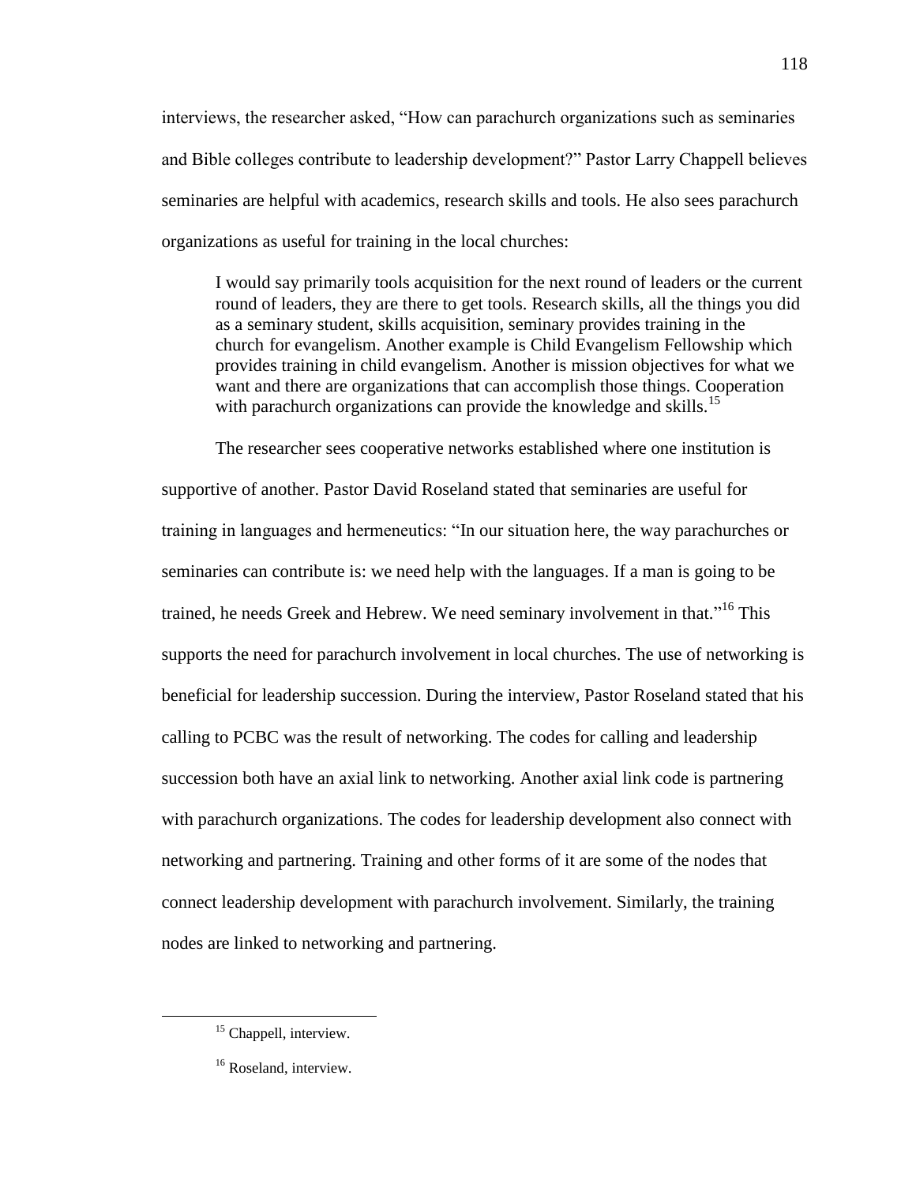interviews, the researcher asked, "How can parachurch organizations such as seminaries and Bible colleges contribute to leadership development?" Pastor Larry Chappell believes seminaries are helpful with academics, research skills and tools. He also sees parachurch organizations as useful for training in the local churches:

> I would say primarily tools acquisition for the next round of leaders or the current round of leaders, they are there to get tools. Research skills, all the things you did as a seminary student, skills acquisition, seminary provides training in the church for evangelism. Another example is Child Evangelism Fellowship which provides training in child evangelism. Another is mission objectives for what we want and there are organizations that can accomplish those things. Cooperation with parachurch organizations can provide the knowledge and skills.[15]

The researcher sees cooperative networks established where one institution is supportive of another. Pastor David Roseland stated that seminaries are useful for training in languages and hermeneutics: "In our situation here, the way parachurches or seminaries can contribute is: we need help with the languages. If a man is going to be trained, he needs Greek and Hebrew. We need seminary involvement in that."[16] This supports the need for parachurch involvement in local churches. The use of networking is beneficial for leadership succession. During the interview, Pastor Roseland stated that his calling to PCBC was the result of networking. The codes for calling and leadership succession both have an axial link to networking. Another axial link code is partnering with parachurch organizations. The codes for leadership development also connect with networking and partnering. Training and other forms of it are some of the nodes that connect leadership development with parachurch involvement. Similarly, the training nodes are linked to networking and partnering.

---

[15] Chappell, interview.

[16] Roseland, interview.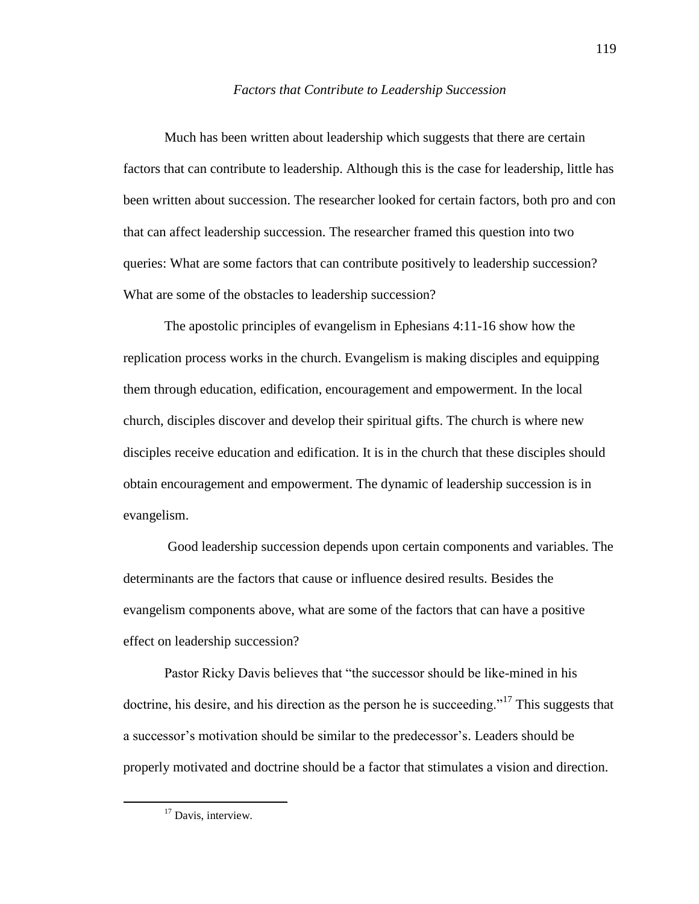### *Factors that Contribute to Leadership Succession*

Much has been written about leadership which suggests that there are certain factors that can contribute to leadership. Although this is the case for leadership, little has been written about succession. The researcher looked for certain factors, both pro and con that can affect leadership succession. The researcher framed this question into two queries: What are some factors that can contribute positively to leadership succession? What are some of the obstacles to leadership succession?

The apostolic principles of evangelism in Ephesians 4:11-16 show how the replication process works in the church. Evangelism is making disciples and equipping them through education, edification, encouragement and empowerment. In the local church, disciples discover and develop their spiritual gifts. The church is where new disciples receive education and edification. It is in the church that these disciples should obtain encouragement and empowerment. The dynamic of leadership succession is in evangelism.

Good leadership succession depends upon certain components and variables. The determinants are the factors that cause or influence desired results. Besides the evangelism components above, what are some of the factors that can have a positive effect on leadership succession?

Pastor Ricky Davis believes that "the successor should be like-mined in his doctrine, his desire, and his direction as the person he is succeeding."[17] This suggests that a successor's motivation should be similar to the predecessor's. Leaders should be properly motivated and doctrine should be a factor that stimulates a vision and direction.

[17] Davis, interview.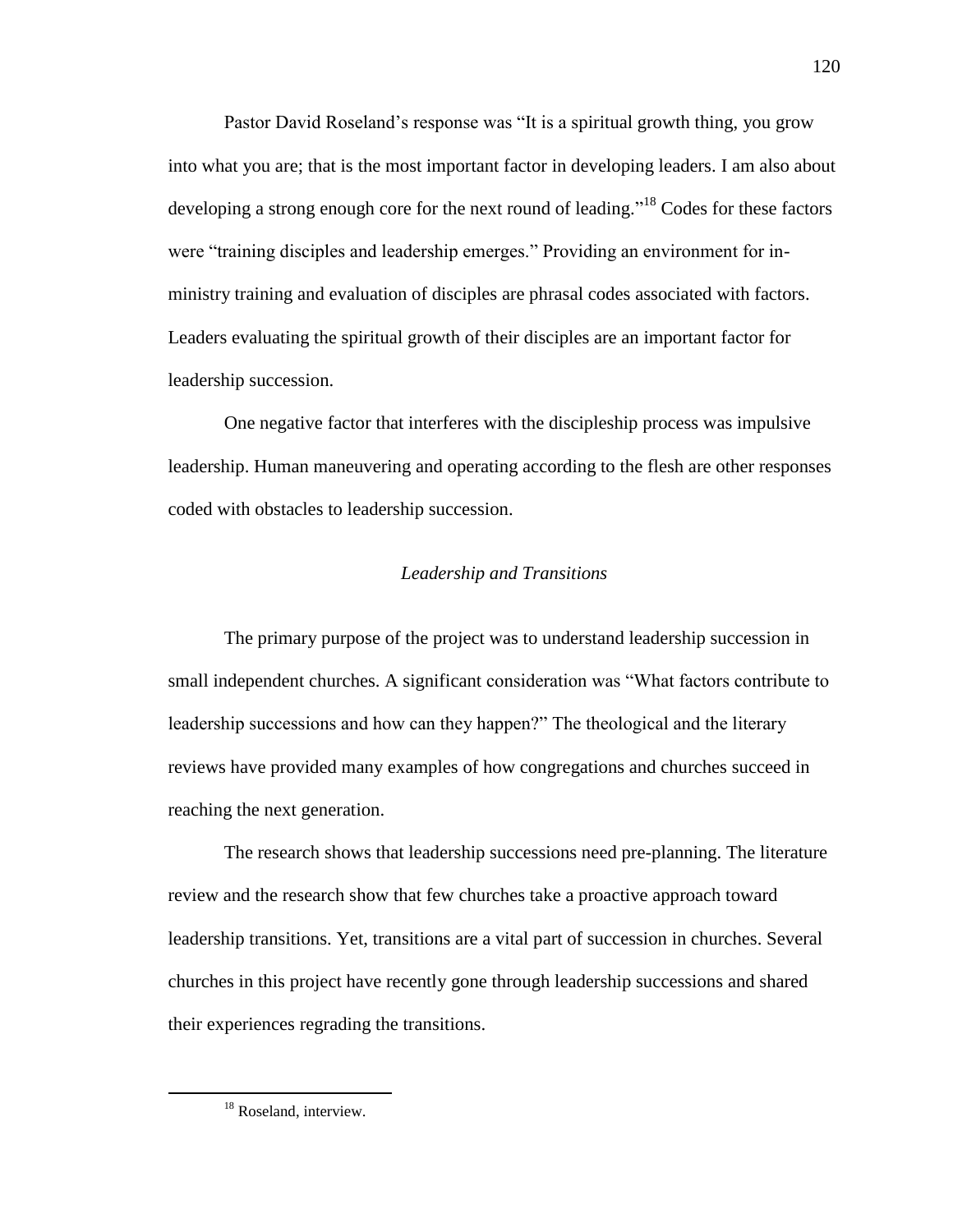Pastor David Roseland's response was "It is a spiritual growth thing, you grow into what you are; that is the most important factor in developing leaders. I am also about developing a strong enough core for the next round of leading."[18] Codes for these factors were "training disciples and leadership emerges." Providing an environment for in-ministry training and evaluation of disciples are phrasal codes associated with factors. Leaders evaluating the spiritual growth of their disciples are an important factor for leadership succession.

One negative factor that interferes with the discipleship process was impulsive leadership. Human maneuvering and operating according to the flesh are other responses coded with obstacles to leadership succession.

### *Leadership and Transitions*

The primary purpose of the project was to understand leadership succession in small independent churches. A significant consideration was "What factors contribute to leadership successions and how can they happen?" The theological and the literary reviews have provided many examples of how congregations and churches succeed in reaching the next generation.

The research shows that leadership successions need pre-planning. The literature review and the research show that few churches take a proactive approach toward leadership transitions. Yet, transitions are a vital part of succession in churches. Several churches in this project have recently gone through leadership successions and shared their experiences regrading the transitions.

---

[18] Roseland, interview.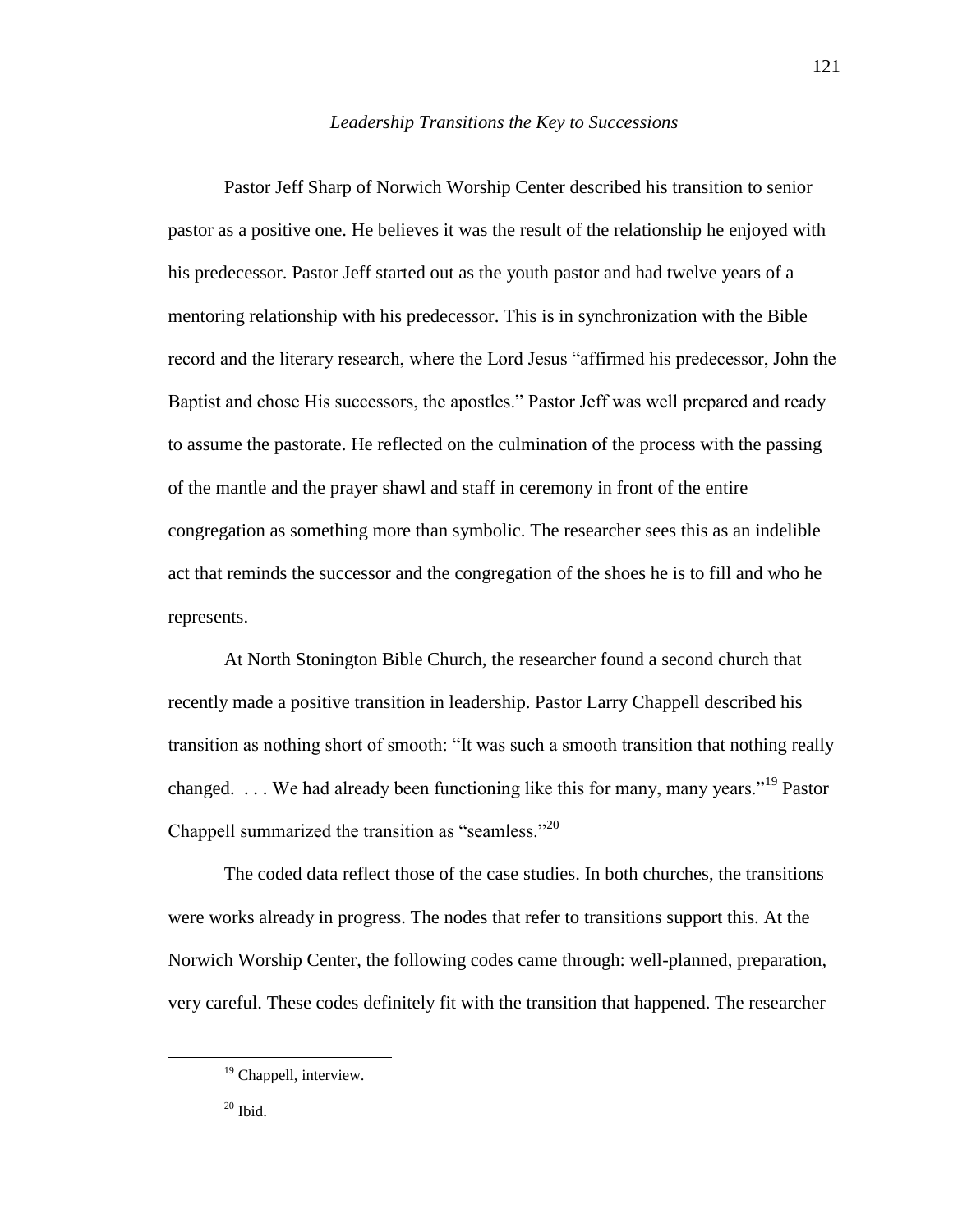*Leadership Transitions the Key to Successions*

Pastor Jeff Sharp of Norwich Worship Center described his transition to senior pastor as a positive one. He believes it was the result of the relationship he enjoyed with his predecessor. Pastor Jeff started out as the youth pastor and had twelve years of a mentoring relationship with his predecessor. This is in synchronization with the Bible record and the literary research, where the Lord Jesus "affirmed his predecessor, John the Baptist and chose His successors, the apostles." Pastor Jeff was well prepared and ready to assume the pastorate. He reflected on the culmination of the process with the passing of the mantle and the prayer shawl and staff in ceremony in front of the entire congregation as something more than symbolic. The researcher sees this as an indelible act that reminds the successor and the congregation of the shoes he is to fill and who he represents.

At North Stonington Bible Church, the researcher found a second church that recently made a positive transition in leadership. Pastor Larry Chappell described his transition as nothing short of smooth: "It was such a smooth transition that nothing really changed. . . . We had already been functioning like this for many, many years."[19] Pastor Chappell summarized the transition as "seamless."[20]

The coded data reflect those of the case studies. In both churches, the transitions were works already in progress. The nodes that refer to transitions support this. At the Norwich Worship Center, the following codes came through: well-planned, preparation, very careful. These codes definitely fit with the transition that happened. The researcher

---

[19] Chappell, interview.

[20] Ibid.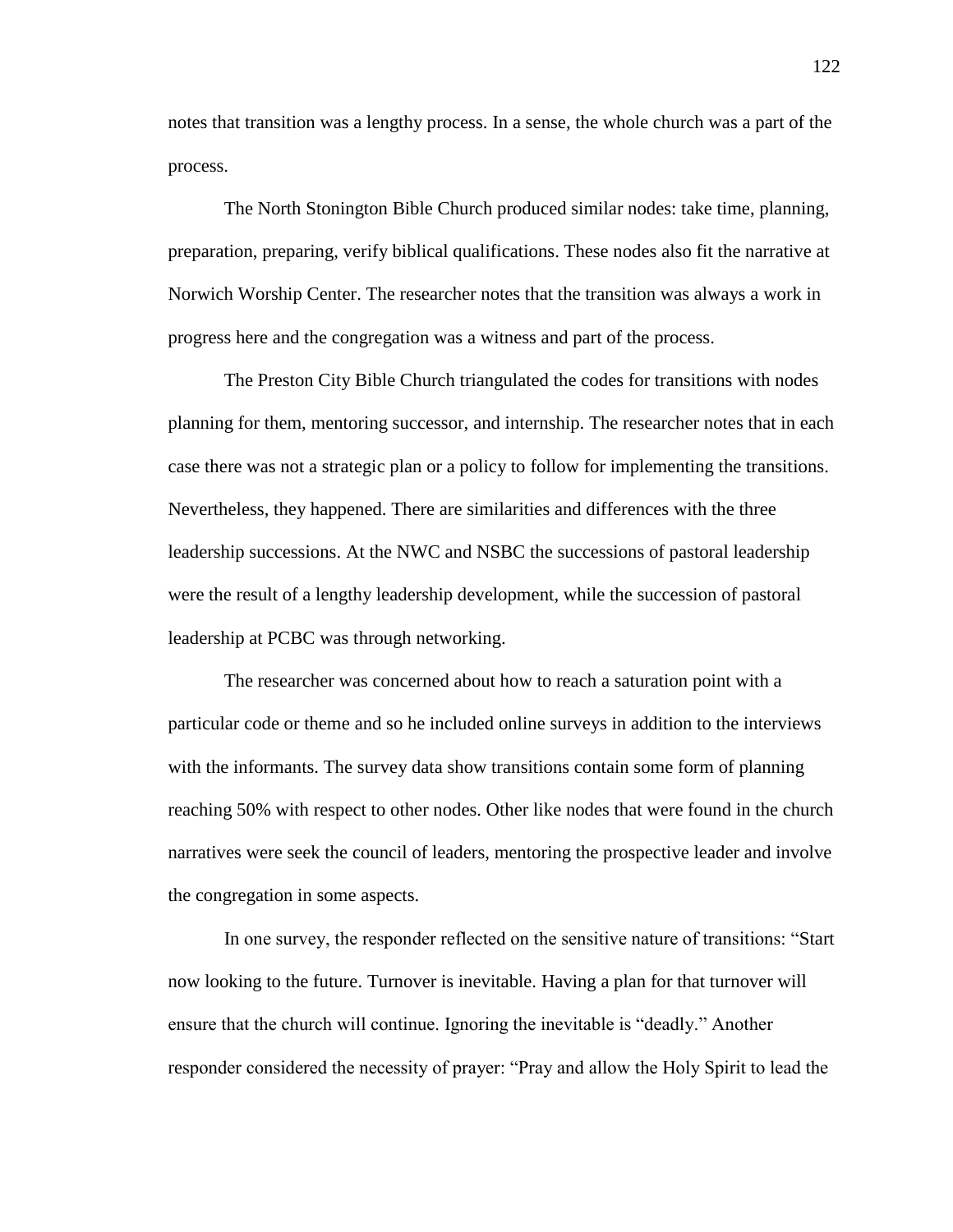notes that transition was a lengthy process. In a sense, the whole church was a part of the process.

The North Stonington Bible Church produced similar nodes: take time, planning, preparation, preparing, verify biblical qualifications. These nodes also fit the narrative at Norwich Worship Center. The researcher notes that the transition was always a work in progress here and the congregation was a witness and part of the process.

The Preston City Bible Church triangulated the codes for transitions with nodes planning for them, mentoring successor, and internship. The researcher notes that in each case there was not a strategic plan or a policy to follow for implementing the transitions. Nevertheless, they happened. There are similarities and differences with the three leadership successions. At the NWC and NSBC the successions of pastoral leadership were the result of a lengthy leadership development, while the succession of pastoral leadership at PCBC was through networking.

The researcher was concerned about how to reach a saturation point with a particular code or theme and so he included online surveys in addition to the interviews with the informants. The survey data show transitions contain some form of planning reaching 50% with respect to other nodes. Other like nodes that were found in the church narratives were seek the council of leaders, mentoring the prospective leader and involve the congregation in some aspects.

In one survey, the responder reflected on the sensitive nature of transitions: "Start now looking to the future. Turnover is inevitable. Having a plan for that turnover will ensure that the church will continue. Ignoring the inevitable is "deadly." Another responder considered the necessity of prayer: "Pray and allow the Holy Spirit to lead the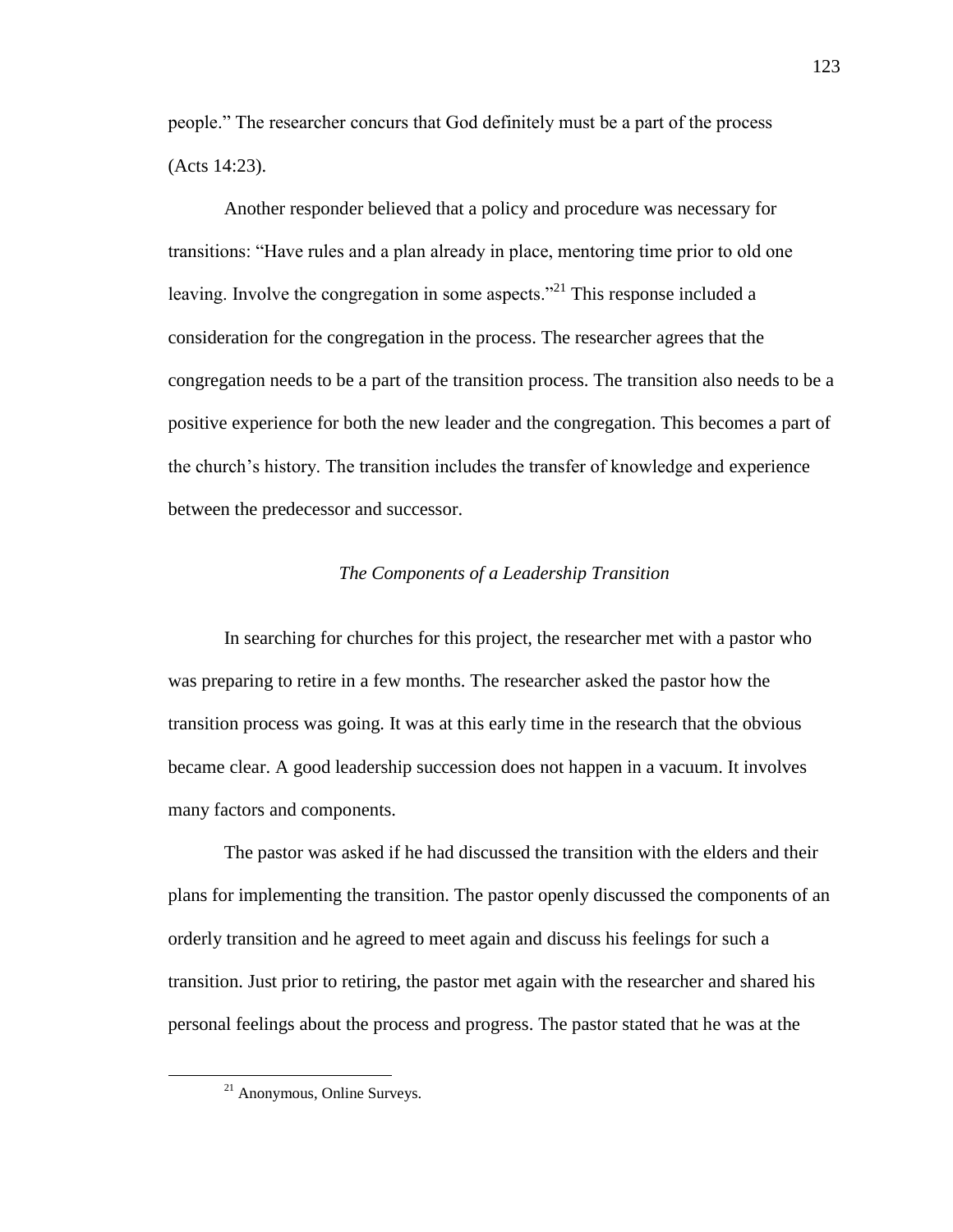people." The researcher concurs that God definitely must be a part of the process (Acts 14:23).

Another responder believed that a policy and procedure was necessary for transitions: "Have rules and a plan already in place, mentoring time prior to old one leaving. Involve the congregation in some aspects."[21] This response included a consideration for the congregation in the process. The researcher agrees that the congregation needs to be a part of the transition process. The transition also needs to be a positive experience for both the new leader and the congregation. This becomes a part of the church's history. The transition includes the transfer of knowledge and experience between the predecessor and successor.

### *The Components of a Leadership Transition*

In searching for churches for this project, the researcher met with a pastor who was preparing to retire in a few months. The researcher asked the pastor how the transition process was going. It was at this early time in the research that the obvious became clear. A good leadership succession does not happen in a vacuum. It involves many factors and components.

The pastor was asked if he had discussed the transition with the elders and their plans for implementing the transition. The pastor openly discussed the components of an orderly transition and he agreed to meet again and discuss his feelings for such a transition. Just prior to retiring, the pastor met again with the researcher and shared his personal feelings about the process and progress. The pastor stated that he was at the

---

[21] Anonymous, Online Surveys.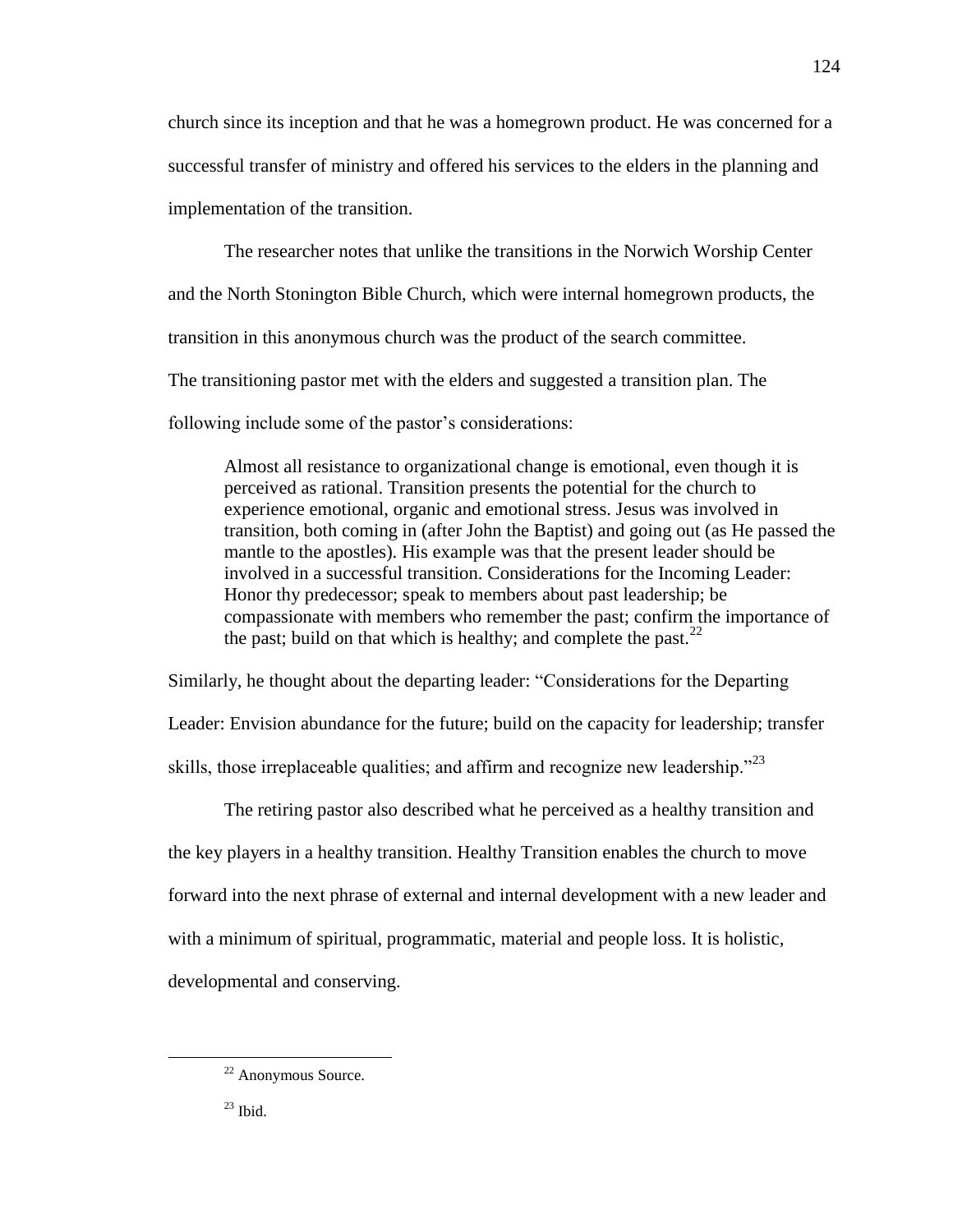church since its inception and that he was a homegrown product. He was concerned for a successful transfer of ministry and offered his services to the elders in the planning and implementation of the transition.

The researcher notes that unlike the transitions in the Norwich Worship Center and the North Stonington Bible Church, which were internal homegrown products, the transition in this anonymous church was the product of the search committee. The transitioning pastor met with the elders and suggested a transition plan. The following include some of the pastor's considerations:

> Almost all resistance to organizational change is emotional, even though it is perceived as rational. Transition presents the potential for the church to experience emotional, organic and emotional stress. Jesus was involved in transition, both coming in (after John the Baptist) and going out (as He passed the mantle to the apostles). His example was that the present leader should be involved in a successful transition. Considerations for the Incoming Leader: Honor thy predecessor; speak to members about past leadership; be compassionate with members who remember the past; confirm the importance of the past; build on that which is healthy; and complete the past.[22]

Similarly, he thought about the departing leader: "Considerations for the Departing Leader: Envision abundance for the future; build on the capacity for leadership; transfer skills, those irreplaceable qualities; and affirm and recognize new leadership."[23]

The retiring pastor also described what he perceived as a healthy transition and the key players in a healthy transition. Healthy Transition enables the church to move forward into the next phrase of external and internal development with a new leader and with a minimum of spiritual, programmatic, material and people loss. It is holistic, developmental and conserving.

---

[22] Anonymous Source.

[23] Ibid.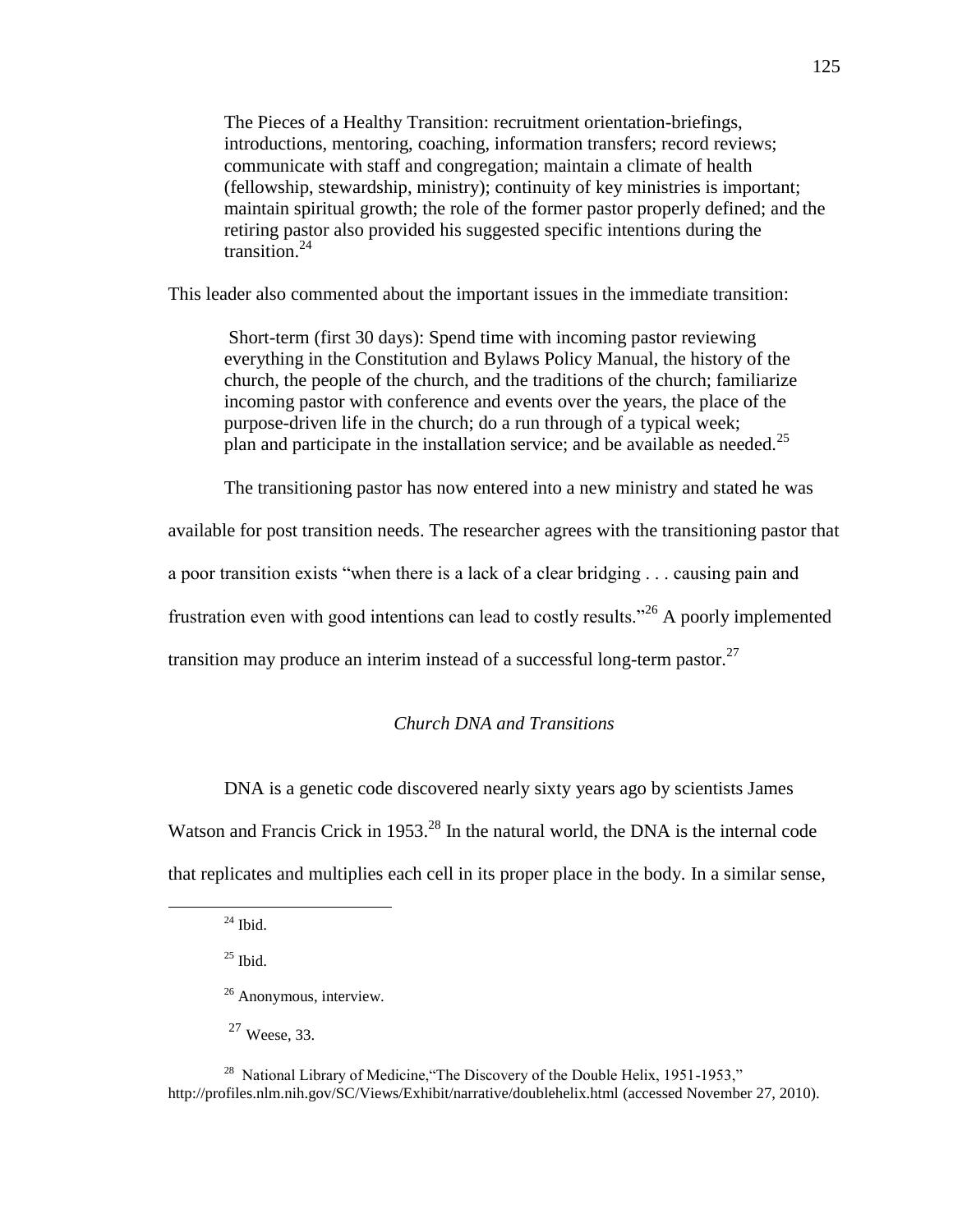> The Pieces of a Healthy Transition: recruitment orientation-briefings, introductions, mentoring, coaching, information transfers; record reviews; communicate with staff and congregation; maintain a climate of health (fellowship, stewardship, ministry); continuity of key ministries is important; maintain spiritual growth; the role of the former pastor properly defined; and the retiring pastor also provided his suggested specific intentions during the transition.[24]

This leader also commented about the important issues in the immediate transition:

> Short-term (first 30 days): Spend time with incoming pastor reviewing everything in the Constitution and Bylaws Policy Manual, the history of the church, the people of the church, and the traditions of the church; familiarize incoming pastor with conference and events over the years, the place of the purpose-driven life in the church; do a run through of a typical week; plan and participate in the installation service; and be available as needed.[25]

The transitioning pastor has now entered into a new ministry and stated he was available for post transition needs. The researcher agrees with the transitioning pastor that a poor transition exists "when there is a lack of a clear bridging . . . causing pain and frustration even with good intentions can lead to costly results."[26] A poorly implemented transition may produce an interim instead of a successful long-term pastor.[27]

### *Church DNA and Transitions*

DNA is a genetic code discovered nearly sixty years ago by scientists James Watson and Francis Crick in 1953.[28] In the natural world, the DNA is the internal code that replicates and multiplies each cell in its proper place in the body. In a similar sense,

---

[24] Ibid.

[25] Ibid.

[26] Anonymous, interview.

[27] Weese, 33.

[28] National Library of Medicine,"The Discovery of the Double Helix, 1951-1953," http://profiles.nlm.nih.gov/SC/Views/Exhibit/narrative/doublehelix.html (accessed November 27, 2010).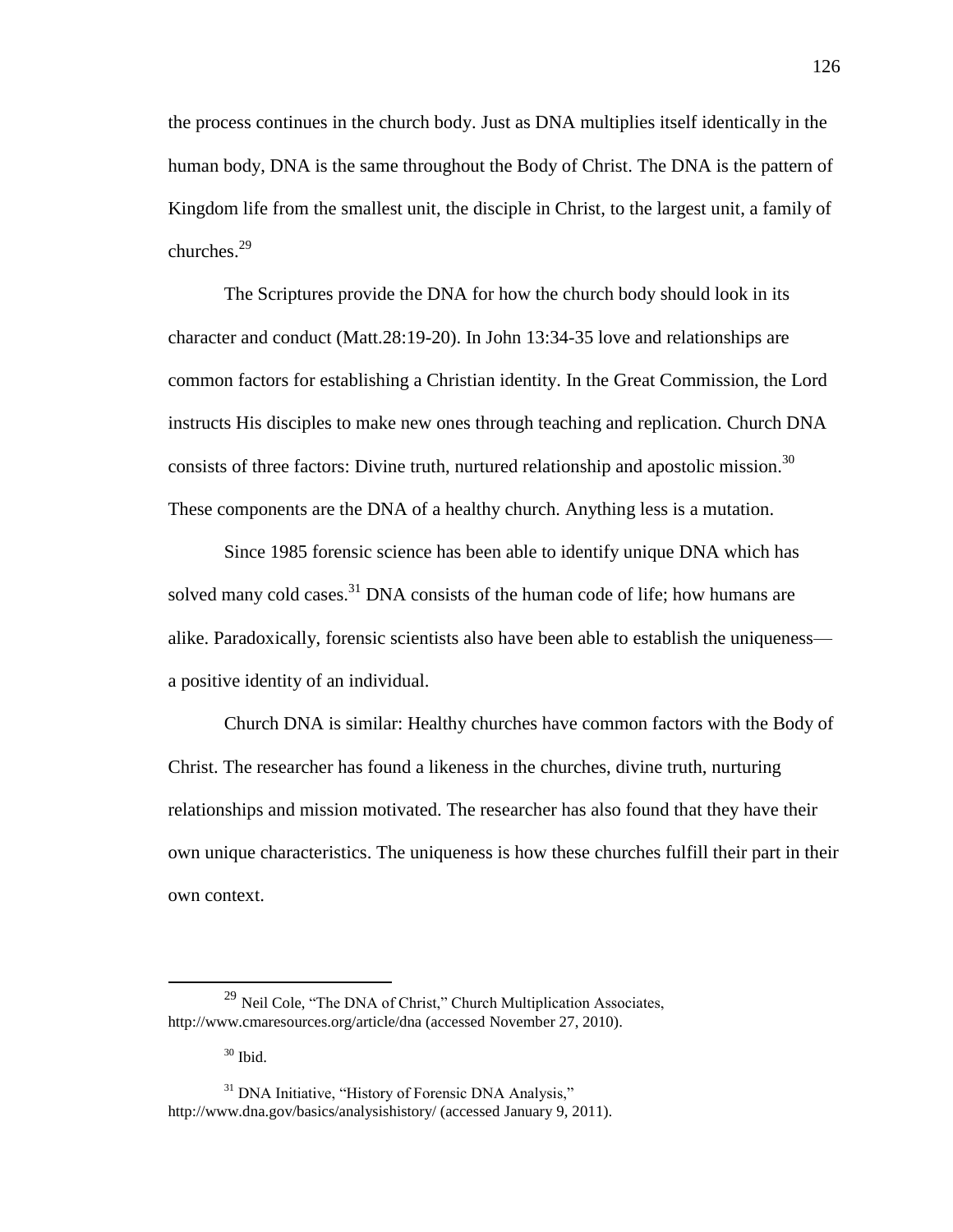the process continues in the church body. Just as DNA multiplies itself identically in the human body, DNA is the same throughout the Body of Christ. The DNA is the pattern of Kingdom life from the smallest unit, the disciple in Christ, to the largest unit, a family of churches.[29]

The Scriptures provide the DNA for how the church body should look in its character and conduct (Matt.28:19-20). In John 13:34-35 love and relationships are common factors for establishing a Christian identity. In the Great Commission, the Lord instructs His disciples to make new ones through teaching and replication. Church DNA consists of three factors: Divine truth, nurtured relationship and apostolic mission.[30] These components are the DNA of a healthy church. Anything less is a mutation.

Since 1985 forensic science has been able to identify unique DNA which has solved many cold cases.[31] DNA consists of the human code of life; how humans are alike. Paradoxically, forensic scientists also have been able to establish the uniqueness—a positive identity of an individual.

Church DNA is similar: Healthy churches have common factors with the Body of Christ. The researcher has found a likeness in the churches, divine truth, nurturing relationships and mission motivated. The researcher has also found that they have their own unique characteristics. The uniqueness is how these churches fulfill their part in their own context.

---

[29] Neil Cole, "The DNA of Christ," Church Multiplication Associates, http://www.cmaresources.org/article/dna (accessed November 27, 2010).

[30] Ibid.

[31] DNA Initiative, "History of Forensic DNA Analysis," http://www.dna.gov/basics/analysishistory/ (accessed January 9, 2011).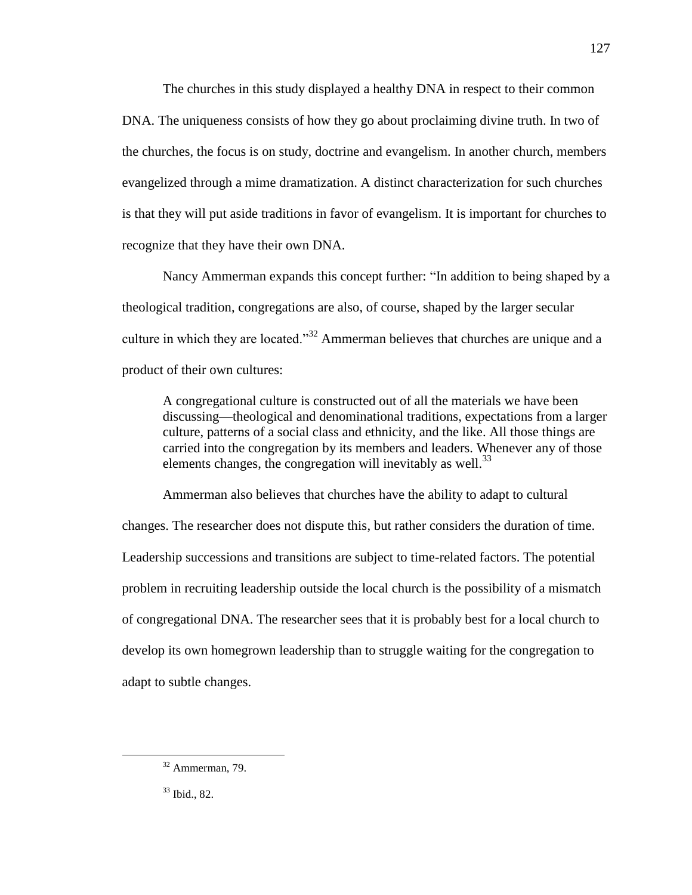The churches in this study displayed a healthy DNA in respect to their common DNA. The uniqueness consists of how they go about proclaiming divine truth. In two of the churches, the focus is on study, doctrine and evangelism. In another church, members evangelized through a mime dramatization. A distinct characterization for such churches is that they will put aside traditions in favor of evangelism. It is important for churches to recognize that they have their own DNA.

Nancy Ammerman expands this concept further: "In addition to being shaped by a theological tradition, congregations are also, of course, shaped by the larger secular culture in which they are located."[32] Ammerman believes that churches are unique and a product of their own cultures:

> A congregational culture is constructed out of all the materials we have been discussing—theological and denominational traditions, expectations from a larger culture, patterns of a social class and ethnicity, and the like. All those things are carried into the congregation by its members and leaders. Whenever any of those elements changes, the congregation will inevitably as well.[33]

Ammerman also believes that churches have the ability to adapt to cultural changes. The researcher does not dispute this, but rather considers the duration of time. Leadership successions and transitions are subject to time-related factors. The potential problem in recruiting leadership outside the local church is the possibility of a mismatch of congregational DNA. The researcher sees that it is probably best for a local church to develop its own homegrown leadership than to struggle waiting for the congregation to adapt to subtle changes.

---

[32] Ammerman, 79.

[33] Ibid., 82.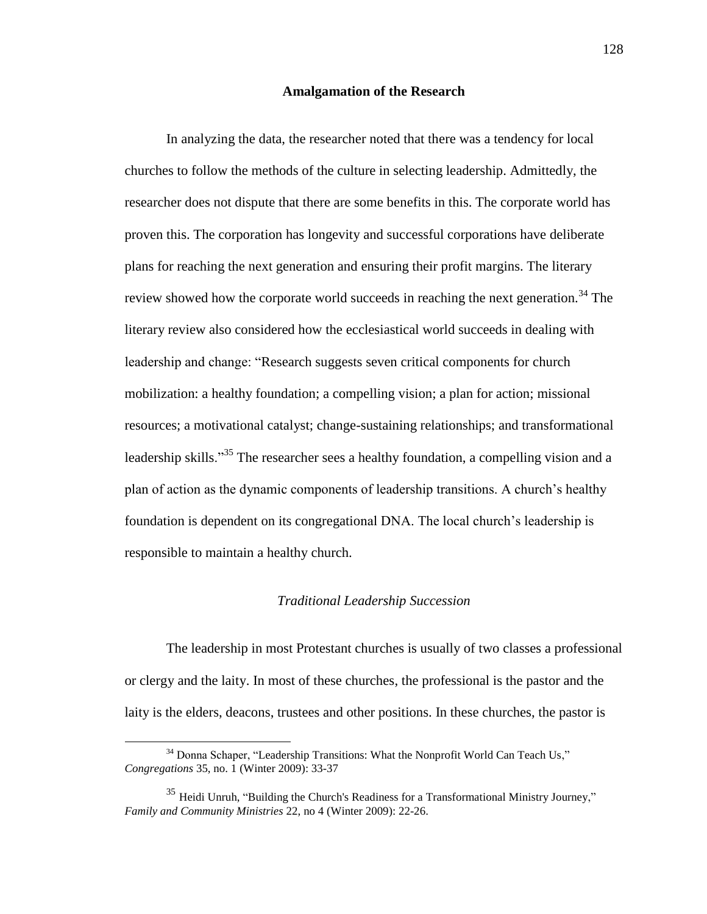## Amalgamation of the Research

In analyzing the data, the researcher noted that there was a tendency for local churches to follow the methods of the culture in selecting leadership. Admittedly, the researcher does not dispute that there are some benefits in this. The corporate world has proven this. The corporation has longevity and successful corporations have deliberate plans for reaching the next generation and ensuring their profit margins. The literary review showed how the corporate world succeeds in reaching the next generation.[34] The literary review also considered how the ecclesiastical world succeeds in dealing with leadership and change: "Research suggests seven critical components for church mobilization: a healthy foundation; a compelling vision; a plan for action; missional resources; a motivational catalyst; change-sustaining relationships; and transformational leadership skills."[35] The researcher sees a healthy foundation, a compelling vision and a plan of action as the dynamic components of leadership transitions. A church's healthy foundation is dependent on its congregational DNA. The local church's leadership is responsible to maintain a healthy church.

### *Traditional Leadership Succession*

The leadership in most Protestant churches is usually of two classes a professional or clergy and the laity. In most of these churches, the professional is the pastor and the laity is the elders, deacons, trustees and other positions. In these churches, the pastor is

---

[34] Donna Schaper, "Leadership Transitions: What the Nonprofit World Can Teach Us," *Congregations* 35, no. 1 (Winter 2009): 33-37

[35] Heidi Unruh, "Building the Church's Readiness for a Transformational Ministry Journey," *Family and Community Ministries* 22, no 4 (Winter 2009): 22-26.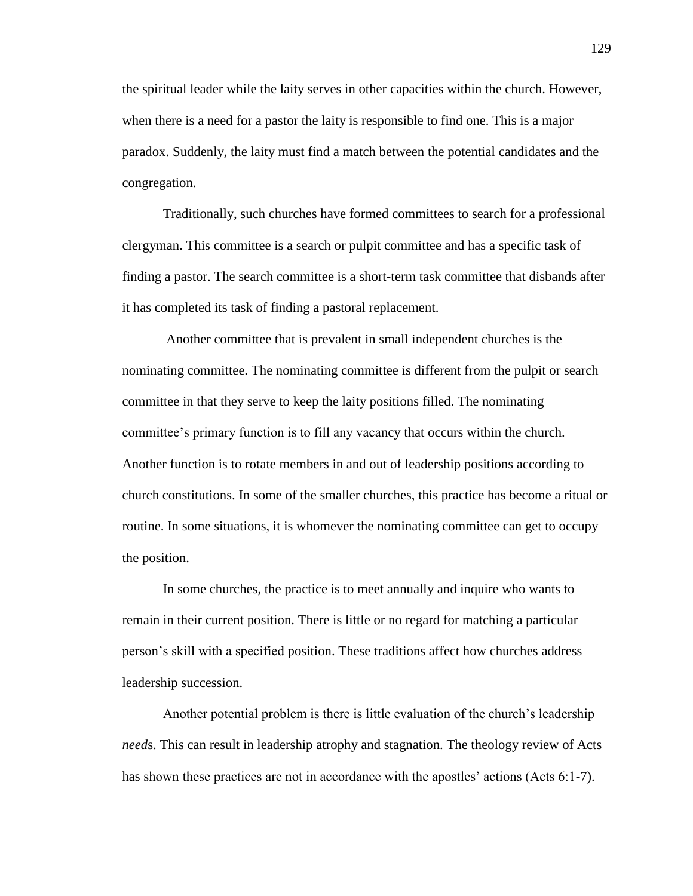the spiritual leader while the laity serves in other capacities within the church. However, when there is a need for a pastor the laity is responsible to find one. This is a major paradox. Suddenly, the laity must find a match between the potential candidates and the congregation.

Traditionally, such churches have formed committees to search for a professional clergyman. This committee is a search or pulpit committee and has a specific task of finding a pastor. The search committee is a short-term task committee that disbands after it has completed its task of finding a pastoral replacement.

Another committee that is prevalent in small independent churches is the nominating committee. The nominating committee is different from the pulpit or search committee in that they serve to keep the laity positions filled. The nominating committee's primary function is to fill any vacancy that occurs within the church. Another function is to rotate members in and out of leadership positions according to church constitutions. In some of the smaller churches, this practice has become a ritual or routine. In some situations, it is whomever the nominating committee can get to occupy the position.

In some churches, the practice is to meet annually and inquire who wants to remain in their current position. There is little or no regard for matching a particular person's skill with a specified position. These traditions affect how churches address leadership succession.

Another potential problem is there is little evaluation of the church's leadership *need*s. This can result in leadership atrophy and stagnation. The theology review of Acts has shown these practices are not in accordance with the apostles' actions (Acts 6:1-7).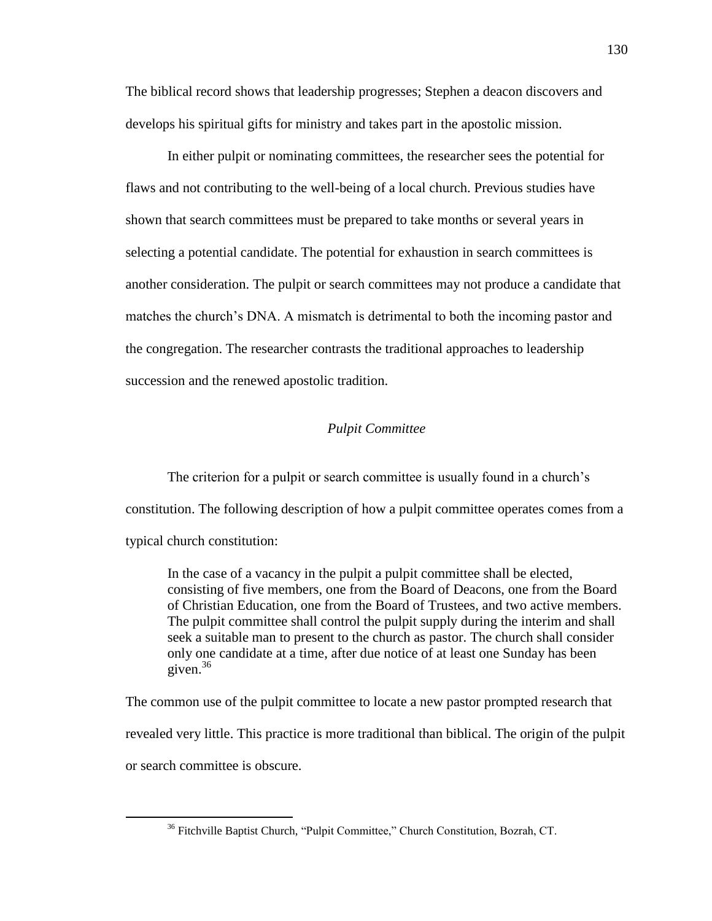The biblical record shows that leadership progresses; Stephen a deacon discovers and develops his spiritual gifts for ministry and takes part in the apostolic mission.

In either pulpit or nominating committees, the researcher sees the potential for flaws and not contributing to the well-being of a local church. Previous studies have shown that search committees must be prepared to take months or several years in selecting a potential candidate. The potential for exhaustion in search committees is another consideration. The pulpit or search committees may not produce a candidate that matches the church's DNA. A mismatch is detrimental to both the incoming pastor and the congregation. The researcher contrasts the traditional approaches to leadership succession and the renewed apostolic tradition.

### *Pulpit Committee*

The criterion for a pulpit or search committee is usually found in a church's constitution. The following description of how a pulpit committee operates comes from a typical church constitution:

> In the case of a vacancy in the pulpit a pulpit committee shall be elected, consisting of five members, one from the Board of Deacons, one from the Board of Christian Education, one from the Board of Trustees, and two active members. The pulpit committee shall control the pulpit supply during the interim and shall seek a suitable man to present to the church as pastor. The church shall consider only one candidate at a time, after due notice of at least one Sunday has been given.[36]

The common use of the pulpit committee to locate a new pastor prompted research that revealed very little. This practice is more traditional than biblical. The origin of the pulpit or search committee is obscure.

---

[36] Fitchville Baptist Church, "Pulpit Committee," Church Constitution, Bozrah, CT.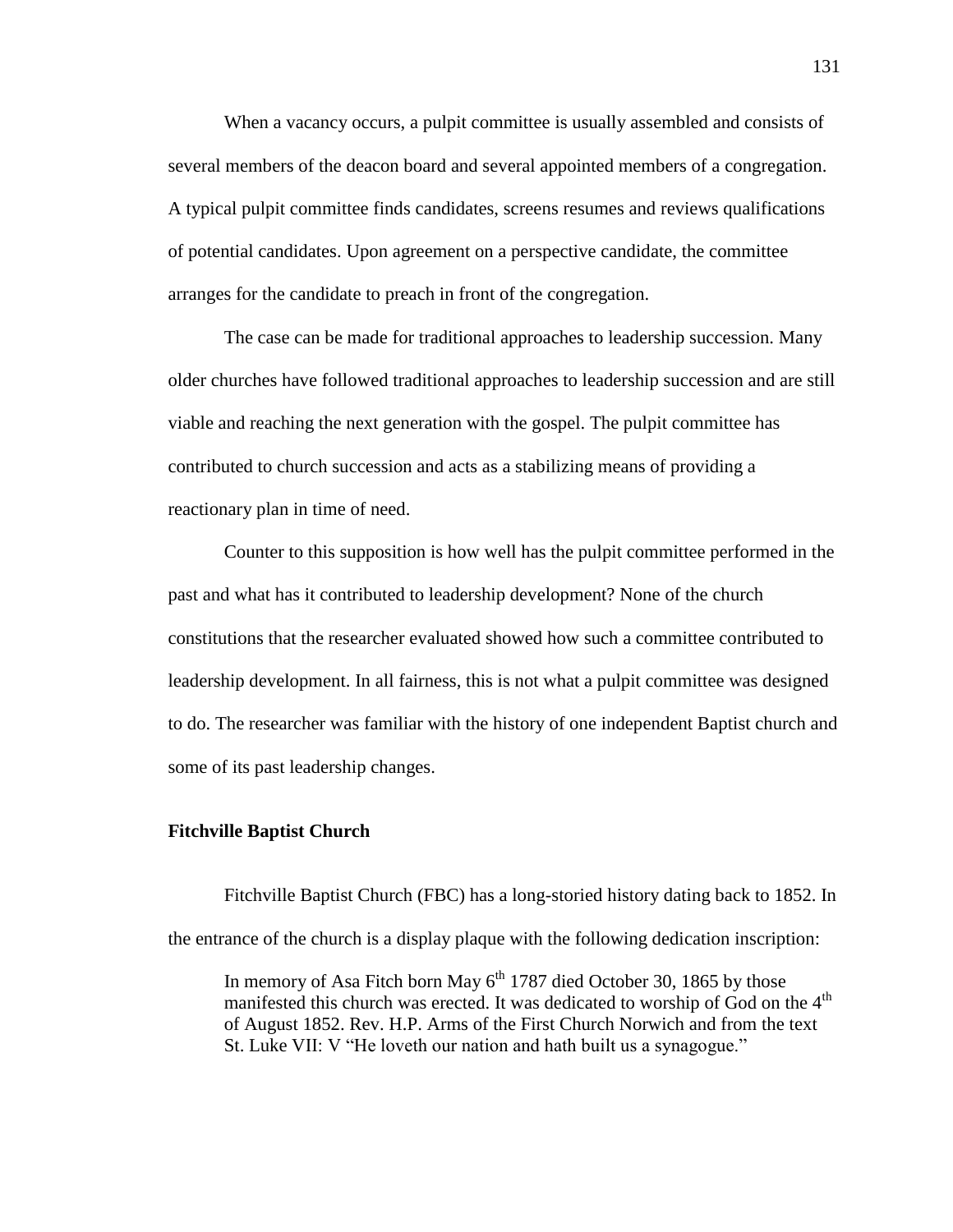When a vacancy occurs, a pulpit committee is usually assembled and consists of several members of the deacon board and several appointed members of a congregation. A typical pulpit committee finds candidates, screens resumes and reviews qualifications of potential candidates. Upon agreement on a perspective candidate, the committee arranges for the candidate to preach in front of the congregation.

The case can be made for traditional approaches to leadership succession. Many older churches have followed traditional approaches to leadership succession and are still viable and reaching the next generation with the gospel. The pulpit committee has contributed to church succession and acts as a stabilizing means of providing a reactionary plan in time of need.

Counter to this supposition is how well has the pulpit committee performed in the past and what has it contributed to leadership development? None of the church constitutions that the researcher evaluated showed how such a committee contributed to leadership development. In all fairness, this is not what a pulpit committee was designed to do. The researcher was familiar with the history of one independent Baptist church and some of its past leadership changes.

### Fitchville Baptist Church

Fitchville Baptist Church (FBC) has a long-storied history dating back to 1852. In the entrance of the church is a display plaque with the following dedication inscription:

> In memory of Asa Fitch born May 6th 1787 died October 30, 1865 by those manifested this church was erected. It was dedicated to worship of God on the 4th of August 1852. Rev. H.P. Arms of the First Church Norwich and from the text St. Luke VII: V "He loveth our nation and hath built us a synagogue."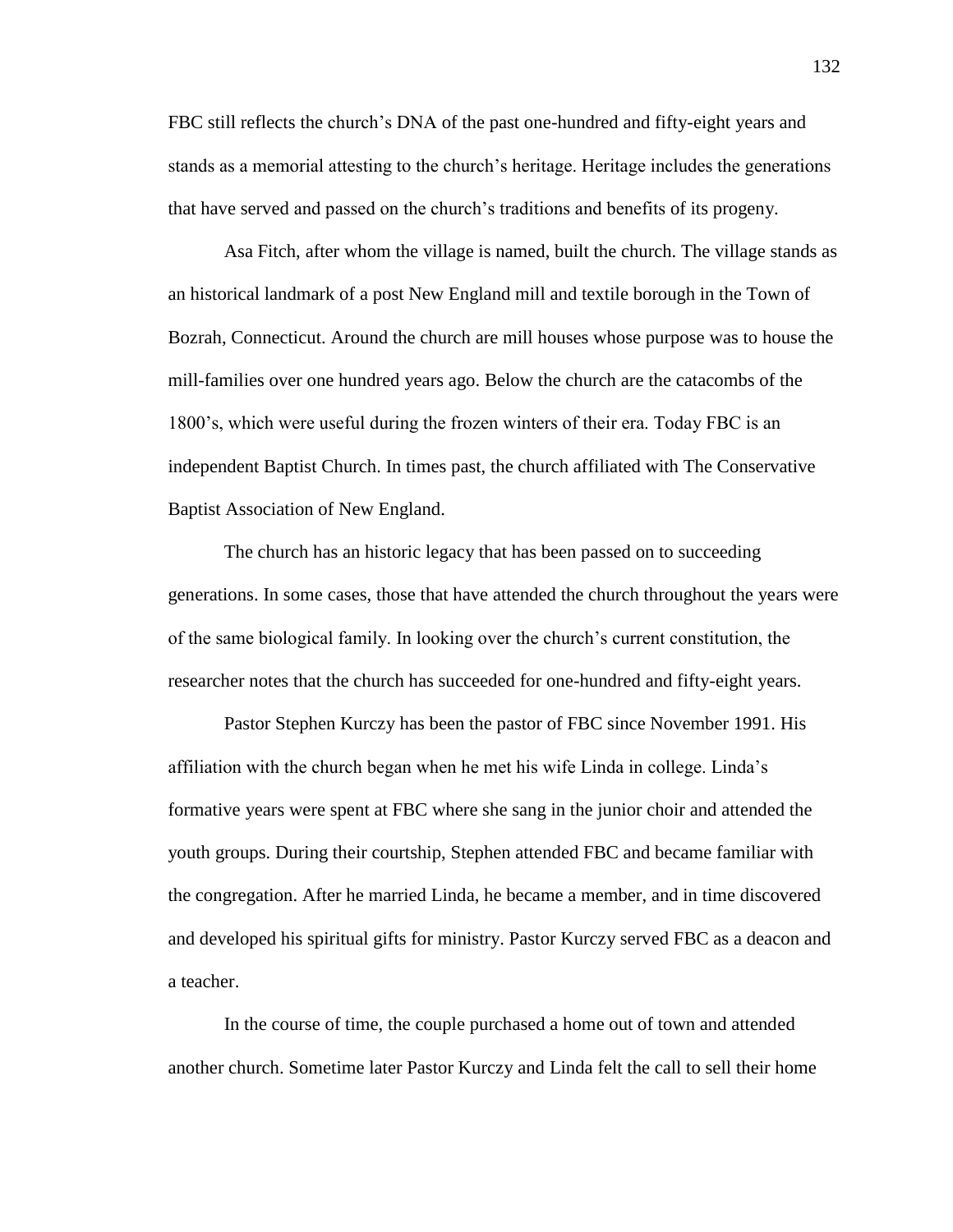FBC still reflects the church's DNA of the past one-hundred and fifty-eight years and stands as a memorial attesting to the church's heritage. Heritage includes the generations that have served and passed on the church's traditions and benefits of its progeny.

Asa Fitch, after whom the village is named, built the church. The village stands as an historical landmark of a post New England mill and textile borough in the Town of Bozrah, Connecticut. Around the church are mill houses whose purpose was to house the mill-families over one hundred years ago. Below the church are the catacombs of the 1800's, which were useful during the frozen winters of their era. Today FBC is an independent Baptist Church. In times past, the church affiliated with The Conservative Baptist Association of New England.

The church has an historic legacy that has been passed on to succeeding generations. In some cases, those that have attended the church throughout the years were of the same biological family. In looking over the church's current constitution, the researcher notes that the church has succeeded for one-hundred and fifty-eight years.

Pastor Stephen Kurczy has been the pastor of FBC since November 1991. His affiliation with the church began when he met his wife Linda in college. Linda's formative years were spent at FBC where she sang in the junior choir and attended the youth groups. During their courtship, Stephen attended FBC and became familiar with the congregation. After he married Linda, he became a member, and in time discovered and developed his spiritual gifts for ministry. Pastor Kurczy served FBC as a deacon and a teacher.

In the course of time, the couple purchased a home out of town and attended another church. Sometime later Pastor Kurczy and Linda felt the call to sell their home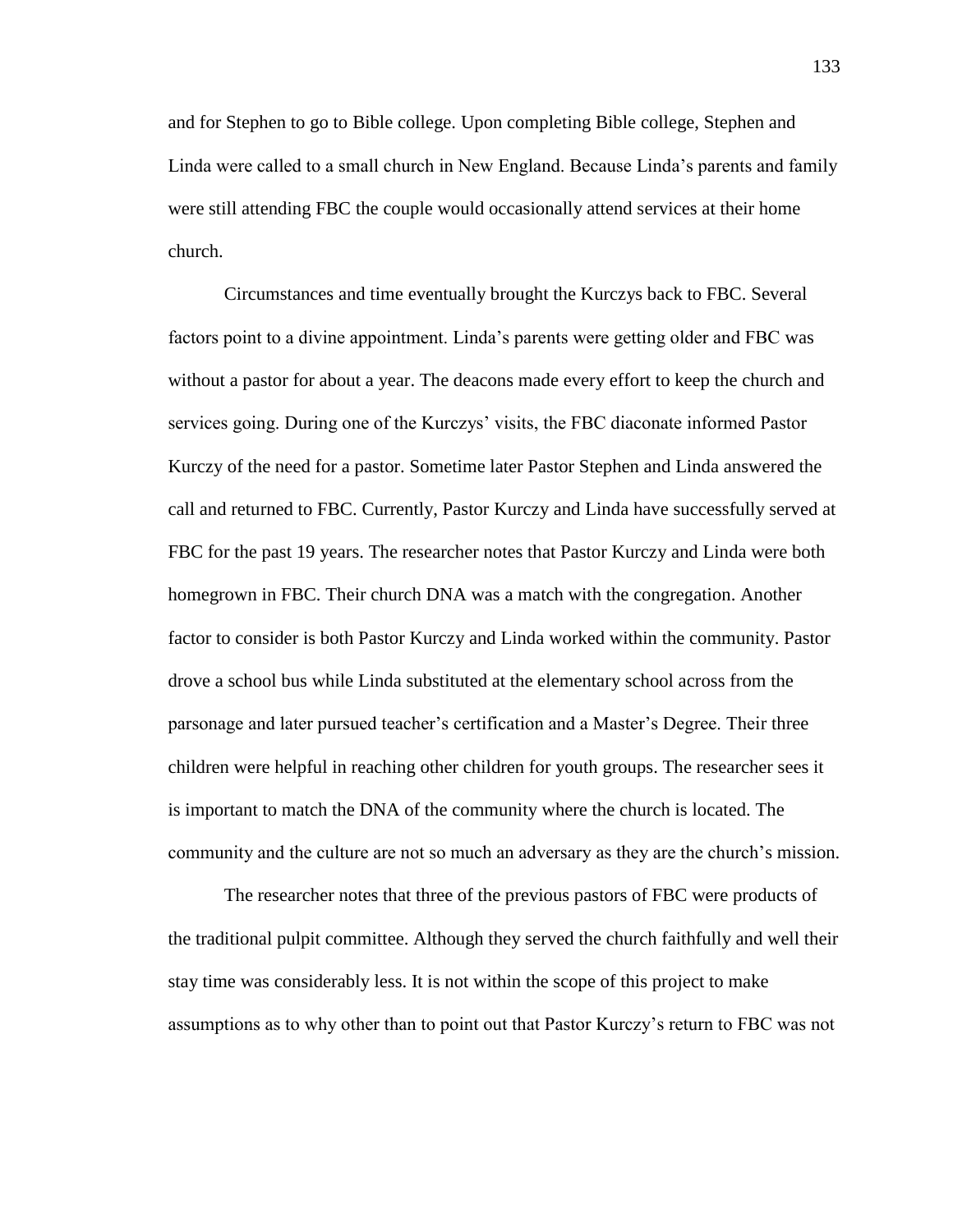and for Stephen to go to Bible college. Upon completing Bible college, Stephen and Linda were called to a small church in New England. Because Linda's parents and family were still attending FBC the couple would occasionally attend services at their home church.

Circumstances and time eventually brought the Kurczys back to FBC. Several factors point to a divine appointment. Linda's parents were getting older and FBC was without a pastor for about a year. The deacons made every effort to keep the church and services going. During one of the Kurczys' visits, the FBC diaconate informed Pastor Kurczy of the need for a pastor. Sometime later Pastor Stephen and Linda answered the call and returned to FBC. Currently, Pastor Kurczy and Linda have successfully served at FBC for the past 19 years. The researcher notes that Pastor Kurczy and Linda were both homegrown in FBC. Their church DNA was a match with the congregation. Another factor to consider is both Pastor Kurczy and Linda worked within the community. Pastor drove a school bus while Linda substituted at the elementary school across from the parsonage and later pursued teacher's certification and a Master's Degree. Their three children were helpful in reaching other children for youth groups. The researcher sees it is important to match the DNA of the community where the church is located. The community and the culture are not so much an adversary as they are the church's mission.

The researcher notes that three of the previous pastors of FBC were products of the traditional pulpit committee. Although they served the church faithfully and well their stay time was considerably less. It is not within the scope of this project to make assumptions as to why other than to point out that Pastor Kurczy's return to FBC was not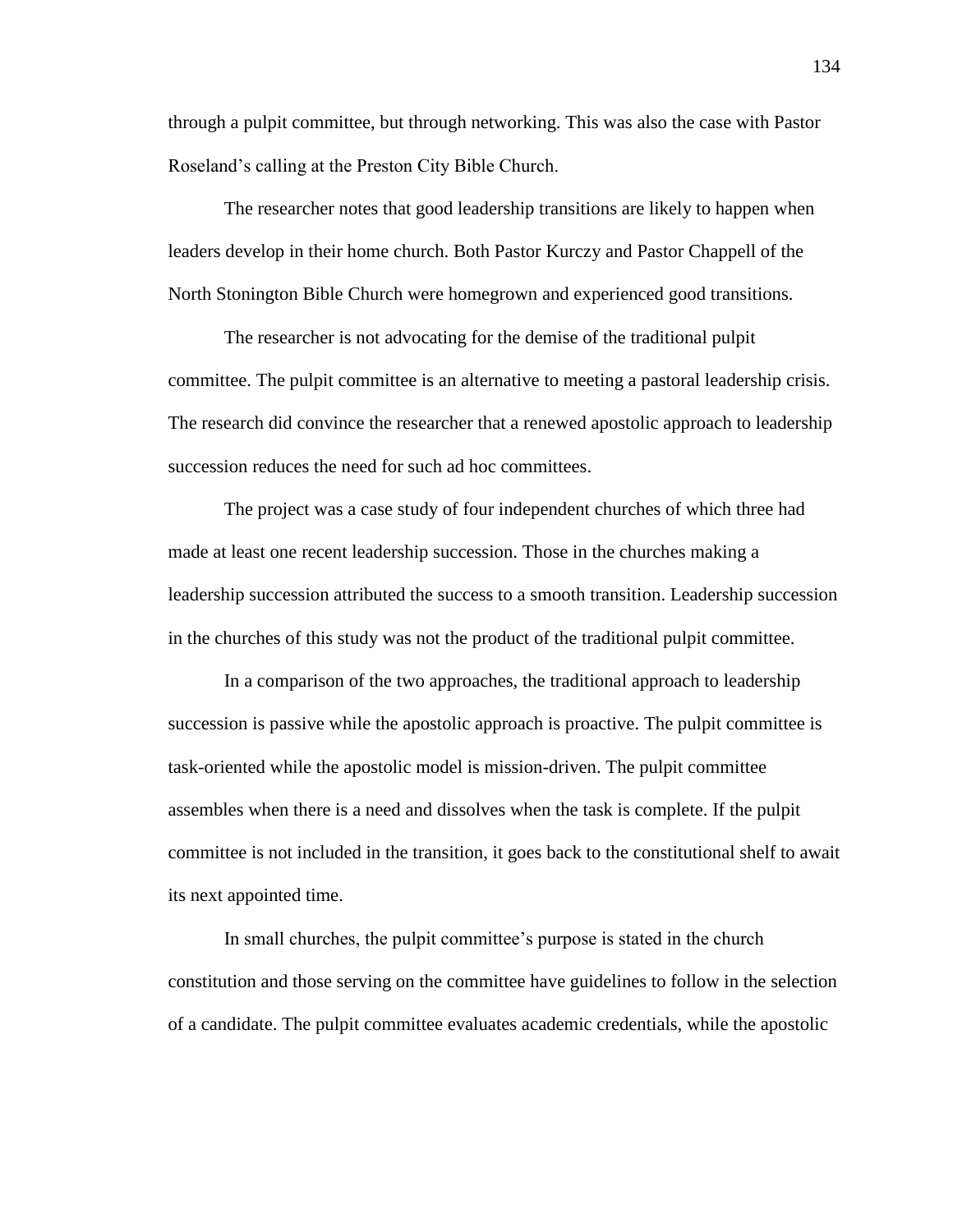through a pulpit committee, but through networking. This was also the case with Pastor Roseland's calling at the Preston City Bible Church.

The researcher notes that good leadership transitions are likely to happen when leaders develop in their home church. Both Pastor Kurczy and Pastor Chappell of the North Stonington Bible Church were homegrown and experienced good transitions.

The researcher is not advocating for the demise of the traditional pulpit committee. The pulpit committee is an alternative to meeting a pastoral leadership crisis. The research did convince the researcher that a renewed apostolic approach to leadership succession reduces the need for such ad hoc committees.

The project was a case study of four independent churches of which three had made at least one recent leadership succession. Those in the churches making a leadership succession attributed the success to a smooth transition. Leadership succession in the churches of this study was not the product of the traditional pulpit committee.

In a comparison of the two approaches, the traditional approach to leadership succession is passive while the apostolic approach is proactive. The pulpit committee is task-oriented while the apostolic model is mission-driven. The pulpit committee assembles when there is a need and dissolves when the task is complete. If the pulpit committee is not included in the transition, it goes back to the constitutional shelf to await its next appointed time.

In small churches, the pulpit committee's purpose is stated in the church constitution and those serving on the committee have guidelines to follow in the selection of a candidate. The pulpit committee evaluates academic credentials, while the apostolic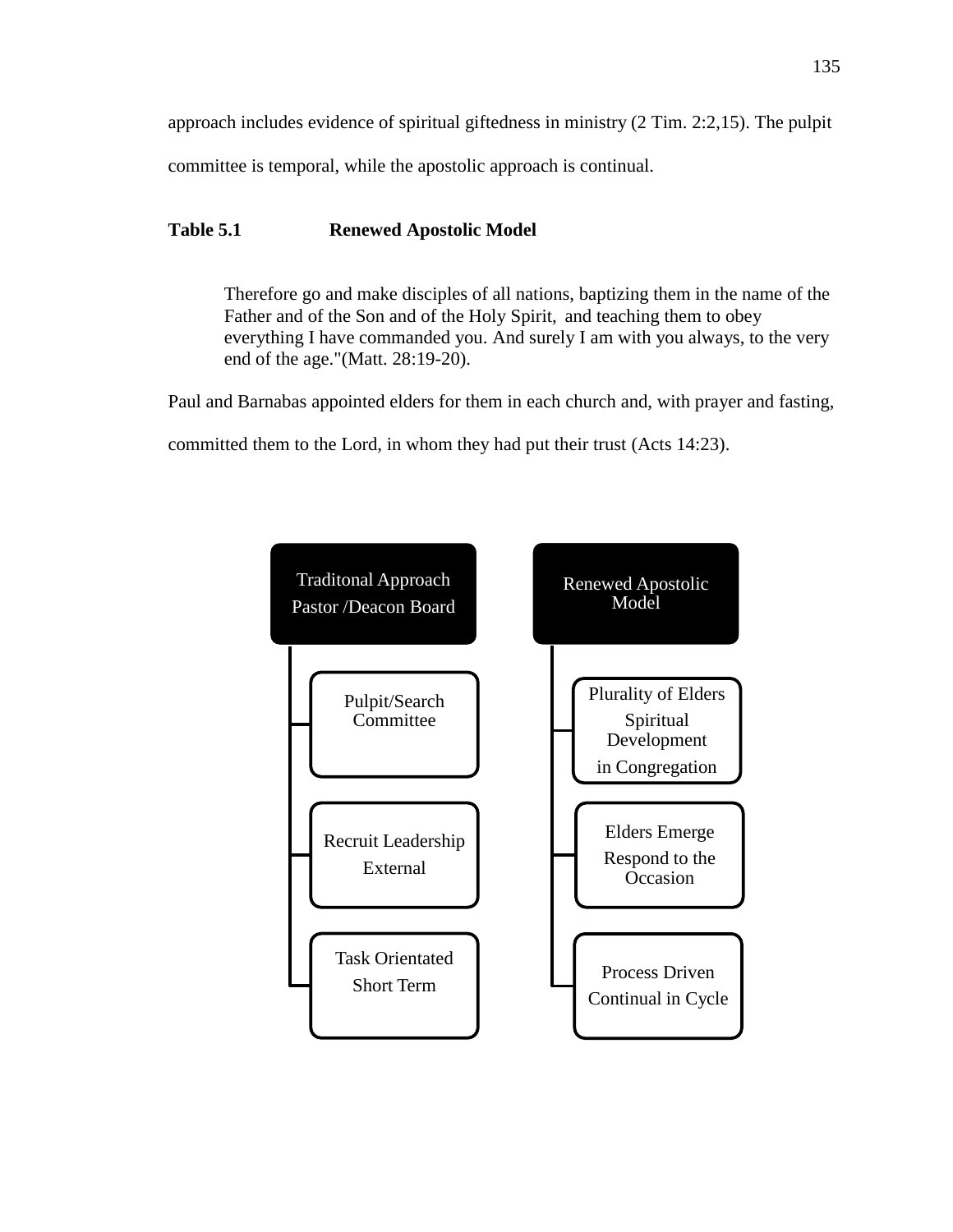approach includes evidence of spiritual giftedness in ministry (2 Tim. 2:2,15). The pulpit committee is temporal, while the apostolic approach is continual.

**Table 5.1 Renewed Apostolic Model**

> Therefore go and make disciples of all nations, baptizing them in the name of the Father and of the Son and of the Holy Spirit, and teaching them to obey everything I have commanded you. And surely I am with you always, to the very end of the age."(Matt. 28:19-20).

Paul and Barnabas appointed elders for them in each church and, with prayer and fasting, committed them to the Lord, in whom they had put their trust (Acts 14:23).

| Traditonal Approach Pastor /Deacon Board | Renewed Apostolic Model |
|---|---|
| Pulpit/Search Committee | Plurality of Elders Spiritual Development in Congregation |
| Recruit Leadership External | Elders Emerge Respond to the Occasion |
| Task Orientated Short Term | Process Driven Continual in Cycle |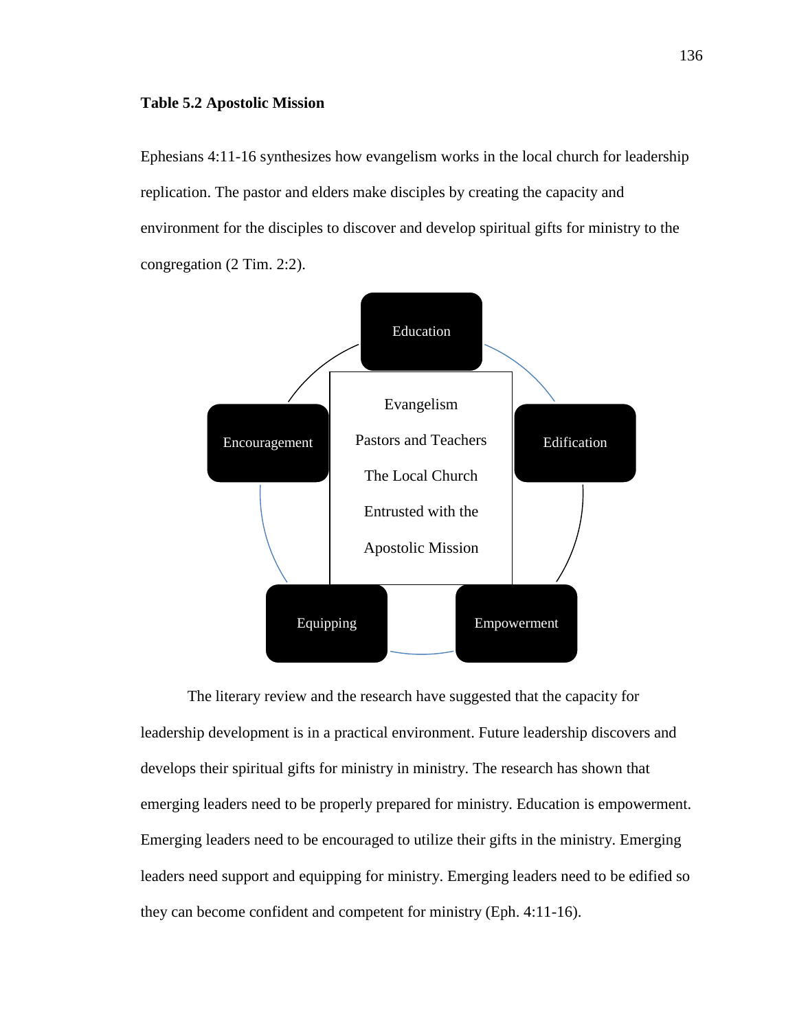**Table 5.2 Apostolic Mission**

Ephesians 4:11-16 synthesizes how evangelism works in the local church for leadership replication. The pastor and elders make disciples by creating the capacity and environment for the disciples to discover and develop spiritual gifts for ministry to the congregation (2 Tim. 2:2).

Education

Edification

Empowerment

Equipping

Encouragement

Evangelism

Pastors and Teachers

The Local Church

Entrusted with the

Apostolic Mission

The literary review and the research have suggested that the capacity for leadership development is in a practical environment. Future leadership discovers and develops their spiritual gifts for ministry in ministry. The research has shown that emerging leaders need to be properly prepared for ministry. Education is empowerment. Emerging leaders need to be encouraged to utilize their gifts in the ministry. Emerging leaders need support and equipping for ministry. Emerging leaders need to be edified so they can become confident and competent for ministry (Eph. 4:11-16).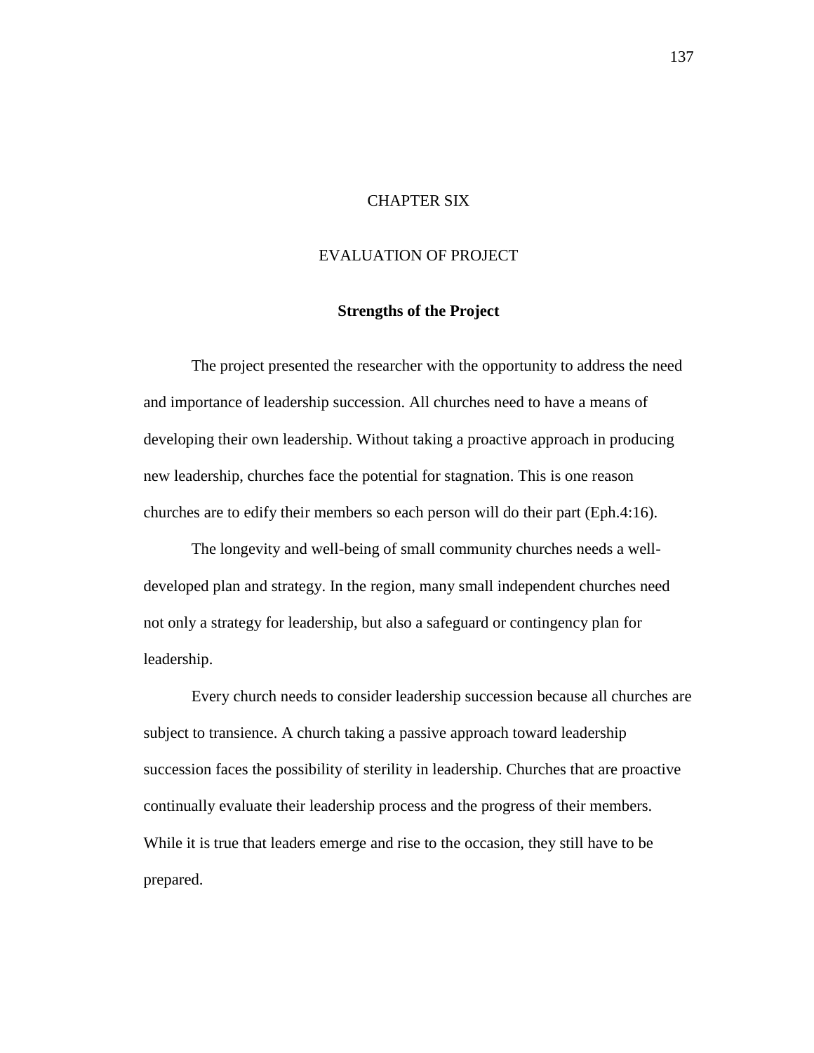# CHAPTER SIX

# EVALUATION OF PROJECT

## Strengths of the Project

The project presented the researcher with the opportunity to address the need and importance of leadership succession. All churches need to have a means of developing their own leadership. Without taking a proactive approach in producing new leadership, churches face the potential for stagnation. This is one reason churches are to edify their members so each person will do their part (Eph.4:16).

The longevity and well-being of small community churches needs a well-developed plan and strategy. In the region, many small independent churches need not only a strategy for leadership, but also a safeguard or contingency plan for leadership.

Every church needs to consider leadership succession because all churches are subject to transience. A church taking a passive approach toward leadership succession faces the possibility of sterility in leadership. Churches that are proactive continually evaluate their leadership process and the progress of their members. While it is true that leaders emerge and rise to the occasion, they still have to be prepared.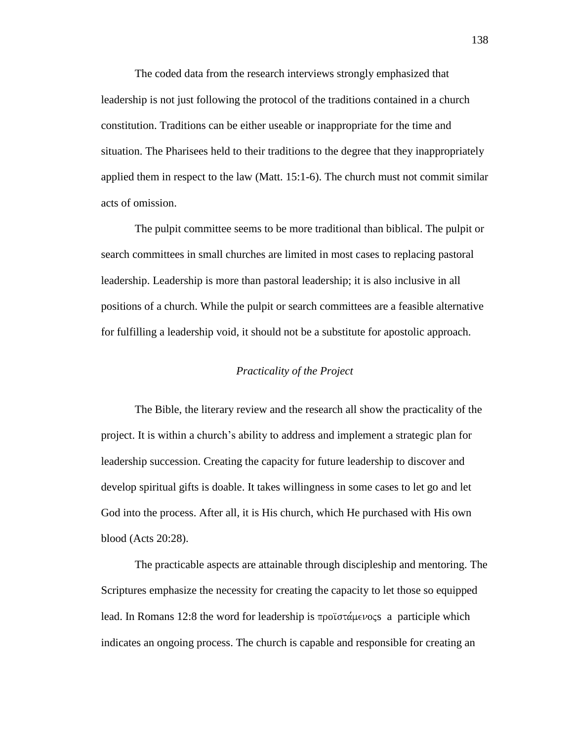The coded data from the research interviews strongly emphasized that leadership is not just following the protocol of the traditions contained in a church constitution. Traditions can be either useable or inappropriate for the time and situation. The Pharisees held to their traditions to the degree that they inappropriately applied them in respect to the law (Matt. 15:1-6). The church must not commit similar acts of omission.

The pulpit committee seems to be more traditional than biblical. The pulpit or search committees in small churches are limited in most cases to replacing pastoral leadership. Leadership is more than pastoral leadership; it is also inclusive in all positions of a church. While the pulpit or search committees are a feasible alternative for fulfilling a leadership void, it should not be a substitute for apostolic approach.

## *Practicality of the Project*

The Bible, the literary review and the research all show the practicality of the project. It is within a church's ability to address and implement a strategic plan for leadership succession. Creating the capacity for future leadership to discover and develop spiritual gifts is doable. It takes willingness in some cases to let go and let God into the process. After all, it is His church, which He purchased with His own blood (Acts 20:28).

The practicable aspects are attainable through discipleship and mentoring. The Scriptures emphasize the necessity for creating the capacity to let those so equipped lead. In Romans 12:8 the word for leadership is προϊστάμενοςs a participle which indicates an ongoing process. The church is capable and responsible for creating an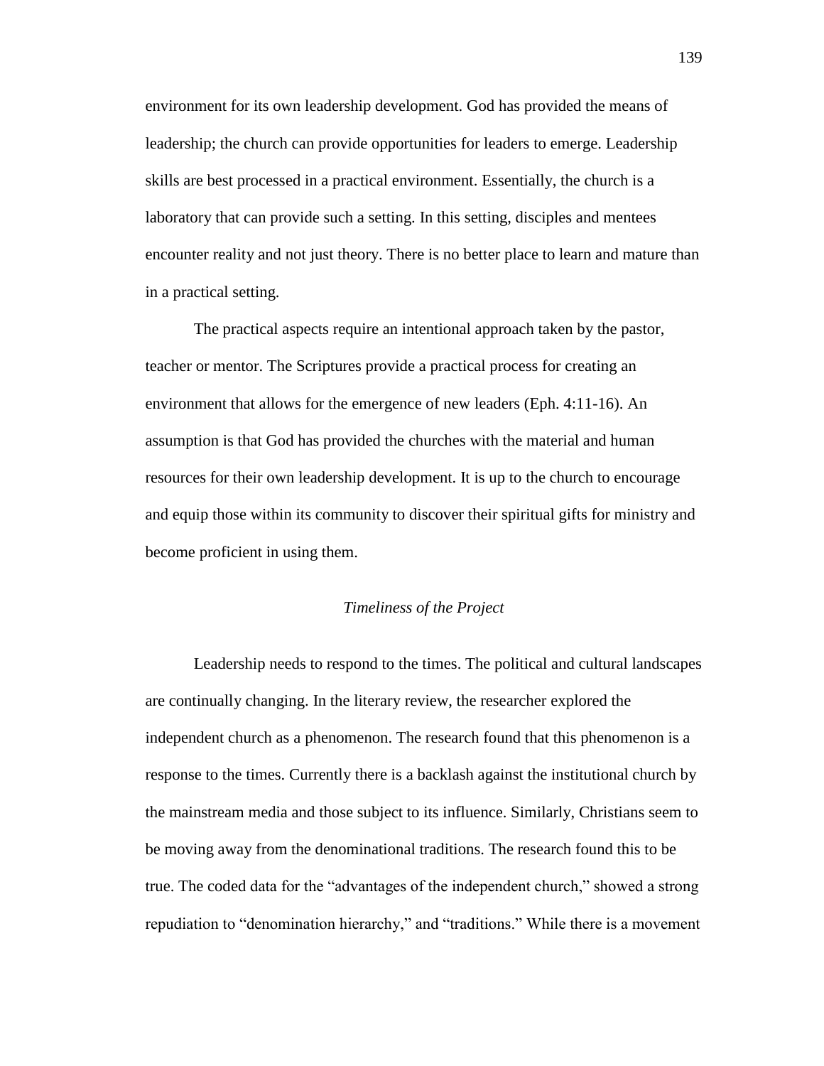environment for its own leadership development. God has provided the means of leadership; the church can provide opportunities for leaders to emerge. Leadership skills are best processed in a practical environment. Essentially, the church is a laboratory that can provide such a setting. In this setting, disciples and mentees encounter reality and not just theory. There is no better place to learn and mature than in a practical setting.

The practical aspects require an intentional approach taken by the pastor, teacher or mentor. The Scriptures provide a practical process for creating an environment that allows for the emergence of new leaders (Eph. 4:11-16). An assumption is that God has provided the churches with the material and human resources for their own leadership development. It is up to the church to encourage and equip those within its community to discover their spiritual gifts for ministry and become proficient in using them.

### *Timeliness of the Project*

Leadership needs to respond to the times. The political and cultural landscapes are continually changing. In the literary review, the researcher explored the independent church as a phenomenon. The research found that this phenomenon is a response to the times. Currently there is a backlash against the institutional church by the mainstream media and those subject to its influence. Similarly, Christians seem to be moving away from the denominational traditions. The research found this to be true. The coded data for the "advantages of the independent church," showed a strong repudiation to "denomination hierarchy," and "traditions." While there is a movement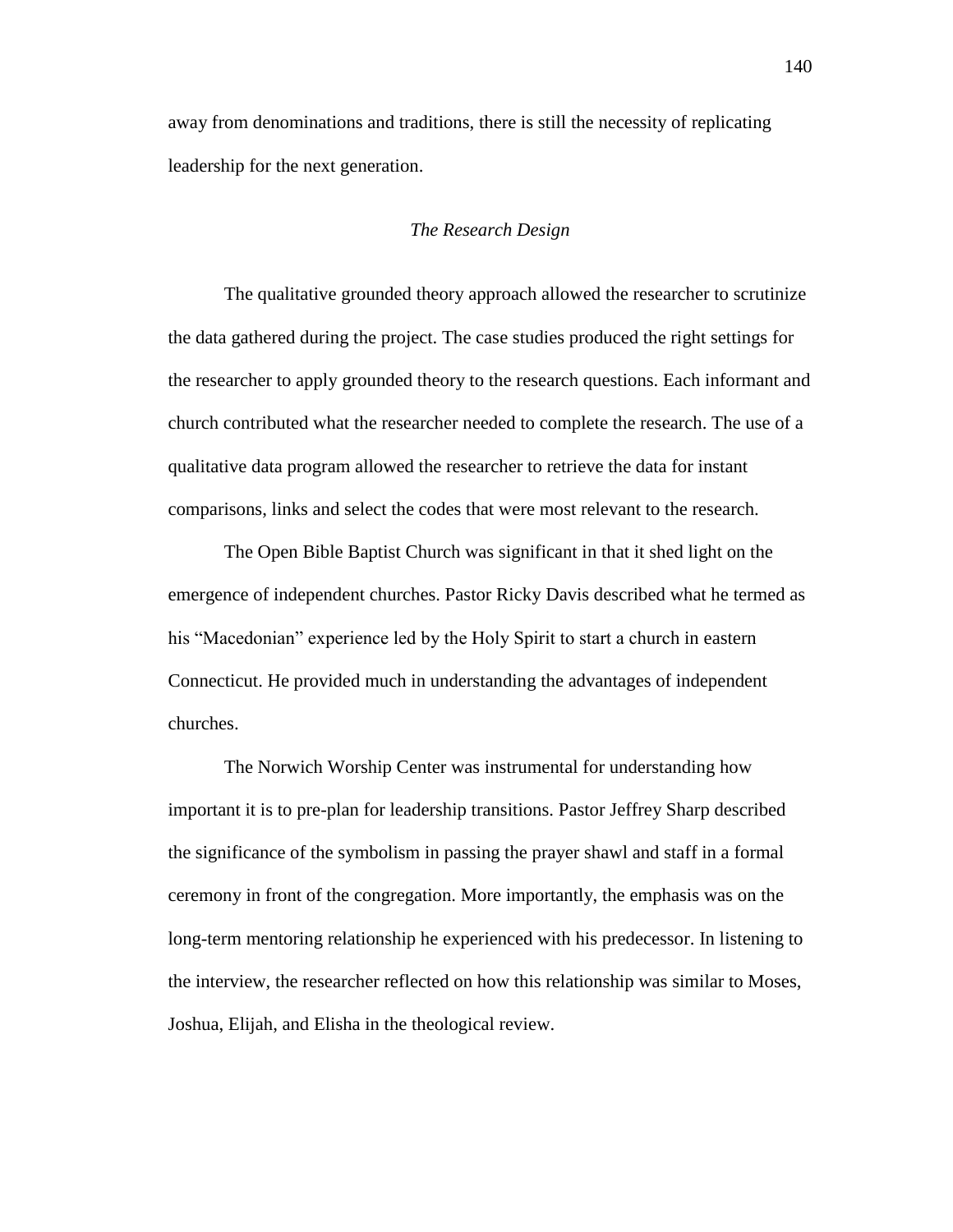away from denominations and traditions, there is still the necessity of replicating leadership for the next generation.

### *The Research Design*

The qualitative grounded theory approach allowed the researcher to scrutinize the data gathered during the project. The case studies produced the right settings for the researcher to apply grounded theory to the research questions. Each informant and church contributed what the researcher needed to complete the research. The use of a qualitative data program allowed the researcher to retrieve the data for instant comparisons, links and select the codes that were most relevant to the research.

The Open Bible Baptist Church was significant in that it shed light on the emergence of independent churches. Pastor Ricky Davis described what he termed as his "Macedonian" experience led by the Holy Spirit to start a church in eastern Connecticut. He provided much in understanding the advantages of independent churches.

The Norwich Worship Center was instrumental for understanding how important it is to pre-plan for leadership transitions. Pastor Jeffrey Sharp described the significance of the symbolism in passing the prayer shawl and staff in a formal ceremony in front of the congregation. More importantly, the emphasis was on the long-term mentoring relationship he experienced with his predecessor. In listening to the interview, the researcher reflected on how this relationship was similar to Moses, Joshua, Elijah, and Elisha in the theological review.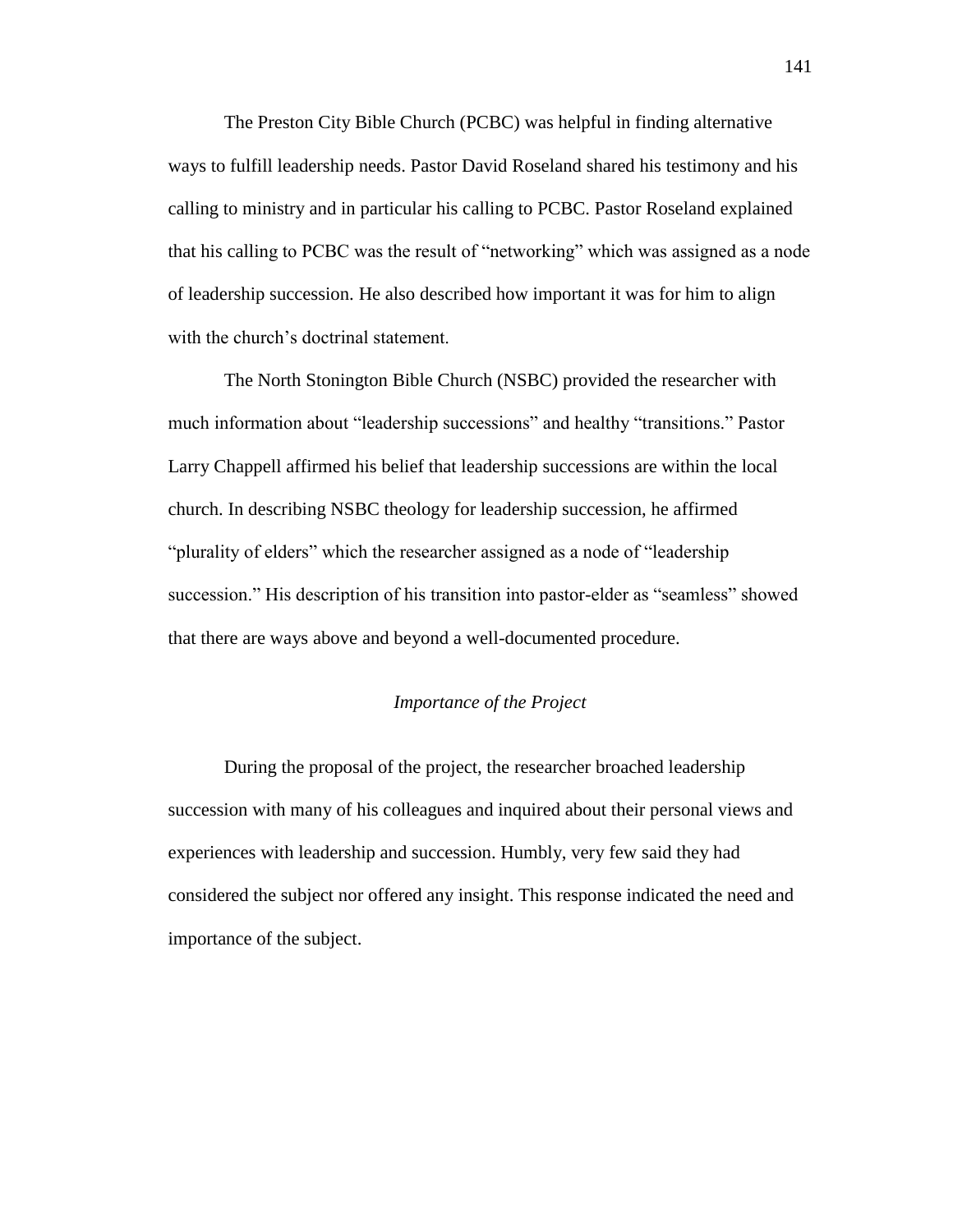The Preston City Bible Church (PCBC) was helpful in finding alternative ways to fulfill leadership needs. Pastor David Roseland shared his testimony and his calling to ministry and in particular his calling to PCBC. Pastor Roseland explained that his calling to PCBC was the result of "networking" which was assigned as a node of leadership succession. He also described how important it was for him to align with the church's doctrinal statement.

The North Stonington Bible Church (NSBC) provided the researcher with much information about "leadership successions" and healthy "transitions." Pastor Larry Chappell affirmed his belief that leadership successions are within the local church. In describing NSBC theology for leadership succession, he affirmed "plurality of elders" which the researcher assigned as a node of "leadership succession." His description of his transition into pastor-elder as "seamless" showed that there are ways above and beyond a well-documented procedure.

### *Importance of the Project*

During the proposal of the project, the researcher broached leadership succession with many of his colleagues and inquired about their personal views and experiences with leadership and succession. Humbly, very few said they had considered the subject nor offered any insight. This response indicated the need and importance of the subject.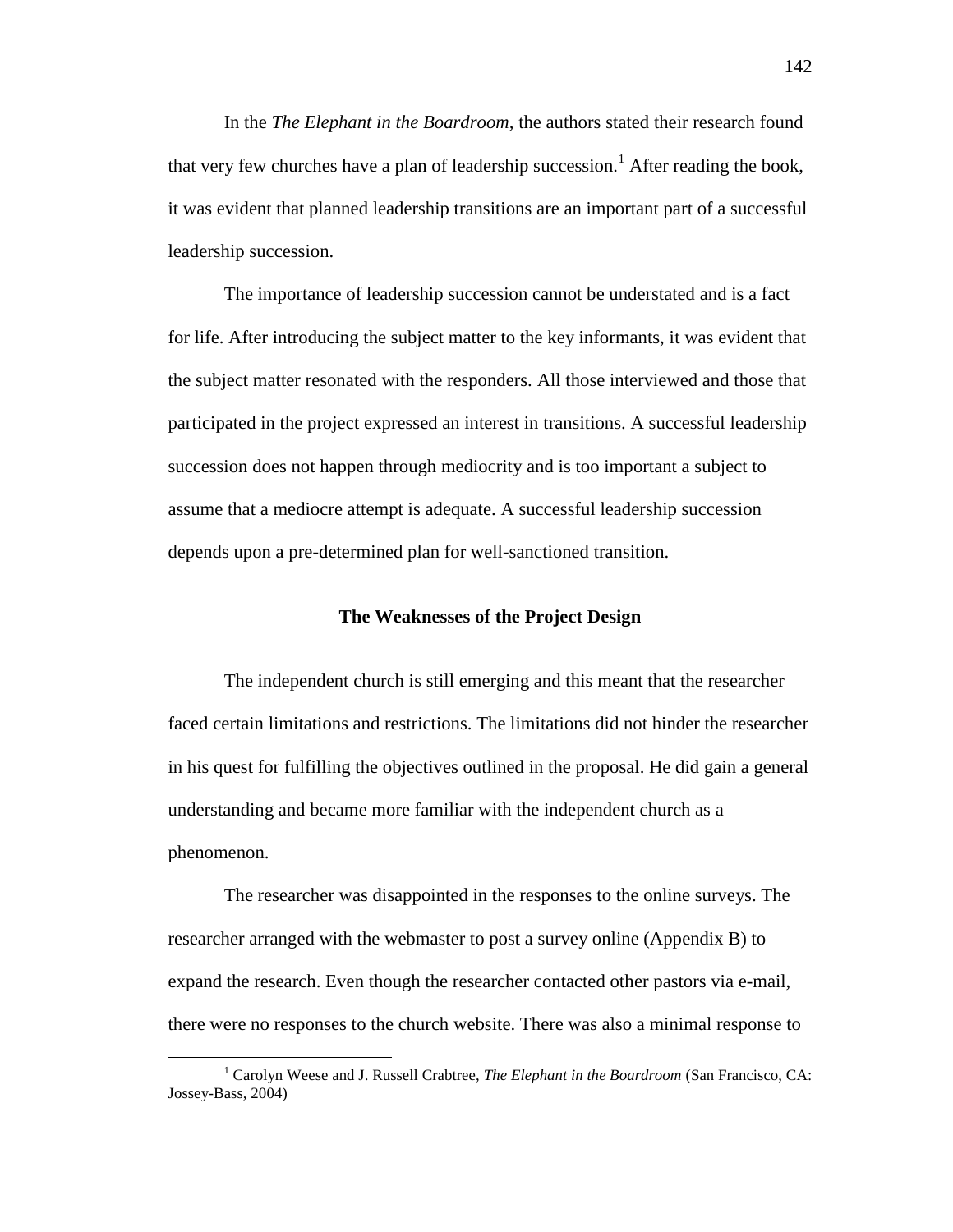In the *The Elephant in the Boardroom,* the authors stated their research found that very few churches have a plan of leadership succession.[1] After reading the book, it was evident that planned leadership transitions are an important part of a successful leadership succession.

The importance of leadership succession cannot be understated and is a fact for life. After introducing the subject matter to the key informants, it was evident that the subject matter resonated with the responders. All those interviewed and those that participated in the project expressed an interest in transitions. A successful leadership succession does not happen through mediocrity and is too important a subject to assume that a mediocre attempt is adequate. A successful leadership succession depends upon a pre-determined plan for well-sanctioned transition.

### The Weaknesses of the Project Design

The independent church is still emerging and this meant that the researcher faced certain limitations and restrictions. The limitations did not hinder the researcher in his quest for fulfilling the objectives outlined in the proposal. He did gain a general understanding and became more familiar with the independent church as a phenomenon.

The researcher was disappointed in the responses to the online surveys. The researcher arranged with the webmaster to post a survey online (Appendix B) to expand the research. Even though the researcher contacted other pastors via e-mail, there were no responses to the church website. There was also a minimal response to

---

[1] Carolyn Weese and J. Russell Crabtree, *The Elephant in the Boardroom* (San Francisco, CA: Jossey-Bass, 2004)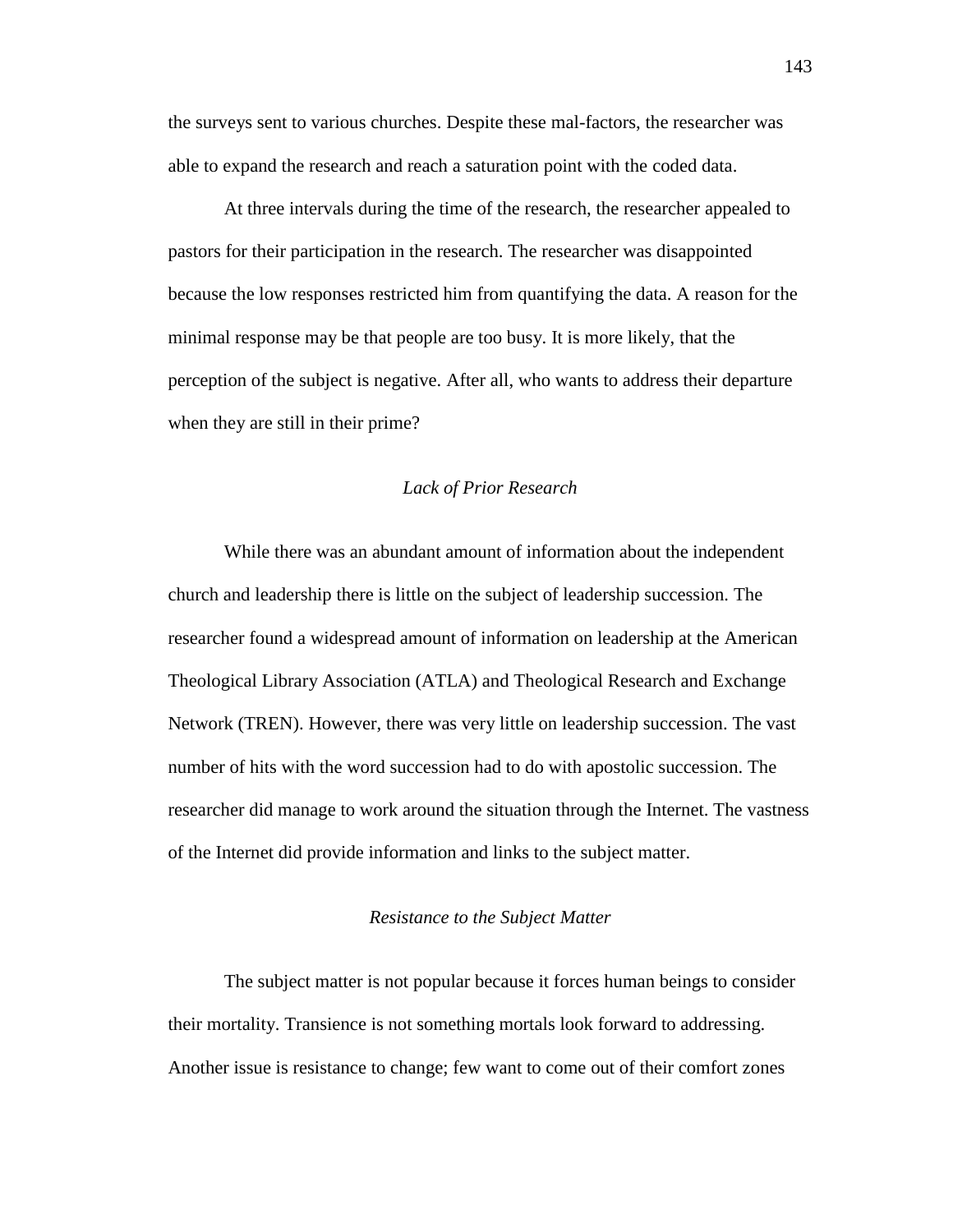the surveys sent to various churches. Despite these mal-factors, the researcher was able to expand the research and reach a saturation point with the coded data.

At three intervals during the time of the research, the researcher appealed to pastors for their participation in the research. The researcher was disappointed because the low responses restricted him from quantifying the data. A reason for the minimal response may be that people are too busy. It is more likely, that the perception of the subject is negative. After all, who wants to address their departure when they are still in their prime?

### *Lack of Prior Research*

While there was an abundant amount of information about the independent church and leadership there is little on the subject of leadership succession. The researcher found a widespread amount of information on leadership at the American Theological Library Association (ATLA) and Theological Research and Exchange Network (TREN). However, there was very little on leadership succession. The vast number of hits with the word succession had to do with apostolic succession. The researcher did manage to work around the situation through the Internet. The vastness of the Internet did provide information and links to the subject matter.

### *Resistance to the Subject Matter*

The subject matter is not popular because it forces human beings to consider their mortality. Transience is not something mortals look forward to addressing. Another issue is resistance to change; few want to come out of their comfort zones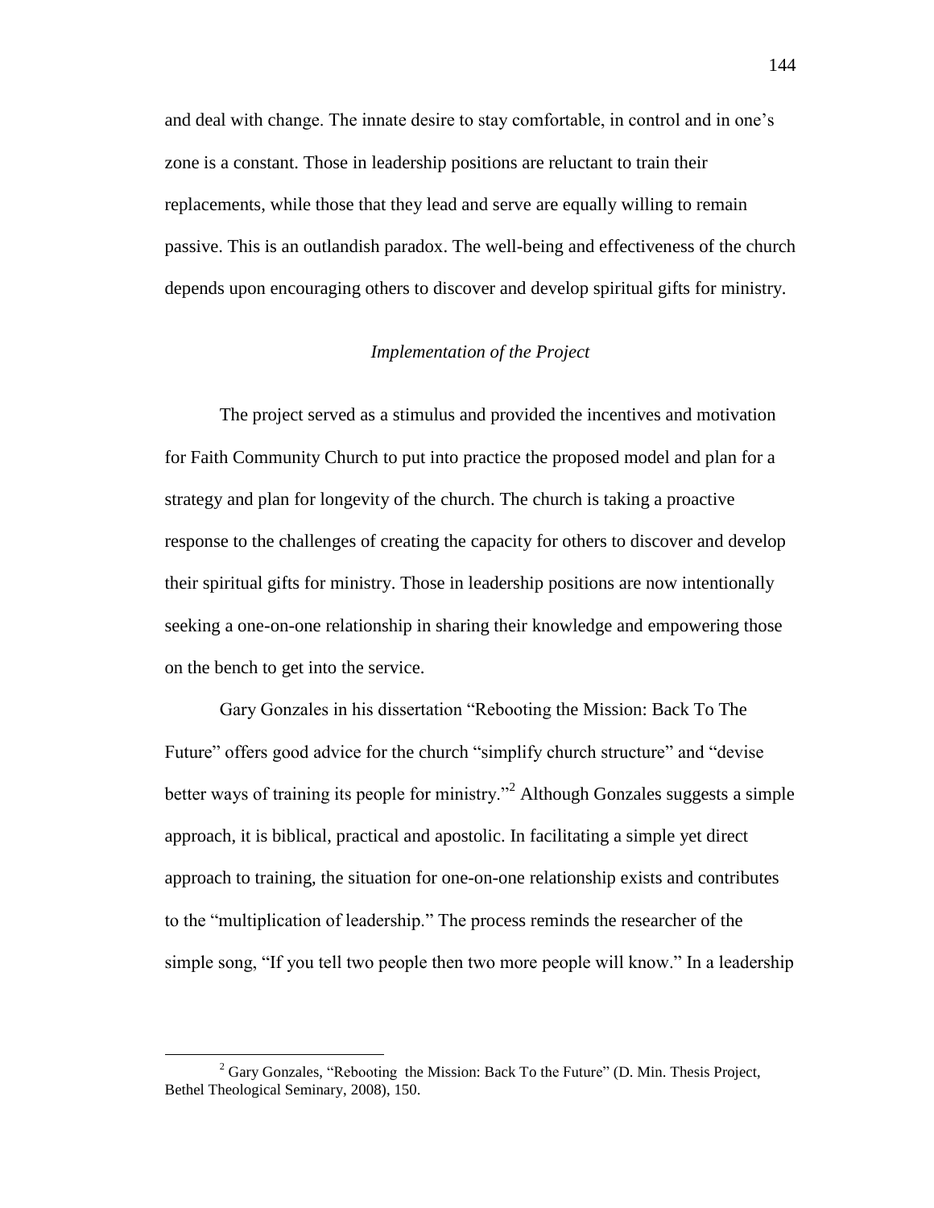and deal with change. The innate desire to stay comfortable, in control and in one's zone is a constant. Those in leadership positions are reluctant to train their replacements, while those that they lead and serve are equally willing to remain passive. This is an outlandish paradox. The well-being and effectiveness of the church depends upon encouraging others to discover and develop spiritual gifts for ministry.

### *Implementation of the Project*

The project served as a stimulus and provided the incentives and motivation for Faith Community Church to put into practice the proposed model and plan for a strategy and plan for longevity of the church. The church is taking a proactive response to the challenges of creating the capacity for others to discover and develop their spiritual gifts for ministry. Those in leadership positions are now intentionally seeking a one-on-one relationship in sharing their knowledge and empowering those on the bench to get into the service.

Gary Gonzales in his dissertation "Rebooting the Mission: Back To The Future" offers good advice for the church "simplify church structure" and "devise better ways of training its people for ministry."[2] Although Gonzales suggests a simple approach, it is biblical, practical and apostolic. In facilitating a simple yet direct approach to training, the situation for one-on-one relationship exists and contributes to the "multiplication of leadership." The process reminds the researcher of the simple song, "If you tell two people then two more people will know." In a leadership

---

[2] Gary Gonzales, "Rebooting the Mission: Back To the Future" (D. Min. Thesis Project, Bethel Theological Seminary, 2008), 150.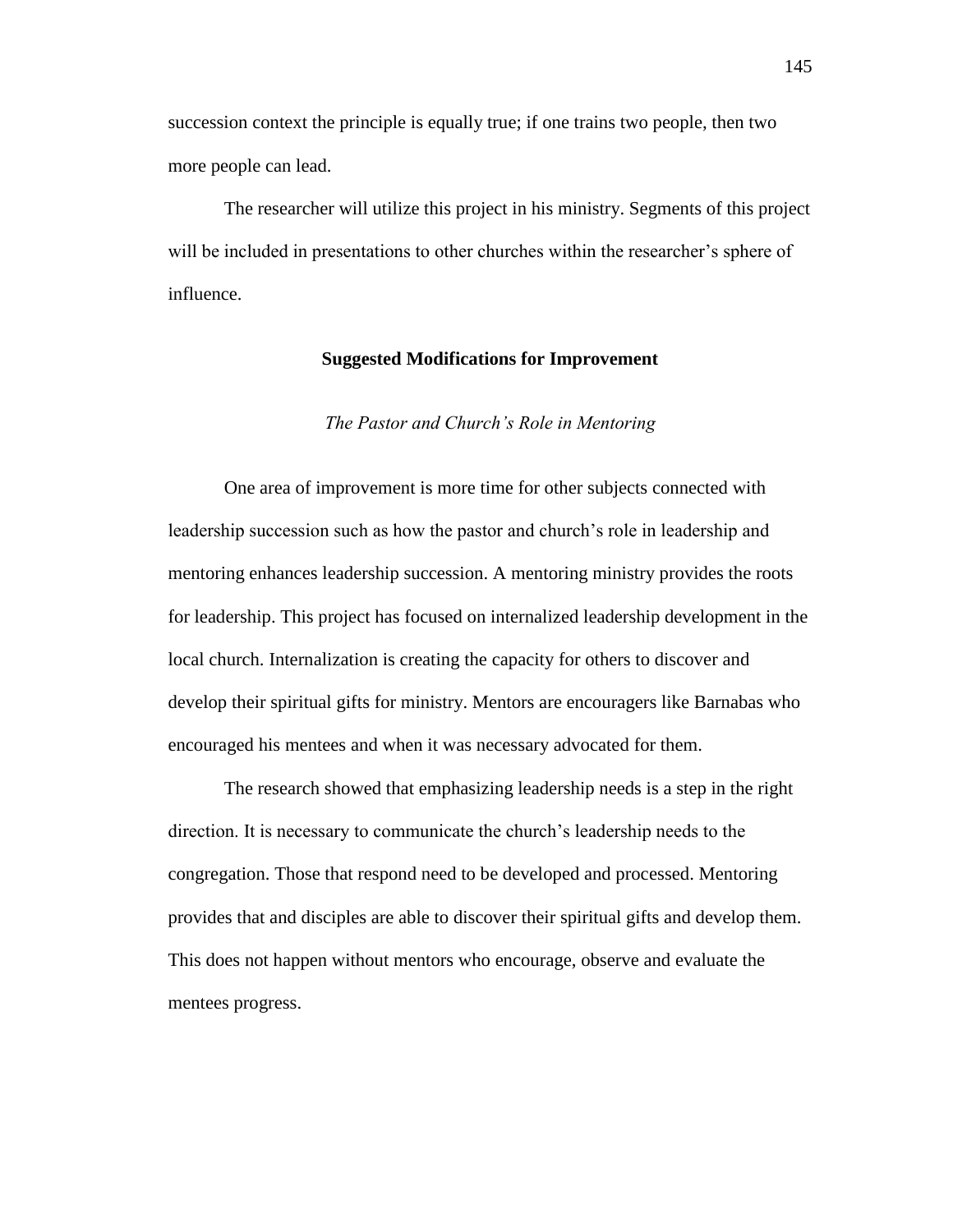succession context the principle is equally true; if one trains two people, then two more people can lead.

The researcher will utilize this project in his ministry. Segments of this project will be included in presentations to other churches within the researcher's sphere of influence.

## Suggested Modifications for Improvement

### *The Pastor and Church's Role in Mentoring*

One area of improvement is more time for other subjects connected with leadership succession such as how the pastor and church's role in leadership and mentoring enhances leadership succession. A mentoring ministry provides the roots for leadership. This project has focused on internalized leadership development in the local church. Internalization is creating the capacity for others to discover and develop their spiritual gifts for ministry. Mentors are encouragers like Barnabas who encouraged his mentees and when it was necessary advocated for them.

The research showed that emphasizing leadership needs is a step in the right direction. It is necessary to communicate the church's leadership needs to the congregation. Those that respond need to be developed and processed. Mentoring provides that and disciples are able to discover their spiritual gifts and develop them. This does not happen without mentors who encourage, observe and evaluate the mentees progress.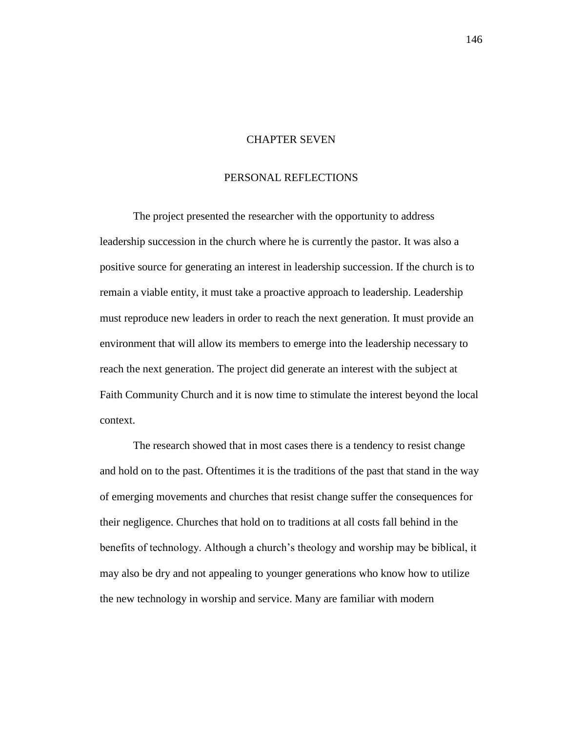# CHAPTER SEVEN

## PERSONAL REFLECTIONS

The project presented the researcher with the opportunity to address leadership succession in the church where he is currently the pastor. It was also a positive source for generating an interest in leadership succession. If the church is to remain a viable entity, it must take a proactive approach to leadership. Leadership must reproduce new leaders in order to reach the next generation. It must provide an environment that will allow its members to emerge into the leadership necessary to reach the next generation. The project did generate an interest with the subject at Faith Community Church and it is now time to stimulate the interest beyond the local context.

The research showed that in most cases there is a tendency to resist change and hold on to the past. Oftentimes it is the traditions of the past that stand in the way of emerging movements and churches that resist change suffer the consequences for their negligence. Churches that hold on to traditions at all costs fall behind in the benefits of technology. Although a church's theology and worship may be biblical, it may also be dry and not appealing to younger generations who know how to utilize the new technology in worship and service. Many are familiar with modern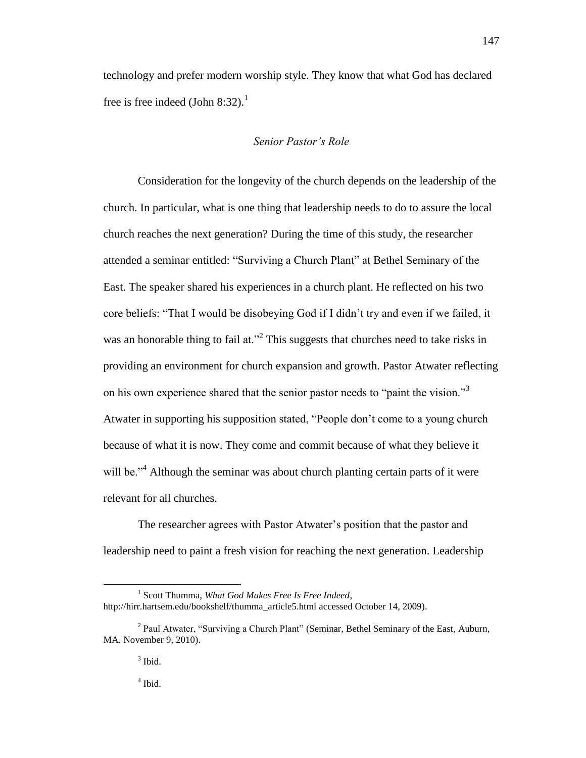technology and prefer modern worship style. They know that what God has declared free is free indeed (John 8:32).[1]

### *Senior Pastor's Role*

Consideration for the longevity of the church depends on the leadership of the church. In particular, what is one thing that leadership needs to do to assure the local church reaches the next generation? During the time of this study, the researcher attended a seminar entitled: "Surviving a Church Plant" at Bethel Seminary of the East. The speaker shared his experiences in a church plant. He reflected on his two core beliefs: "That I would be disobeying God if I didn't try and even if we failed, it was an honorable thing to fail at."[2] This suggests that churches need to take risks in providing an environment for church expansion and growth. Pastor Atwater reflecting on his own experience shared that the senior pastor needs to "paint the vision."[3] Atwater in supporting his supposition stated, "People don't come to a young church because of what it is now. They come and commit because of what they believe it will be."[4] Although the seminar was about church planting certain parts of it were relevant for all churches.

The researcher agrees with Pastor Atwater's position that the pastor and leadership need to paint a fresh vision for reaching the next generation. Leadership

---

[1] Scott Thumma, *What God Makes Free Is Free Indeed*, http://hirr.hartsem.edu/bookshelf/thumma_article5.html accessed October 14, 2009).

[2] Paul Atwater, "Surviving a Church Plant" (Seminar, Bethel Seminary of the East, Auburn, MA. November 9, 2010).

[3] Ibid.

[4] Ibid.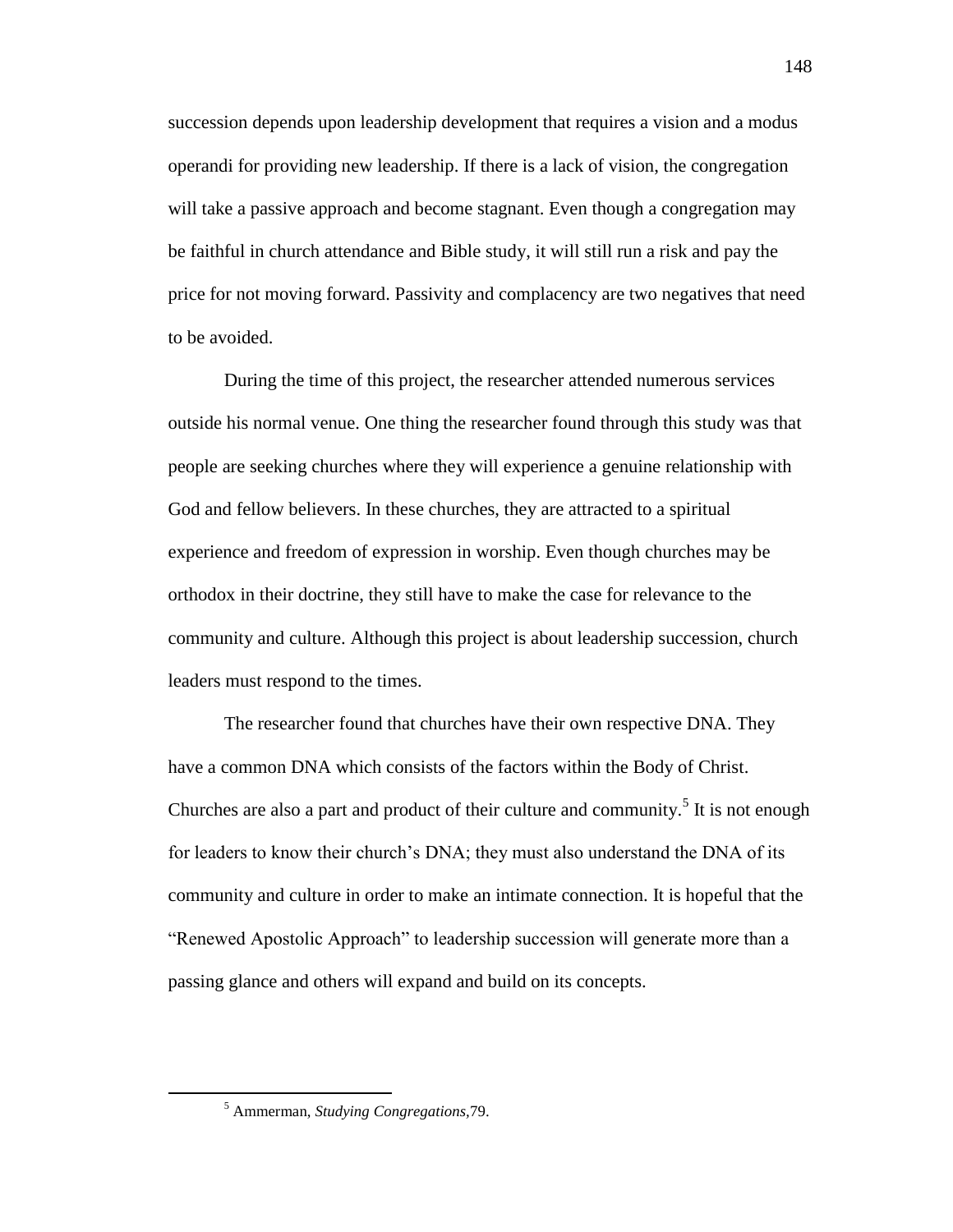succession depends upon leadership development that requires a vision and a modus operandi for providing new leadership. If there is a lack of vision, the congregation will take a passive approach and become stagnant. Even though a congregation may be faithful in church attendance and Bible study, it will still run a risk and pay the price for not moving forward. Passivity and complacency are two negatives that need to be avoided.

During the time of this project, the researcher attended numerous services outside his normal venue. One thing the researcher found through this study was that people are seeking churches where they will experience a genuine relationship with God and fellow believers. In these churches, they are attracted to a spiritual experience and freedom of expression in worship. Even though churches may be orthodox in their doctrine, they still have to make the case for relevance to the community and culture. Although this project is about leadership succession, church leaders must respond to the times.

The researcher found that churches have their own respective DNA. They have a common DNA which consists of the factors within the Body of Christ. Churches are also a part and product of their culture and community.[5] It is not enough for leaders to know their church's DNA; they must also understand the DNA of its community and culture in order to make an intimate connection. It is hopeful that the "Renewed Apostolic Approach" to leadership succession will generate more than a passing glance and others will expand and build on its concepts.

---

[5] Ammerman, *Studying Congregations*,79.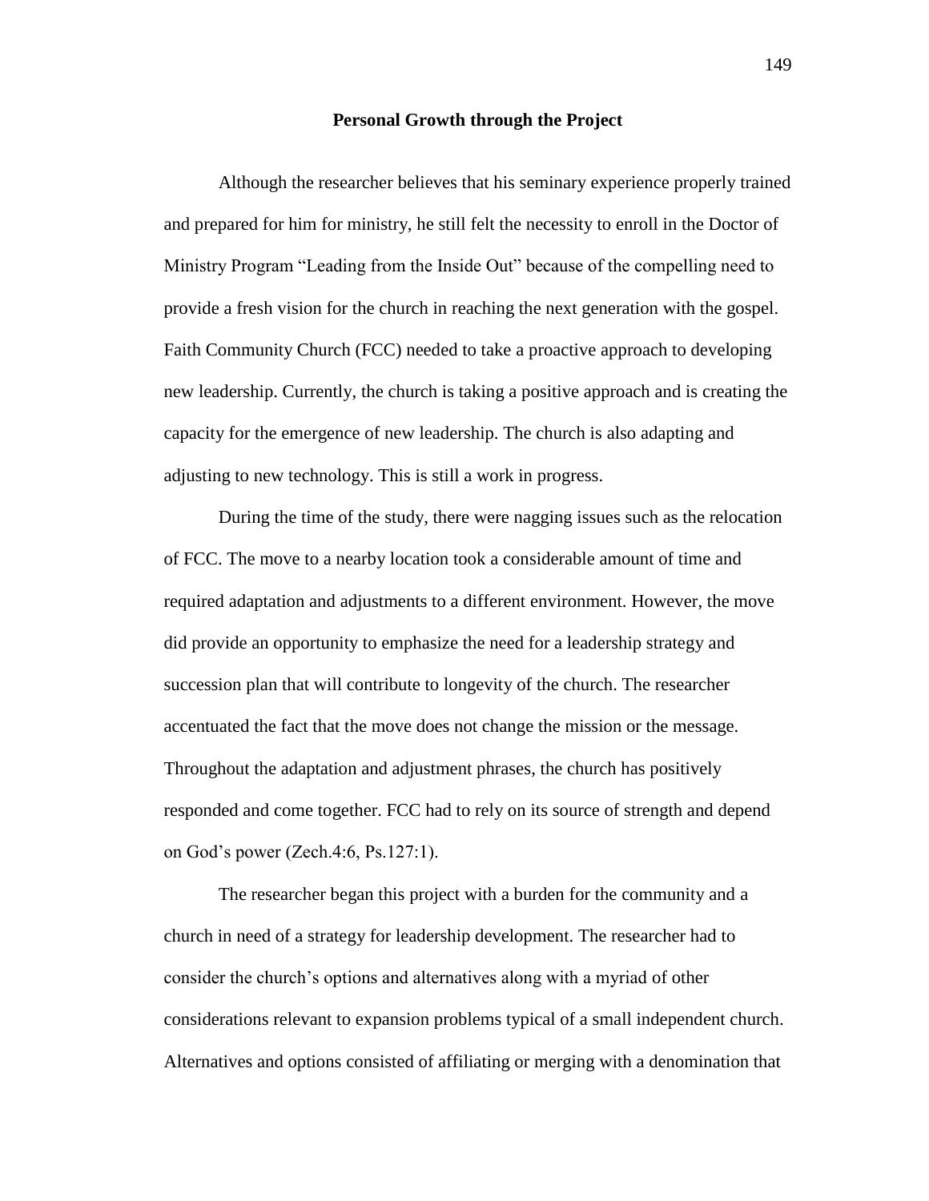## Personal Growth through the Project

Although the researcher believes that his seminary experience properly trained and prepared for him for ministry, he still felt the necessity to enroll in the Doctor of Ministry Program "Leading from the Inside Out" because of the compelling need to provide a fresh vision for the church in reaching the next generation with the gospel. Faith Community Church (FCC) needed to take a proactive approach to developing new leadership. Currently, the church is taking a positive approach and is creating the capacity for the emergence of new leadership. The church is also adapting and adjusting to new technology. This is still a work in progress.

During the time of the study, there were nagging issues such as the relocation of FCC. The move to a nearby location took a considerable amount of time and required adaptation and adjustments to a different environment. However, the move did provide an opportunity to emphasize the need for a leadership strategy and succession plan that will contribute to longevity of the church. The researcher accentuated the fact that the move does not change the mission or the message. Throughout the adaptation and adjustment phrases, the church has positively responded and come together. FCC had to rely on its source of strength and depend on God's power (Zech.4:6, Ps.127:1).

The researcher began this project with a burden for the community and a church in need of a strategy for leadership development. The researcher had to consider the church's options and alternatives along with a myriad of other considerations relevant to expansion problems typical of a small independent church. Alternatives and options consisted of affiliating or merging with a denomination that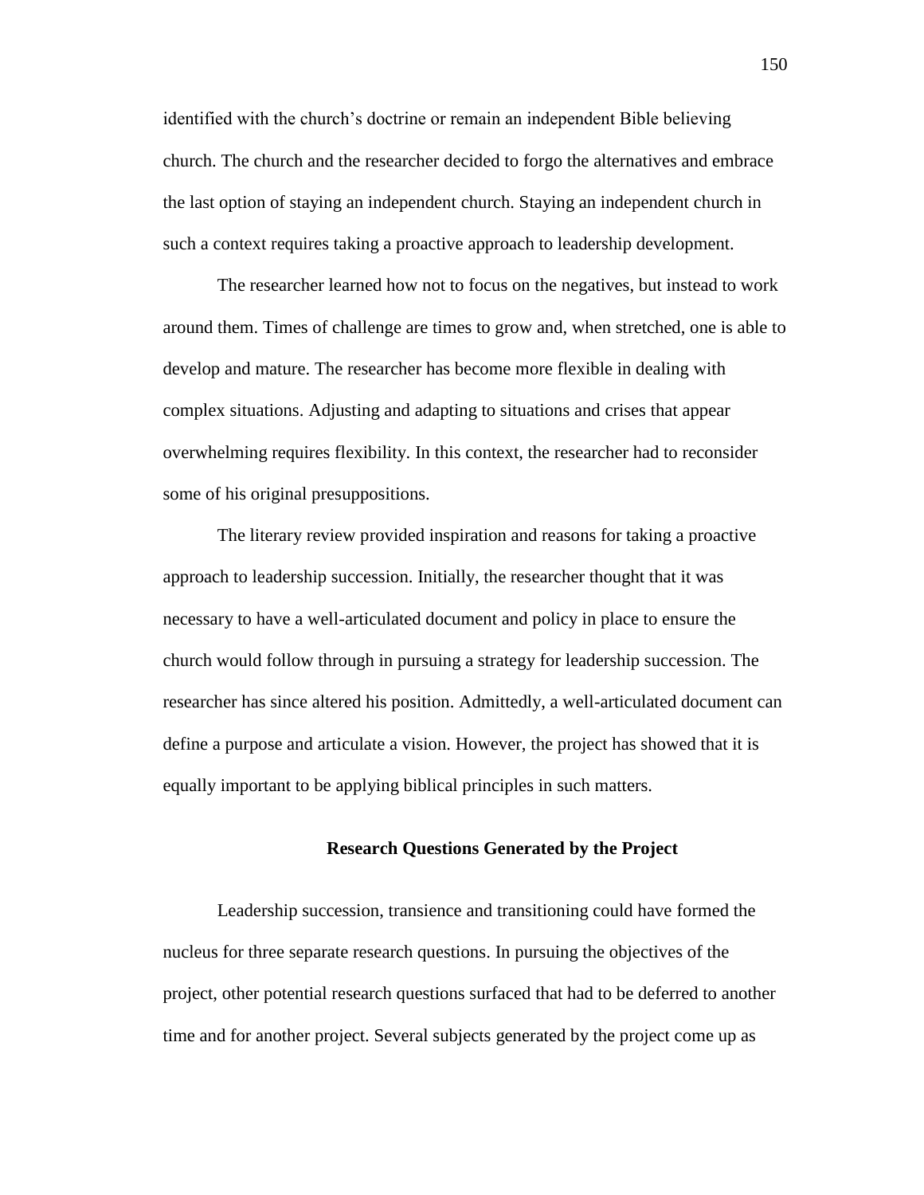identified with the church's doctrine or remain an independent Bible believing church. The church and the researcher decided to forgo the alternatives and embrace the last option of staying an independent church. Staying an independent church in such a context requires taking a proactive approach to leadership development.

The researcher learned how not to focus on the negatives, but instead to work around them. Times of challenge are times to grow and, when stretched, one is able to develop and mature. The researcher has become more flexible in dealing with complex situations. Adjusting and adapting to situations and crises that appear overwhelming requires flexibility. In this context, the researcher had to reconsider some of his original presuppositions.

The literary review provided inspiration and reasons for taking a proactive approach to leadership succession. Initially, the researcher thought that it was necessary to have a well-articulated document and policy in place to ensure the church would follow through in pursuing a strategy for leadership succession. The researcher has since altered his position. Admittedly, a well-articulated document can define a purpose and articulate a vision. However, the project has showed that it is equally important to be applying biblical principles in such matters.

## Research Questions Generated by the Project

Leadership succession, transience and transitioning could have formed the nucleus for three separate research questions. In pursuing the objectives of the project, other potential research questions surfaced that had to be deferred to another time and for another project. Several subjects generated by the project come up as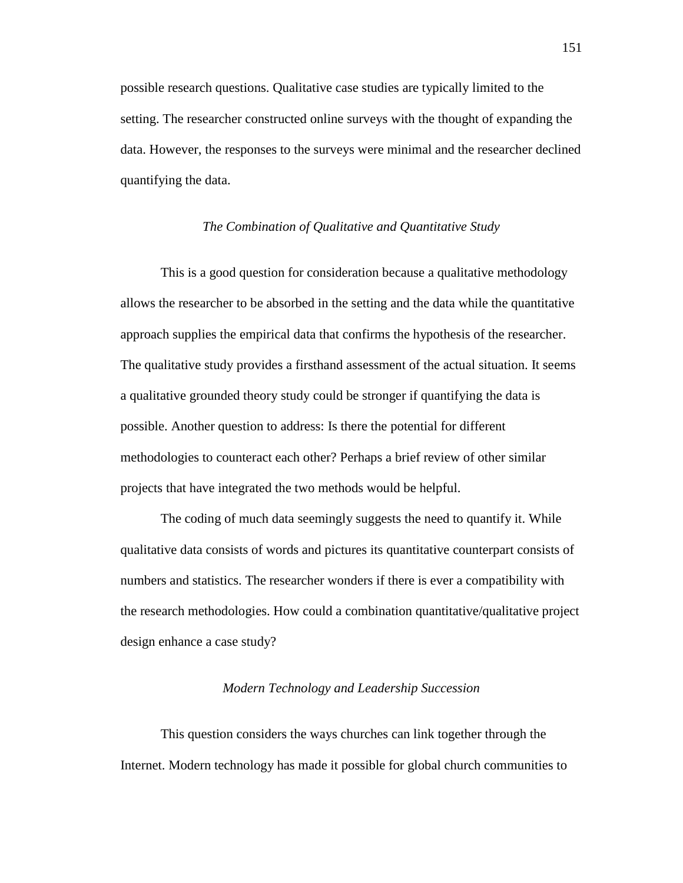possible research questions. Qualitative case studies are typically limited to the setting. The researcher constructed online surveys with the thought of expanding the data. However, the responses to the surveys were minimal and the researcher declined quantifying the data.

### *The Combination of Qualitative and Quantitative Study*

This is a good question for consideration because a qualitative methodology allows the researcher to be absorbed in the setting and the data while the quantitative approach supplies the empirical data that confirms the hypothesis of the researcher. The qualitative study provides a firsthand assessment of the actual situation. It seems a qualitative grounded theory study could be stronger if quantifying the data is possible. Another question to address: Is there the potential for different methodologies to counteract each other? Perhaps a brief review of other similar projects that have integrated the two methods would be helpful.

The coding of much data seemingly suggests the need to quantify it. While qualitative data consists of words and pictures its quantitative counterpart consists of numbers and statistics. The researcher wonders if there is ever a compatibility with the research methodologies. How could a combination quantitative/qualitative project design enhance a case study?

### *Modern Technology and Leadership Succession*

This question considers the ways churches can link together through the Internet. Modern technology has made it possible for global church communities to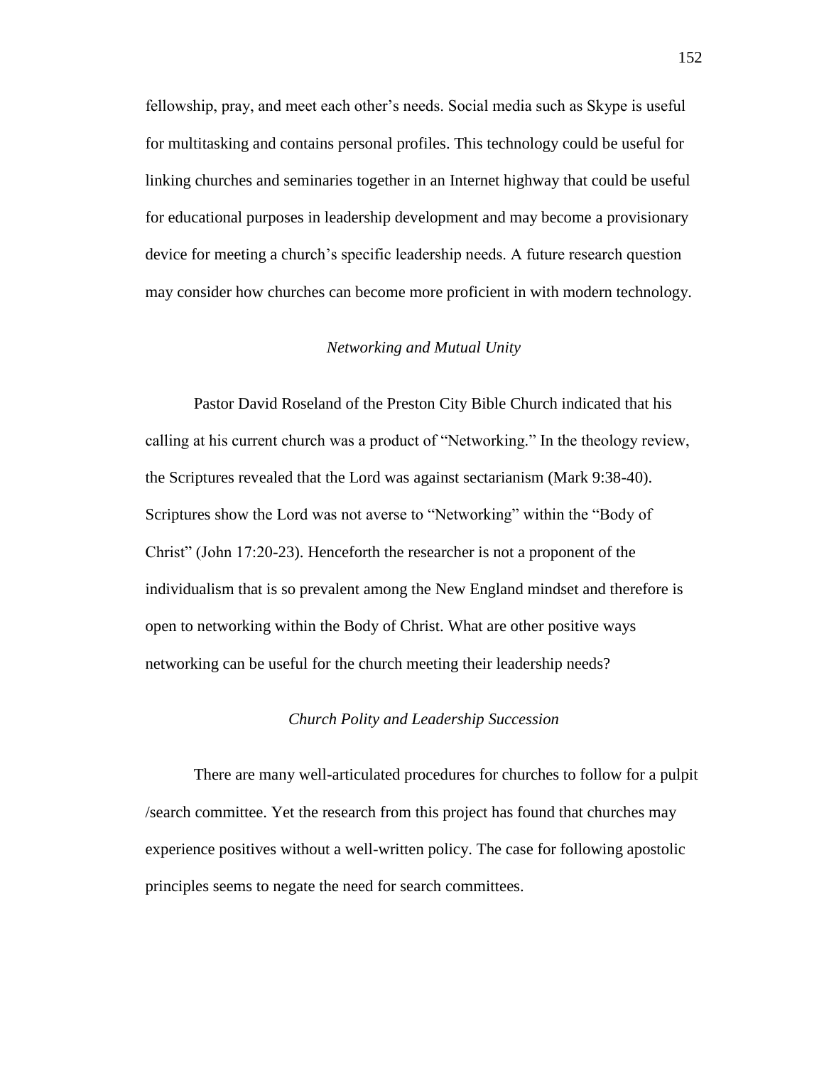fellowship, pray, and meet each other's needs. Social media such as Skype is useful for multitasking and contains personal profiles. This technology could be useful for linking churches and seminaries together in an Internet highway that could be useful for educational purposes in leadership development and may become a provisionary device for meeting a church's specific leadership needs. A future research question may consider how churches can become more proficient in with modern technology.

### *Networking and Mutual Unity*

Pastor David Roseland of the Preston City Bible Church indicated that his calling at his current church was a product of "Networking." In the theology review, the Scriptures revealed that the Lord was against sectarianism (Mark 9:38-40). Scriptures show the Lord was not averse to "Networking" within the "Body of Christ" (John 17:20-23). Henceforth the researcher is not a proponent of the individualism that is so prevalent among the New England mindset and therefore is open to networking within the Body of Christ. What are other positive ways networking can be useful for the church meeting their leadership needs?

### *Church Polity and Leadership Succession*

There are many well-articulated procedures for churches to follow for a pulpit /search committee. Yet the research from this project has found that churches may experience positives without a well-written policy. The case for following apostolic principles seems to negate the need for search committees.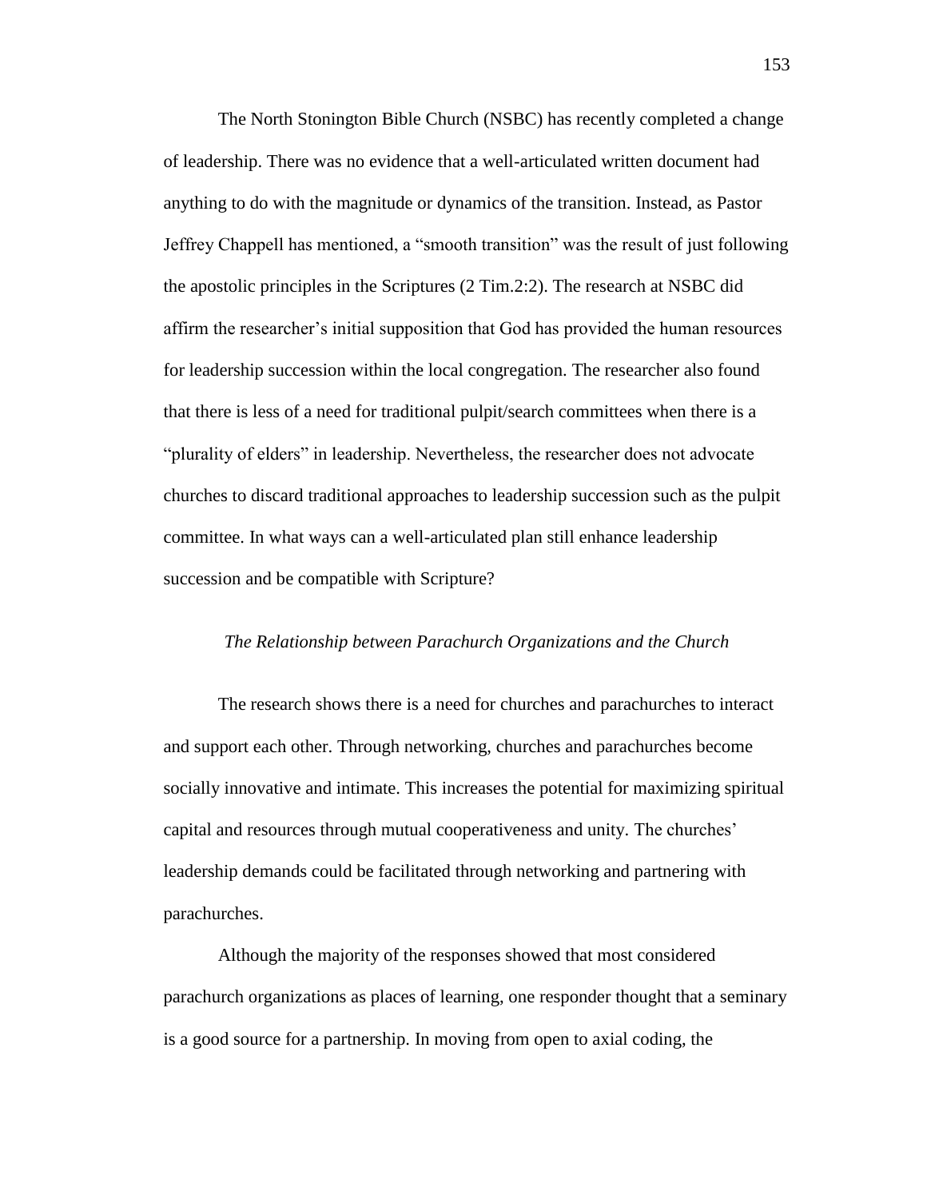The North Stonington Bible Church (NSBC) has recently completed a change of leadership. There was no evidence that a well-articulated written document had anything to do with the magnitude or dynamics of the transition. Instead, as Pastor Jeffrey Chappell has mentioned, a "smooth transition" was the result of just following the apostolic principles in the Scriptures (2 Tim.2:2). The research at NSBC did affirm the researcher's initial supposition that God has provided the human resources for leadership succession within the local congregation. The researcher also found that there is less of a need for traditional pulpit/search committees when there is a "plurality of elders" in leadership. Nevertheless, the researcher does not advocate churches to discard traditional approaches to leadership succession such as the pulpit committee. In what ways can a well-articulated plan still enhance leadership succession and be compatible with Scripture?

### *The Relationship between Parachurch Organizations and the Church*

The research shows there is a need for churches and parachurches to interact and support each other. Through networking, churches and parachurches become socially innovative and intimate. This increases the potential for maximizing spiritual capital and resources through mutual cooperativeness and unity. The churches' leadership demands could be facilitated through networking and partnering with parachurches.

Although the majority of the responses showed that most considered parachurch organizations as places of learning, one responder thought that a seminary is a good source for a partnership. In moving from open to axial coding, the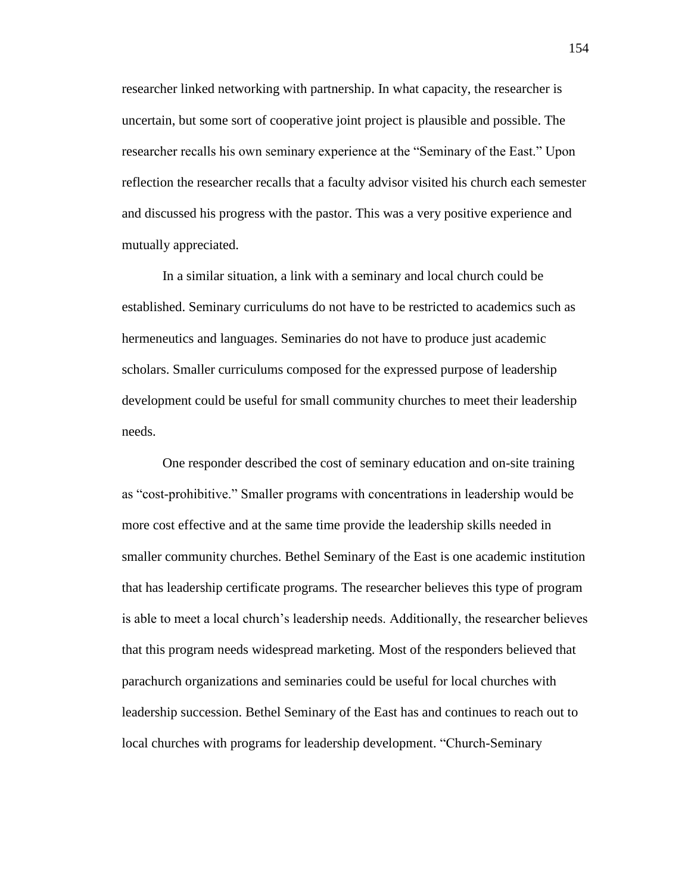researcher linked networking with partnership. In what capacity, the researcher is uncertain, but some sort of cooperative joint project is plausible and possible. The researcher recalls his own seminary experience at the "Seminary of the East." Upon reflection the researcher recalls that a faculty advisor visited his church each semester and discussed his progress with the pastor. This was a very positive experience and mutually appreciated.

In a similar situation, a link with a seminary and local church could be established. Seminary curriculums do not have to be restricted to academics such as hermeneutics and languages. Seminaries do not have to produce just academic scholars. Smaller curriculums composed for the expressed purpose of leadership development could be useful for small community churches to meet their leadership needs.

One responder described the cost of seminary education and on-site training as "cost-prohibitive." Smaller programs with concentrations in leadership would be more cost effective and at the same time provide the leadership skills needed in smaller community churches. Bethel Seminary of the East is one academic institution that has leadership certificate programs. The researcher believes this type of program is able to meet a local church's leadership needs. Additionally, the researcher believes that this program needs widespread marketing. Most of the responders believed that parachurch organizations and seminaries could be useful for local churches with leadership succession. Bethel Seminary of the East has and continues to reach out to local churches with programs for leadership development. "Church-Seminary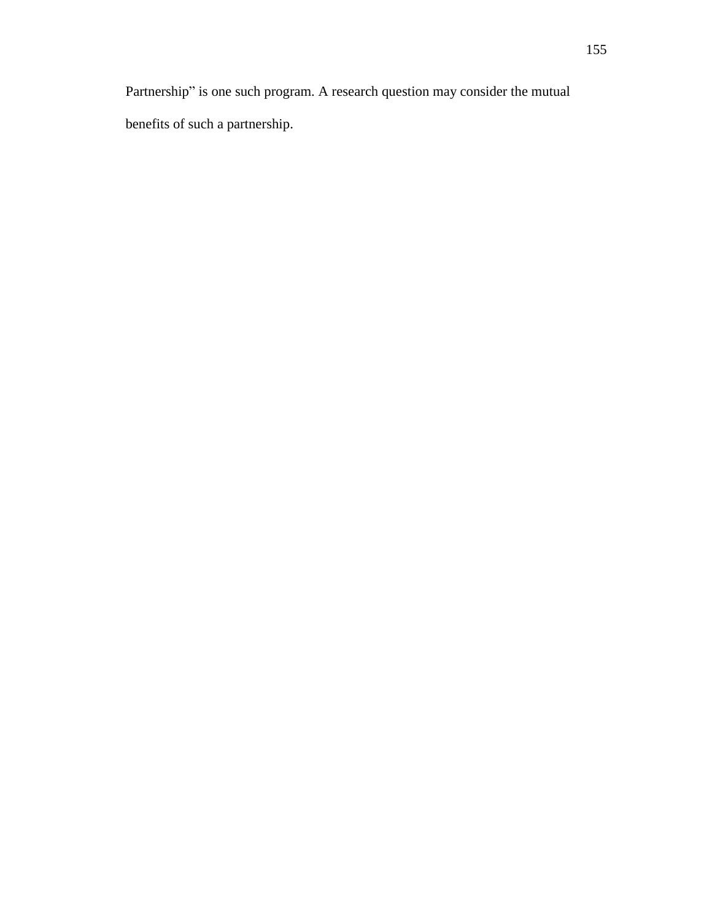Partnership” is one such program. A research question may consider the mutual benefits of such a partnership.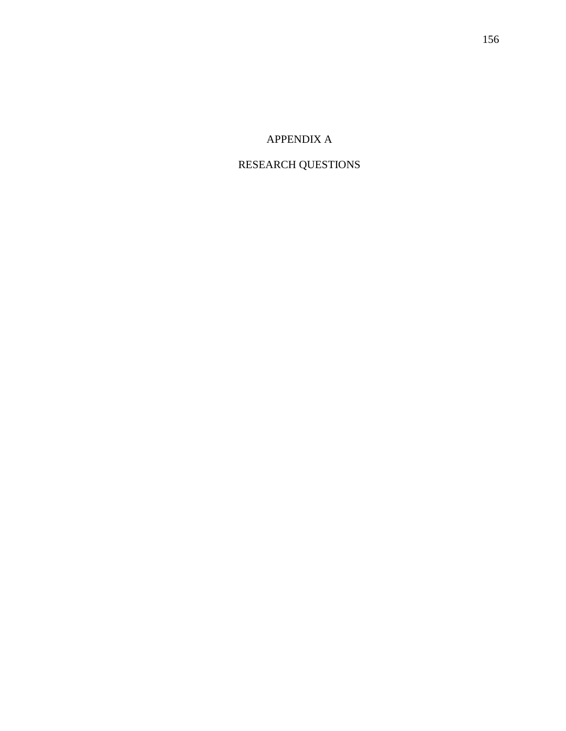# APPENDIX A

# RESEARCH QUESTIONS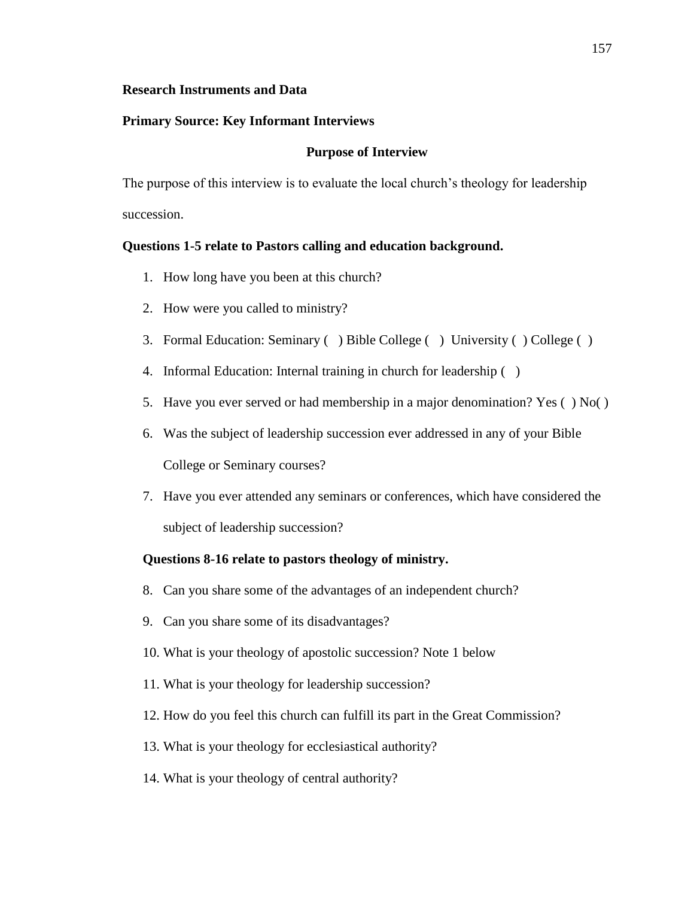**Research Instruments and Data**

**Primary Source: Key Informant Interviews**

**Purpose of Interview**

The purpose of this interview is to evaluate the local church's theology for leadership succession.

**Questions 1-5 relate to Pastors calling and education background.**

1. How long have you been at this church?
2. How were you called to ministry?
3. Formal Education: Seminary (   ) Bible College (   ) University (  ) College (  )
4. Informal Education: Internal training in church for leadership (   )
5. Have you ever served or had membership in a major denomination? Yes (  ) No( )
6. Was the subject of leadership succession ever addressed in any of your Bible College or Seminary courses?
7. Have you ever attended any seminars or conferences, which have considered the subject of leadership succession?

**Questions 8-16 relate to pastors theology of ministry.**

8. Can you share some of the advantages of an independent church?
9. Can you share some of its disadvantages?
10. What is your theology of apostolic succession? Note 1 below
11. What is your theology for leadership succession?
12. How do you feel this church can fulfill its part in the Great Commission?
13. What is your theology for ecclesiastical authority?
14. What is your theology of central authority?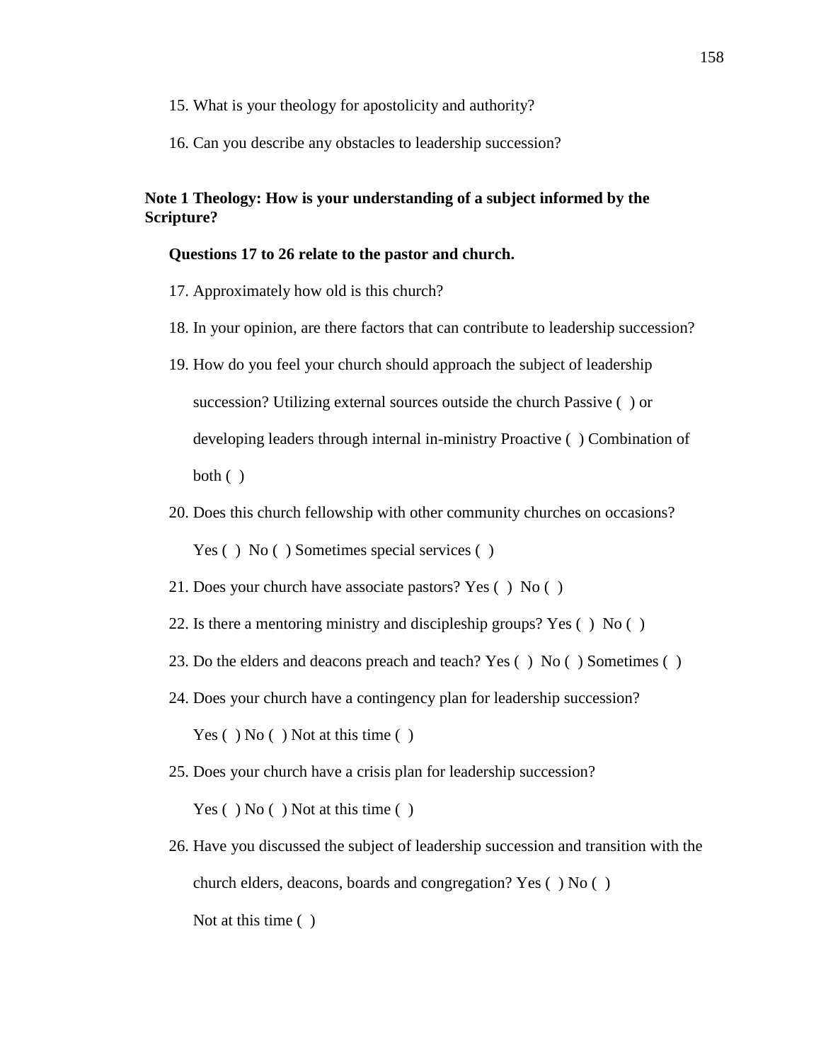15. What is your theology for apostolicity and authority?
16. Can you describe any obstacles to leadership succession?

**Note 1 Theology: How is your understanding of a subject informed by the Scripture?**

**Questions 17 to 26 relate to the pastor and church.**

17. Approximately how old is this church?
18. In your opinion, are there factors that can contribute to leadership succession?
19. How do you feel your church should approach the subject of leadership succession? Utilizing external sources outside the church Passive ( ) or developing leaders through internal in-ministry Proactive ( ) Combination of both ( )
20. Does this church fellowship with other community churches on occasions? Yes ( ) No ( ) Sometimes special services ( )
21. Does your church have associate pastors? Yes ( ) No ( )
22. Is there a mentoring ministry and discipleship groups? Yes ( ) No ( )
23. Do the elders and deacons preach and teach? Yes ( ) No ( ) Sometimes ( )
24. Does your church have a contingency plan for leadership succession? Yes ( ) No ( ) Not at this time ( )
25. Does your church have a crisis plan for leadership succession? Yes ( ) No ( ) Not at this time ( )
26. Have you discussed the subject of leadership succession and transition with the church elders, deacons, boards and congregation? Yes ( ) No ( ) Not at this time ( )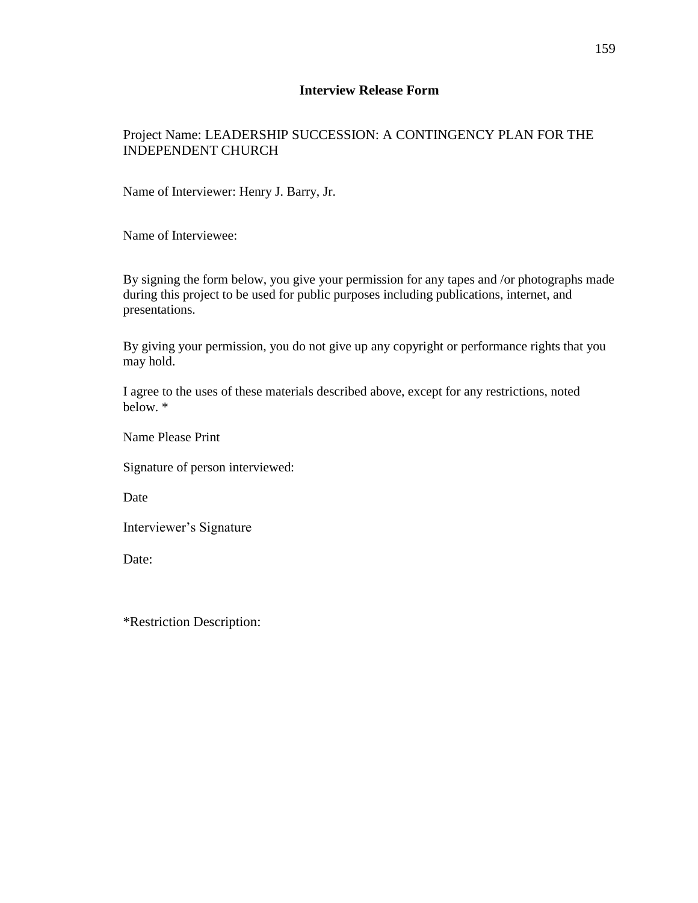## Interview Release Form

Project Name: LEADERSHIP SUCCESSION: A CONTINGENCY PLAN FOR THE INDEPENDENT CHURCH

Name of Interviewer: Henry J. Barry, Jr.

Name of Interviewee:

By signing the form below, you give your permission for any tapes and /or photographs made during this project to be used for public purposes including publications, internet, and presentations.

By giving your permission, you do not give up any copyright or performance rights that you may hold.

I agree to the uses of these materials described above, except for any restrictions, noted below. *

Name Please Print

Signature of person interviewed:

Date

Interviewer's Signature

Date:

*Restriction Description: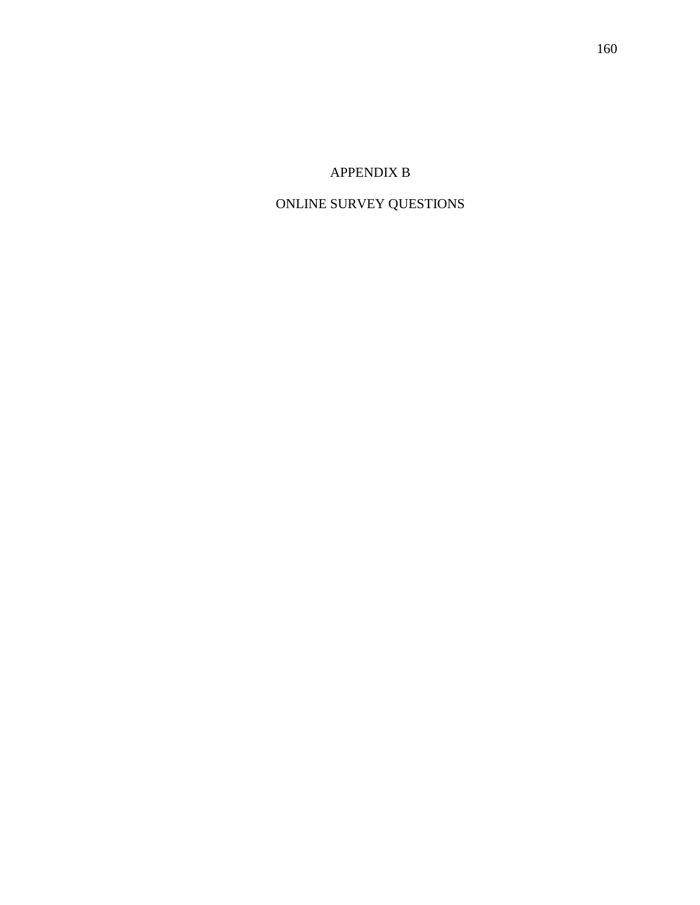# APPENDIX B

# ONLINE SURVEY QUESTIONS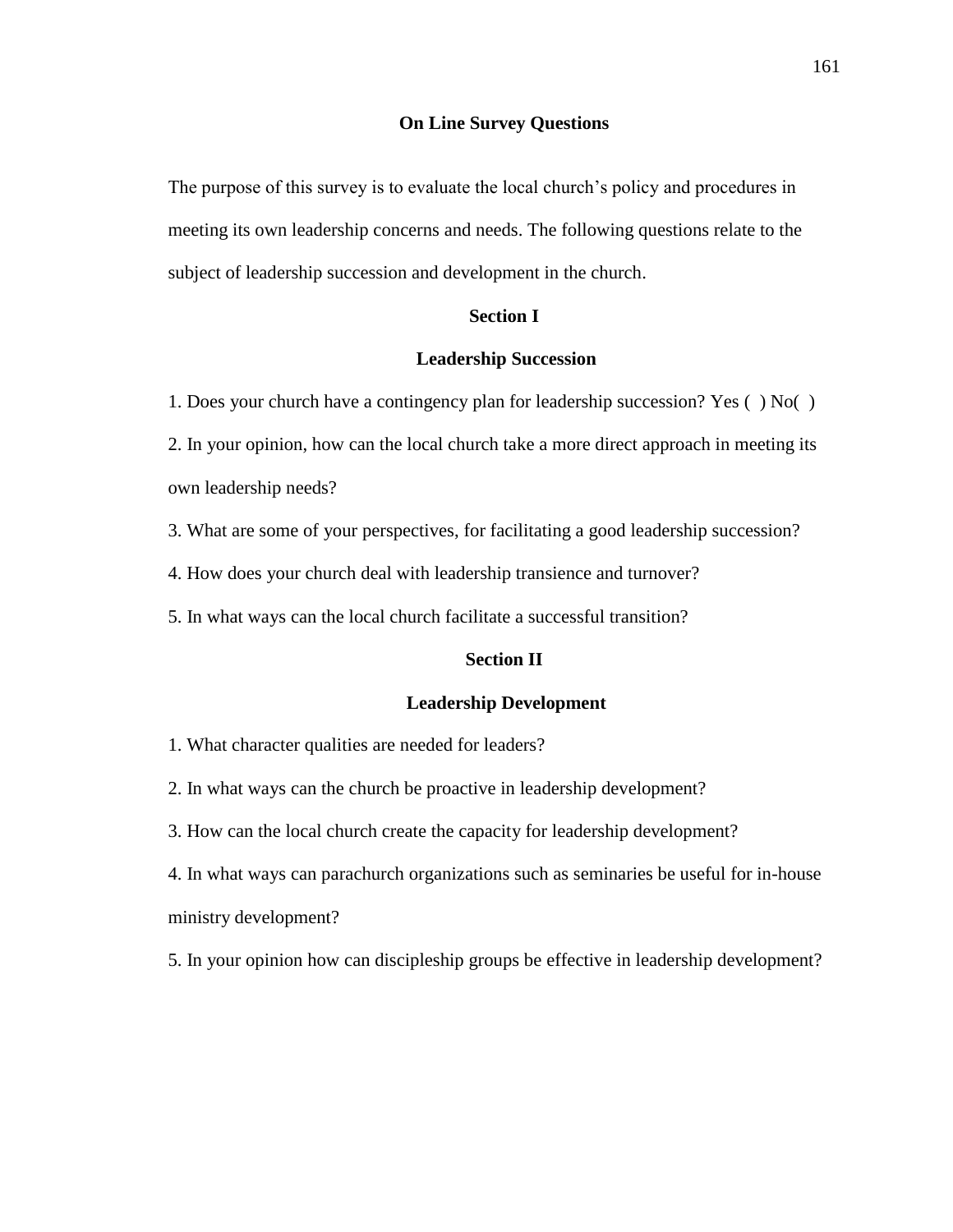## On Line Survey Questions

The purpose of this survey is to evaluate the local church's policy and procedures in meeting its own leadership concerns and needs. The following questions relate to the subject of leadership succession and development in the church.

### Section I

### Leadership Succession

1. Does your church have a contingency plan for leadership succession? Yes ( ) No( )
2. In your opinion, how can the local church take a more direct approach in meeting its own leadership needs?
3. What are some of your perspectives, for facilitating a good leadership succession?
4. How does your church deal with leadership transience and turnover?
5. In what ways can the local church facilitate a successful transition?

### Section II

### Leadership Development

1. What character qualities are needed for leaders?
2. In what ways can the church be proactive in leadership development?
3. How can the local church create the capacity for leadership development?
4. In what ways can parachurch organizations such as seminaries be useful for in-house ministry development?
5. In your opinion how can discipleship groups be effective in leadership development?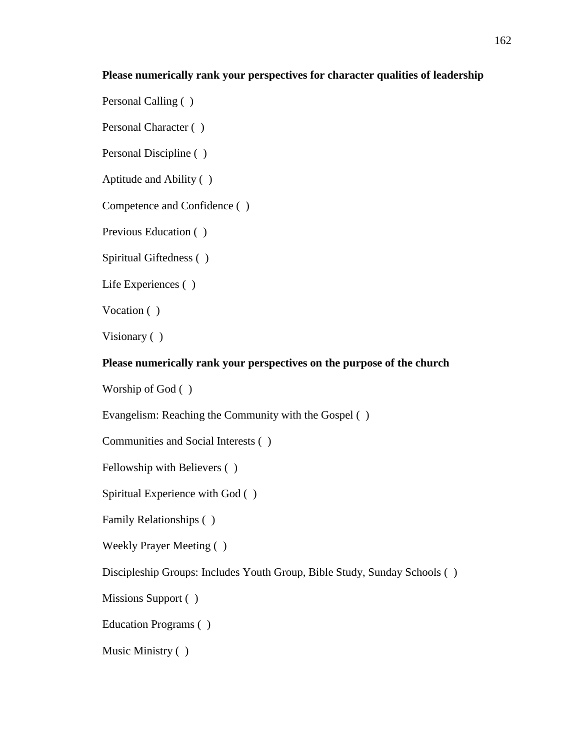**Please numerically rank your perspectives for character qualities of leadership**

Personal Calling ( )

Personal Character ( )

Personal Discipline ( )

Aptitude and Ability ( )

Competence and Confidence ( )

Previous Education ( )

Spiritual Giftedness ( )

Life Experiences ( )

Vocation ( )

Visionary ( )

**Please numerically rank your perspectives on the purpose of the church**

Worship of God ( )

Evangelism: Reaching the Community with the Gospel ( )

Communities and Social Interests ( )

Fellowship with Believers ( )

Spiritual Experience with God ( )

Family Relationships ( )

Weekly Prayer Meeting ( )

Discipleship Groups: Includes Youth Group, Bible Study, Sunday Schools ( )

Missions Support ( )

Education Programs ( )

Music Ministry ( )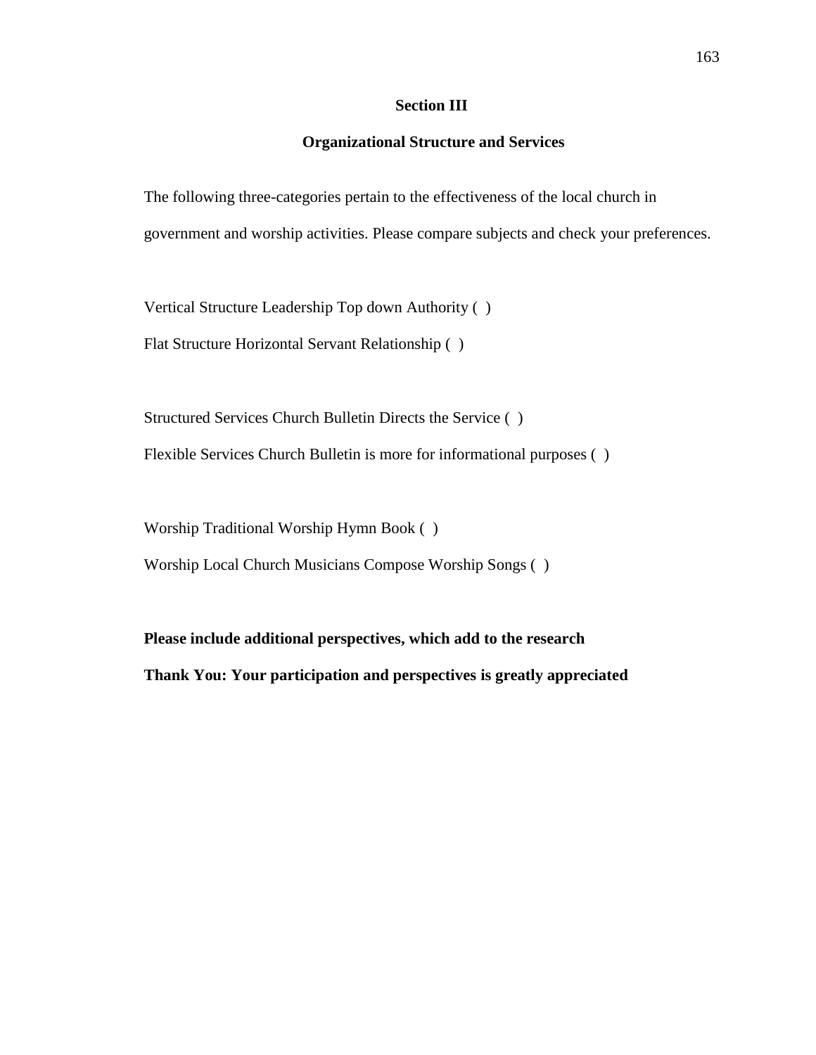## Section III

## Organizational Structure and Services

The following three-categories pertain to the effectiveness of the local church in government and worship activities. Please compare subjects and check your preferences.

Vertical Structure Leadership Top down Authority ( )

Flat Structure Horizontal Servant Relationship ( )

Structured Services Church Bulletin Directs the Service ( )

Flexible Services Church Bulletin is more for informational purposes ( )

Worship Traditional Worship Hymn Book ( )

Worship Local Church Musicians Compose Worship Songs ( )

**Please include additional perspectives, which add to the research**

**Thank You: Your participation and perspectives is greatly appreciated**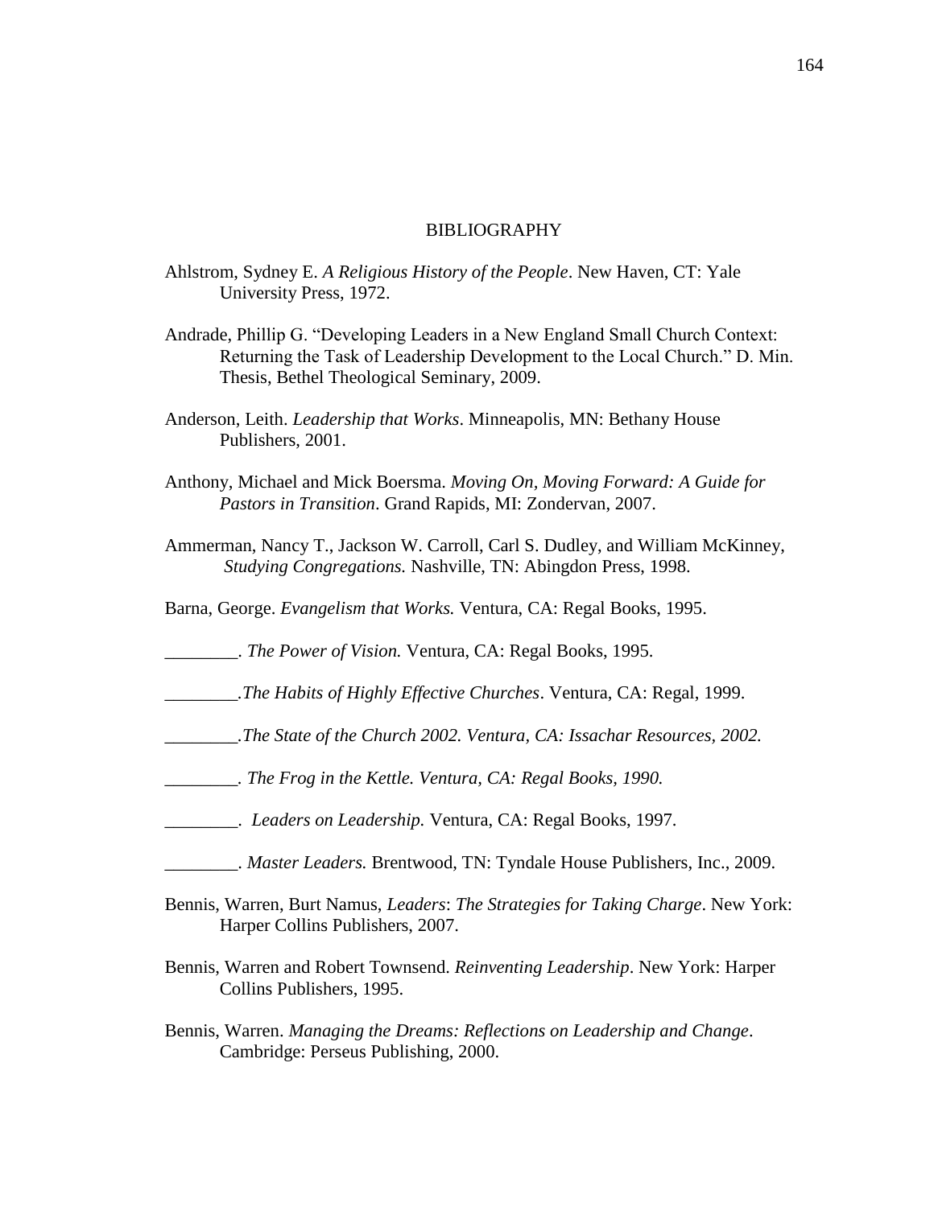# BIBLIOGRAPHY

Ahlstrom, Sydney E. *A Religious History of the People*. New Haven, CT: Yale University Press, 1972.

Andrade, Phillip G. "Developing Leaders in a New England Small Church Context: Returning the Task of Leadership Development to the Local Church." D. Min. Thesis, Bethel Theological Seminary, 2009.

Anderson, Leith. *Leadership that Works*. Minneapolis, MN: Bethany House Publishers, 2001.

Anthony, Michael and Mick Boersma. *Moving On, Moving Forward: A Guide for Pastors in Transition*. Grand Rapids, MI: Zondervan, 2007.

Ammerman, Nancy T., Jackson W. Carroll, Carl S. Dudley, and William McKinney, *Studying Congregations.* Nashville, TN: Abingdon Press, 1998.

Barna, George. *Evangelism that Works.* Ventura, CA: Regal Books, 1995.

________. *The Power of Vision.* Ventura, CA: Regal Books, 1995.

________.*The Habits of Highly Effective Churches*. Ventura, CA: Regal, 1999.

________.*The State of the Church 2002. Ventura, CA: Issachar Resources, 2002.*

________. *The Frog in the Kettle. Ventura, CA: Regal Books, 1990.*

________. *Leaders on Leadership.* Ventura, CA: Regal Books, 1997.

________. *Master Leaders.* Brentwood, TN: Tyndale House Publishers, Inc., 2009.

Bennis, Warren, Burt Namus, *Leaders*: *The Strategies for Taking Charge*. New York: Harper Collins Publishers, 2007.

Bennis, Warren and Robert Townsend. *Reinventing Leadership*. New York: Harper Collins Publishers, 1995.

Bennis, Warren. *Managing the Dreams: Reflections on Leadership and Change*. Cambridge: Perseus Publishing, 2000.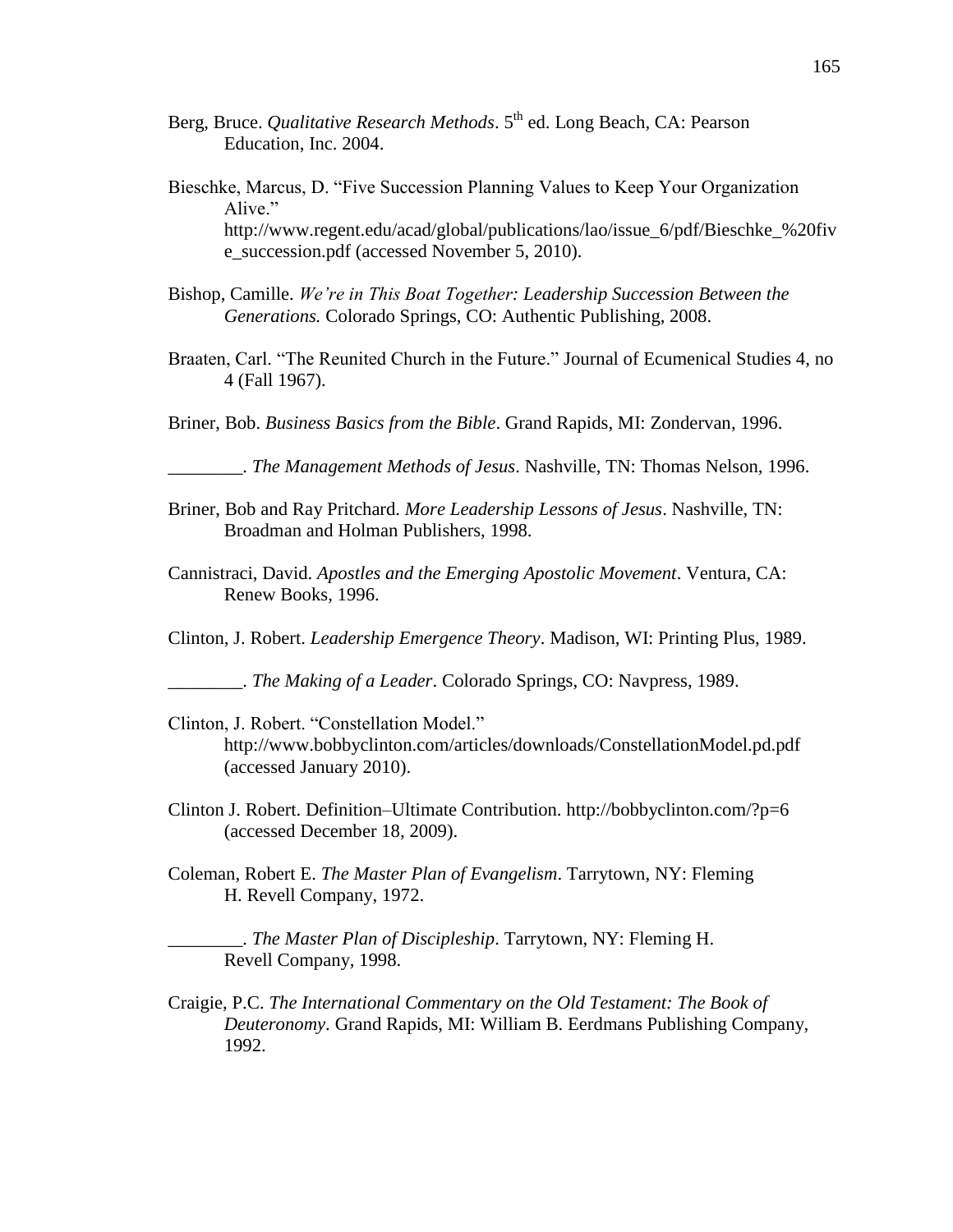Berg, Bruce. *Qualitative Research Methods*. 5th ed. Long Beach, CA: Pearson Education, Inc. 2004.

Bieschke, Marcus, D. "Five Succession Planning Values to Keep Your Organization Alive." http://www.regent.edu/acad/global/publications/lao/issue_6/pdf/Bieschke_%20five_succession.pdf (accessed November 5, 2010).

Bishop, Camille. *We're in This Boat Together: Leadership Succession Between the Generations.* Colorado Springs, CO: Authentic Publishing, 2008.

Braaten, Carl. "The Reunited Church in the Future." Journal of Ecumenical Studies 4, no 4 (Fall 1967).

Briner, Bob. *Business Basics from the Bible*. Grand Rapids, MI: Zondervan, 1996.

________. *The Management Methods of Jesus*. Nashville, TN: Thomas Nelson, 1996.

Briner, Bob and Ray Pritchard. *More Leadership Lessons of Jesus*. Nashville, TN: Broadman and Holman Publishers, 1998.

Cannistraci, David. *Apostles and the Emerging Apostolic Movement*. Ventura, CA: Renew Books, 1996.

Clinton, J. Robert. *Leadership Emergence Theory*. Madison, WI: Printing Plus, 1989.

________. *The Making of a Leader*. Colorado Springs, CO: Navpress, 1989.

Clinton, J. Robert. "Constellation Model." http://www.bobbyclinton.com/articles/downloads/ConstellationModel.pd.pdf (accessed January 2010).

Clinton J. Robert. Definition–Ultimate Contribution. http://bobbyclinton.com/?p=6 (accessed December 18, 2009).

Coleman, Robert E. *The Master Plan of Evangelism*. Tarrytown, NY: Fleming H. Revell Company, 1972.

________. *The Master Plan of Discipleship*. Tarrytown, NY: Fleming H. Revell Company, 1998.

Craigie, P.C. *The International Commentary on the Old Testament: The Book of Deuteronomy*. Grand Rapids, MI: William B. Eerdmans Publishing Company, 1992.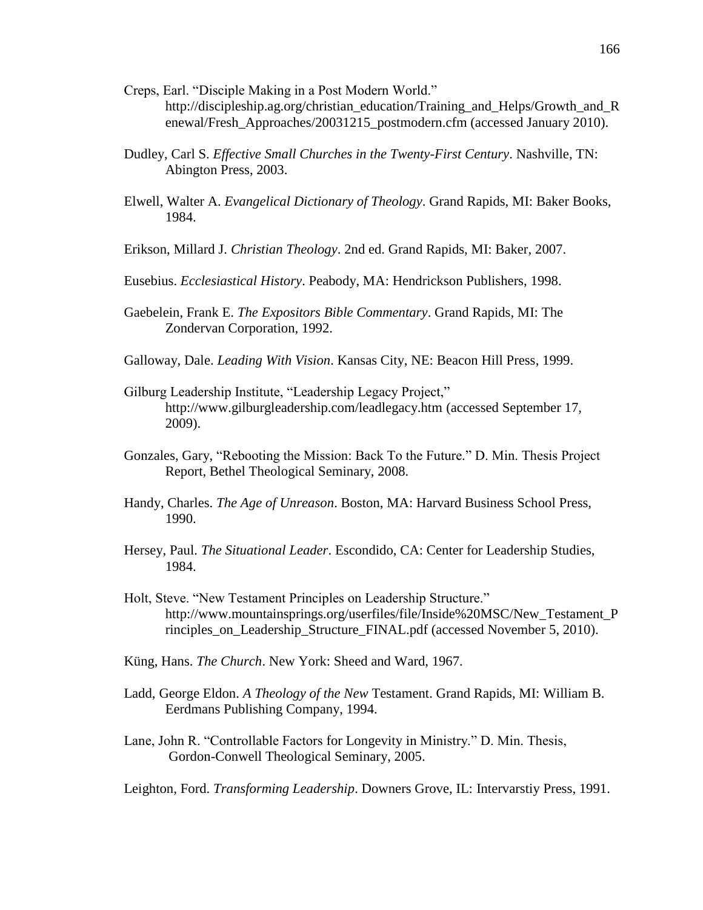Creps, Earl. "Disciple Making in a Post Modern World." http://discipleship.ag.org/christian_education/Training_and_Helps/Growth_and_Renewal/Fresh_Approaches/20031215_postmodern.cfm (accessed January 2010).

Dudley, Carl S. *Effective Small Churches in the Twenty-First Century*. Nashville, TN: Abington Press, 2003.

Elwell, Walter A. *Evangelical Dictionary of Theology*. Grand Rapids, MI: Baker Books, 1984.

Erikson, Millard J. *Christian Theology*. 2nd ed. Grand Rapids, MI: Baker, 2007.

Eusebius. *Ecclesiastical History*. Peabody, MA: Hendrickson Publishers, 1998.

Gaebelein, Frank E. *The Expositors Bible Commentary*. Grand Rapids, MI: The Zondervan Corporation, 1992.

Galloway, Dale. *Leading With Vision*. Kansas City, NE: Beacon Hill Press, 1999.

Gilburg Leadership Institute, "Leadership Legacy Project," http://www.gilburgleadership.com/leadlegacy.htm (accessed September 17, 2009).

Gonzales, Gary, "Rebooting the Mission: Back To the Future." D. Min. Thesis Project Report, Bethel Theological Seminary, 2008.

Handy, Charles. *The Age of Unreason*. Boston, MA: Harvard Business School Press, 1990.

Hersey, Paul. *The Situational Leader*. Escondido, CA: Center for Leadership Studies, 1984.

Holt, Steve. "New Testament Principles on Leadership Structure." http://www.mountainsprings.org/userfiles/file/Inside%20MSC/New_Testament_Principles_on_Leadership_Structure_FINAL.pdf (accessed November 5, 2010).

Küng, Hans. *The Church*. New York: Sheed and Ward, 1967.

Ladd, George Eldon. *A Theology of the New* Testament. Grand Rapids, MI: William B. Eerdmans Publishing Company, 1994.

Lane, John R. "Controllable Factors for Longevity in Ministry." D. Min. Thesis, Gordon-Conwell Theological Seminary, 2005.

Leighton, Ford. *Transforming Leadership*. Downers Grove, IL: Intervarstiy Press, 1991.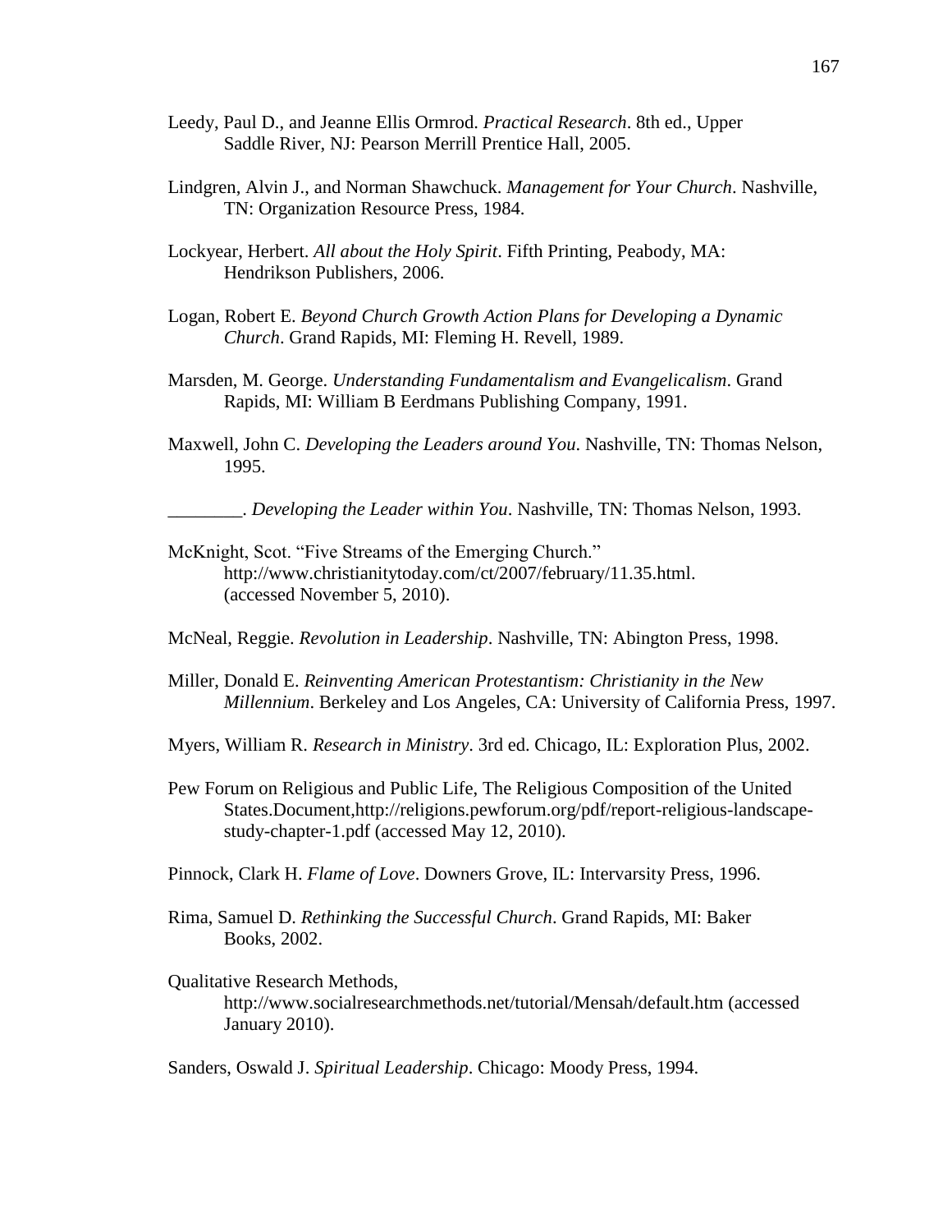Leedy, Paul D., and Jeanne Ellis Ormrod. *Practical Research*. 8th ed., Upper Saddle River, NJ: Pearson Merrill Prentice Hall, 2005.

Lindgren, Alvin J., and Norman Shawchuck. *Management for Your Church*. Nashville, TN: Organization Resource Press, 1984.

Lockyear, Herbert. *All about the Holy Spirit*. Fifth Printing, Peabody, MA: Hendrikson Publishers, 2006.

Logan, Robert E. *Beyond Church Growth Action Plans for Developing a Dynamic Church*. Grand Rapids, MI: Fleming H. Revell, 1989.

Marsden, M. George. *Understanding Fundamentalism and Evangelicalism*. Grand Rapids, MI: William B Eerdmans Publishing Company, 1991.

Maxwell, John C. *Developing the Leaders around You*. Nashville, TN: Thomas Nelson, 1995.

________. *Developing the Leader within You*. Nashville, TN: Thomas Nelson, 1993.

McKnight, Scot. "Five Streams of the Emerging Church." http://www.christianitytoday.com/ct/2007/february/11.35.html. (accessed November 5, 2010).

McNeal, Reggie. *Revolution in Leadership*. Nashville, TN: Abington Press, 1998.

Miller, Donald E. *Reinventing American Protestantism: Christianity in the New Millennium*. Berkeley and Los Angeles, CA: University of California Press, 1997.

Myers, William R. *Research in Ministry*. 3rd ed. Chicago, IL: Exploration Plus, 2002.

Pew Forum on Religious and Public Life, The Religious Composition of the United States.Document,http://religions.pewforum.org/pdf/report-religious-landscape-study-chapter-1.pdf (accessed May 12, 2010).

Pinnock, Clark H. *Flame of Love*. Downers Grove, IL: Intervarsity Press, 1996.

Rima, Samuel D. *Rethinking the Successful Church*. Grand Rapids, MI: Baker Books, 2002.

Qualitative Research Methods, http://www.socialresearchmethods.net/tutorial/Mensah/default.htm (accessed January 2010).

Sanders, Oswald J. *Spiritual Leadership*. Chicago: Moody Press, 1994.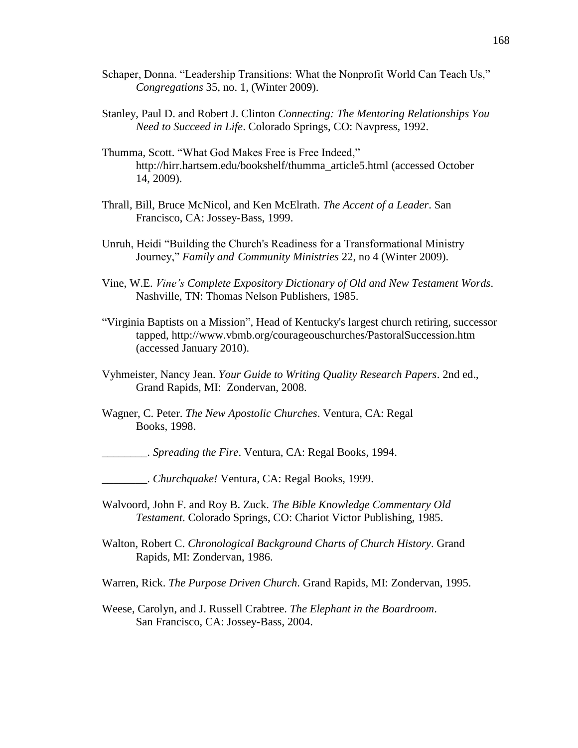Schaper, Donna. “Leadership Transitions: What the Nonprofit World Can Teach Us,” *Congregations* 35, no. 1, (Winter 2009).

Stanley, Paul D. and Robert J. Clinton *Connecting: The Mentoring Relationships You Need to Succeed in Life*. Colorado Springs, CO: Navpress, 1992.

Thumma, Scott. “What God Makes Free is Free Indeed,” http://hirr.hartsem.edu/bookshelf/thumma_article5.html (accessed October 14, 2009).

Thrall, Bill, Bruce McNicol, and Ken McElrath. *The Accent of a Leader*. San Francisco, CA: Jossey-Bass, 1999.

Unruh, Heidi “Building the Church's Readiness for a Transformational Ministry Journey,” *Family and Community Ministries* 22, no 4 (Winter 2009).

Vine, W.E. *Vine’s Complete Expository Dictionary of Old and New Testament Words*. Nashville, TN: Thomas Nelson Publishers, 1985.

“Virginia Baptists on a Mission”, Head of Kentucky's largest church retiring, successor tapped, http://www.vbmb.org/courageouschurches/PastoralSuccession.htm (accessed January 2010).

Vyhmeister, Nancy Jean. *Your Guide to Writing Quality Research Papers*. 2nd ed., Grand Rapids, MI: Zondervan, 2008.

Wagner, C. Peter. *The New Apostolic Churches*. Ventura, CA: Regal Books, 1998.

________. *Spreading the Fire*. Ventura, CA: Regal Books, 1994.

________. *Churchquake!* Ventura, CA: Regal Books, 1999.

Walvoord, John F. and Roy B. Zuck. *The Bible Knowledge Commentary Old Testament*. Colorado Springs, CO: Chariot Victor Publishing, 1985.

Walton, Robert C. *Chronological Background Charts of Church History*. Grand Rapids, MI: Zondervan, 1986.

Warren, Rick. *The Purpose Driven Church*. Grand Rapids, MI: Zondervan, 1995.

Weese, Carolyn, and J. Russell Crabtree. *The Elephant in the Boardroom*. San Francisco, CA: Jossey-Bass, 2004.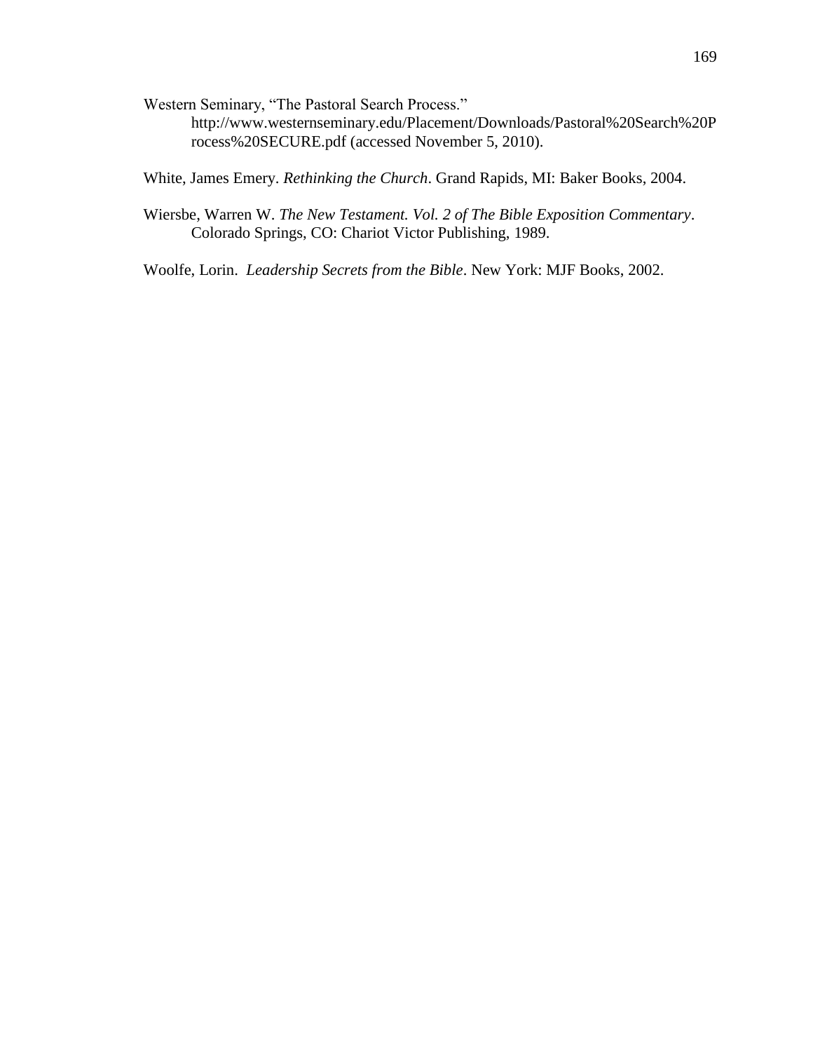Western Seminary, "The Pastoral Search Process." http://www.westernseminary.edu/Placement/Downloads/Pastoral%20Search%20Process%20SECURE.pdf (accessed November 5, 2010).

White, James Emery. *Rethinking the Church*. Grand Rapids, MI: Baker Books, 2004.

Wiersbe, Warren W. *The New Testament. Vol. 2 of The Bible Exposition Commentary*. Colorado Springs, CO: Chariot Victor Publishing, 1989.

Woolfe, Lorin. *Leadership Secrets from the Bible*. New York: MJF Books, 2002.